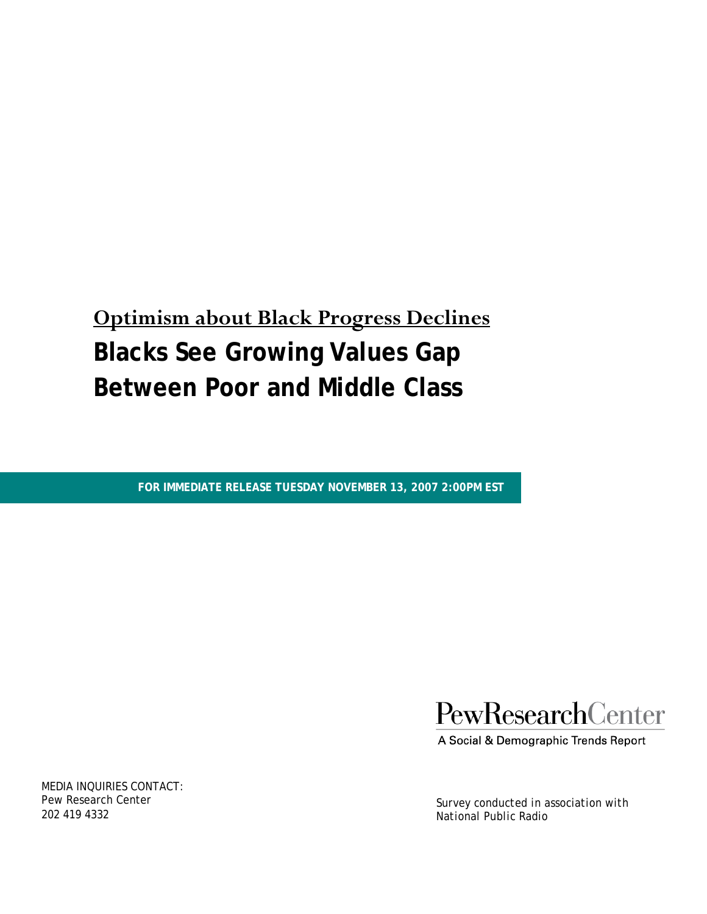## Optimism about Black Progress Declines

# Blacks See Growing Values Gap Between Poor and Middle Class

**FOR IMMEDIATE RELEASE TUESDAY NOVEMBER 13, 2007 2:00PM EST**

PewResearchCenter

A Social & Demographic Trends Report

MEDIA INQUIRIES CONTACT:
Pew Research Center
202 419 4332

*Survey conducted in association with National Public Radio*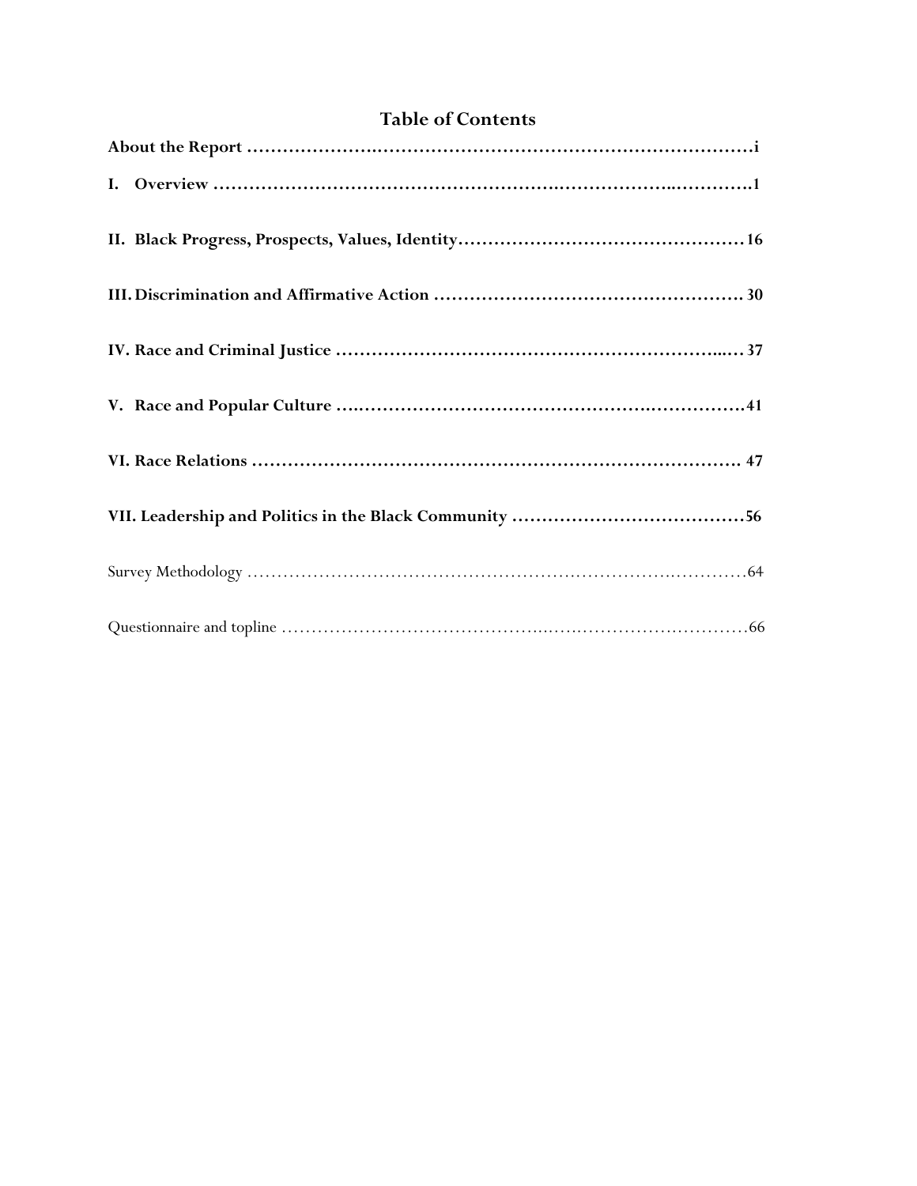## Table of Contents

**About the Report** ........................................................................................i

**I. Overview** ..........................................................................................1

**II. Black Progress, Prospects, Values, Identity**..........................................16

**III. Discrimination and Affirmative Action** ................................................30

**IV. Race and Criminal Justice** ...................................................................37

**V. Race and Popular Culture** ....................................................................41

**VI. Race Relations** ....................................................................................47

**VII. Leadership and Politics in the Black Community** ...................................56

Survey Methodology ..........................................................................................64

Questionnaire and topline ..................................................................................66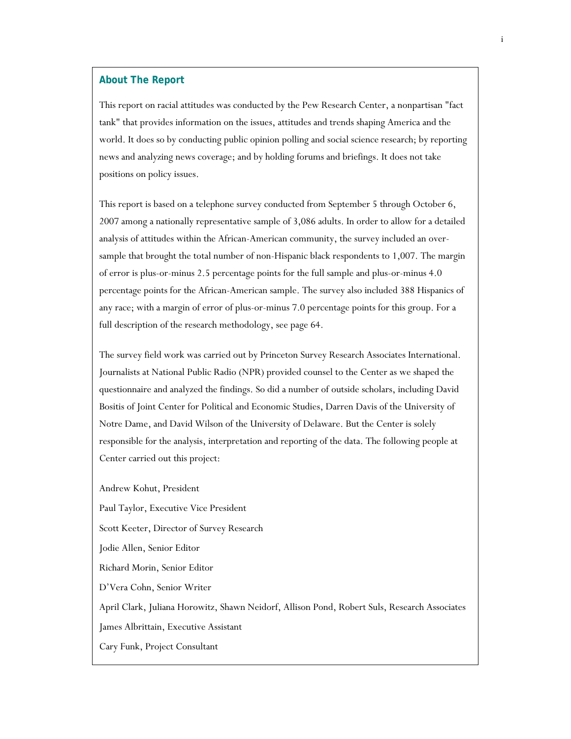## About The Report

This report on racial attitudes was conducted by the Pew Research Center, a nonpartisan "fact tank" that provides information on the issues, attitudes and trends shaping America and the world. It does so by conducting public opinion polling and social science research; by reporting news and analyzing news coverage; and by holding forums and briefings. It does not take positions on policy issues.

This report is based on a telephone survey conducted from September 5 through October 6, 2007 among a nationally representative sample of 3,086 adults. In order to allow for a detailed analysis of attitudes within the African-American community, the survey included an over-sample that brought the total number of non-Hispanic black respondents to 1,007. The margin of error is plus-or-minus 2.5 percentage points for the full sample and plus-or-minus 4.0 percentage points for the African-American sample. The survey also included 388 Hispanics of any race; with a margin of error of plus-or-minus 7.0 percentage points for this group. For a full description of the research methodology, see page 64.

The survey field work was carried out by Princeton Survey Research Associates International. Journalists at National Public Radio (NPR) provided counsel to the Center as we shaped the questionnaire and analyzed the findings. So did a number of outside scholars, including David Bositis of Joint Center for Political and Economic Studies, Darren Davis of the University of Notre Dame, and David Wilson of the University of Delaware. But the Center is solely responsible for the analysis, interpretation and reporting of the data. The following people at Center carried out this project:

Andrew Kohut, President

Paul Taylor, Executive Vice President

Scott Keeter, Director of Survey Research

Jodie Allen, Senior Editor

Richard Morin, Senior Editor

D'Vera Cohn, Senior Writer

April Clark, Juliana Horowitz, Shawn Neidorf, Allison Pond, Robert Suls, Research Associates

James Albrittain, Executive Assistant

Cary Funk, Project Consultant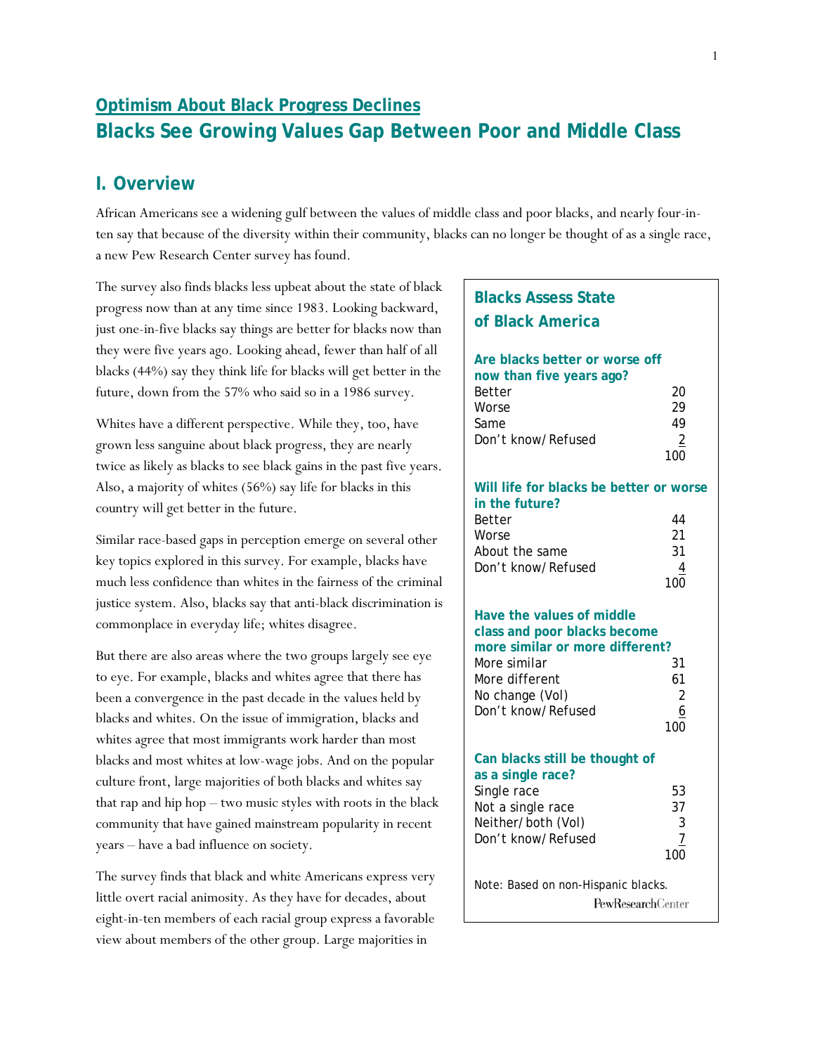## Optimism About Black Progress Declines
# Blacks See Growing Values Gap Between Poor and Middle Class

## I. Overview

African Americans see a widening gulf between the values of middle class and poor blacks, and nearly four-in-ten say that because of the diversity within their community, blacks can no longer be thought of as a single race, a new Pew Research Center survey has found.

The survey also finds blacks less upbeat about the state of black progress now than at any time since 1983. Looking backward, just one-in-five blacks say things are better for blacks now than they were five years ago. Looking ahead, fewer than half of all blacks (44%) say they think life for blacks will get better in the future, down from the 57% who said so in a 1986 survey.

Whites have a different perspective. While they, too, have grown less sanguine about black progress, they are nearly twice as likely as blacks to see black gains in the past five years. Also, a majority of whites (56%) say life for blacks in this country will get better in the future.

Similar race-based gaps in perception emerge on several other key topics explored in this survey. For example, blacks have much less confidence than whites in the fairness of the criminal justice system. Also, blacks say that anti-black discrimination is commonplace in everyday life; whites disagree.

But there are also areas where the two groups largely see eye to eye. For example, blacks and whites agree that there has been a convergence in the past decade in the values held by blacks and whites. On the issue of immigration, blacks and whites agree that most immigrants work harder than most blacks and most whites at low-wage jobs. And on the popular culture front, large majorities of both blacks and whites say that rap and hip hop – two music styles with roots in the black community that have gained mainstream popularity in recent years – have a bad influence on society.

The survey finds that black and white Americans express very little overt racial animosity. As they have for decades, about eight-in-ten members of each racial group express a favorable view about members of the other group. Large majorities in

**Blacks Assess State of Black America**

| **Are blacks better or worse off now than five years ago?** | |
|---|---|
| Better | 20 |
| Worse | 29 |
| Same | 49 |
| Don't know/Refused | 2 |
| | 100 |

| **Will life for blacks be better or worse in the future?** | |
|---|---|
| Better | 44 |
| Worse | 21 |
| About the same | 31 |
| Don't know/Refused | 4 |
| | 100 |

| **Have the values of middle class and poor blacks become more similar or more different?** | |
|---|---|
| More similar | 31 |
| More different | 61 |
| No change (Vol) | 2 |
| Don't know/Refused | 6 |
| | 100 |

| **Can blacks still be thought of as a single race?** | |
|---|---|
| Single race | 53 |
| Not a single race | 37 |
| Neither/both (Vol) | 3 |
| Don't know/Refused | 7 |
| | 100 |

Note: Based on non-Hispanic blacks.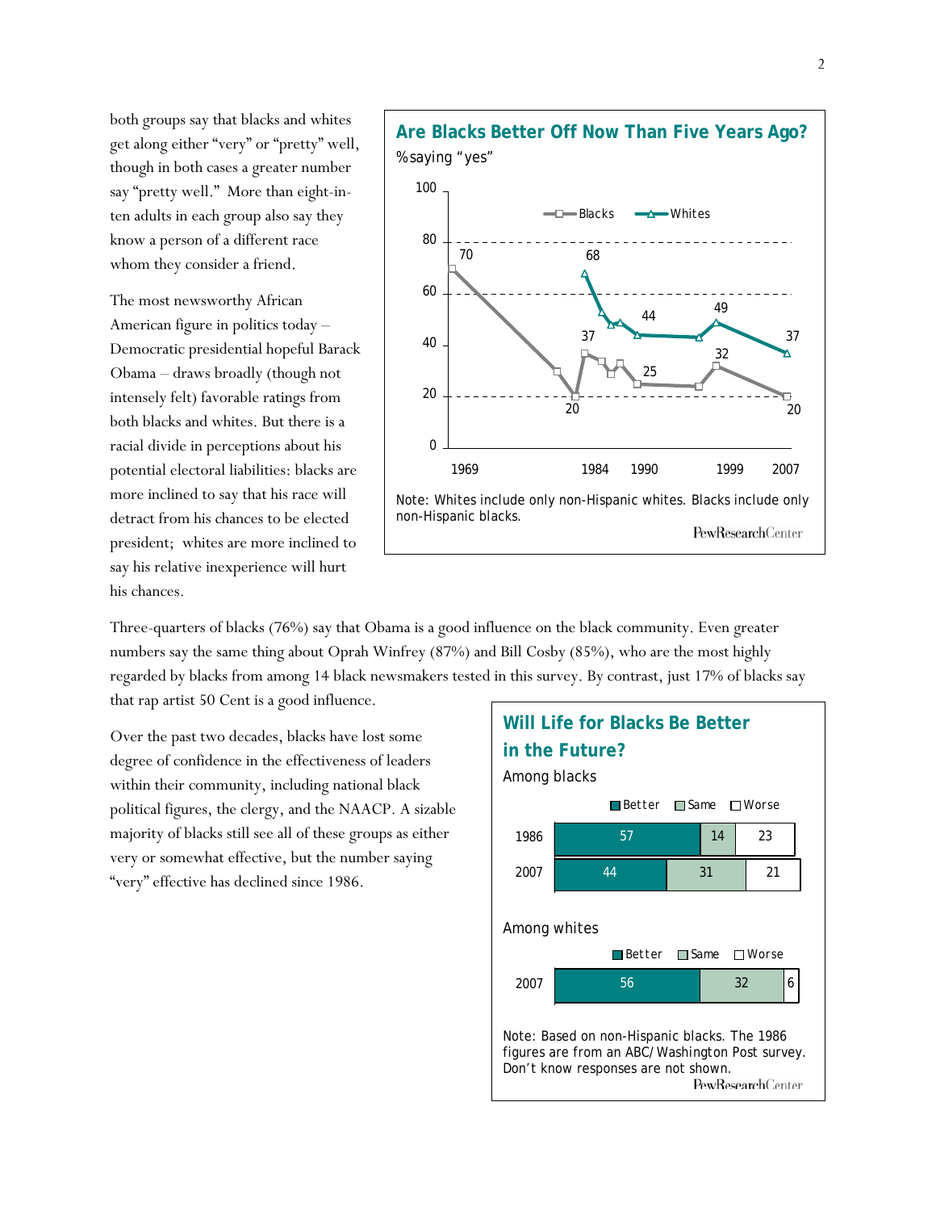both groups say that blacks and whites get along either "very" or "pretty" well, though in both cases a greater number say "pretty well." More than eight-in-ten adults in each group also say they know a person of a different race whom they consider a friend.

The most newsworthy African American figure in politics today – Democratic presidential hopeful Barack Obama – draws broadly (though not intensely felt) favorable ratings from both blacks and whites. But there is a racial divide in perceptions about his potential electoral liabilities: blacks are more inclined to say that his race will detract from his chances to be elected president; whites are more inclined to say his relative inexperience will hurt his chances.

**Are Blacks Better Off Now Than Five Years Ago?**

% saying "yes"

| | 1969 | 1984 | 1990 | 1999 | 2007 |
|---|---|---|---|---|---|
| Blacks | 70 | 37 | 25 | 32 | 20 |
| Whites | | 68 | 44 | 49 | 37 |

Note: Whites include only non-Hispanic whites. Blacks include only non-Hispanic blacks.

PewResearchCenter

Three-quarters of blacks (76%) say that Obama is a good influence on the black community. Even greater numbers say the same thing about Oprah Winfrey (87%) and Bill Cosby (85%), who are the most highly regarded by blacks from among 14 black newsmakers tested in this survey. By contrast, just 17% of blacks say that rap artist 50 Cent is a good influence.

Over the past two decades, blacks have lost some degree of confidence in the effectiveness of leaders within their community, including national black political figures, the clergy, and the NAACP. A sizable majority of blacks still see all of these groups as either very or somewhat effective, but the number saying "very" effective has declined since 1986.

**Will Life for Blacks Be Better in the Future?**

Among blacks

| | Better | Same | Worse |
|---|---|---|---|
| 1986 | 57 | 14 | 23 |
| 2007 | 44 | 31 | 21 |

Among whites

| | Better | Same | Worse |
|---|---|---|---|
| 2007 | 56 | 32 | 6 |

Note: Based on non-Hispanic blacks. The 1986 figures are from an ABC/Washington Post survey. Don't know responses are not shown.

PewResearchCenter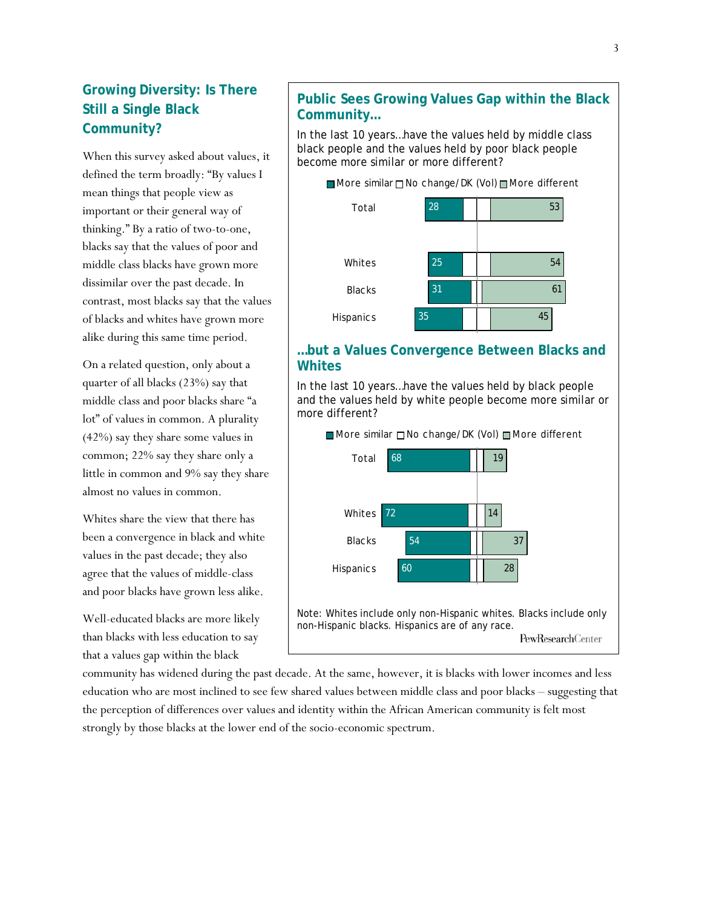## Growing Diversity: Is There Still a Single Black Community?

When this survey asked about values, it defined the term broadly: "By values I mean things that people view as important or their general way of thinking." By a ratio of two-to-one, blacks say that the values of poor and middle class blacks have grown more dissimilar over the past decade. In contrast, most blacks say that the values of blacks and whites have grown more alike during this same time period.

On a related question, only about a quarter of all blacks (23%) say that middle class and poor blacks share "a lot" of values in common. A plurality (42%) say they share some values in common; 22% say they share only a little in common and 9% say they share almost no values in common.

Whites share the view that there has been a convergence in black and white values in the past decade; they also agree that the values of middle-class and poor blacks have grown less alike.

Well-educated blacks are more likely than blacks with less education to say that a values gap within the black community has widened during the past decade. At the same, however, it is blacks with lower incomes and less education who are most inclined to see few shared values between middle class and poor blacks – suggesting that the perception of differences over values and identity within the African American community is felt most strongly by those blacks at the lower end of the socio-economic spectrum.

### Public Sees Growing Values Gap within the Black Community…

In the last 10 years…have the values held by middle class black people and the values held by poor black people become more similar or more different?

| | More similar | More different |
|---|---|---|
| Total | 28 | 53 |
| Whites | 25 | 54 |
| Blacks | 31 | 61 |
| Hispanics | 35 | 45 |

### …but a Values Convergence Between Blacks and Whites

In the last 10 years…have the values held by black people and the values held by white people become more similar or more different?

| | More similar | More different |
|---|---|---|
| Total | 68 | 19 |
| Whites | 72 | 14 |
| Blacks | 54 | 37 |
| Hispanics | 60 | 28 |

Note: Whites include only non-Hispanic whites. Blacks include only non-Hispanic blacks. Hispanics are of any race.

PewResearchCenter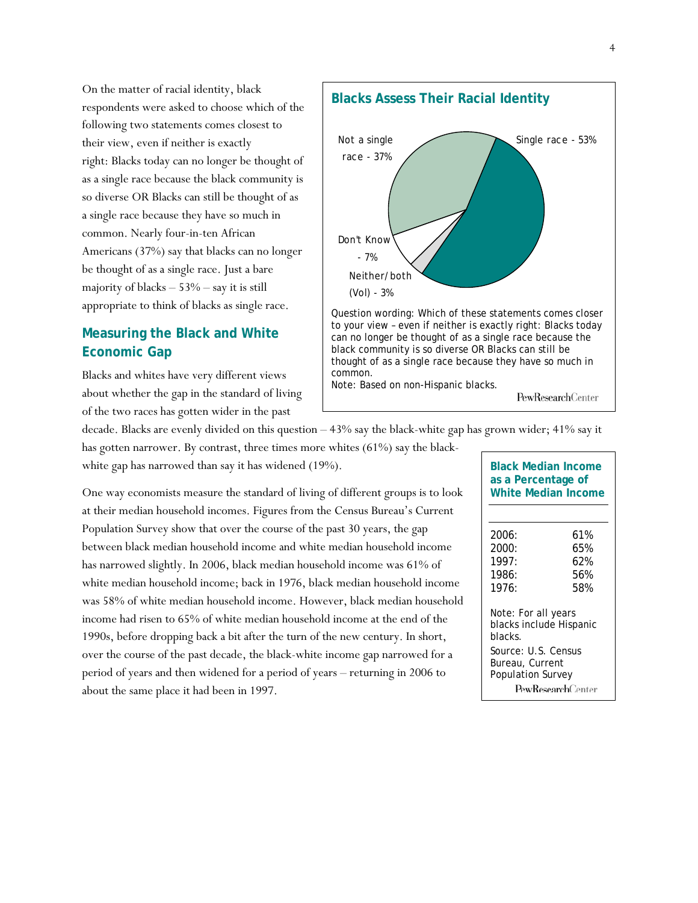On the matter of racial identity, black respondents were asked to choose which of the following two statements comes closest to their view, even if neither is exactly right: Blacks today can no longer be thought of as a single race because the black community is so diverse OR Blacks can still be thought of as a single race because they have so much in common. Nearly four-in-ten African Americans (37%) say that blacks can no longer be thought of as a single race. Just a bare majority of blacks – 53% – say it is still appropriate to think of blacks as single race.

**Blacks Assess Their Racial Identity**

Single race - 53%

Not a single race - 37%

Don't Know - 7%

Neither/both (Vol) - 3%

Question wording: Which of these statements comes closer to your view – even if neither is exactly right: Blacks today can no longer be thought of as a single race because the black community is so diverse OR Blacks can still be thought of as a single race because they have so much in common.

Note: Based on non-Hispanic blacks.

## Measuring the Black and White Economic Gap

Blacks and whites have very different views about whether the gap in the standard of living of the two races has gotten wider in the past decade. Blacks are evenly divided on this question – 43% say the black-white gap has grown wider; 41% say it has gotten narrower. By contrast, three times more whites (61%) say the black-white gap has narrowed than say it has widened (19%).

One way economists measure the standard of living of different groups is to look at their median household incomes. Figures from the Census Bureau's Current Population Survey show that over the course of the past 30 years, the gap between black median household income and white median household income has narrowed slightly. In 2006, black median household income was 61% of white median household income; back in 1976, black median household income was 58% of white median household income. However, black median household income had risen to 65% of white median household income at the end of the 1990s, before dropping back a bit after the turn of the new century. In short, over the course of the past decade, the black-white income gap narrowed for a period of years and then widened for a period of years – returning in 2006 to about the same place it had been in 1997.

**Black Median Income as a Percentage of White Median Income**

| Year | % |
|---|---|
| 2006: | 61% |
| 2000: | 65% |
| 1997: | 62% |
| 1986: | 56% |
| 1976: | 58% |

Note: For all years blacks include Hispanic blacks.

Source: U.S. Census Bureau, Current Population Survey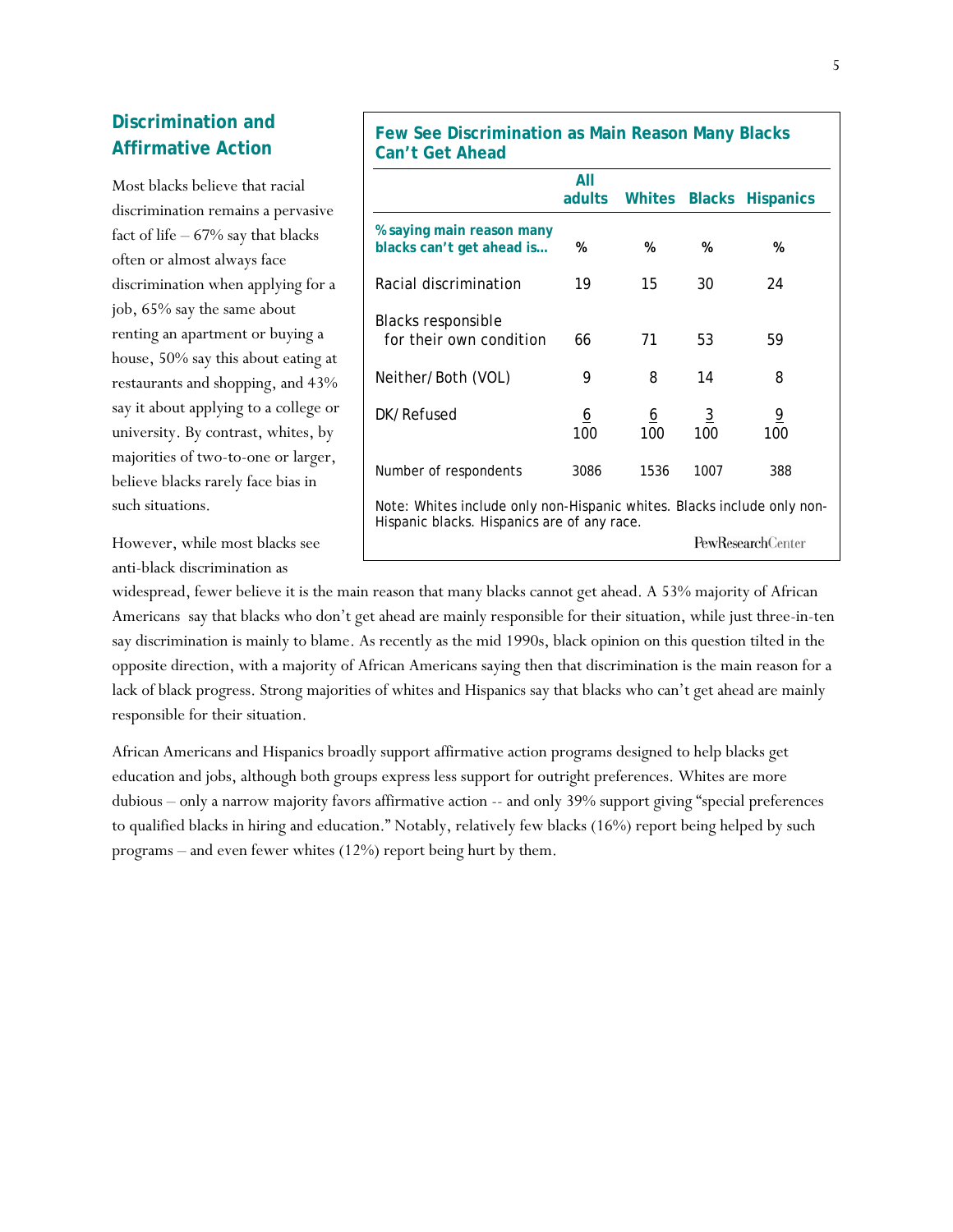## Discrimination and Affirmative Action

Most blacks believe that racial discrimination remains a pervasive fact of life – 67% say that blacks often or almost always face discrimination when applying for a job, 65% say the same about renting an apartment or buying a house, 50% say this about eating at restaurants and shopping, and 43% say it about applying to a college or university. By contrast, whites, by majorities of two-to-one or larger, believe blacks rarely face bias in such situations.

**Few See Discrimination as Main Reason Many Blacks Can't Get Ahead**

| % saying main reason many blacks can't get ahead is… | All adults | Whites | Blacks | Hispanics |
|---|---|---|---|---|
| | % | % | % | % |
| Racial discrimination | 19 | 15 | 30 | 24 |
| Blacks responsible for their own condition | 66 | 71 | 53 | 59 |
| Neither/Both (VOL) | 9 | 8 | 14 | 8 |
| DK/Refused | 6 | 6 | 3 | 9 |
| | 100 | 100 | 100 | 100 |
| Number of respondents | 3086 | 1536 | 1007 | 388 |

Note: Whites include only non-Hispanic whites. Blacks include only non-Hispanic blacks. Hispanics are of any race.

PewResearchCenter

However, while most blacks see anti-black discrimination as widespread, fewer believe it is the main reason that many blacks cannot get ahead. A 53% majority of African Americans say that blacks who don't get ahead are mainly responsible for their situation, while just three-in-ten say discrimination is mainly to blame. As recently as the mid 1990s, black opinion on this question tilted in the opposite direction, with a majority of African Americans saying then that discrimination is the main reason for a lack of black progress. Strong majorities of whites and Hispanics say that blacks who can't get ahead are mainly responsible for their situation.

African Americans and Hispanics broadly support affirmative action programs designed to help blacks get education and jobs, although both groups express less support for outright preferences. Whites are more dubious – only a narrow majority favors affirmative action -- and only 39% support giving "special preferences to qualified blacks in hiring and education." Notably, relatively few blacks (16%) report being helped by such programs – and even fewer whites (12%) report being hurt by them.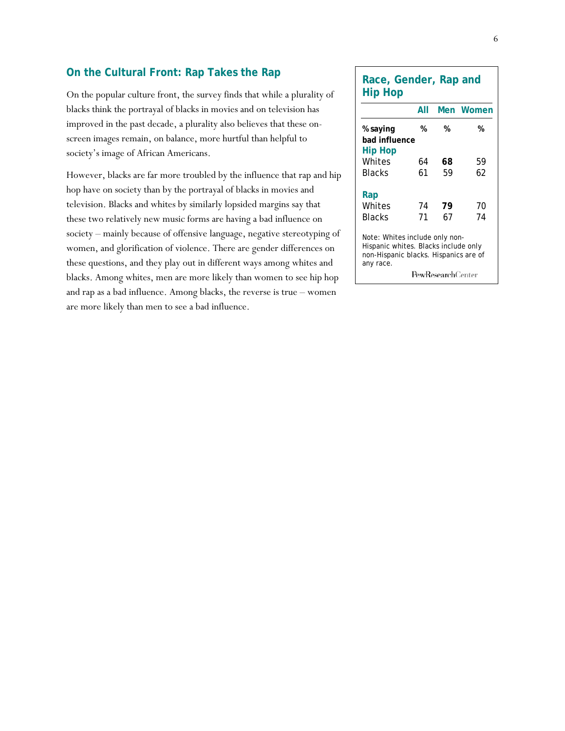## On the Cultural Front: Rap Takes the Rap

On the popular culture front, the survey finds that while a plurality of blacks think the portrayal of blacks in movies and on television has improved in the past decade, a plurality also believes that these on-screen images remain, on balance, more hurtful than helpful to society's image of African Americans.

However, blacks are far more troubled by the influence that rap and hip hop have on society than by the portrayal of blacks in movies and television. Blacks and whites by similarly lopsided margins say that these two relatively new music forms are having a bad influence on society – mainly because of offensive language, negative stereotyping of women, and glorification of violence. There are gender differences on these questions, and they play out in different ways among whites and blacks. Among whites, men are more likely than women to see hip hop and rap as a bad influence. Among blacks, the reverse is true – women are more likely than men to see a bad influence.

### Race, Gender, Rap and Hip Hop

| % saying bad influence | All | Men | Women |
|---|---|---|---|
| | % | % | % |
| **Hip Hop** | | | |
| Whites | 64 | **68** | 59 |
| Blacks | 61 | 59 | 62 |
| **Rap** | | | |
| Whites | 74 | **79** | 70 |
| Blacks | 71 | 67 | 74 |

Note: Whites include only non-Hispanic whites. Blacks include only non-Hispanic blacks. Hispanics are of any race.

PewResearchCenter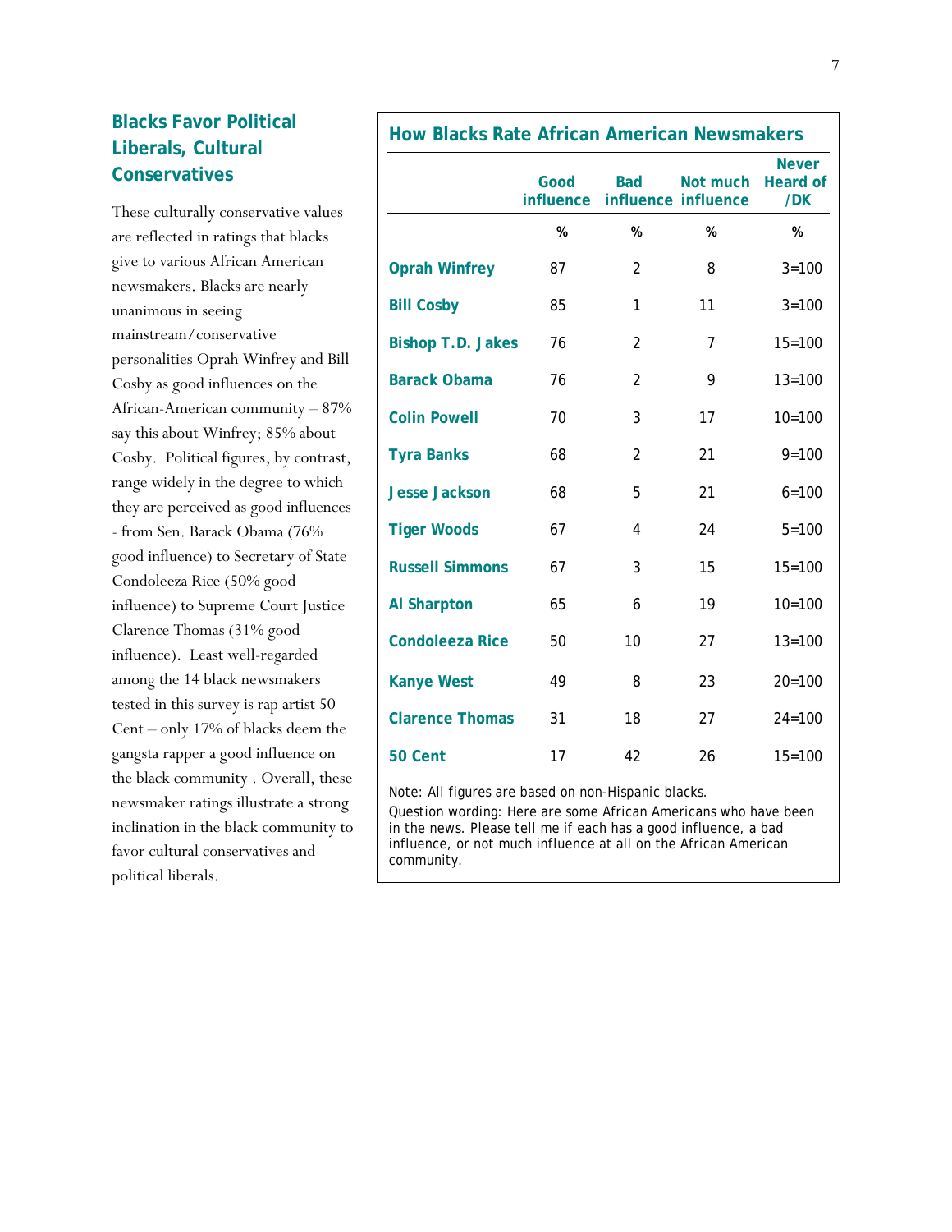## Blacks Favor Political Liberals, Cultural Conservatives

These culturally conservative values are reflected in ratings that blacks give to various African American newsmakers. Blacks are nearly unanimous in seeing mainstream/conservative personalities Oprah Winfrey and Bill Cosby as good influences on the African-American community – 87% say this about Winfrey; 85% about Cosby. Political figures, by contrast, range widely in the degree to which they are perceived as good influences - from Sen. Barack Obama (76% good influence) to Secretary of State Condoleeza Rice (50% good influence) to Supreme Court Justice Clarence Thomas (31% good influence). Least well-regarded among the 14 black newsmakers tested in this survey is rap artist 50 Cent – only 17% of blacks deem the gangsta rapper a good influence on the black community . Overall, these newsmaker ratings illustrate a strong inclination in the black community to favor cultural conservatives and political liberals.

### How Blacks Rate African American Newsmakers

| | Good influence | Bad influence | Not much influence | Never Heard of /DK |
|---|---|---|---|---|
| | % | % | % | % |
| Oprah Winfrey | 87 | 2 | 8 | 3=100 |
| Bill Cosby | 85 | 1 | 11 | 3=100 |
| Bishop T.D. Jakes | 76 | 2 | 7 | 15=100 |
| Barack Obama | 76 | 2 | 9 | 13=100 |
| Colin Powell | 70 | 3 | 17 | 10=100 |
| Tyra Banks | 68 | 2 | 21 | 9=100 |
| Jesse Jackson | 68 | 5 | 21 | 6=100 |
| Tiger Woods | 67 | 4 | 24 | 5=100 |
| Russell Simmons | 67 | 3 | 15 | 15=100 |
| Al Sharpton | 65 | 6 | 19 | 10=100 |
| Condoleeza Rice | 50 | 10 | 27 | 13=100 |
| Kanye West | 49 | 8 | 23 | 20=100 |
| Clarence Thomas | 31 | 18 | 27 | 24=100 |
| 50 Cent | 17 | 42 | 26 | 15=100 |

Note: All figures are based on non-Hispanic blacks.

Question wording: Here are some African Americans who have been in the news. Please tell me if each has a good influence, a bad influence, or not much influence at all on the African American community.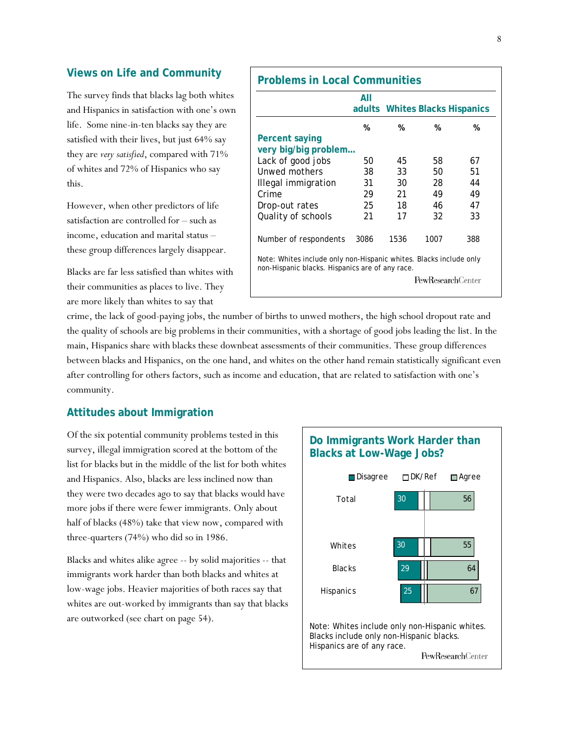## Views on Life and Community

The survey finds that blacks lag both whites and Hispanics in satisfaction with one's own life. Some nine-in-ten blacks say they are satisfied with their lives, but just 64% say they are *very satisfied*, compared with 71% of whites and 72% of Hispanics who say this.

However, when other predictors of life satisfaction are controlled for – such as income, education and marital status – these group differences largely disappear.

Blacks are far less satisfied than whites with their communities as places to live. They are more likely than whites to say that crime, the lack of good-paying jobs, the number of births to unwed mothers, the high school dropout rate and the quality of schools are big problems in their communities, with a shortage of good jobs leading the list. In the main, Hispanics share with blacks these downbeat assessments of their communities. These group differences between blacks and Hispanics, on the one hand, and whites on the other hand remain statistically significant even after controlling for others factors, such as income and education, that are related to satisfaction with one's community.

### Problems in Local Communities

| | All adults | Whites | Blacks | Hispanics |
|---|---|---|---|---|
| | % | % | % | % |
| **Percent saying very big/big problem…** | | | | |
| Lack of good jobs | 50 | 45 | 58 | 67 |
| Unwed mothers | 38 | 33 | 50 | 51 |
| Illegal immigration | 31 | 30 | 28 | 44 |
| Crime | 29 | 21 | 49 | 49 |
| Drop-out rates | 25 | 18 | 46 | 47 |
| Quality of schools | 21 | 17 | 32 | 33 |
| Number of respondents | 3086 | 1536 | 1007 | 388 |

Note: Whites include only non-Hispanic whites. Blacks include only non-Hispanic blacks. Hispanics are of any race.

PewResearchCenter

## Attitudes about Immigration

Of the six potential community problems tested in this survey, illegal immigration scored at the bottom of the list for blacks but in the middle of the list for both whites and Hispanics. Also, blacks are less inclined now than they were two decades ago to say that blacks would have more jobs if there were fewer immigrants. Only about half of blacks (48%) take that view now, compared with three-quarters (74%) who did so in 1986.

Blacks and whites alike agree -- by solid majorities -- that immigrants work harder than both blacks and whites at low-wage jobs. Heavier majorities of both races say that whites are out-worked by immigrants than say that blacks are outworked (see chart on page 54).

### Do Immigrants Work Harder than Blacks at Low-Wage Jobs?

| | Disagree | Agree |
|---|---|---|
| Total | 30 | 56 |
| Whites | 30 | 55 |
| Blacks | 29 | 64 |
| Hispanics | 25 | 67 |

Note: Whites include only non-Hispanic whites. Blacks include only non-Hispanic blacks. Hispanics are of any race.

PewResearchCenter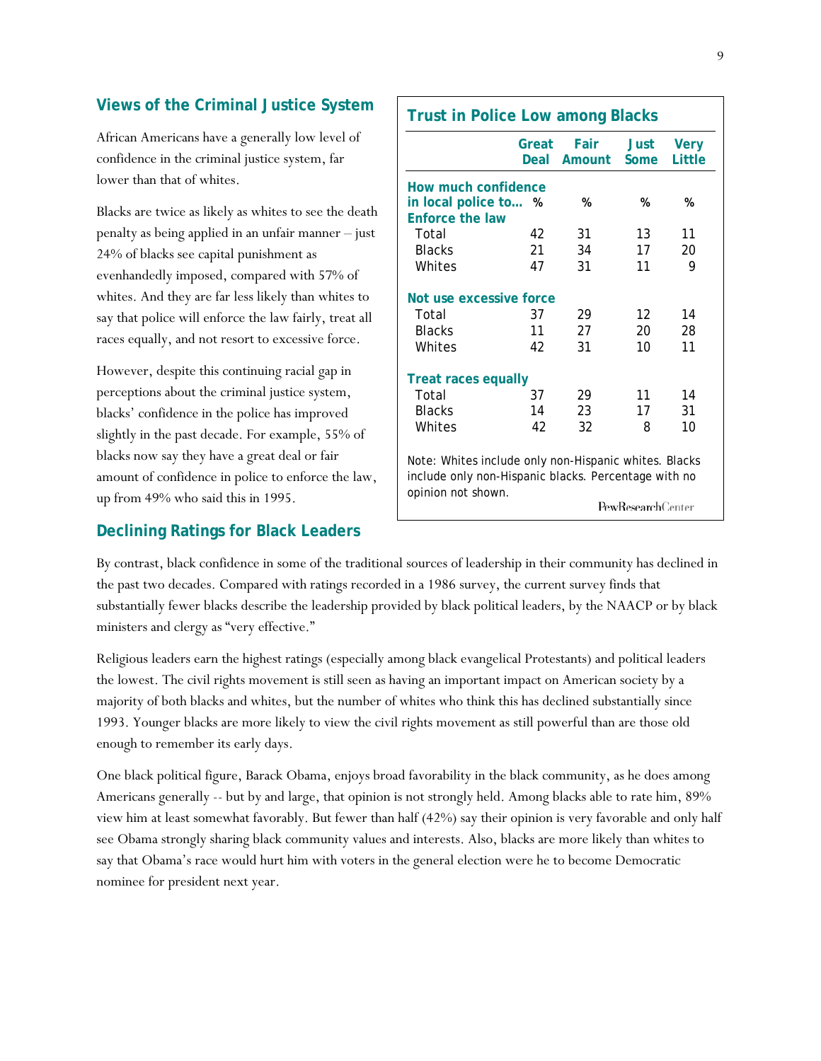## Views of the Criminal Justice System

African Americans have a generally low level of confidence in the criminal justice system, far lower than that of whites.

Blacks are twice as likely as whites to see the death penalty as being applied in an unfair manner – just 24% of blacks see capital punishment as evenhandedly imposed, compared with 57% of whites. And they are far less likely than whites to say that police will enforce the law fairly, treat all races equally, and not resort to excessive force.

However, despite this continuing racial gap in perceptions about the criminal justice system, blacks' confidence in the police has improved slightly in the past decade. For example, 55% of blacks now say they have a great deal or fair amount of confidence in police to enforce the law, up from 49% who said this in 1995.

**Trust in Police Low among Blacks**

| How much confidence in local police to… | Great Deal % | Fair Amount % | Just Some % | Very Little % |
|---|---|---|---|---|
| **Enforce the law** | | | | |
| Total | 42 | 31 | 13 | 11 |
| Blacks | 21 | 34 | 17 | 20 |
| Whites | 47 | 31 | 11 | 9 |
| **Not use excessive force** | | | | |
| Total | 37 | 29 | 12 | 14 |
| Blacks | 11 | 27 | 20 | 28 |
| Whites | 42 | 31 | 10 | 11 |
| **Treat races equally** | | | | |
| Total | 37 | 29 | 11 | 14 |
| Blacks | 14 | 23 | 17 | 31 |
| Whites | 42 | 32 | 8 | 10 |

Note: Whites include only non-Hispanic whites. Blacks include only non-Hispanic blacks. Percentage with no opinion not shown.

PewResearchCenter

## Declining Ratings for Black Leaders

By contrast, black confidence in some of the traditional sources of leadership in their community has declined in the past two decades. Compared with ratings recorded in a 1986 survey, the current survey finds that substantially fewer blacks describe the leadership provided by black political leaders, by the NAACP or by black ministers and clergy as "very effective."

Religious leaders earn the highest ratings (especially among black evangelical Protestants) and political leaders the lowest. The civil rights movement is still seen as having an important impact on American society by a majority of both blacks and whites, but the number of whites who think this has declined substantially since 1993. Younger blacks are more likely to view the civil rights movement as still powerful than are those old enough to remember its early days.

One black political figure, Barack Obama, enjoys broad favorability in the black community, as he does among Americans generally -- but by and large, that opinion is not strongly held. Among blacks able to rate him, 89% view him at least somewhat favorably. But fewer than half (42%) say their opinion is very favorable and only half see Obama strongly sharing black community values and interests. Also, blacks are more likely than whites to say that Obama's race would hurt him with voters in the general election were he to become Democratic nominee for president next year.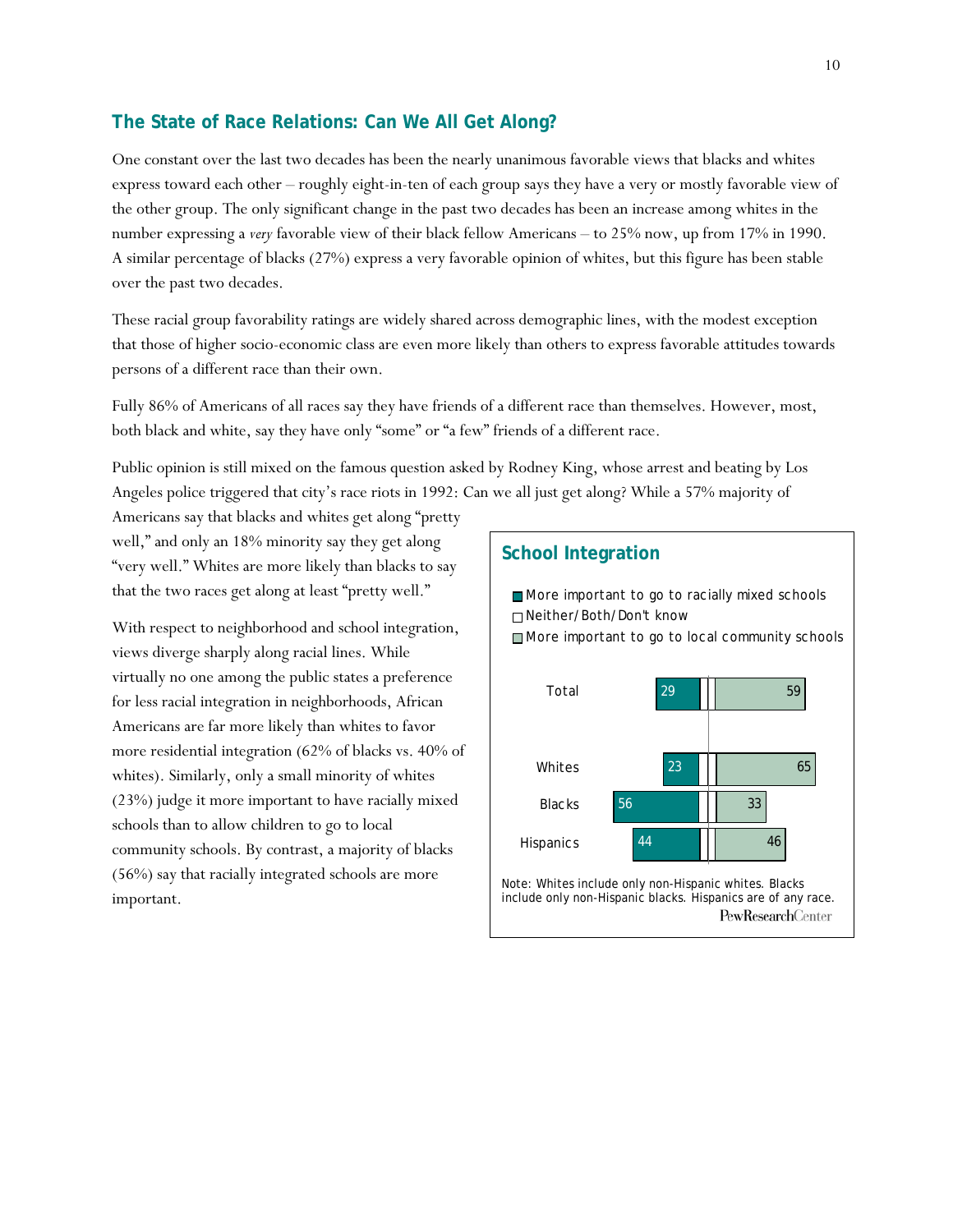## The State of Race Relations: Can We All Get Along?

One constant over the last two decades has been the nearly unanimous favorable views that blacks and whites express toward each other – roughly eight-in-ten of each group says they have a very or mostly favorable view of the other group. The only significant change in the past two decades has been an increase among whites in the number expressing a *very* favorable view of their black fellow Americans – to 25% now, up from 17% in 1990. A similar percentage of blacks (27%) express a very favorable opinion of whites, but this figure has been stable over the past two decades.

These racial group favorability ratings are widely shared across demographic lines, with the modest exception that those of higher socio-economic class are even more likely than others to express favorable attitudes towards persons of a different race than their own.

Fully 86% of Americans of all races say they have friends of a different race than themselves. However, most, both black and white, say they have only "some" or "a few" friends of a different race.

Public opinion is still mixed on the famous question asked by Rodney King, whose arrest and beating by Los Angeles police triggered that city's race riots in 1992: Can we all just get along? While a 57% majority of Americans say that blacks and whites get along "pretty well," and only an 18% minority say they get along "very well." Whites are more likely than blacks to say that the two races get along at least "pretty well."

With respect to neighborhood and school integration, views diverge sharply along racial lines. While virtually no one among the public states a preference for less racial integration in neighborhoods, African Americans are far more likely than whites to favor more residential integration (62% of blacks vs. 40% of whites). Similarly, only a small minority of whites (23%) judge it more important to have racially mixed schools than to allow children to go to local community schools. By contrast, a majority of blacks (56%) say that racially integrated schools are more important.

### School Integration

| | More important to go to racially mixed schools | Neither/Both/Don't know | More important to go to local community schools |
|---|---|---|---|
| Total | 29 | | 59 |
| Whites | 23 | | 65 |
| Blacks | 56 | | 33 |
| Hispanics | 44 | | 46 |

Note: Whites include only non-Hispanic whites. Blacks include only non-Hispanic blacks. Hispanics are of any race.

PewResearchCenter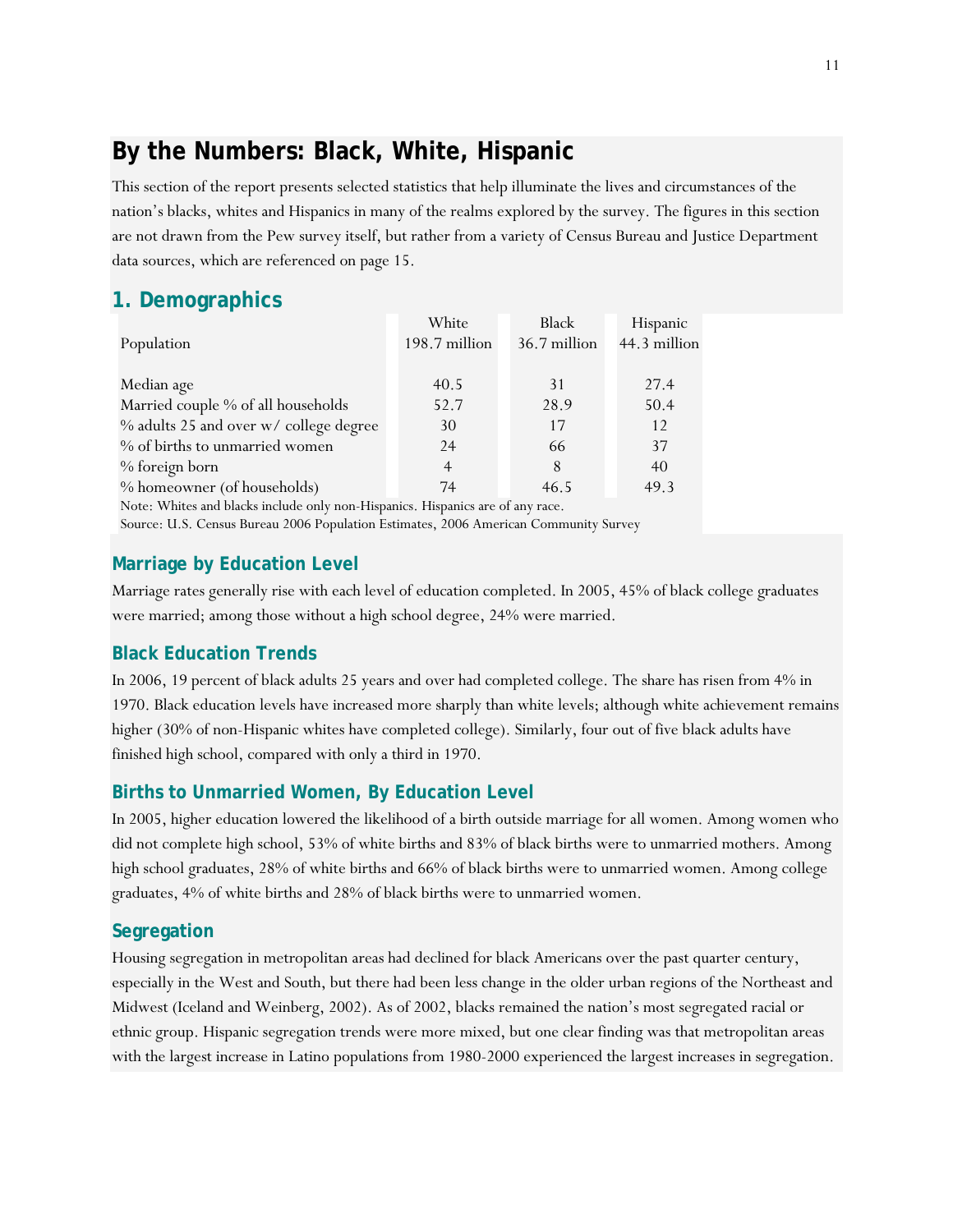## By the Numbers: Black, White, Hispanic

This section of the report presents selected statistics that help illuminate the lives and circumstances of the nation's blacks, whites and Hispanics in many of the realms explored by the survey. The figures in this section are not drawn from the Pew survey itself, but rather from a variety of Census Bureau and Justice Department data sources, which are referenced on page 15.

### 1. Demographics

| | White | Black | Hispanic |
|---|---|---|---|
| Population | 198.7 million | 36.7 million | 44.3 million |
| Median age | 40.5 | 31 | 27.4 |
| Married couple % of all households | 52.7 | 28.9 | 50.4 |
| % adults 25 and over w/ college degree | 30 | 17 | 12 |
| % of births to unmarried women | 24 | 66 | 37 |
| % foreign born | 4 | 8 | 40 |
| % homeowner (of households) | 74 | 46.5 | 49.3 |

Note: Whites and blacks include only non-Hispanics. Hispanics are of any race.
Source: U.S. Census Bureau 2006 Population Estimates, 2006 American Community Survey

#### Marriage by Education Level

Marriage rates generally rise with each level of education completed. In 2005, 45% of black college graduates were married; among those without a high school degree, 24% were married.

#### Black Education Trends

In 2006, 19 percent of black adults 25 years and over had completed college. The share has risen from 4% in 1970. Black education levels have increased more sharply than white levels; although white achievement remains higher (30% of non-Hispanic whites have completed college). Similarly, four out of five black adults have finished high school, compared with only a third in 1970.

#### Births to Unmarried Women, By Education Level

In 2005, higher education lowered the likelihood of a birth outside marriage for all women. Among women who did not complete high school, 53% of white births and 83% of black births were to unmarried mothers. Among high school graduates, 28% of white births and 66% of black births were to unmarried women. Among college graduates, 4% of white births and 28% of black births were to unmarried women.

#### Segregation

Housing segregation in metropolitan areas had declined for black Americans over the past quarter century, especially in the West and South, but there had been less change in the older urban regions of the Northeast and Midwest (Iceland and Weinberg, 2002). As of 2002, blacks remained the nation's most segregated racial or ethnic group. Hispanic segregation trends were more mixed, but one clear finding was that metropolitan areas with the largest increase in Latino populations from 1980-2000 experienced the largest increases in segregation.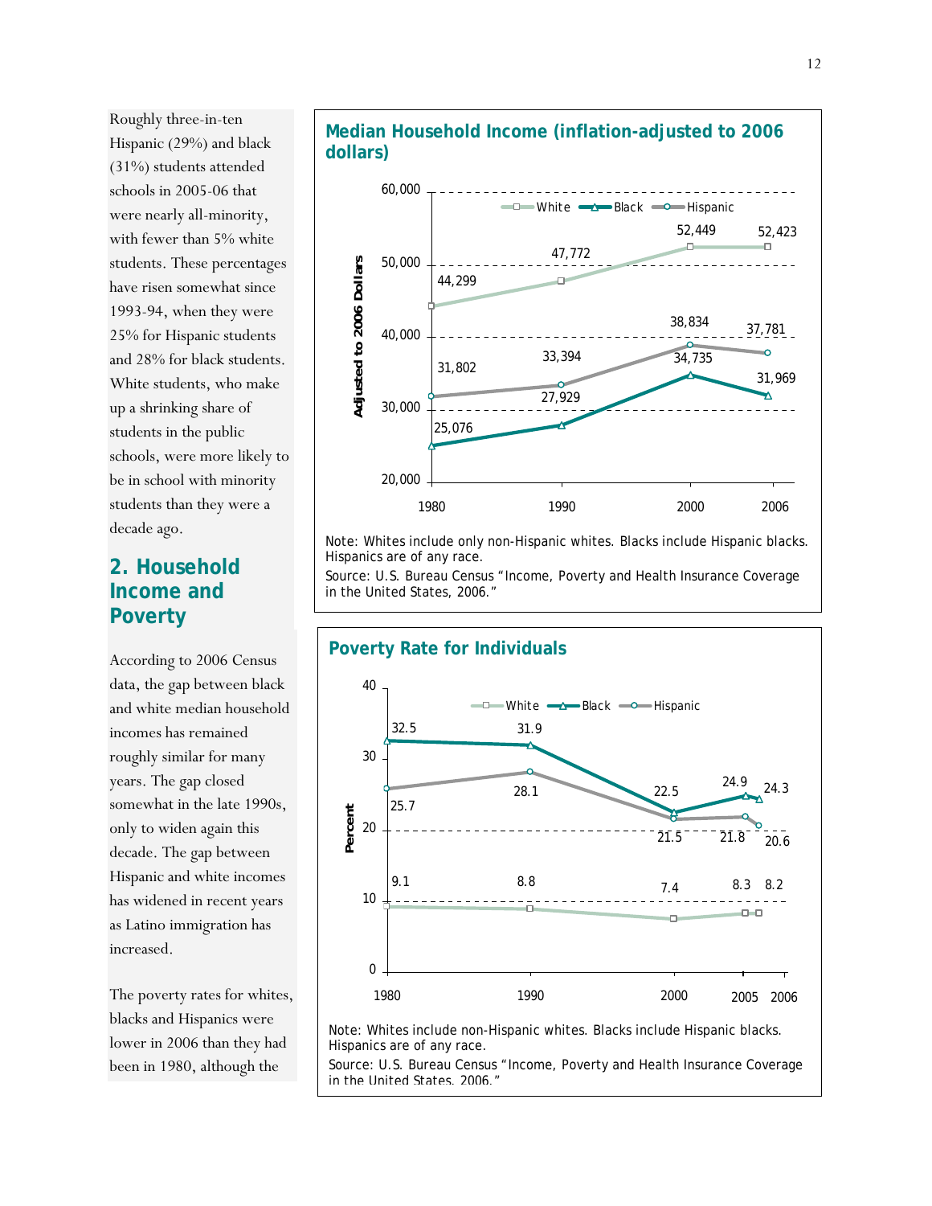Roughly three-in-ten Hispanic (29%) and black (31%) students attended schools in 2005-06 that were nearly all-minority, with fewer than 5% white students. These percentages have risen somewhat since 1993-94, when they were 25% for Hispanic students and 28% for black students. White students, who make up a shrinking share of students in the public schools, were more likely to be in school with minority students than they were a decade ago.

## 2. Household Income and Poverty

According to 2006 Census data, the gap between black and white median household incomes has remained roughly similar for many years. The gap closed somewhat in the late 1990s, only to widen again this decade. The gap between Hispanic and white incomes has widened in recent years as Latino immigration has increased.

The poverty rates for whites, blacks and Hispanics were lower in 2006 than they had been in 1980, although the

### Median Household Income (inflation-adjusted to 2006 dollars)

Adjusted to 2006 Dollars

| Year | White | Black | Hispanic |
|---|---|---|---|
| 1980 | 44,299 | 25,076 | 31,802 |
| 1990 | 47,772 | 27,929 | 33,394 |
| 2000 | 52,449 | 34,735 | 38,834 |
| 2006 | 52,423 | 31,969 | 37,781 |

Note: Whites include only non-Hispanic whites. Blacks include Hispanic blacks. Hispanics are of any race.

Source: U.S. Bureau Census "Income, Poverty and Health Insurance Coverage in the United States, 2006."

### Poverty Rate for Individuals

Percent

| Year | White | Black | Hispanic |
|---|---|---|---|
| 1980 | 9.1 | 32.5 | 25.7 |
| 1990 | 8.8 | 31.9 | 28.1 |
| 2000 | 7.4 | 22.5 | 21.5 |
| 2005 | 8.3 | 24.9 | 21.8 |
| 2006 | 8.2 | 24.3 | 20.6 |

Note: Whites include non-Hispanic whites. Blacks include Hispanic blacks. Hispanics are of any race.

Source: U.S. Bureau Census "Income, Poverty and Health Insurance Coverage in the United States, 2006."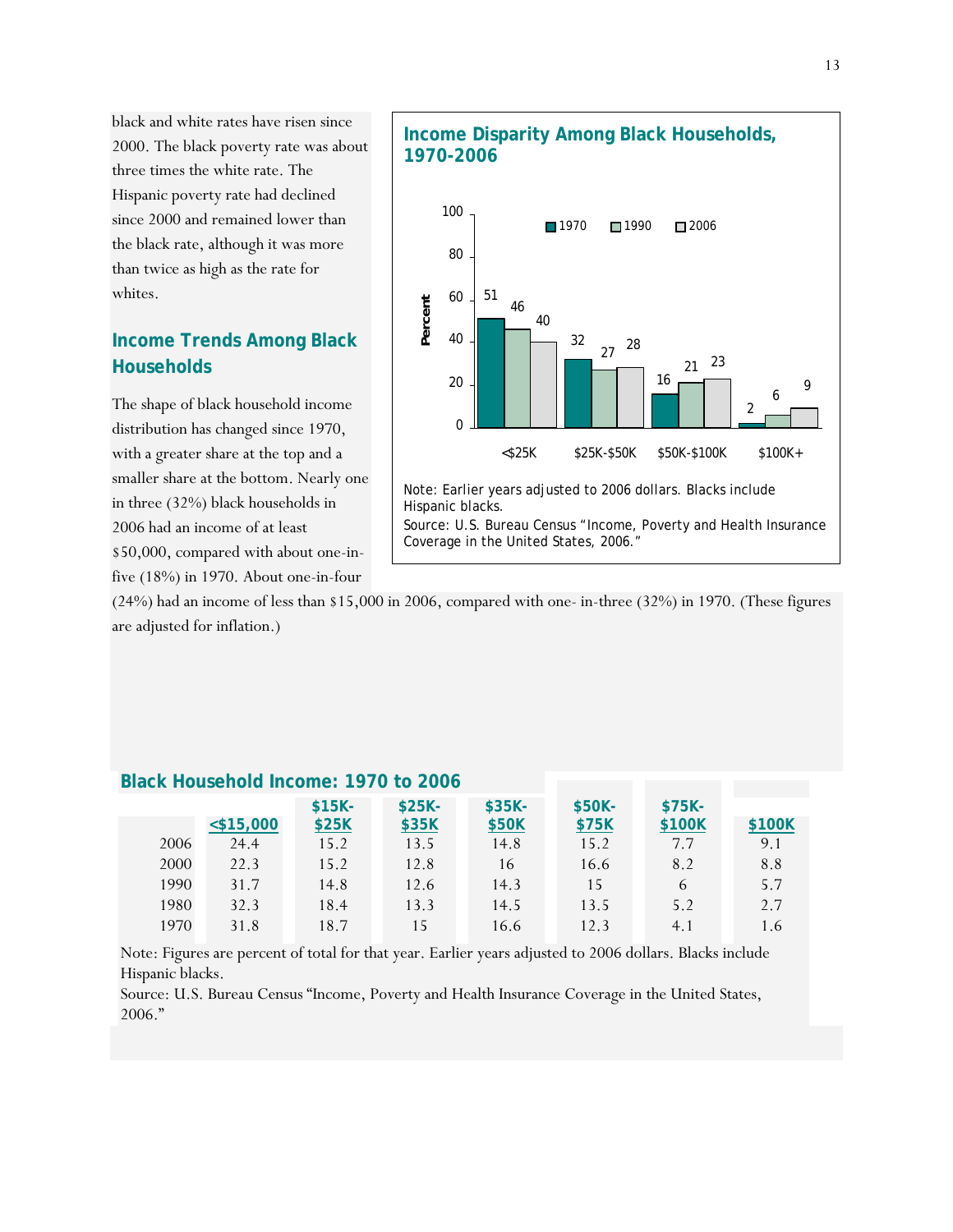black and white rates have risen since 2000. The black poverty rate was about three times the white rate. The Hispanic poverty rate had declined since 2000 and remained lower than the black rate, although it was more than twice as high as the rate for whites.

## Income Trends Among Black Households

The shape of black household income distribution has changed since 1970, with a greater share at the top and a smaller share at the bottom. Nearly one in three (32%) black households in 2006 had an income of at least $50,000, compared with about one-in-five (18%) in 1970. About one-in-four (24%) had an income of less than $15,000 in 2006, compared with one- in-three (32%) in 1970. (These figures are adjusted for inflation.)

### Income Disparity Among Black Households, 1970-2006

| Percent | 1970 | 1990 | 2006 |
|---|---|---|---|
| <$25K | 51 | 46 | 40 |
| $25K-$50K | 32 | 27 | 28 |
| $50K-$100K | 16 | 21 | 23 |
| $100K+ | 2 | 6 | 9 |

Note: Earlier years adjusted to 2006 dollars. Blacks include Hispanic blacks.
Source: U.S. Bureau Census "Income, Poverty and Health Insurance Coverage in the United States, 2006."

### Black Household Income: 1970 to 2006

| | <$15,000 | $15K-$25K | $25K-$35K | $35K-$50K | $50K-$75K | $75K-$100K | $100K |
|---|---|---|---|---|---|---|---|
| 2006 | 24.4 | 15.2 | 13.5 | 14.8 | 15.2 | 7.7 | 9.1 |
| 2000 | 22.3 | 15.2 | 12.8 | 16 | 16.6 | 8.2 | 8.8 |
| 1990 | 31.7 | 14.8 | 12.6 | 14.3 | 15 | 6 | 5.7 |
| 1980 | 32.3 | 18.4 | 13.3 | 14.5 | 13.5 | 5.2 | 2.7 |
| 1970 | 31.8 | 18.7 | 15 | 16.6 | 12.3 | 4.1 | 1.6 |

Note: Figures are percent of total for that year. Earlier years adjusted to 2006 dollars. Blacks include Hispanic blacks.
Source: U.S. Bureau Census "Income, Poverty and Health Insurance Coverage in the United States, 2006."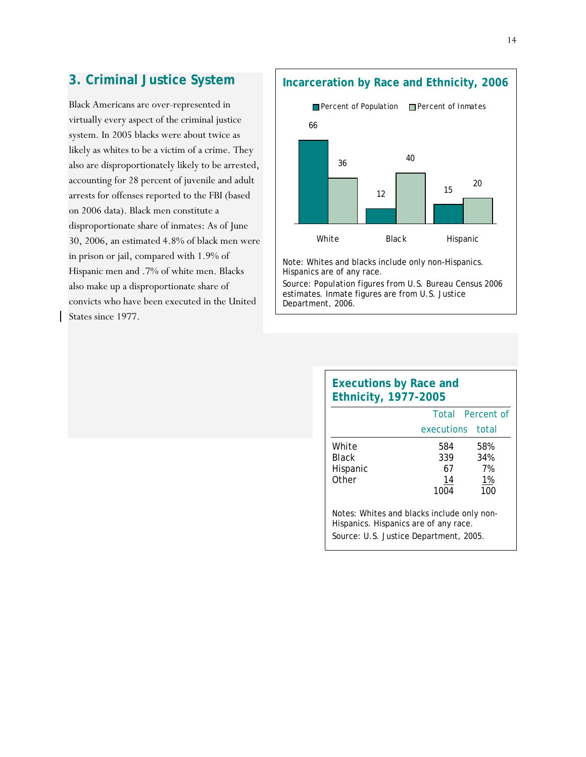## 3. Criminal Justice System

Black Americans are over-represented in virtually every aspect of the criminal justice system. In 2005 blacks were about twice as likely as whites to be a victim of a crime. They also are disproportionately likely to be arrested, accounting for 28 percent of juvenile and adult arrests for offenses reported to the FBI (based on 2006 data). Black men constitute a disproportionate share of inmates: As of June 30, 2006, an estimated 4.8% of black men were in prison or jail, compared with 1.9% of Hispanic men and .7% of white men. Blacks also make up a disproportionate share of convicts who have been executed in the United States since 1977.

### Incarceration by Race and Ethnicity, 2006

| | Percent of Population | Percent of Inmates |
|---|---|---|
| White | 66 | 36 |
| Black | 12 | 40 |
| Hispanic | 15 | 20 |

Note: Whites and blacks include only non-Hispanics. Hispanics are of any race.
Source: Population figures from U.S. Bureau Census 2006 estimates. Inmate figures are from U.S. Justice Department, 2006.

### Executions by Race and Ethnicity, 1977-2005

| | Total executions | Percent of total |
|---|---|---|
| White | 584 | 58% |
| Black | 339 | 34% |
| Hispanic | 67 | 7% |
| Other | 14 | 1% |
| | 1004 | 100 |

Notes: Whites and blacks include only non-Hispanics. Hispanics are of any race.
Source: U.S. Justice Department, 2005.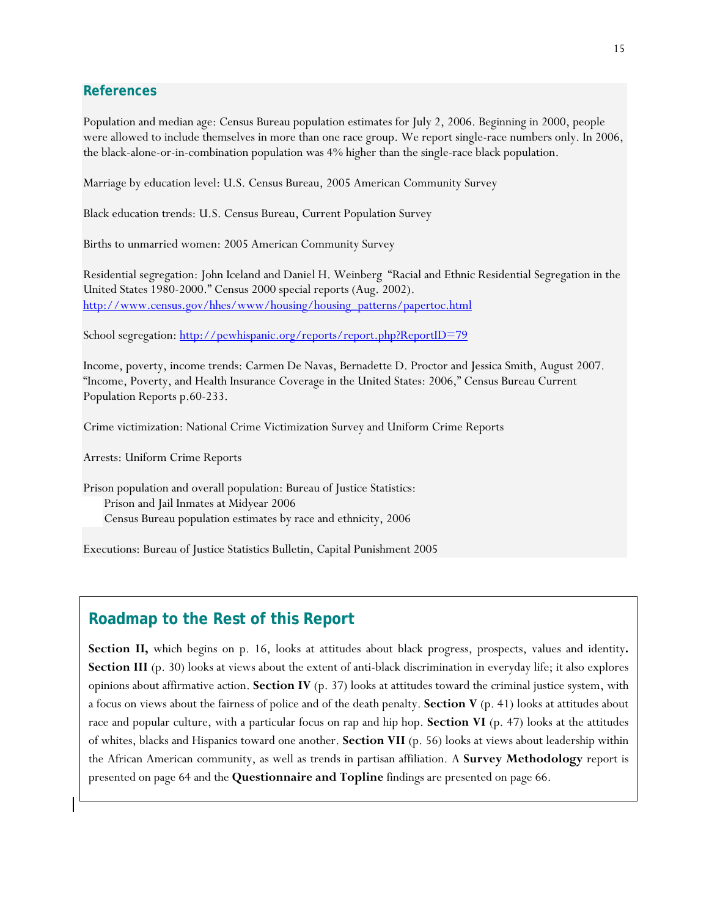## References

Population and median age: Census Bureau population estimates for July 2, 2006. Beginning in 2000, people were allowed to include themselves in more than one race group. We report single-race numbers only. In 2006, the black-alone-or-in-combination population was 4% higher than the single-race black population.

Marriage by education level: U.S. Census Bureau, 2005 American Community Survey

Black education trends: U.S. Census Bureau, Current Population Survey

Births to unmarried women: 2005 American Community Survey

Residential segregation: John Iceland and Daniel H. Weinberg "Racial and Ethnic Residential Segregation in the United States 1980-2000." Census 2000 special reports (Aug. 2002). http://www.census.gov/hhes/www/housing/housing_patterns/papertoc.html

School segregation: http://pewhispanic.org/reports/report.php?ReportID=79

Income, poverty, income trends: Carmen De Navas, Bernadette D. Proctor and Jessica Smith, August 2007. "Income, Poverty, and Health Insurance Coverage in the United States: 2006," Census Bureau Current Population Reports p.60-233.

Crime victimization: National Crime Victimization Survey and Uniform Crime Reports

Arrests: Uniform Crime Reports

Prison population and overall population: Bureau of Justice Statistics:
    Prison and Jail Inmates at Midyear 2006
    Census Bureau population estimates by race and ethnicity, 2006

Executions: Bureau of Justice Statistics Bulletin, Capital Punishment 2005

## Roadmap to the Rest of this Report

**Section II,** which begins on p. 16, looks at attitudes about black progress, prospects, values and identity**.** **Section III** (p. 30) looks at views about the extent of anti-black discrimination in everyday life; it also explores opinions about affirmative action. **Section IV** (p. 37) looks at attitudes toward the criminal justice system, with a focus on views about the fairness of police and of the death penalty. **Section V** (p. 41) looks at attitudes about race and popular culture, with a particular focus on rap and hip hop. **Section VI** (p. 47) looks at the attitudes of whites, blacks and Hispanics toward one another. **Section VII** (p. 56) looks at views about leadership within the African American community, as well as trends in partisan affiliation. A **Survey Methodology** report is presented on page 64 and the **Questionnaire and Topline** findings are presented on page 66.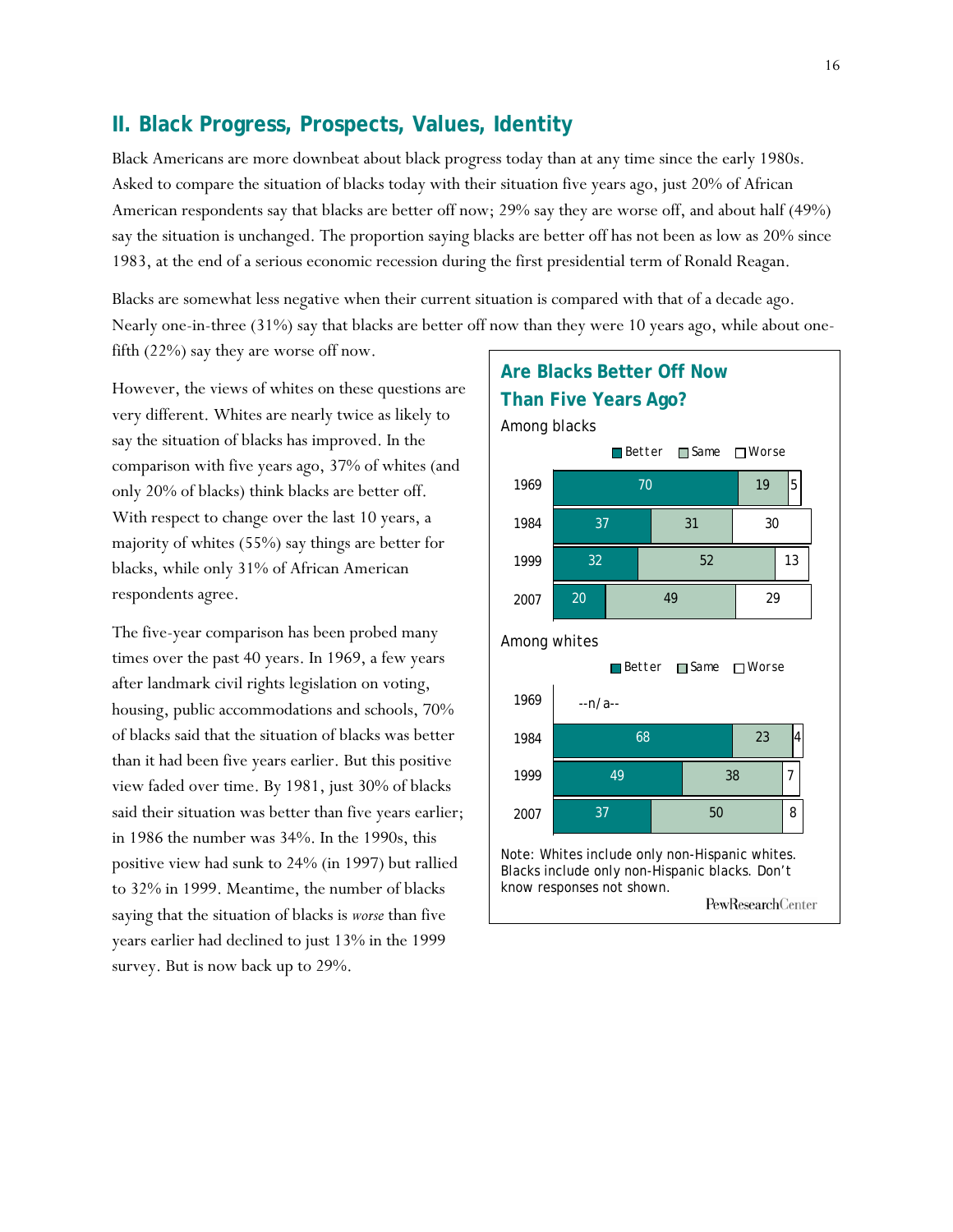## II. Black Progress, Prospects, Values, Identity

Black Americans are more downbeat about black progress today than at any time since the early 1980s. Asked to compare the situation of blacks today with their situation five years ago, just 20% of African American respondents say that blacks are better off now; 29% say they are worse off, and about half (49%) say the situation is unchanged. The proportion saying blacks are better off has not been as low as 20% since 1983, at the end of a serious economic recession during the first presidential term of Ronald Reagan.

Blacks are somewhat less negative when their current situation is compared with that of a decade ago. Nearly one-in-three (31%) say that blacks are better off now than they were 10 years ago, while about one-fifth (22%) say they are worse off now.

However, the views of whites on these questions are very different. Whites are nearly twice as likely to say the situation of blacks has improved. In the comparison with five years ago, 37% of whites (and only 20% of blacks) think blacks are better off. With respect to change over the last 10 years, a majority of whites (55%) say things are better for blacks, while only 31% of African American respondents agree.

The five-year comparison has been probed many times over the past 40 years. In 1969, a few years after landmark civil rights legislation on voting, housing, public accommodations and schools, 70% of blacks said that the situation of blacks was better than it had been five years earlier. But this positive view faded over time. By 1981, just 30% of blacks said their situation was better than five years earlier; in 1986 the number was 34%. In the 1990s, this positive view had sunk to 24% (in 1997) but rallied to 32% in 1999. Meantime, the number of blacks saying that the situation of blacks is *worse* than five years earlier had declined to just 13% in the 1999 survey. But is now back up to 29%.

### Are Blacks Better Off Now Than Five Years Ago?

Among blacks

| | Better | Same | Worse |
|---|---|---|---|
| 1969 | 70 | 19 | 5 |
| 1984 | 37 | 31 | 30 |
| 1999 | 32 | 52 | 13 |
| 2007 | 20 | 49 | 29 |

Among whites

| | Better | Same | Worse |
|---|---|---|---|
| 1969 | --n/a-- | | |
| 1984 | 68 | 23 | 4 |
| 1999 | 49 | 38 | 7 |
| 2007 | 37 | 50 | 8 |

Note: Whites include only non-Hispanic whites. Blacks include only non-Hispanic blacks. Don't know responses not shown.

PewResearchCenter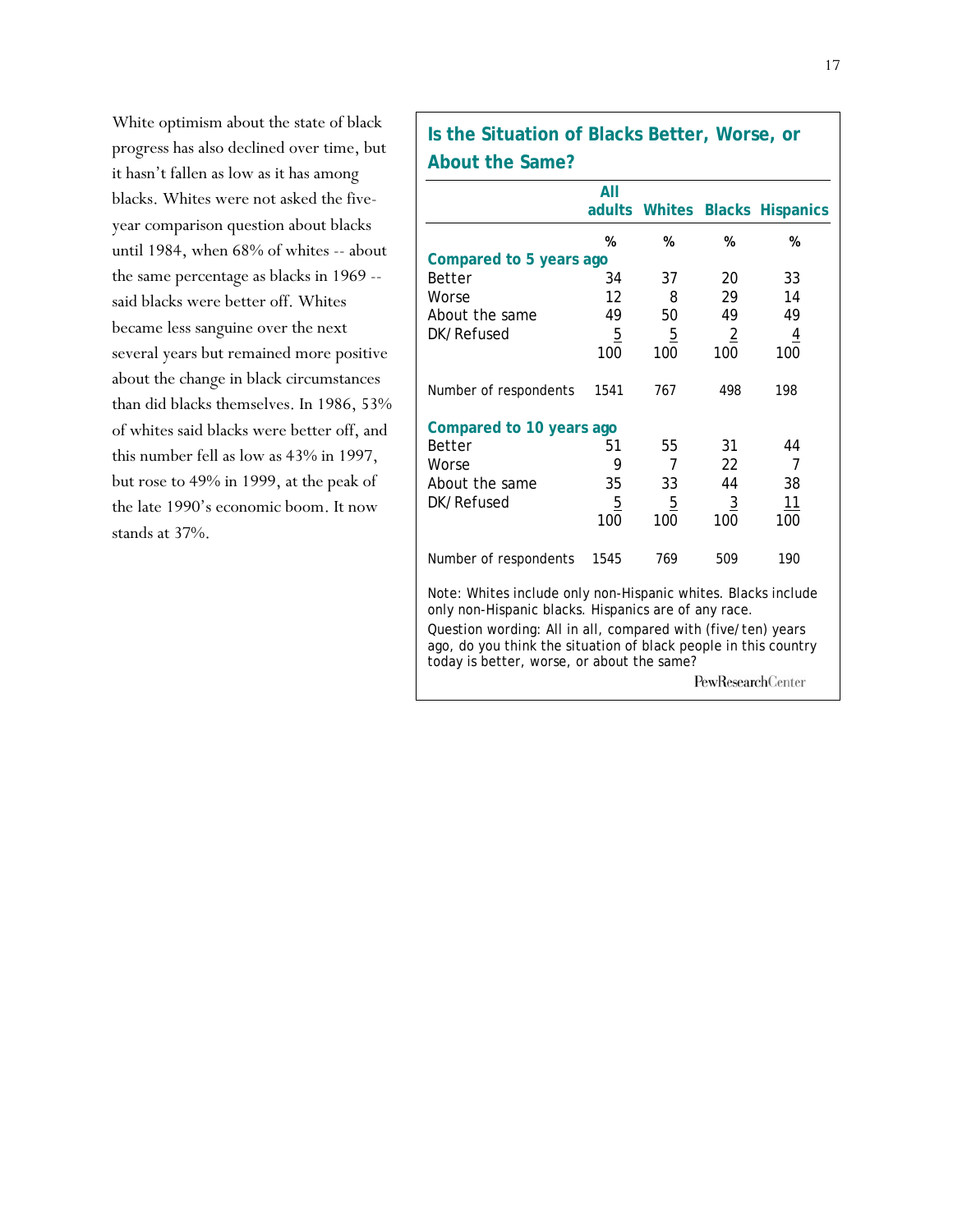White optimism about the state of black progress has also declined over time, but it hasn't fallen as low as it has among blacks. Whites were not asked the five-year comparison question about blacks until 1984, when 68% of whites -- about the same percentage as blacks in 1969 -- said blacks were better off. Whites became less sanguine over the next several years but remained more positive about the change in black circumstances than did blacks themselves. In 1986, 53% of whites said blacks were better off, and this number fell as low as 43% in 1997, but rose to 49% in 1999, at the peak of the late 1990's economic boom. It now stands at 37%.

### Is the Situation of Blacks Better, Worse, or About the Same?

| | All adults | Whites | Blacks | Hispanics |
|---|---|---|---|---|
| | % | % | % | % |
| **Compared to 5 years ago** | | | | |
| Better | 34 | 37 | 20 | 33 |
| Worse | 12 | 8 | 29 | 14 |
| About the same | 49 | 50 | 49 | 49 |
| DK/Refused | 5 | 5 | 2 | 4 |
| | 100 | 100 | 100 | 100 |
| Number of respondents | 1541 | 767 | 498 | 198 |
| **Compared to 10 years ago** | | | | |
| Better | 51 | 55 | 31 | 44 |
| Worse | 9 | 7 | 22 | 7 |
| About the same | 35 | 33 | 44 | 38 |
| DK/Refused | 5 | 5 | 3 | 11 |
| | 100 | 100 | 100 | 100 |
| Number of respondents | 1545 | 769 | 509 | 190 |

Note: Whites include only non-Hispanic whites. Blacks include only non-Hispanic blacks. Hispanics are of any race.

Question wording: All in all, compared with (five/ten) years ago, do you think the situation of black people in this country today is better, worse, or about the same?

PewResearchCenter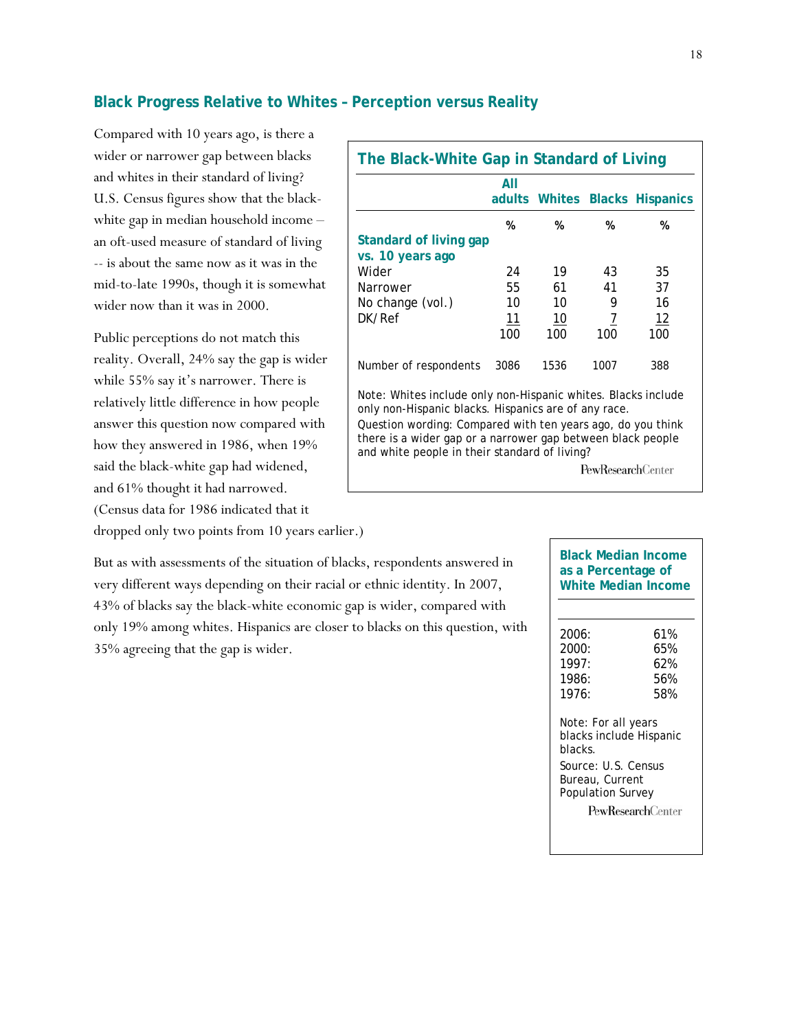## Black Progress Relative to Whites – Perception versus Reality

Compared with 10 years ago, is there a wider or narrower gap between blacks and whites in their standard of living? U.S. Census figures show that the black-white gap in median household income – an oft-used measure of standard of living -- is about the same now as it was in the mid-to-late 1990s, though it is somewhat wider now than it was in 2000.

Public perceptions do not match this reality. Overall, 24% say the gap is wider while 55% say it's narrower. There is relatively little difference in how people answer this question now compared with how they answered in 1986, when 19% said the black-white gap had widened, and 61% thought it had narrowed. (Census data for 1986 indicated that it dropped only two points from 10 years earlier.)

**The Black-White Gap in Standard of Living**

| | All adults | Whites | Blacks | Hispanics |
|---|---|---|---|---|
| | % | % | % | % |
| **Standard of living gap vs. 10 years ago** | | | | |
| Wider | 24 | 19 | 43 | 35 |
| Narrower | 55 | 61 | 41 | 37 |
| No change (vol.) | 10 | 10 | 9 | 16 |
| DK/Ref | 11 | 10 | 7 | 12 |
| | 100 | 100 | 100 | 100 |
| Number of respondents | 3086 | 1536 | 1007 | 388 |

Note: Whites include only non-Hispanic whites. Blacks include only non-Hispanic blacks. Hispanics are of any race.

Question wording: Compared with ten years ago, do you think there is a wider gap or a narrower gap between black people and white people in their standard of living?

PewResearchCenter

But as with assessments of the situation of blacks, respondents answered in very different ways depending on their racial or ethnic identity. In 2007, 43% of blacks say the black-white economic gap is wider, compared with only 19% among whites. Hispanics are closer to blacks on this question, with 35% agreeing that the gap is wider.

**Black Median Income as a Percentage of White Median Income**

| | |
|---|---|
| 2006: | 61% |
| 2000: | 65% |
| 1997: | 62% |
| 1986: | 56% |
| 1976: | 58% |

Note: For all years blacks include Hispanic blacks.

Source: U.S. Census Bureau, Current Population Survey

PewResearchCenter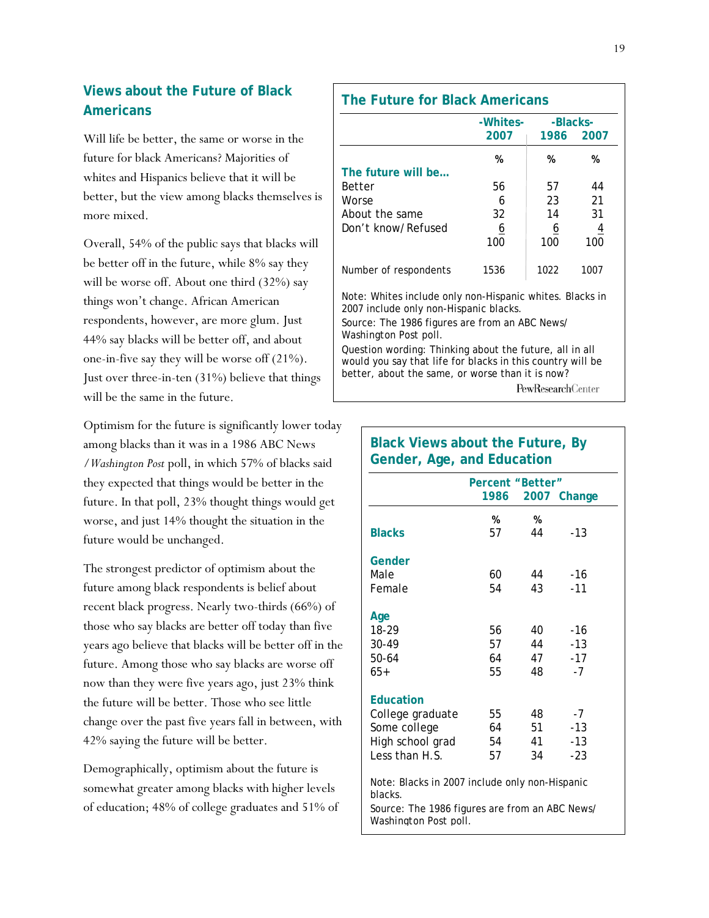## Views about the Future of Black Americans

Will life be better, the same or worse in the future for black Americans? Majorities of whites and Hispanics believe that it will be better, but the view among blacks themselves is more mixed.

Overall, 54% of the public says that blacks will be better off in the future, while 8% say they will be worse off. About one third (32%) say things won't change. African American respondents, however, are more glum. Just 44% say blacks will be better off, and about one-in-five say they will be worse off (21%). Just over three-in-ten (31%) believe that things will be the same in the future.

Optimism for the future is significantly lower today among blacks than it was in a 1986 ABC News / *Washington Post* poll, in which 57% of blacks said they expected that things would be better in the future. In that poll, 23% thought things would get worse, and just 14% thought the situation in the future would be unchanged.

The strongest predictor of optimism about the future among black respondents is belief about recent black progress. Nearly two-thirds (66%) of those who say blacks are better off today than five years ago believe that blacks will be better off in the future. Among those who say blacks are worse off now than they were five years ago, just 23% think the future will be better. Those who see little change over the past five years fall in between, with 42% saying the future will be better.

Demographically, optimism about the future is somewhat greater among blacks with higher levels of education; 48% of college graduates and 51% of

### The Future for Black Americans

| | -Whites- | -Blacks- | |
|---|---|---|---|
| | 2007 | 1986 | 2007 |
| | % | % | % |
| **The future will be…** | | | |
| Better | 56 | 57 | 44 |
| Worse | 6 | 23 | 21 |
| About the same | 32 | 14 | 31 |
| Don't know/Refused | 6 | 6 | 4 |
| | 100 | 100 | 100 |
| Number of respondents | 1536 | 1022 | 1007 |

Note: Whites include only non-Hispanic whites. Blacks in 2007 include only non-Hispanic blacks.
Source: The 1986 figures are from an ABC News/ Washington Post poll.
Question wording: Thinking about the future, all in all would you say that life for blacks in this country will be better, about the same, or worse than it is now?

### Black Views about the Future, By Gender, Age, and Education

| | Percent "Better" | | |
|---|---|---|---|
| | 1986 | 2007 | Change |
| | % | % | |
| **Blacks** | 57 | 44 | -13 |
| **Gender** | | | |
| Male | 60 | 44 | -16 |
| Female | 54 | 43 | -11 |
| **Age** | | | |
| 18-29 | 56 | 40 | -16 |
| 30-49 | 57 | 44 | -13 |
| 50-64 | 64 | 47 | -17 |
| 65+ | 55 | 48 | -7 |
| **Education** | | | |
| College graduate | 55 | 48 | -7 |
| Some college | 64 | 51 | -13 |
| High school grad | 54 | 41 | -13 |
| Less than H.S. | 57 | 34 | -23 |

Note: Blacks in 2007 include only non-Hispanic blacks.
Source: The 1986 figures are from an ABC News/ Washington Post poll.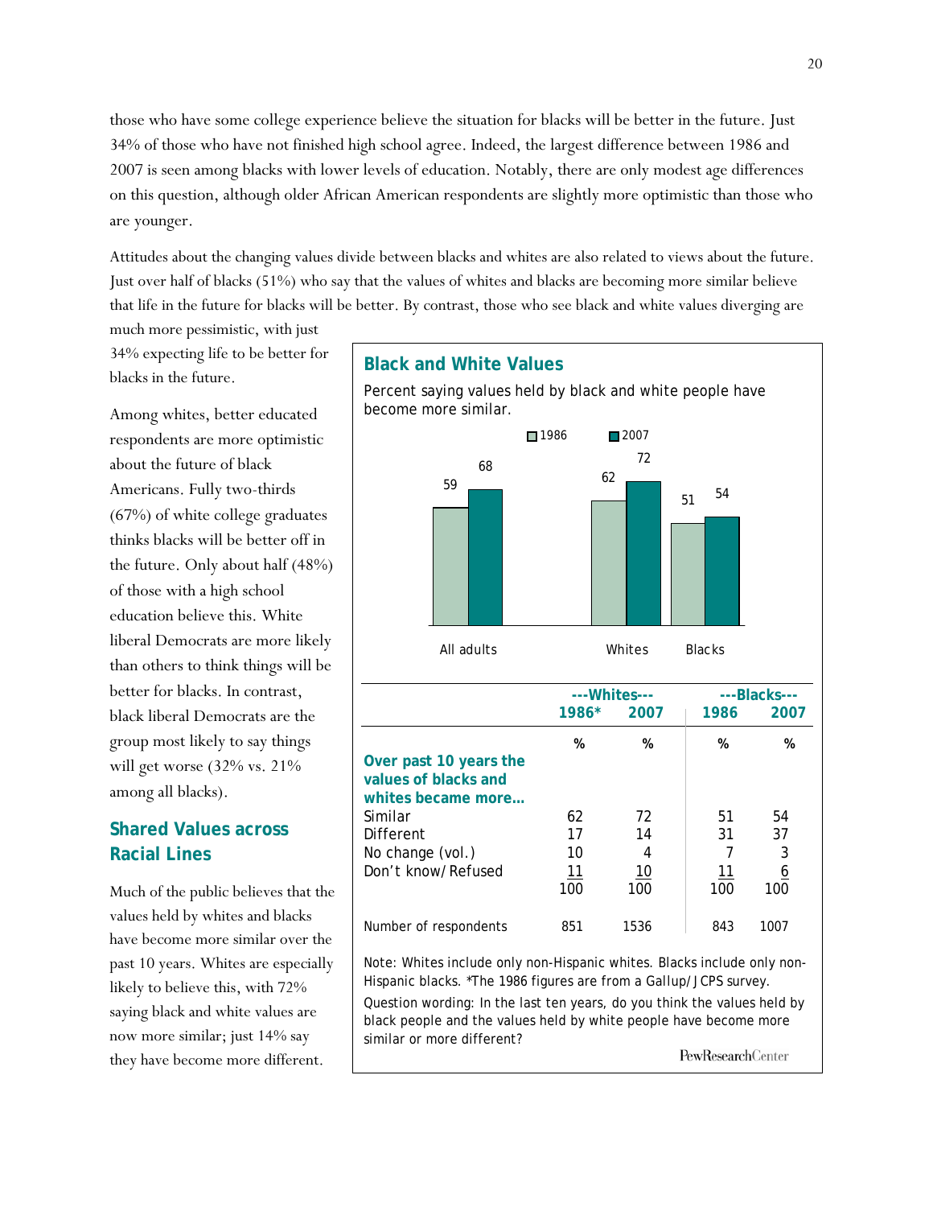those who have some college experience believe the situation for blacks will be better in the future. Just 34% of those who have not finished high school agree. Indeed, the largest difference between 1986 and 2007 is seen among blacks with lower levels of education. Notably, there are only modest age differences on this question, although older African American respondents are slightly more optimistic than those who are younger.

Attitudes about the changing values divide between blacks and whites are also related to views about the future. Just over half of blacks (51%) who say that the values of whites and blacks are becoming more similar believe that life in the future for blacks will be better. By contrast, those who see black and white values diverging are much more pessimistic, with just 34% expecting life to be better for blacks in the future.

Among whites, better educated respondents are more optimistic about the future of black Americans. Fully two-thirds (67%) of white college graduates thinks blacks will be better off in the future. Only about half (48%) of those with a high school education believe this. White liberal Democrats are more likely than others to think things will be better for blacks. In contrast, black liberal Democrats are the group most likely to say things will get worse (32% vs. 21% among all blacks).

## Shared Values across Racial Lines

Much of the public believes that the values held by whites and blacks have become more similar over the past 10 years. Whites are especially likely to believe this, with 72% saying black and white values are now more similar; just 14% say they have become more different.

### Black and White Values

Percent saying values held by black and white people have become more similar.

| | 1986 | 2007 |
|---|---|---|
| All adults | 59 | 68 |
| Whites | 62 | 72 |
| Blacks | 51 | 54 |

| | ---Whites--- | | ---Blacks--- | |
|---|---|---|---|---|
| | 1986* | 2007 | 1986 | 2007 |
| | % | % | % | % |
| **Over past 10 years the values of blacks and whites became more…** | | | | |
| Similar | 62 | 72 | 51 | 54 |
| Different | 17 | 14 | 31 | 37 |
| No change (vol.) | 10 | 4 | 7 | 3 |
| Don't know/Refused | 11 | 10 | 11 | 6 |
| | 100 | 100 | 100 | 100 |
| Number of respondents | 851 | 1536 | 843 | 1007 |

Note: Whites include only non-Hispanic whites. Blacks include only non-Hispanic blacks. *The 1986 figures are from a Gallup/JCPS survey.

Question wording: In the last ten years, do you think the values held by black people and the values held by white people have become more similar or more different?

PewResearchCenter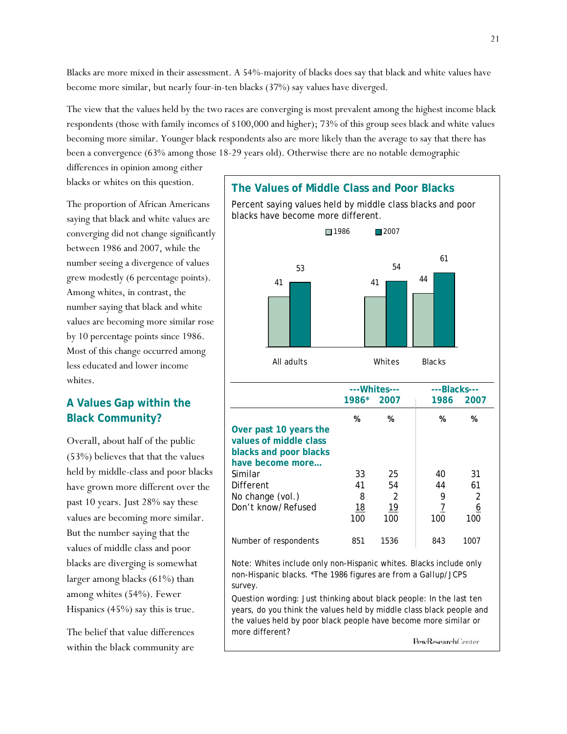Blacks are more mixed in their assessment. A 54%-majority of blacks does say that black and white values have become more similar, but nearly four-in-ten blacks (37%) say values have diverged.

The view that the values held by the two races are converging is most prevalent among the highest income black respondents (those with family incomes of $100,000 and higher); 73% of this group sees black and white values becoming more similar. Younger black respondents also are more likely than the average to say that there has been a convergence (63% among those 18-29 years old). Otherwise there are no notable demographic differences in opinion among either blacks or whites on this question.

The proportion of African Americans saying that black and white values are converging did not change significantly between 1986 and 2007, while the number seeing a divergence of values grew modestly (6 percentage points). Among whites, in contrast, the number saying that black and white values are becoming more similar rose by 10 percentage points since 1986. Most of this change occurred among less educated and lower income whites.

## A Values Gap within the Black Community?

Overall, about half of the public (53%) believes that that the values held by middle-class and poor blacks have grown more different over the past 10 years. Just 28% say these values are becoming more similar. But the number saying that the values of middle class and poor blacks are diverging is somewhat larger among blacks (61%) than among whites (54%). Fewer Hispanics (45%) say this is true.

The belief that value differences within the black community are

**The Values of Middle Class and Poor Blacks**

Percent saying values held by middle class blacks and poor blacks have become more different.

| | 1986 | 2007 |
|---|---|---|
| All adults | 41 | 53 |
| Whites | 41 | 54 |
| Blacks | 44 | 61 |

| | ---Whites--- | | ---Blacks--- | |
|---|---|---|---|---|
| | 1986* | 2007 | 1986 | 2007 |
| | % | % | % | % |
| **Over past 10 years the values of middle class blacks and poor blacks have become more…** | | | | |
| Similar | 33 | 25 | 40 | 31 |
| Different | 41 | 54 | 44 | 61 |
| No change (vol.) | 8 | 2 | 9 | 2 |
| Don't know/Refused | 18 | 19 | 7 | 6 |
| | 100 | 100 | 100 | 100 |
| Number of respondents | 851 | 1536 | 843 | 1007 |

Note: Whites include only non-Hispanic whites. Blacks include only non-Hispanic blacks. *The 1986 figures are from a Gallup/JCPS survey.

Question wording: Just thinking about black people: In the last ten years, do you think the values held by middle class black people and the values held by poor black people have become more similar or more different?

PewResearchCenter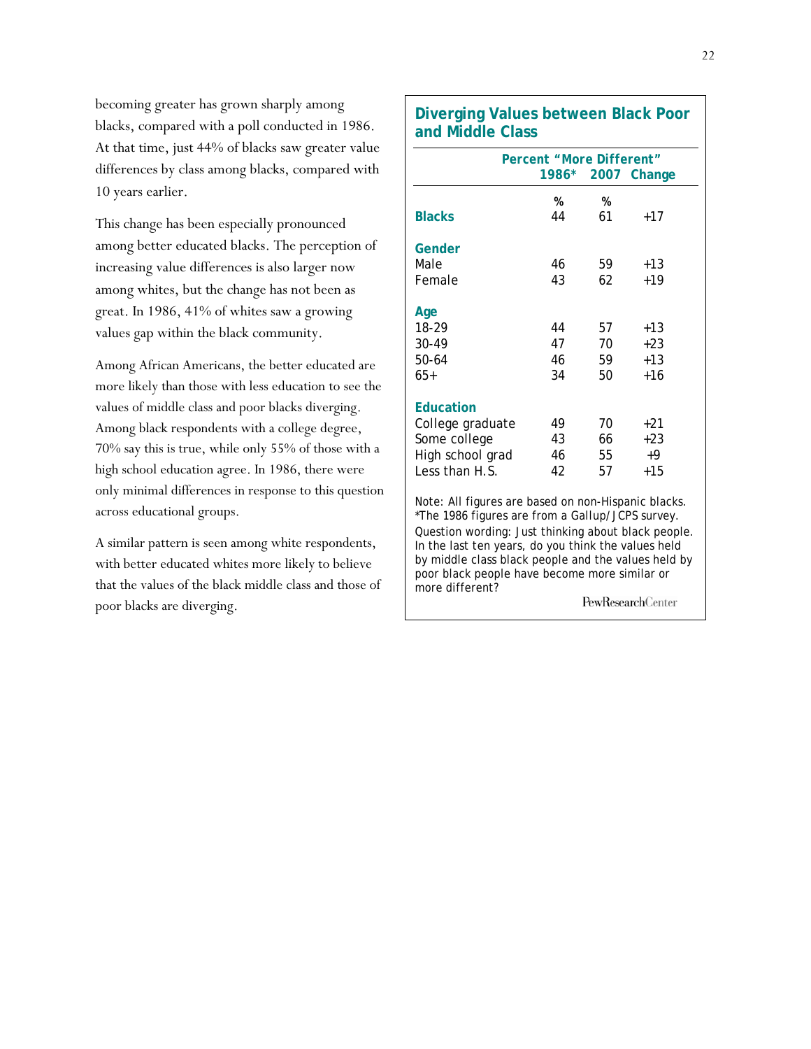becoming greater has grown sharply among blacks, compared with a poll conducted in 1986. At that time, just 44% of blacks saw greater value differences by class among blacks, compared with 10 years earlier.

This change has been especially pronounced among better educated blacks. The perception of increasing value differences is also larger now among whites, but the change has not been as great. In 1986, 41% of whites saw a growing values gap within the black community.

Among African Americans, the better educated are more likely than those with less education to see the values of middle class and poor blacks diverging. Among black respondents with a college degree, 70% say this is true, while only 55% of those with a high school education agree. In 1986, there were only minimal differences in response to this question across educational groups.

A similar pattern is seen among white respondents, with better educated whites more likely to believe that the values of the black middle class and those of poor blacks are diverging.

### Diverging Values between Black Poor and Middle Class

| | Percent "More Different" | | |
|---|---|---|---|
| | 1986* | 2007 | Change |
| | % | % | |
| **Blacks** | 44 | 61 | +17 |
| **Gender** | | | |
| Male | 46 | 59 | +13 |
| Female | 43 | 62 | +19 |
| **Age** | | | |
| 18-29 | 44 | 57 | +13 |
| 30-49 | 47 | 70 | +23 |
| 50-64 | 46 | 59 | +13 |
| 65+ | 34 | 50 | +16 |
| **Education** | | | |
| College graduate | 49 | 70 | +21 |
| Some college | 43 | 66 | +23 |
| High school grad | 46 | 55 | +9 |
| Less than H.S. | 42 | 57 | +15 |

Note: All figures are based on non-Hispanic blacks.
*The 1986 figures are from a Gallup/JCPS survey.
Question wording: Just thinking about black people. In the last ten years, do you think the values held by middle class black people and the values held by poor black people have become more similar or more different?

PewResearchCenter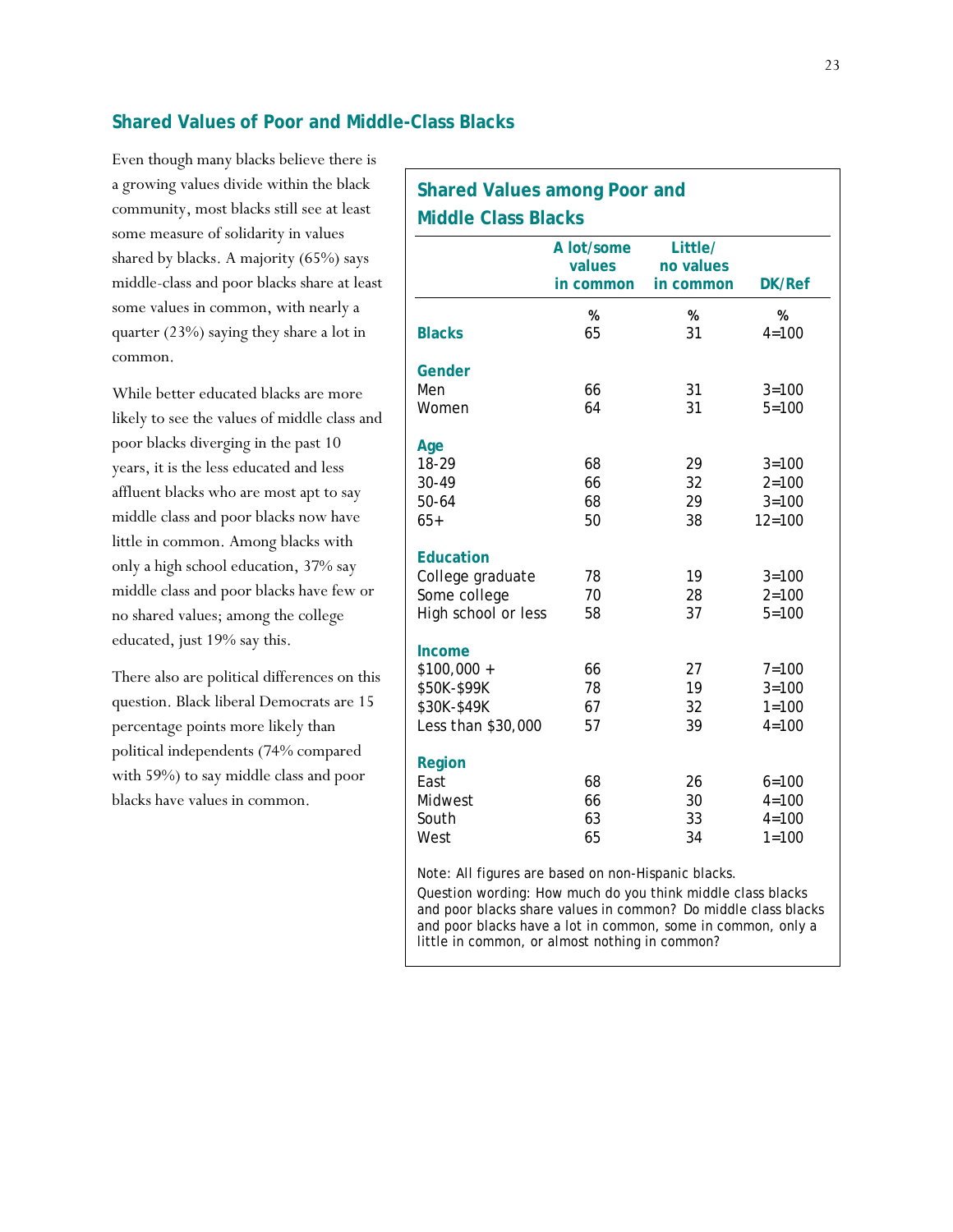## Shared Values of Poor and Middle-Class Blacks

Even though many blacks believe there is a growing values divide within the black community, most blacks still see at least some measure of solidarity in values shared by blacks. A majority (65%) says middle-class and poor blacks share at least some values in common, with nearly a quarter (23%) saying they share a lot in common.

While better educated blacks are more likely to see the values of middle class and poor blacks diverging in the past 10 years, it is the less educated and less affluent blacks who are most apt to say middle class and poor blacks now have little in common. Among blacks with only a high school education, 37% say middle class and poor blacks have few or no shared values; among the college educated, just 19% say this.

There also are political differences on this question. Black liberal Democrats are 15 percentage points more likely than political independents (74% compared with 59%) to say middle class and poor blacks have values in common.

### Shared Values among Poor and Middle Class Blacks

| | A lot/some values in common | Little/ no values in common | DK/Ref |
|---|---|---|---|
| | % | % | % |
| **Blacks** | 65 | 31 | 4=100 |
| **Gender** | | | |
| Men | 66 | 31 | 3=100 |
| Women | 64 | 31 | 5=100 |
| **Age** | | | |
| 18-29 | 68 | 29 | 3=100 |
| 30-49 | 66 | 32 | 2=100 |
| 50-64 | 68 | 29 | 3=100 |
| 65+ | 50 | 38 | 12=100 |
| **Education** | | | |
| College graduate | 78 | 19 | 3=100 |
| Some college | 70 | 28 | 2=100 |
| High school or less | 58 | 37 | 5=100 |
| **Income** | | | |
| $100,000 + | 66 | 27 | 7=100 |
| $50K-$99K | 78 | 19 | 3=100 |
| $30K-$49K | 67 | 32 | 1=100 |
| Less than $30,000 | 57 | 39 | 4=100 |
| **Region** | | | |
| East | 68 | 26 | 6=100 |
| Midwest | 66 | 30 | 4=100 |
| South | 63 | 33 | 4=100 |
| West | 65 | 34 | 1=100 |

Note: All figures are based on non-Hispanic blacks.

Question wording: How much do you think middle class blacks and poor blacks share values in common? Do middle class blacks and poor blacks have a lot in common, some in common, only a little in common, or almost nothing in common?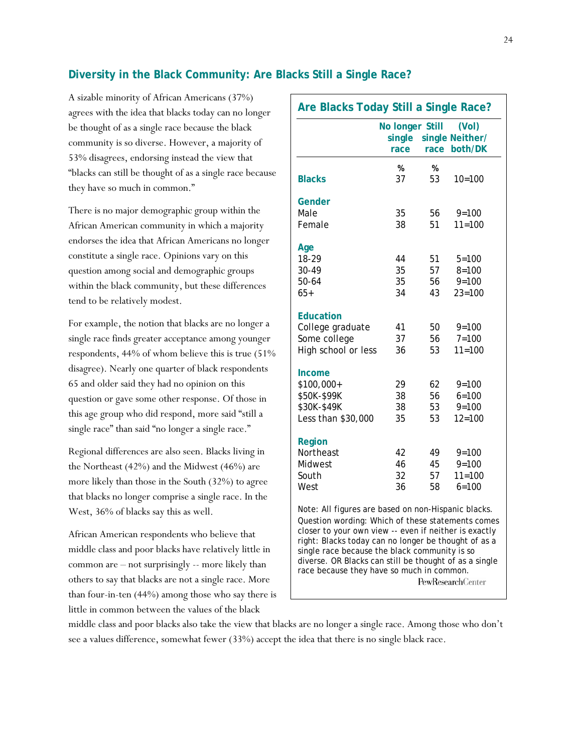## Diversity in the Black Community: Are Blacks Still a Single Race?

A sizable minority of African Americans (37%) agrees with the idea that blacks today can no longer be thought of as a single race because the black community is so diverse. However, a majority of 53% disagrees, endorsing instead the view that "blacks can still be thought of as a single race because they have so much in common."

There is no major demographic group within the African American community in which a majority endorses the idea that African Americans no longer constitute a single race. Opinions vary on this question among social and demographic groups within the black community, but these differences tend to be relatively modest.

For example, the notion that blacks are no longer a single race finds greater acceptance among younger respondents, 44% of whom believe this is true (51% disagree). Nearly one quarter of black respondents 65 and older said they had no opinion on this question or gave some other response. Of those in this age group who did respond, more said "still a single race" than said "no longer a single race."

Regional differences are also seen. Blacks living in the Northeast (42%) and the Midwest (46%) are more likely than those in the South (32%) to agree that blacks no longer comprise a single race. In the West, 36% of blacks say this as well.

African American respondents who believe that middle class and poor blacks have relatively little in common are – not surprisingly -- more likely than others to say that blacks are not a single race. More than four-in-ten (44%) among those who say there is little in common between the values of the black middle class and poor blacks also take the view that blacks are no longer a single race. Among those who don't see a values difference, somewhat fewer (33%) accept the idea that there is no single black race.

### Are Blacks Today Still a Single Race?

| | No longer single race | Still single race | (Vol) Neither/ both/DK |
|---|---|---|---|
| | % | % | |
| **Blacks** | 37 | 53 | 10=100 |
| **Gender** | | | |
| Male | 35 | 56 | 9=100 |
| Female | 38 | 51 | 11=100 |
| **Age** | | | |
| 18-29 | 44 | 51 | 5=100 |
| 30-49 | 35 | 57 | 8=100 |
| 50-64 | 35 | 56 | 9=100 |
| 65+ | 34 | 43 | 23=100 |
| **Education** | | | |
| College graduate | 41 | 50 | 9=100 |
| Some college | 37 | 56 | 7=100 |
| High school or less | 36 | 53 | 11=100 |
| **Income** | | | |
| $100,000+ | 29 | 62 | 9=100 |
| $50K-$99K | 38 | 56 | 6=100 |
| $30K-$49K | 38 | 53 | 9=100 |
| Less than $30,000 | 35 | 53 | 12=100 |
| **Region** | | | |
| Northeast | 42 | 49 | 9=100 |
| Midwest | 46 | 45 | 9=100 |
| South | 32 | 57 | 11=100 |
| West | 36 | 58 | 6=100 |

Note: All figures are based on non-Hispanic blacks. Question wording: Which of these statements comes closer to your own view -- even if neither is exactly right: Blacks today can no longer be thought of as a single race because the black community is so diverse. OR Blacks can still be thought of as a single race because they have so much in common.

PewResearchCenter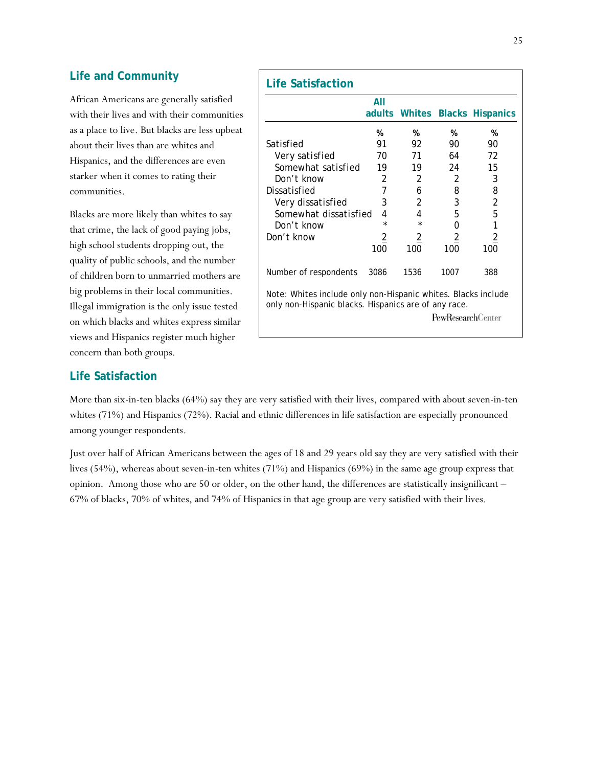## Life and Community

African Americans are generally satisfied with their lives and with their communities as a place to live. But blacks are less upbeat about their lives than are whites and Hispanics, and the differences are even starker when it comes to rating their communities.

Blacks are more likely than whites to say that crime, the lack of good paying jobs, high school students dropping out, the quality of public schools, and the number of children born to unmarried mothers are big problems in their local communities. Illegal immigration is the only issue tested on which blacks and whites express similar views and Hispanics register much higher concern than both groups.

**Life Satisfaction**

| | All adults | Whites | Blacks | Hispanics |
|---|---|---|---|---|
| | % | % | % | % |
| Satisfied | 91 | 92 | 90 | 90 |
| Very satisfied | 70 | 71 | 64 | 72 |
| Somewhat satisfied | 19 | 19 | 24 | 15 |
| Don't know | 2 | 2 | 2 | 3 |
| Dissatisfied | 7 | 6 | 8 | 8 |
| Very dissatisfied | 3 | 2 | 3 | 2 |
| Somewhat dissatisfied | 4 | 4 | 5 | 5 |
| Don't know | * | * | 0 | 1 |
| Don't know | 2 | 2 | 2 | 2 |
| | 100 | 100 | 100 | 100 |
| Number of respondents | 3086 | 1536 | 1007 | 388 |

Note: Whites include only non-Hispanic whites. Blacks include only non-Hispanic blacks. Hispanics are of any race.

PewResearchCenter

## Life Satisfaction

More than six-in-ten blacks (64%) say they are very satisfied with their lives, compared with about seven-in-ten whites (71%) and Hispanics (72%). Racial and ethnic differences in life satisfaction are especially pronounced among younger respondents.

Just over half of African Americans between the ages of 18 and 29 years old say they are very satisfied with their lives (54%), whereas about seven-in-ten whites (71%) and Hispanics (69%) in the same age group express that opinion. Among those who are 50 or older, on the other hand, the differences are statistically insignificant – 67% of blacks, 70% of whites, and 74% of Hispanics in that age group are very satisfied with their lives.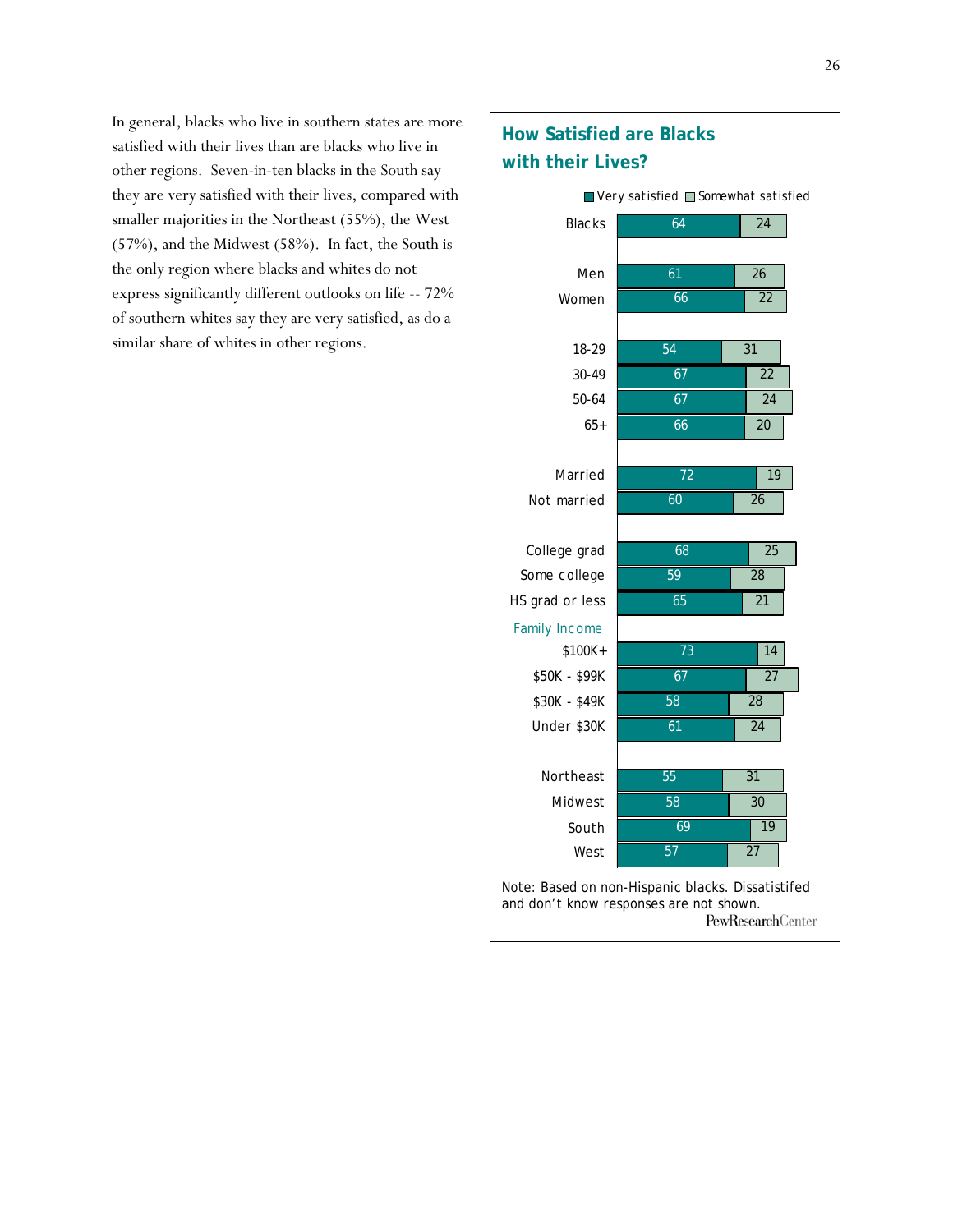In general, blacks who live in southern states are more satisfied with their lives than are blacks who live in other regions. Seven-in-ten blacks in the South say they are very satisfied with their lives, compared with smaller majorities in the Northeast (55%), the West (57%), and the Midwest (58%). In fact, the South is the only region where blacks and whites do not express significantly different outlooks on life -- 72% of southern whites say they are very satisfied, as do a similar share of whites in other regions.

## How Satisfied are Blacks with their Lives?

| | Very satisfied | Somewhat satisfied |
|---|---|---|
| Blacks | 64 | 24 |
| Men | 61 | 26 |
| Women | 66 | 22 |
| 18-29 | 54 | 31 |
| 30-49 | 67 | 22 |
| 50-64 | 67 | 24 |
| 65+ | 66 | 20 |
| Married | 72 | 19 |
| Not married | 60 | 26 |
| College grad | 68 | 25 |
| Some college | 59 | 28 |
| HS grad or less | 65 | 21 |
| *Family Income* | | |
| $100K+ | 73 | 14 |
| $50K - $99K | 67 | 27 |
| $30K - $49K | 58 | 28 |
| Under $30K | 61 | 24 |
| Northeast | 55 | 31 |
| Midwest | 58 | 30 |
| South | 69 | 19 |
| West | 57 | 27 |

Note: Based on non-Hispanic blacks. Dissatistifed and don't know responses are not shown.

PewResearchCenter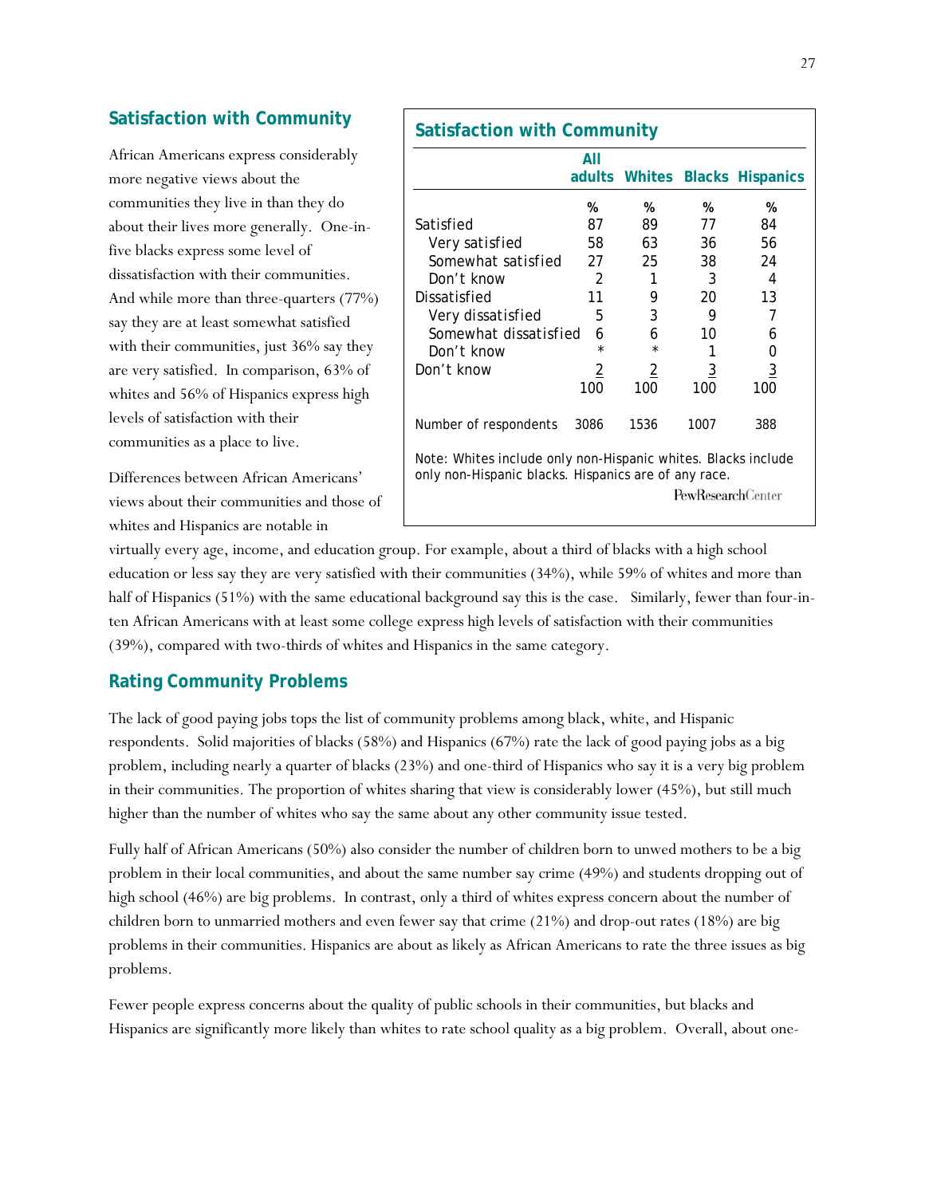## Satisfaction with Community

African Americans express considerably more negative views about the communities they live in than they do about their lives more generally. One-in-five blacks express some level of dissatisfaction with their communities. And while more than three-quarters (77%) say they are at least somewhat satisfied with their communities, just 36% say they are very satisfied. In comparison, 63% of whites and 56% of Hispanics express high levels of satisfaction with their communities as a place to live.

### Satisfaction with Community

| | All adults | Whites | Blacks | Hispanics |
|---|---|---|---|---|
| | % | % | % | % |
| Satisfied | 87 | 89 | 77 | 84 |
| Very satisfied | 58 | 63 | 36 | 56 |
| Somewhat satisfied | 27 | 25 | 38 | 24 |
| Don't know | 2 | 1 | 3 | 4 |
| Dissatisfied | 11 | 9 | 20 | 13 |
| Very dissatisfied | 5 | 3 | 9 | 7 |
| Somewhat dissatisfied | 6 | 6 | 10 | 6 |
| Don't know | * | * | 1 | 0 |
| Don't know | 2 | 2 | 3 | 3 |
| | 100 | 100 | 100 | 100 |
| Number of respondents | 3086 | 1536 | 1007 | 388 |

Note: Whites include only non-Hispanic whites. Blacks include only non-Hispanic blacks. Hispanics are of any race.

PewResearchCenter

Differences between African Americans' views about their communities and those of whites and Hispanics are notable in virtually every age, income, and education group. For example, about a third of blacks with a high school education or less say they are very satisfied with their communities (34%), while 59% of whites and more than half of Hispanics (51%) with the same educational background say this is the case. Similarly, fewer than four-in-ten African Americans with at least some college express high levels of satisfaction with their communities (39%), compared with two-thirds of whites and Hispanics in the same category.

## Rating Community Problems

The lack of good paying jobs tops the list of community problems among black, white, and Hispanic respondents. Solid majorities of blacks (58%) and Hispanics (67%) rate the lack of good paying jobs as a big problem, including nearly a quarter of blacks (23%) and one-third of Hispanics who say it is a very big problem in their communities. The proportion of whites sharing that view is considerably lower (45%), but still much higher than the number of whites who say the same about any other community issue tested.

Fully half of African Americans (50%) also consider the number of children born to unwed mothers to be a big problem in their local communities, and about the same number say crime (49%) and students dropping out of high school (46%) are big problems. In contrast, only a third of whites express concern about the number of children born to unmarried mothers and even fewer say that crime (21%) and drop-out rates (18%) are big problems in their communities. Hispanics are about as likely as African Americans to rate the three issues as big problems.

Fewer people express concerns about the quality of public schools in their communities, but blacks and Hispanics are significantly more likely than whites to rate school quality as a big problem. Overall, about one-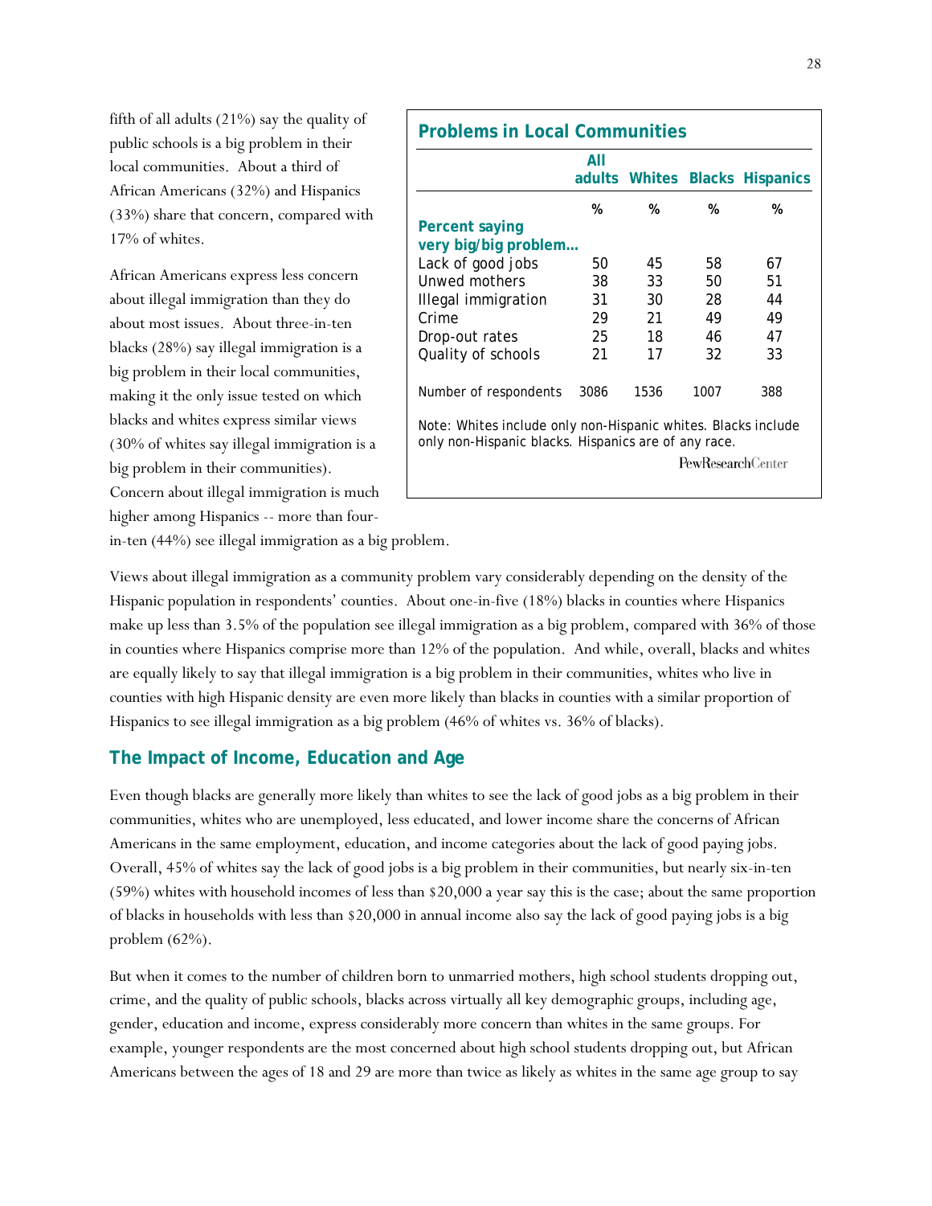fifth of all adults (21%) say the quality of public schools is a big problem in their local communities. About a third of African Americans (32%) and Hispanics (33%) share that concern, compared with 17% of whites.

African Americans express less concern about illegal immigration than they do about most issues. About three-in-ten blacks (28%) say illegal immigration is a big problem in their local communities, making it the only issue tested on which blacks and whites express similar views (30% of whites say illegal immigration is a big problem in their communities). Concern about illegal immigration is much higher among Hispanics -- more than four-in-ten (44%) see illegal immigration as a big problem.

**Problems in Local Communities**

| | All adults | Whites | Blacks | Hispanics |
|---|---|---|---|---|
| | % | % | % | % |
| **Percent saying very big/big problem…** | | | | |
| Lack of good jobs | 50 | 45 | 58 | 67 |
| Unwed mothers | 38 | 33 | 50 | 51 |
| Illegal immigration | 31 | 30 | 28 | 44 |
| Crime | 29 | 21 | 49 | 49 |
| Drop-out rates | 25 | 18 | 46 | 47 |
| Quality of schools | 21 | 17 | 32 | 33 |
| Number of respondents | 3086 | 1536 | 1007 | 388 |

Note: Whites include only non-Hispanic whites. Blacks include only non-Hispanic blacks. Hispanics are of any race.

PewResearchCenter

Views about illegal immigration as a community problem vary considerably depending on the density of the Hispanic population in respondents' counties. About one-in-five (18%) blacks in counties where Hispanics make up less than 3.5% of the population see illegal immigration as a big problem, compared with 36% of those in counties where Hispanics comprise more than 12% of the population. And while, overall, blacks and whites are equally likely to say that illegal immigration is a big problem in their communities, whites who live in counties with high Hispanic density are even more likely than blacks in counties with a similar proportion of Hispanics to see illegal immigration as a big problem (46% of whites vs. 36% of blacks).

## The Impact of Income, Education and Age

Even though blacks are generally more likely than whites to see the lack of good jobs as a big problem in their communities, whites who are unemployed, less educated, and lower income share the concerns of African Americans in the same employment, education, and income categories about the lack of good paying jobs. Overall, 45% of whites say the lack of good jobs is a big problem in their communities, but nearly six-in-ten (59%) whites with household incomes of less than $20,000 a year say this is the case; about the same proportion of blacks in households with less than $20,000 in annual income also say the lack of good paying jobs is a big problem (62%).

But when it comes to the number of children born to unmarried mothers, high school students dropping out, crime, and the quality of public schools, blacks across virtually all key demographic groups, including age, gender, education and income, express considerably more concern than whites in the same groups. For example, younger respondents are the most concerned about high school students dropping out, but African Americans between the ages of 18 and 29 are more than twice as likely as whites in the same age group to say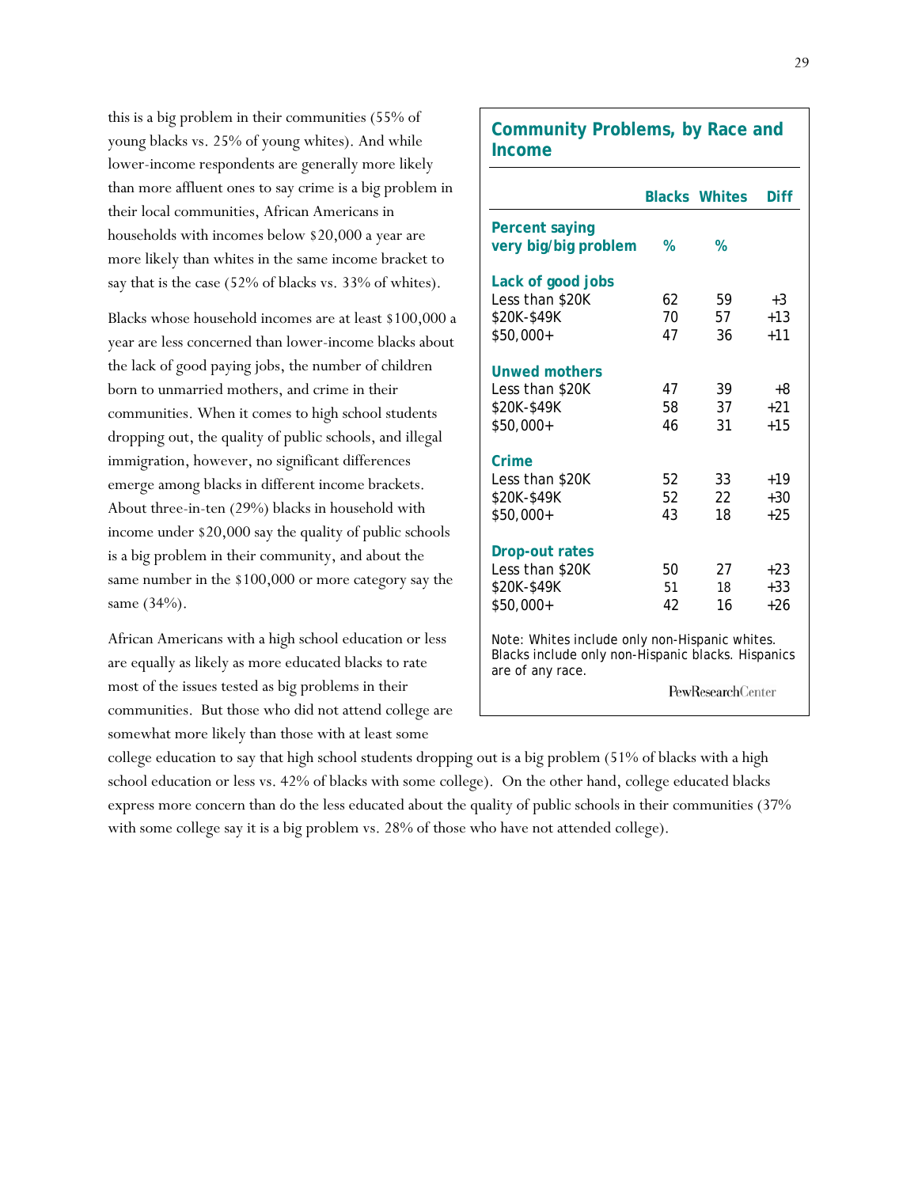this is a big problem in their communities (55% of young blacks vs. 25% of young whites). And while lower-income respondents are generally more likely than more affluent ones to say crime is a big problem in their local communities, African Americans in households with incomes below $20,000 a year are more likely than whites in the same income bracket to say that is the case (52% of blacks vs. 33% of whites).

Blacks whose household incomes are at least $100,000 a year are less concerned than lower-income blacks about the lack of good paying jobs, the number of children born to unmarried mothers, and crime in their communities. When it comes to high school students dropping out, the quality of public schools, and illegal immigration, however, no significant differences emerge among blacks in different income brackets. About three-in-ten (29%) blacks in household with income under $20,000 say the quality of public schools is a big problem in their community, and about the same number in the $100,000 or more category say the same (34%).

African Americans with a high school education or less are equally as likely as more educated blacks to rate most of the issues tested as big problems in their communities. But those who did not attend college are somewhat more likely than those with at least some college education to say that high school students dropping out is a big problem (51% of blacks with a high school education or less vs. 42% of blacks with some college). On the other hand, college educated blacks express more concern than do the less educated about the quality of public schools in their communities (37% with some college say it is a big problem vs. 28% of those who have not attended college).

**Community Problems, by Race and Income**

| | Blacks | Whites | Diff |
|---|---|---|---|
| **Percent saying very big/big problem** | % | % | |
| **Lack of good jobs** | | | |
| Less than $20K | 62 | 59 | +3 |
| $20K-$49K | 70 | 57 | +13 |
| $50,000+ | 47 | 36 | +11 |
| **Unwed mothers** | | | |
| Less than $20K | 47 | 39 | +8 |
| $20K-$49K | 58 | 37 | +21 |
| $50,000+ | 46 | 31 | +15 |
| **Crime** | | | |
| Less than $20K | 52 | 33 | +19 |
| $20K-$49K | 52 | 22 | +30 |
| $50,000+ | 43 | 18 | +25 |
| **Drop-out rates** | | | |
| Less than $20K | 50 | 27 | +23 |
| $20K-$49K | 51 | 18 | +33 |
| $50,000+ | 42 | 16 | +26 |

Note: Whites include only non-Hispanic whites. Blacks include only non-Hispanic blacks. Hispanics are of any race.

PewResearchCenter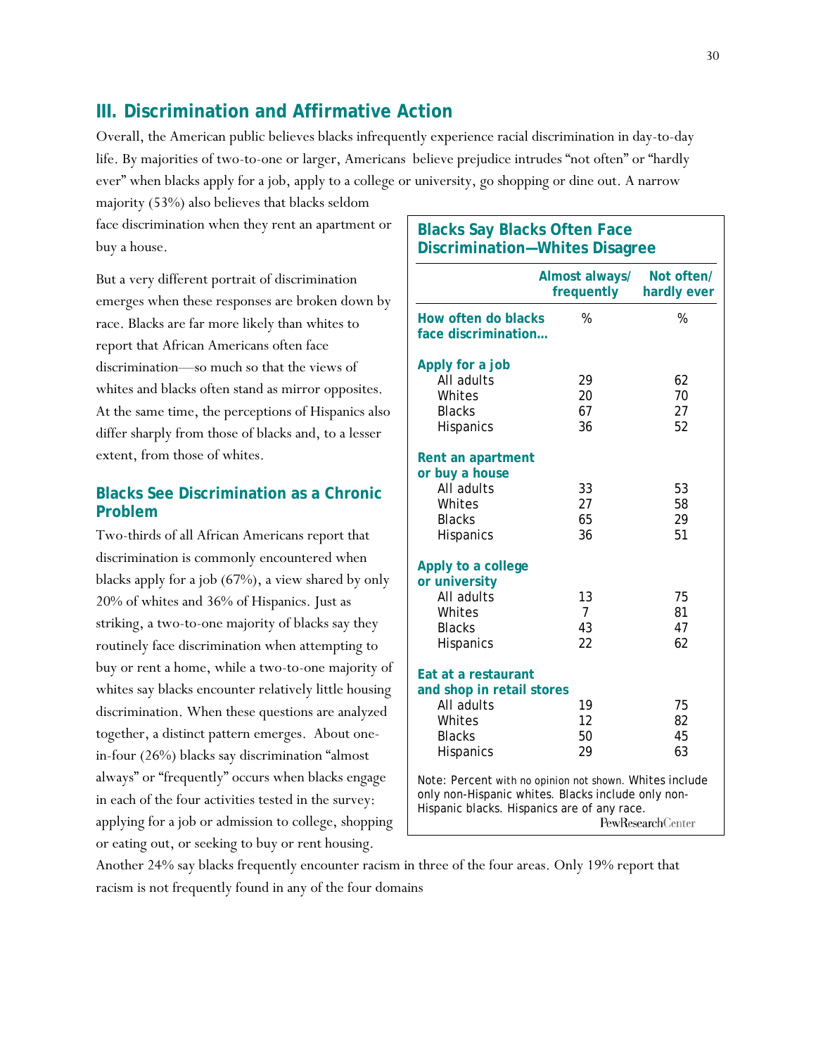## III. Discrimination and Affirmative Action

Overall, the American public believes blacks infrequently experience racial discrimination in day-to-day life. By majorities of two-to-one or larger, Americans believe prejudice intrudes "not often" or "hardly ever" when blacks apply for a job, apply to a college or university, go shopping or dine out. A narrow majority (53%) also believes that blacks seldom face discrimination when they rent an apartment or buy a house.

But a very different portrait of discrimination emerges when these responses are broken down by race. Blacks are far more likely than whites to report that African Americans often face discrimination—so much so that the views of whites and blacks often stand as mirror opposites. At the same time, the perceptions of Hispanics also differ sharply from those of blacks and, to a lesser extent, from those of whites.

### Blacks See Discrimination as a Chronic Problem

Two-thirds of all African Americans report that discrimination is commonly encountered when blacks apply for a job (67%), a view shared by only 20% of whites and 36% of Hispanics. Just as striking, a two-to-one majority of blacks say they routinely face discrimination when attempting to buy or rent a home, while a two-to-one majority of whites say blacks encounter relatively little housing discrimination. When these questions are analyzed together, a distinct pattern emerges. About one-in-four (26%) blacks say discrimination "almost always" or "frequently" occurs when blacks engage in each of the four activities tested in the survey: applying for a job or admission to college, shopping or eating out, or seeking to buy or rent housing. Another 24% say blacks frequently encounter racism in three of the four areas. Only 19% report that racism is not frequently found in any of the four domains

**Blacks Say Blacks Often Face Discrimination—Whites Disagree**

| How often do blacks face discrimination… | Almost always/ frequently | Not often/ hardly ever |
|---|---|---|
| | % | % |
| **Apply for a job** | | |
| All adults | 29 | 62 |
| Whites | 20 | 70 |
| Blacks | 67 | 27 |
| Hispanics | 36 | 52 |
| **Rent an apartment or buy a house** | | |
| All adults | 33 | 53 |
| Whites | 27 | 58 |
| Blacks | 65 | 29 |
| Hispanics | 36 | 51 |
| **Apply to a college or university** | | |
| All adults | 13 | 75 |
| Whites | 7 | 81 |
| Blacks | 43 | 47 |
| Hispanics | 22 | 62 |
| **Eat at a restaurant and shop in retail stores** | | |
| All adults | 19 | 75 |
| Whites | 12 | 82 |
| Blacks | 50 | 45 |
| Hispanics | 29 | 63 |

Note: Percent with no opinion not shown. Whites include only non-Hispanic whites. Blacks include only non-Hispanic blacks. Hispanics are of any race.

PewResearchCenter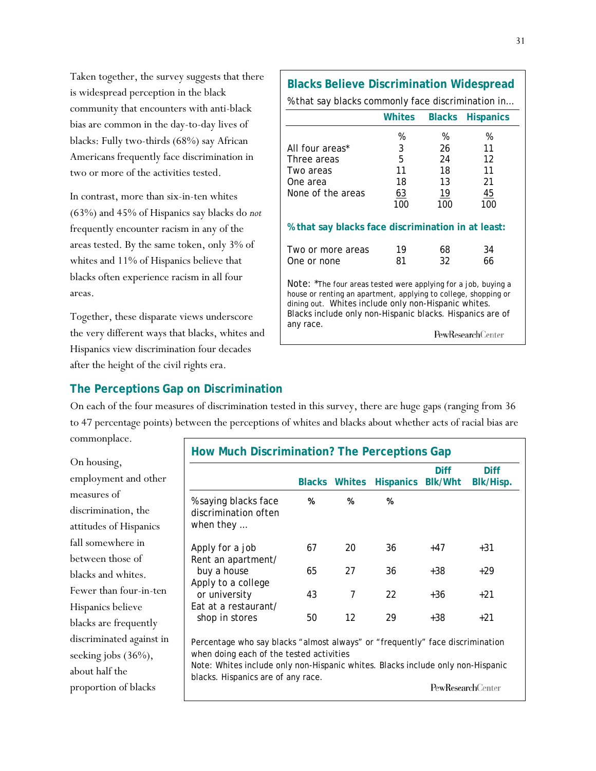Taken together, the survey suggests that there is widespread perception in the black community that encounters with anti-black bias are common in the day-to-day lives of blacks: Fully two-thirds (68%) say African Americans frequently face discrimination in two or more of the activities tested.

In contrast, more than six-in-ten whites (63%) and 45% of Hispanics say blacks do *not* frequently encounter racism in any of the areas tested. By the same token, only 3% of whites and 11% of Hispanics believe that blacks often experience racism in all four areas.

Together, these disparate views underscore the very different ways that blacks, whites and Hispanics view discrimination four decades after the height of the civil rights era.

**Blacks Believe Discrimination Widespread**

% that say blacks commonly face discrimination in…

| | Whites | Blacks | Hispanics |
|---|---|---|---|
| | % | % | % |
| All four areas* | 3 | 26 | 11 |
| Three areas | 5 | 24 | 12 |
| Two areas | 11 | 18 | 11 |
| One area | 18 | 13 | 21 |
| None of the areas | 63 | 19 | 45 |
| | 100 | 100 | 100 |
| **% that say blacks face discrimination in at least:** | | | |
| Two or more areas | 19 | 68 | 34 |
| One or none | 81 | 32 | 66 |

Note: *The four areas tested were applying for a job, buying a house or renting an apartment, applying to college, shopping or dining out. Whites include only non-Hispanic whites. Blacks include only non-Hispanic blacks. Hispanics are of any race.

PewResearchCenter

## The Perceptions Gap on Discrimination

On each of the four measures of discrimination tested in this survey, there are huge gaps (ranging from 36 to 47 percentage points) between the perceptions of whites and blacks about whether acts of racial bias are commonplace.

On housing, employment and other measures of discrimination, the attitudes of Hispanics fall somewhere in between those of blacks and whites. Fewer than four-in-ten Hispanics believe blacks are frequently discriminated against in seeking jobs (36%), about half the proportion of blacks

**How Much Discrimination? The Perceptions Gap**

| | Blacks | Whites | Hispanics | Diff Blk/Wht | Diff Blk/Hisp. |
|---|---|---|---|---|---|
| % saying blacks face discrimination often when they … | % | % | % | | |
| Apply for a job | 67 | 20 | 36 | +47 | +31 |
| Rent an apartment/ buy a house | 65 | 27 | 36 | +38 | +29 |
| Apply to a college or university | 43 | 7 | 22 | +36 | +21 |
| Eat at a restaurant/ shop in stores | 50 | 12 | 29 | +38 | +21 |

Percentage who say blacks "almost always" or "frequently" face discrimination when doing each of the tested activities

Note: Whites include only non-Hispanic whites. Blacks include only non-Hispanic blacks. Hispanics are of any race.

PewResearchCenter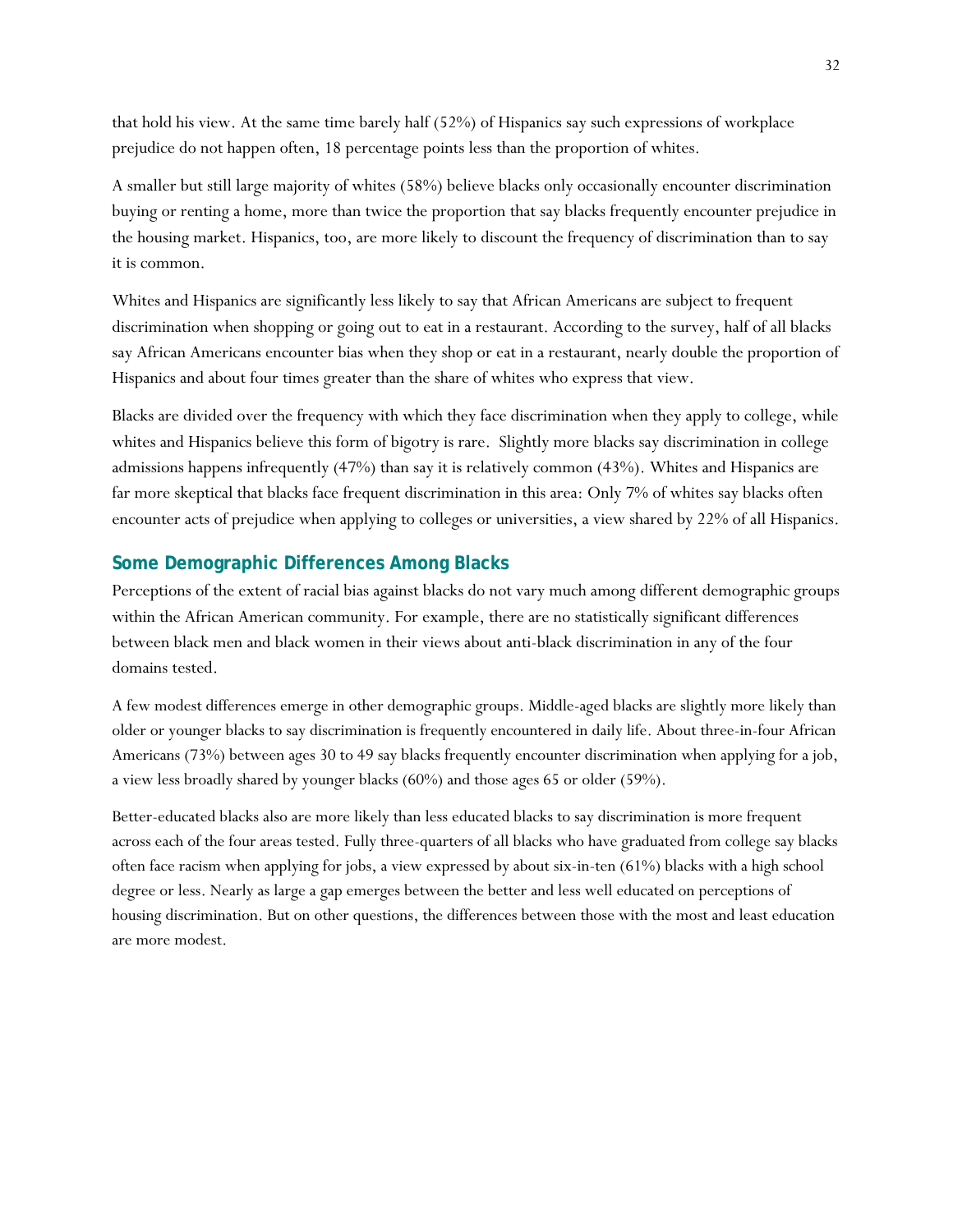that hold his view. At the same time barely half (52%) of Hispanics say such expressions of workplace prejudice do not happen often, 18 percentage points less than the proportion of whites.

A smaller but still large majority of whites (58%) believe blacks only occasionally encounter discrimination buying or renting a home, more than twice the proportion that say blacks frequently encounter prejudice in the housing market. Hispanics, too, are more likely to discount the frequency of discrimination than to say it is common.

Whites and Hispanics are significantly less likely to say that African Americans are subject to frequent discrimination when shopping or going out to eat in a restaurant. According to the survey, half of all blacks say African Americans encounter bias when they shop or eat in a restaurant, nearly double the proportion of Hispanics and about four times greater than the share of whites who express that view.

Blacks are divided over the frequency with which they face discrimination when they apply to college, while whites and Hispanics believe this form of bigotry is rare. Slightly more blacks say discrimination in college admissions happens infrequently (47%) than say it is relatively common (43%). Whites and Hispanics are far more skeptical that blacks face frequent discrimination in this area: Only 7% of whites say blacks often encounter acts of prejudice when applying to colleges or universities, a view shared by 22% of all Hispanics.

## Some Demographic Differences Among Blacks

Perceptions of the extent of racial bias against blacks do not vary much among different demographic groups within the African American community. For example, there are no statistically significant differences between black men and black women in their views about anti-black discrimination in any of the four domains tested.

A few modest differences emerge in other demographic groups. Middle-aged blacks are slightly more likely than older or younger blacks to say discrimination is frequently encountered in daily life. About three-in-four African Americans (73%) between ages 30 to 49 say blacks frequently encounter discrimination when applying for a job, a view less broadly shared by younger blacks (60%) and those ages 65 or older (59%).

Better-educated blacks also are more likely than less educated blacks to say discrimination is more frequent across each of the four areas tested. Fully three-quarters of all blacks who have graduated from college say blacks often face racism when applying for jobs, a view expressed by about six-in-ten (61%) blacks with a high school degree or less. Nearly as large a gap emerges between the better and less well educated on perceptions of housing discrimination. But on other questions, the differences between those with the most and least education are more modest.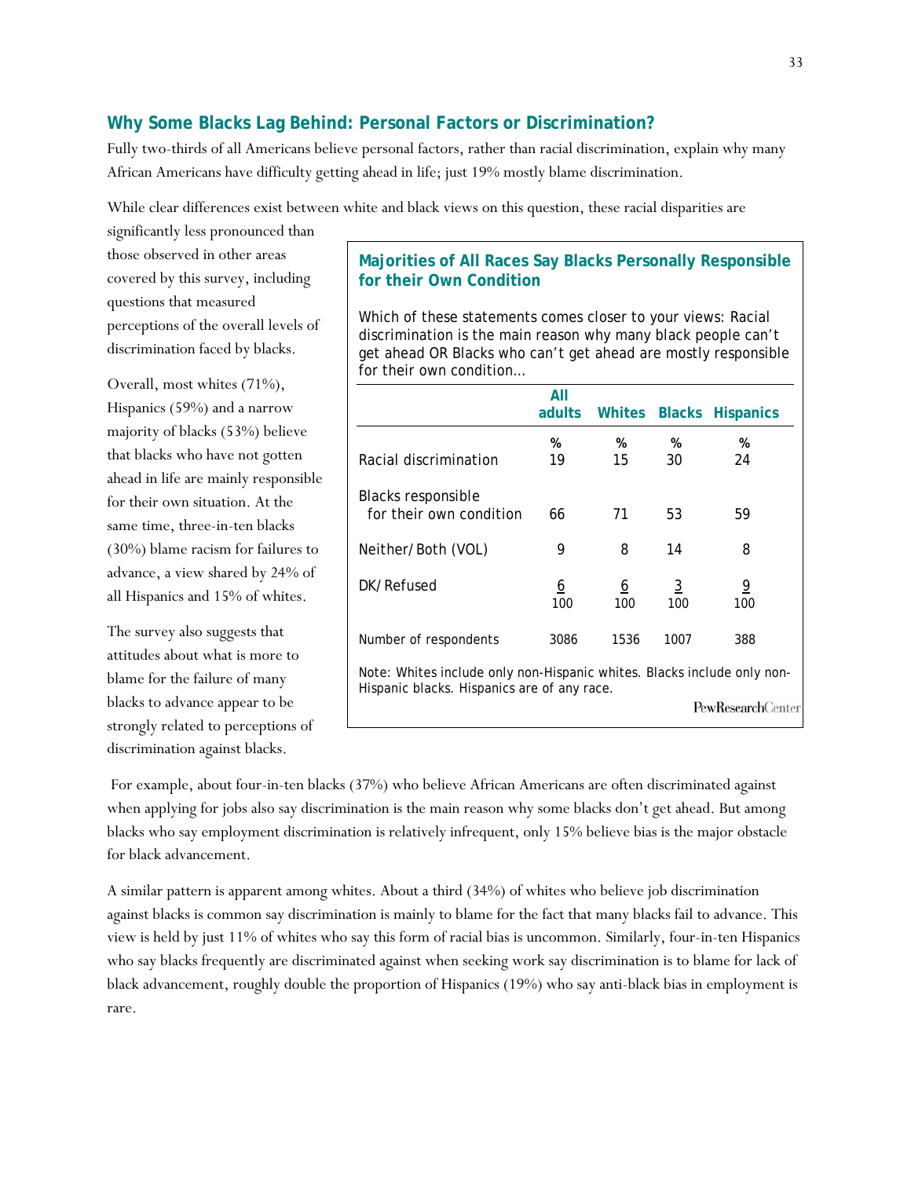## Why Some Blacks Lag Behind: Personal Factors or Discrimination?

Fully two-thirds of all Americans believe personal factors, rather than racial discrimination, explain why many African Americans have difficulty getting ahead in life; just 19% mostly blame discrimination.

While clear differences exist between white and black views on this question, these racial disparities are significantly less pronounced than those observed in other areas covered by this survey, including questions that measured perceptions of the overall levels of discrimination faced by blacks.

Overall, most whites (71%), Hispanics (59%) and a narrow majority of blacks (53%) believe that blacks who have not gotten ahead in life are mainly responsible for their own situation. At the same time, three-in-ten blacks (30%) blame racism for failures to advance, a view shared by 24% of all Hispanics and 15% of whites.

The survey also suggests that attitudes about what is more to blame for the failure of many blacks to advance appear to be strongly related to perceptions of discrimination against blacks.

**Majorities of All Races Say Blacks Personally Responsible for their Own Condition**

Which of these statements comes closer to your views: Racial discrimination is the main reason why many black people can't get ahead OR Blacks who can't get ahead are mostly responsible for their own condition...

| | All adults | Whites | Blacks | Hispanics |
|---|---|---|---|---|
| | % | % | % | % |
| Racial discrimination | 19 | 15 | 30 | 24 |
| Blacks responsible for their own condition | 66 | 71 | 53 | 59 |
| Neither/Both (VOL) | 9 | 8 | 14 | 8 |
| DK/Refused | 6 | 6 | 3 | 9 |
| | 100 | 100 | 100 | 100 |
| Number of respondents | 3086 | 1536 | 1007 | 388 |

Note: Whites include only non-Hispanic whites. Blacks include only non-Hispanic blacks. Hispanics are of any race.

PewResearchCenter

For example, about four-in-ten blacks (37%) who believe African Americans are often discriminated against when applying for jobs also say discrimination is the main reason why some blacks don't get ahead. But among blacks who say employment discrimination is relatively infrequent, only 15% believe bias is the major obstacle for black advancement.

A similar pattern is apparent among whites. About a third (34%) of whites who believe job discrimination against blacks is common say discrimination is mainly to blame for the fact that many blacks fail to advance. This view is held by just 11% of whites who say this form of racial bias is uncommon. Similarly, four-in-ten Hispanics who say blacks frequently are discriminated against when seeking work say discrimination is to blame for lack of black advancement, roughly double the proportion of Hispanics (19%) who say anti-black bias in employment is rare.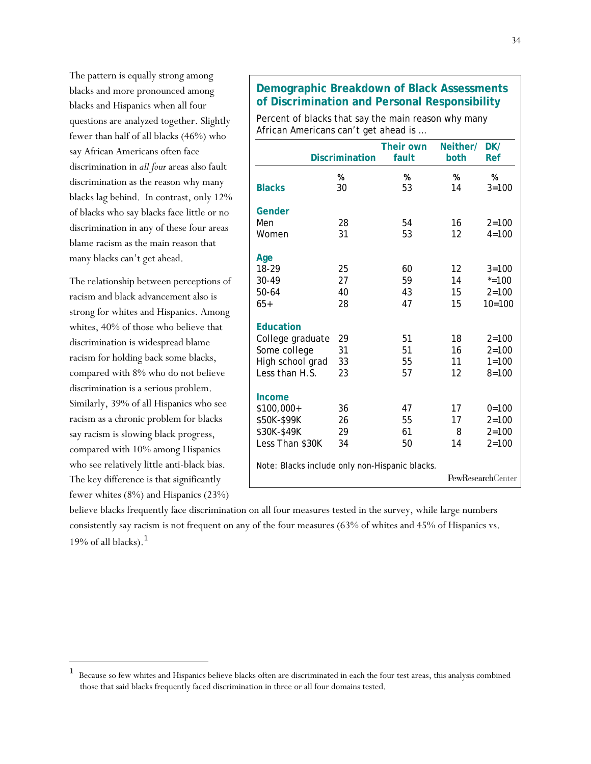The pattern is equally strong among blacks and more pronounced among blacks and Hispanics when all four questions are analyzed together. Slightly fewer than half of all blacks (46%) who say African Americans often face discrimination in *all four* areas also fault discrimination as the reason why many blacks lag behind. In contrast, only 12% of blacks who say blacks face little or no discrimination in any of these four areas blame racism as the main reason that many blacks can't get ahead.

**Demographic Breakdown of Black Assessments of Discrimination and Personal Responsibility**

Percent of blacks that say the main reason why many African Americans can't get ahead is ...

| | Discrimination | Their own fault | Neither/ both | DK/ Ref |
|---|---|---|---|---|
| | % | % | % | % |
| **Blacks** | 30 | 53 | 14 | 3=100 |
| **Gender** | | | | |
| Men | 28 | 54 | 16 | 2=100 |
| Women | 31 | 53 | 12 | 4=100 |
| **Age** | | | | |
| 18-29 | 25 | 60 | 12 | 3=100 |
| 30-49 | 27 | 59 | 14 | *=100 |
| 50-64 | 40 | 43 | 15 | 2=100 |
| 65+ | 28 | 47 | 15 | 10=100 |
| **Education** | | | | |
| College graduate | 29 | 51 | 18 | 2=100 |
| Some college | 31 | 51 | 16 | 2=100 |
| High school grad | 33 | 55 | 11 | 1=100 |
| Less than H.S. | 23 | 57 | 12 | 8=100 |
| **Income** | | | | |
| $100,000+ | 36 | 47 | 17 | 0=100 |
| $50K-$99K | 26 | 55 | 17 | 2=100 |
| $30K-$49K | 29 | 61 | 8 | 2=100 |
| Less Than $30K | 34 | 50 | 14 | 2=100 |

Note: Blacks include only non-Hispanic blacks.

PewResearchCenter

The relationship between perceptions of racism and black advancement also is strong for whites and Hispanics. Among whites, 40% of those who believe that discrimination is widespread blame racism for holding back some blacks, compared with 8% who do not believe discrimination is a serious problem. Similarly, 39% of all Hispanics who see racism as a chronic problem for blacks say racism is slowing black progress, compared with 10% among Hispanics who see relatively little anti-black bias. The key difference is that significantly fewer whites (8%) and Hispanics (23%) believe blacks frequently face discrimination on all four measures tested in the survey, while large numbers consistently say racism is not frequent on any of the four measures (63% of whites and 45% of Hispanics vs. 19% of all blacks).[1]

---

[1] Because so few whites and Hispanics believe blacks often are discriminated in each the four test areas, this analysis combined those that said blacks frequently faced discrimination in three or all four domains tested.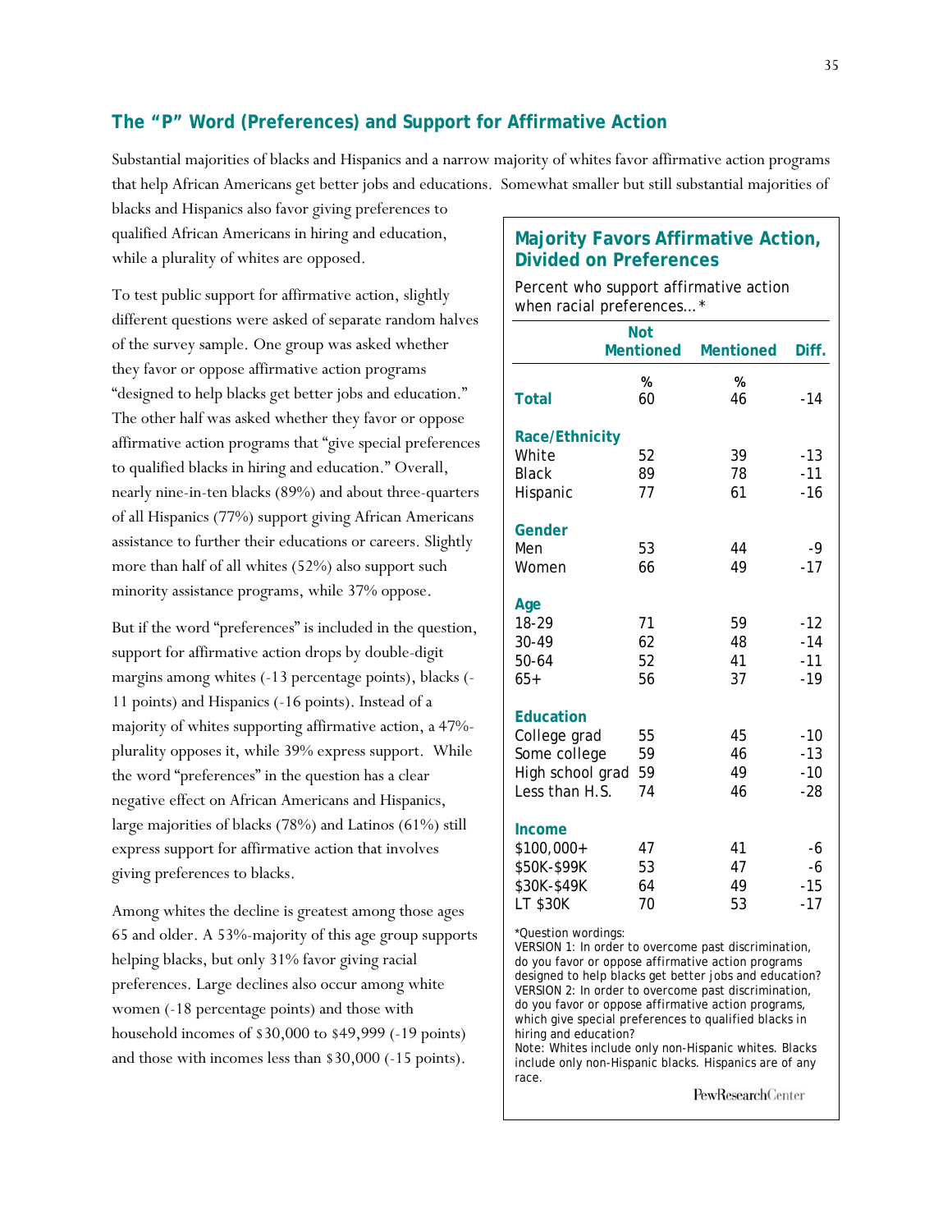## The "P" Word (Preferences) and Support for Affirmative Action

Substantial majorities of blacks and Hispanics and a narrow majority of whites favor affirmative action programs that help African Americans get better jobs and educations. Somewhat smaller but still substantial majorities of blacks and Hispanics also favor giving preferences to qualified African Americans in hiring and education, while a plurality of whites are opposed.

To test public support for affirmative action, slightly different questions were asked of separate random halves of the survey sample. One group was asked whether they favor or oppose affirmative action programs "designed to help blacks get better jobs and education." The other half was asked whether they favor or oppose affirmative action programs that "give special preferences to qualified blacks in hiring and education." Overall, nearly nine-in-ten blacks (89%) and about three-quarters of all Hispanics (77%) support giving African Americans assistance to further their educations or careers. Slightly more than half of all whites (52%) also support such minority assistance programs, while 37% oppose.

But if the word "preferences" is included in the question, support for affirmative action drops by double-digit margins among whites (-13 percentage points), blacks (-11 points) and Hispanics (-16 points). Instead of a majority of whites supporting affirmative action, a 47%-plurality opposes it, while 39% express support. While the word "preferences" in the question has a clear negative effect on African Americans and Hispanics, large majorities of blacks (78%) and Latinos (61%) still express support for affirmative action that involves giving preferences to blacks.

Among whites the decline is greatest among those ages 65 and older. A 53%-majority of this age group supports helping blacks, but only 31% favor giving racial preferences. Large declines also occur among white women (-18 percentage points) and those with household incomes of $30,000 to $49,999 (-19 points) and those with incomes less than $30,000 (-15 points).

### Majority Favors Affirmative Action, Divided on Preferences

*Percent who support affirmative action when racial preferences…\**

| | Not Mentioned | Mentioned | Diff. |
|---|---|---|---|
| | % | % | |
| **Total** | 60 | 46 | -14 |
| **Race/Ethnicity** | | | |
| White | 52 | 39 | -13 |
| Black | 89 | 78 | -11 |
| Hispanic | 77 | 61 | -16 |
| **Gender** | | | |
| Men | 53 | 44 | -9 |
| Women | 66 | 49 | -17 |
| **Age** | | | |
| 18-29 | 71 | 59 | -12 |
| 30-49 | 62 | 48 | -14 |
| 50-64 | 52 | 41 | -11 |
| 65+ | 56 | 37 | -19 |
| **Education** | | | |
| College grad | 55 | 45 | -10 |
| Some college | 59 | 46 | -13 |
| High school grad | 59 | 49 | -10 |
| Less than H.S. | 74 | 46 | -28 |
| **Income** | | | |
| $100,000+ | 47 | 41 | -6 |
| $50K-$99K | 53 | 47 | -6 |
| $30K-$49K | 64 | 49 | -15 |
| LT $30K | 70 | 53 | -17 |

*Question wordings:
VERSION 1: In order to overcome past discrimination, do you favor or oppose affirmative action programs designed to help blacks get better jobs and education?
VERSION 2: In order to overcome past discrimination, do you favor or oppose affirmative action programs, which give special preferences to qualified blacks in hiring and education?
Note: Whites include only non-Hispanic whites. Blacks include only non-Hispanic blacks. Hispanics are of any race.

PewResearchCenter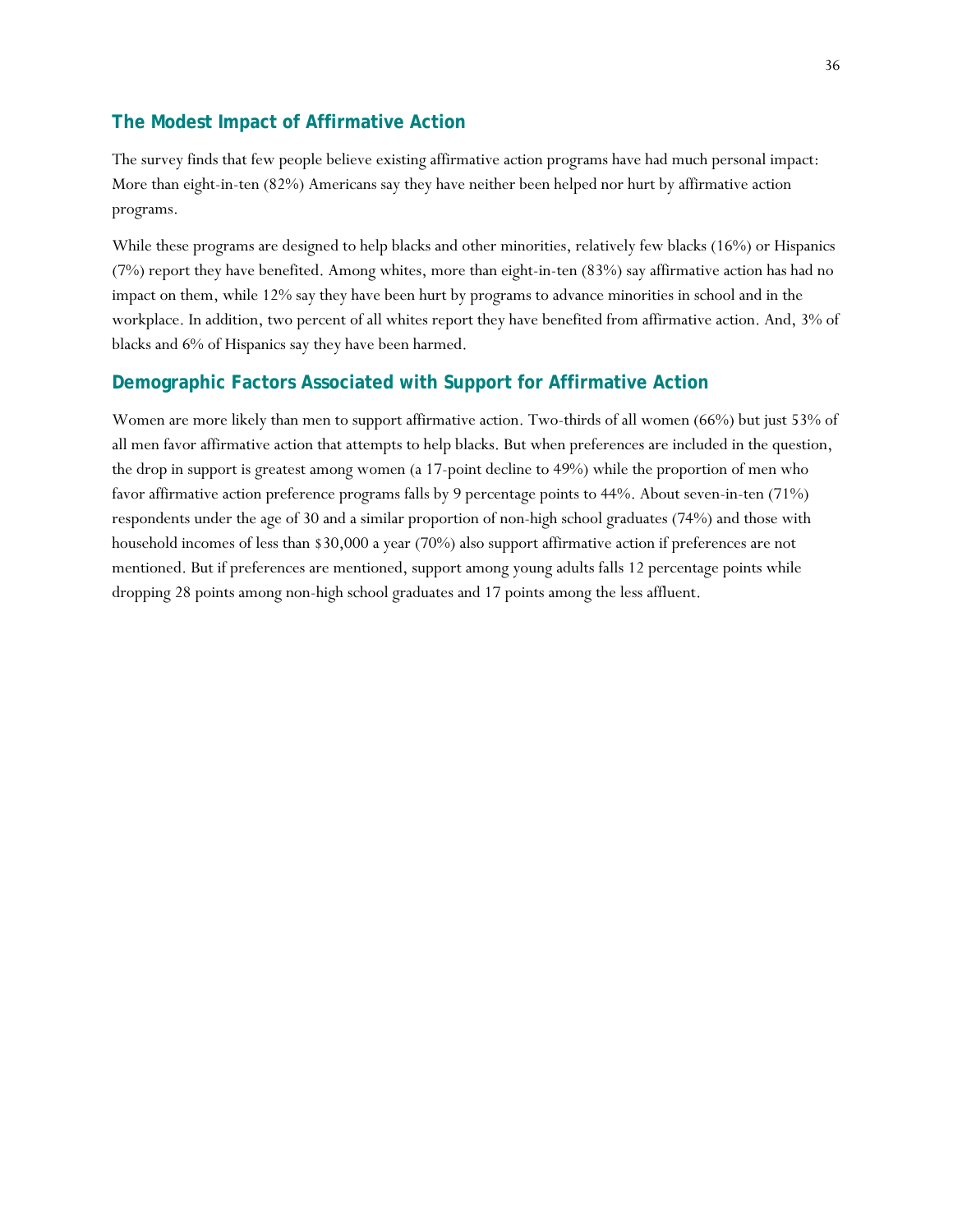## The Modest Impact of Affirmative Action

The survey finds that few people believe existing affirmative action programs have had much personal impact: More than eight-in-ten (82%) Americans say they have neither been helped nor hurt by affirmative action programs.

While these programs are designed to help blacks and other minorities, relatively few blacks (16%) or Hispanics (7%) report they have benefited. Among whites, more than eight-in-ten (83%) say affirmative action has had no impact on them, while 12% say they have been hurt by programs to advance minorities in school and in the workplace. In addition, two percent of all whites report they have benefited from affirmative action. And, 3% of blacks and 6% of Hispanics say they have been harmed.

## Demographic Factors Associated with Support for Affirmative Action

Women are more likely than men to support affirmative action. Two-thirds of all women (66%) but just 53% of all men favor affirmative action that attempts to help blacks. But when preferences are included in the question, the drop in support is greatest among women (a 17-point decline to 49%) while the proportion of men who favor affirmative action preference programs falls by 9 percentage points to 44%. About seven-in-ten (71%) respondents under the age of 30 and a similar proportion of non-high school graduates (74%) and those with household incomes of less than $30,000 a year (70%) also support affirmative action if preferences are not mentioned. But if preferences are mentioned, support among young adults falls 12 percentage points while dropping 28 points among non-high school graduates and 17 points among the less affluent.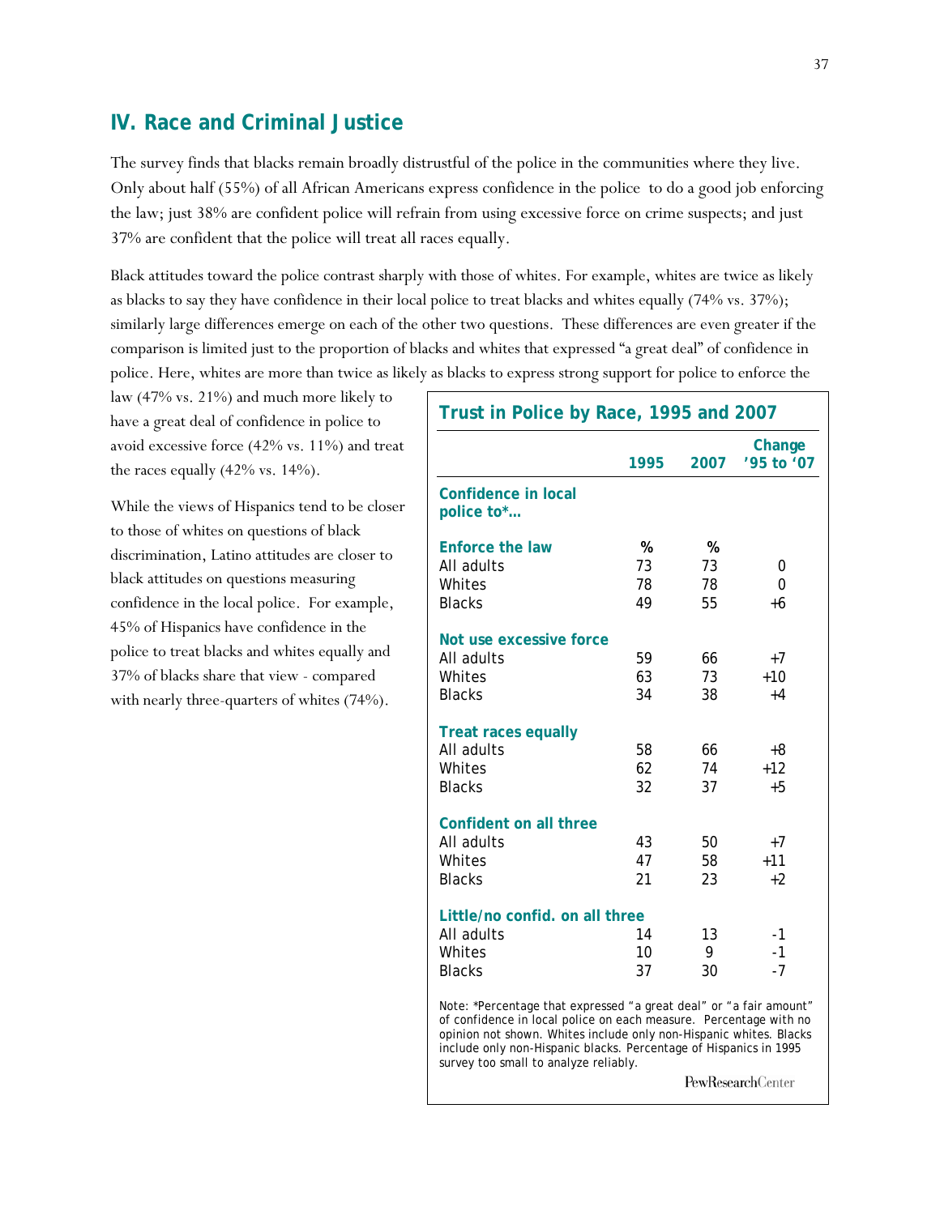## IV. Race and Criminal Justice

The survey finds that blacks remain broadly distrustful of the police in the communities where they live. Only about half (55%) of all African Americans express confidence in the police to do a good job enforcing the law; just 38% are confident police will refrain from using excessive force on crime suspects; and just 37% are confident that the police will treat all races equally.

Black attitudes toward the police contrast sharply with those of whites. For example, whites are twice as likely as blacks to say they have confidence in their local police to treat blacks and whites equally (74% vs. 37%); similarly large differences emerge on each of the other two questions. These differences are even greater if the comparison is limited just to the proportion of blacks and whites that expressed "a great deal" of confidence in police. Here, whites are more than twice as likely as blacks to express strong support for police to enforce the law (47% vs. 21%) and much more likely to have a great deal of confidence in police to avoid excessive force (42% vs. 11%) and treat the races equally (42% vs. 14%).

While the views of Hispanics tend to be closer to those of whites on questions of black discrimination, Latino attitudes are closer to black attitudes on questions measuring confidence in the local police. For example, 45% of Hispanics have confidence in the police to treat blacks and whites equally and 37% of blacks share that view - compared with nearly three-quarters of whites (74%).

**Trust in Police by Race, 1995 and 2007**

| | 1995 | 2007 | Change '95 to '07 |
|---|---|---|---|
| **Confidence in local police to\*…** | | | |
| **Enforce the law** | % | % | |
| All adults | 73 | 73 | 0 |
| Whites | 78 | 78 | 0 |
| Blacks | 49 | 55 | +6 |
| **Not use excessive force** | | | |
| All adults | 59 | 66 | +7 |
| Whites | 63 | 73 | +10 |
| Blacks | 34 | 38 | +4 |
| **Treat races equally** | | | |
| All adults | 58 | 66 | +8 |
| Whites | 62 | 74 | +12 |
| Blacks | 32 | 37 | +5 |
| **Confident on all three** | | | |
| All adults | 43 | 50 | +7 |
| Whites | 47 | 58 | +11 |
| Blacks | 21 | 23 | +2 |
| **Little/no confid. on all three** | | | |
| All adults | 14 | 13 | -1 |
| Whites | 10 | 9 | -1 |
| Blacks | 37 | 30 | -7 |

Note: \*Percentage that expressed "a great deal" or "a fair amount" of confidence in local police on each measure. Percentage with no opinion not shown. Whites include only non-Hispanic whites. Blacks include only non-Hispanic blacks. Percentage of Hispanics in 1995 survey too small to analyze reliably.

PewResearchCenter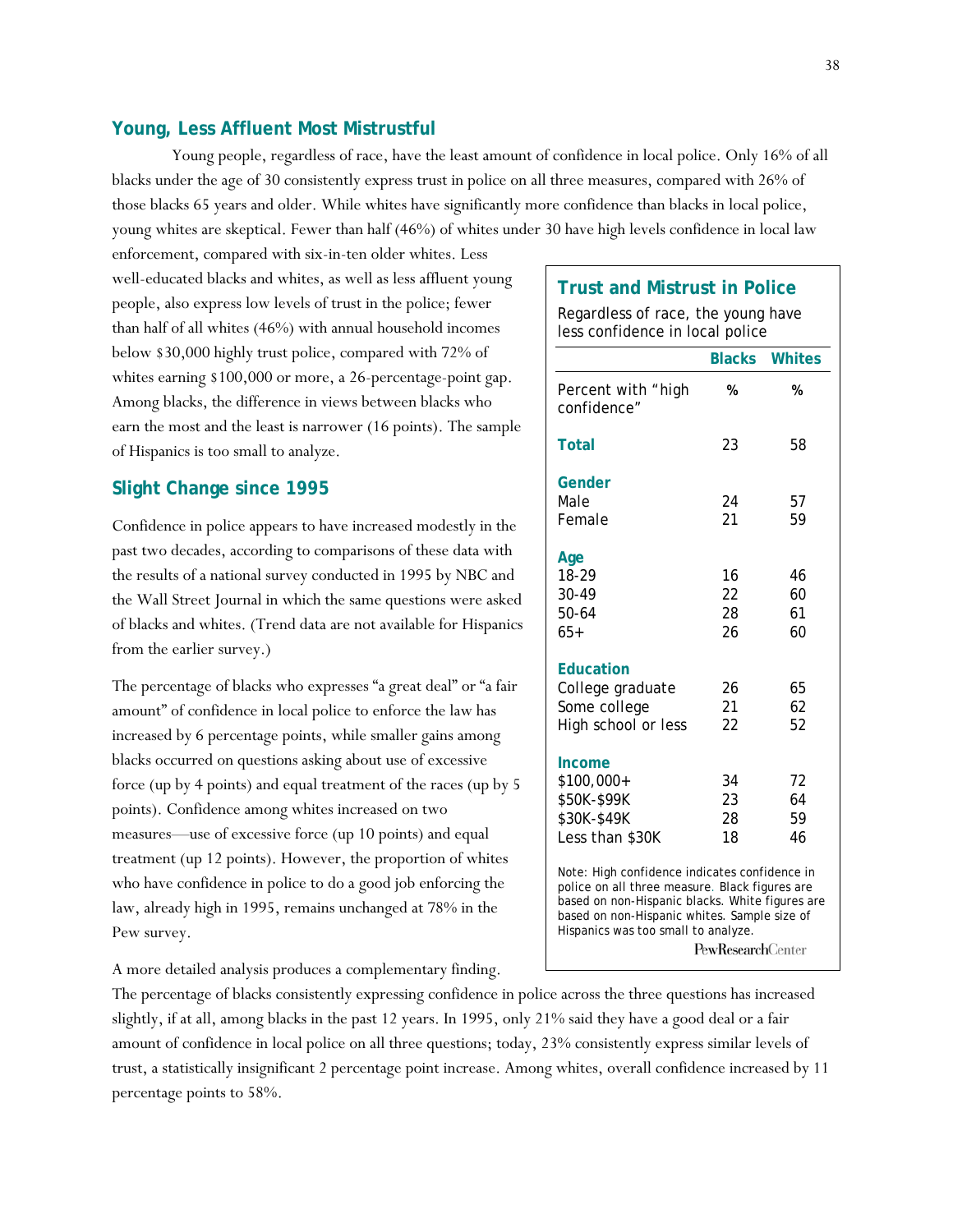## Young, Less Affluent Most Mistrustful

Young people, regardless of race, have the least amount of confidence in local police. Only 16% of all blacks under the age of 30 consistently express trust in police on all three measures, compared with 26% of those blacks 65 years and older. While whites have significantly more confidence than blacks in local police, young whites are skeptical. Fewer than half (46%) of whites under 30 have high levels confidence in local law enforcement, compared with six-in-ten older whites. Less well-educated blacks and whites, as well as less affluent young people, also express low levels of trust in the police; fewer than half of all whites (46%) with annual household incomes below $30,000 highly trust police, compared with 72% of whites earning $100,000 or more, a 26-percentage-point gap. Among blacks, the difference in views between blacks who earn the most and the least is narrower (16 points). The sample of Hispanics is too small to analyze.

### Trust and Mistrust in Police

Regardless of race, the young have less confidence in local police

| | Blacks | Whites |
|---|---|---|
| Percent with "high confidence" | % | % |
| **Total** | 23 | 58 |
| **Gender** | | |
| Male | 24 | 57 |
| Female | 21 | 59 |
| **Age** | | |
| 18-29 | 16 | 46 |
| 30-49 | 22 | 60 |
| 50-64 | 28 | 61 |
| 65+ | 26 | 60 |
| **Education** | | |
| College graduate | 26 | 65 |
| Some college | 21 | 62 |
| High school or less | 22 | 52 |
| **Income** | | |
| $100,000+ | 34 | 72 |
| $50K-$99K | 23 | 64 |
| $30K-$49K | 28 | 59 |
| Less than $30K | 18 | 46 |

Note: High confidence indicates confidence in police on all three measure. Black figures are based on non-Hispanic blacks. White figures are based on non-Hispanic whites. Sample size of Hispanics was too small to analyze.

PewResearchCenter

## Slight Change since 1995

Confidence in police appears to have increased modestly in the past two decades, according to comparisons of these data with the results of a national survey conducted in 1995 by NBC and the Wall Street Journal in which the same questions were asked of blacks and whites. (Trend data are not available for Hispanics from the earlier survey.)

The percentage of blacks who expresses "a great deal" or "a fair amount" of confidence in local police to enforce the law has increased by 6 percentage points, while smaller gains among blacks occurred on questions asking about use of excessive force (up by 4 points) and equal treatment of the races (up by 5 points). Confidence among whites increased on two measures—use of excessive force (up 10 points) and equal treatment (up 12 points). However, the proportion of whites who have confidence in police to do a good job enforcing the law, already high in 1995, remains unchanged at 78% in the Pew survey.

A more detailed analysis produces a complementary finding. The percentage of blacks consistently expressing confidence in police across the three questions has increased slightly, if at all, among blacks in the past 12 years. In 1995, only 21% said they have a good deal or a fair amount of confidence in local police on all three questions; today, 23% consistently express similar levels of trust, a statistically insignificant 2 percentage point increase. Among whites, overall confidence increased by 11 percentage points to 58%.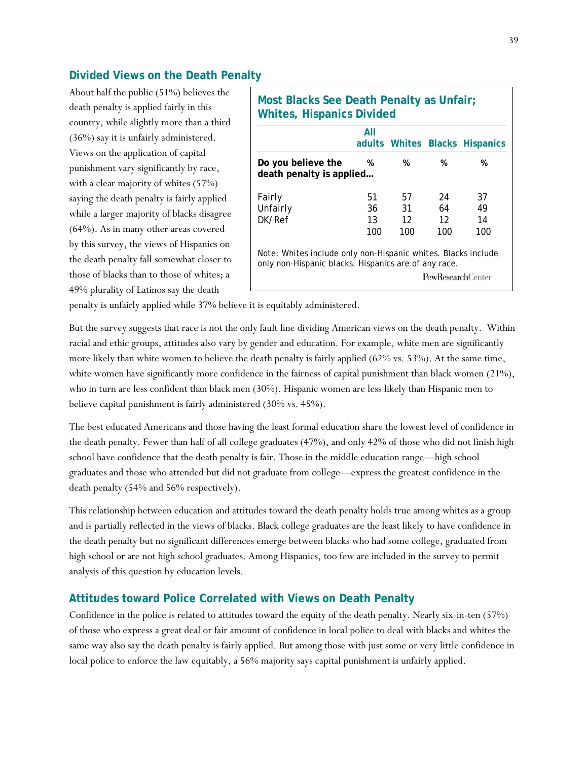## Divided Views on the Death Penalty

About half the public (51%) believes the death penalty is applied fairly in this country, while slightly more than a third (36%) say it is unfairly administered. Views on the application of capital punishment vary significantly by race, with a clear majority of whites (57%) saying the death penalty is fairly applied while a larger majority of blacks disagree (64%). As in many other areas covered by this survey, the views of Hispanics on the death penalty fall somewhat closer to those of blacks than to those of whites; a 49% plurality of Latinos say the death penalty is unfairly applied while 37% believe it is equitably administered.

**Most Blacks See Death Penalty as Unfair; Whites, Hispanics Divided**

| | All adults | Whites | Blacks | Hispanics |
|---|---|---|---|---|
| **Do you believe the death penalty is applied…** | % | % | % | % |
| Fairly | 51 | 57 | 24 | 37 |
| Unfairly | 36 | 31 | 64 | 49 |
| DK/Ref | 13 | 12 | 12 | 14 |
| | 100 | 100 | 100 | 100 |

Note: Whites include only non-Hispanic whites. Blacks include only non-Hispanic blacks. Hispanics are of any race.

PewResearchCenter

But the survey suggests that race is not the only fault line dividing American views on the death penalty. Within racial and ethic groups, attitudes also vary by gender and education. For example, white men are significantly more likely than white women to believe the death penalty is fairly applied (62% vs. 53%). At the same time, white women have significantly more confidence in the fairness of capital punishment than black women (21%), who in turn are less confident than black men (30%). Hispanic women are less likely than Hispanic men to believe capital punishment is fairly administered (30% vs. 45%).

The best educated Americans and those having the least formal education share the lowest level of confidence in the death penalty. Fewer than half of all college graduates (47%), and only 42% of those who did not finish high school have confidence that the death penalty is fair. Those in the middle education range—high school graduates and those who attended but did not graduate from college—express the greatest confidence in the death penalty (54% and 56% respectively).

This relationship between education and attitudes toward the death penalty holds true among whites as a group and is partially reflected in the views of blacks. Black college graduates are the least likely to have confidence in the death penalty but no significant differences emerge between blacks who had some college, graduated from high school or are not high school graduates. Among Hispanics, too few are included in the survey to permit analysis of this question by education levels.

## Attitudes toward Police Correlated with Views on Death Penalty

Confidence in the police is related to attitudes toward the equity of the death penalty. Nearly six-in-ten (57%) of those who express a great deal or fair amount of confidence in local police to deal with blacks and whites the same way also say the death penalty is fairly applied. But among those with just some or very little confidence in local police to enforce the law equitably, a 56% majority says capital punishment is unfairly applied.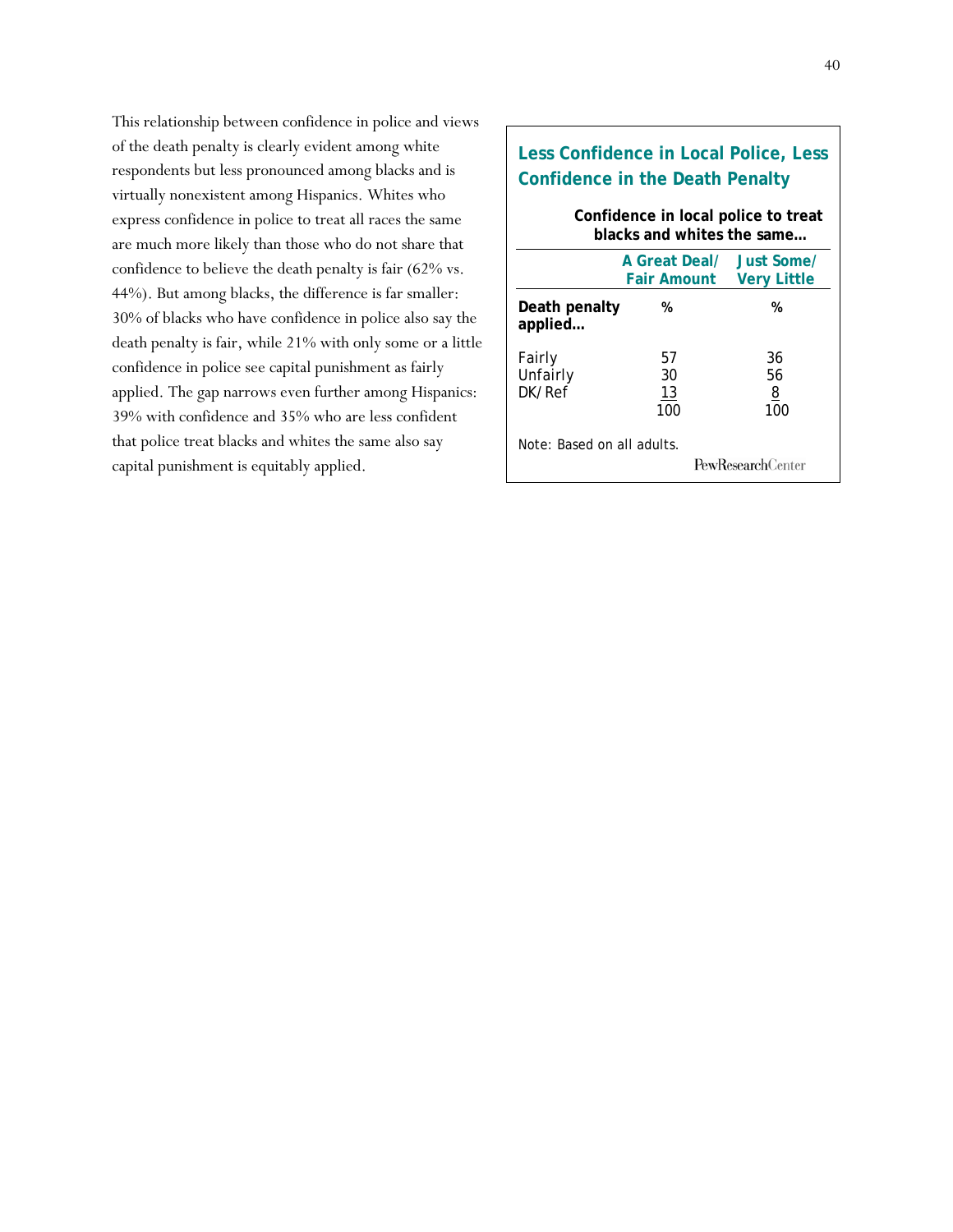This relationship between confidence in police and views of the death penalty is clearly evident among white respondents but less pronounced among blacks and is virtually nonexistent among Hispanics. Whites who express confidence in police to treat all races the same are much more likely than those who do not share that confidence to believe the death penalty is fair (62% vs. 44%). But among blacks, the difference is far smaller: 30% of blacks who have confidence in police also say the death penalty is fair, while 21% with only some or a little confidence in police see capital punishment as fairly applied. The gap narrows even further among Hispanics: 39% with confidence and 35% who are less confident that police treat blacks and whites the same also say capital punishment is equitably applied.

**Less Confidence in Local Police, Less Confidence in the Death Penalty**

| | Confidence in local police to treat blacks and whites the same… | |
|---|---|---|
| | A Great Deal/ Fair Amount | Just Some/ Very Little |
| **Death penalty applied…** | % | % |
| Fairly | 57 | 36 |
| Unfairly | 30 | 56 |
| DK/Ref | 13 | 8 |
| | 100 | 100 |

Note: Based on all adults.

PewResearchCenter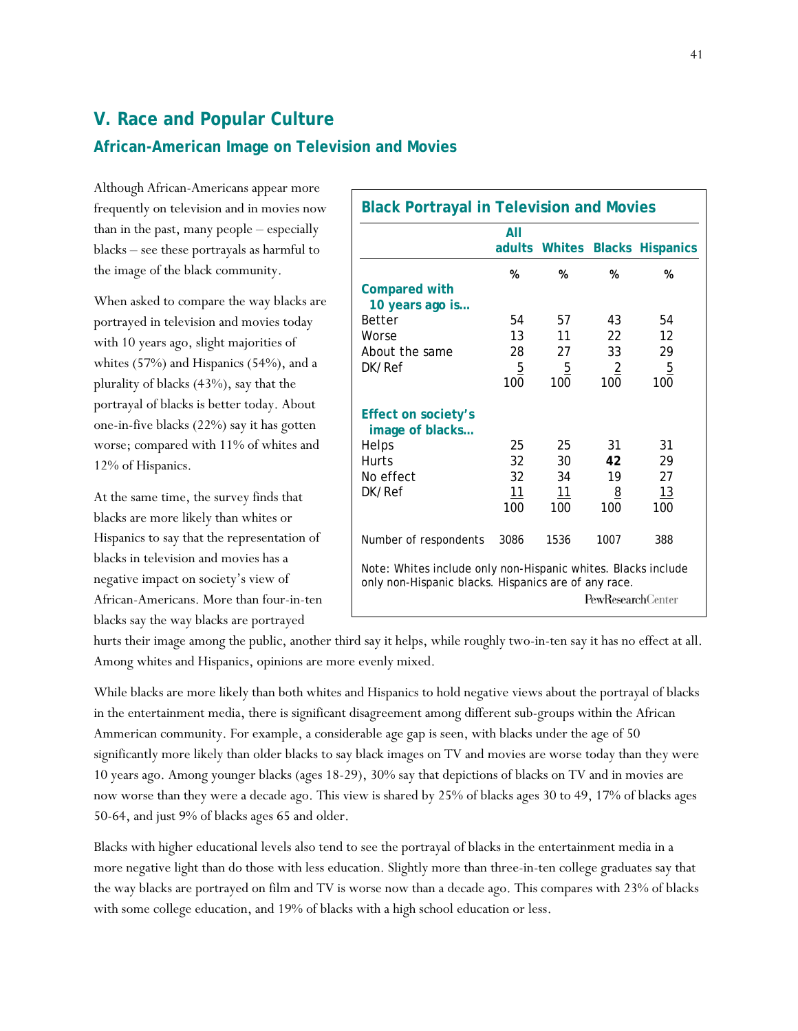## V. Race and Popular Culture

### African-American Image on Television and Movies

Although African-Americans appear more frequently on television and in movies now than in the past, many people – especially blacks – see these portrayals as harmful to the image of the black community.

When asked to compare the way blacks are portrayed in television and movies today with 10 years ago, slight majorities of whites (57%) and Hispanics (54%), and a plurality of blacks (43%), say that the portrayal of blacks is better today. About one-in-five blacks (22%) say it has gotten worse; compared with 11% of whites and 12% of Hispanics.

At the same time, the survey finds that blacks are more likely than whites or Hispanics to say that the representation of blacks in television and movies has a negative impact on society's view of African-Americans. More than four-in-ten blacks say the way blacks are portrayed hurts their image among the public, another third say it helps, while roughly two-in-ten say it has no effect at all. Among whites and Hispanics, opinions are more evenly mixed.

**Black Portrayal in Television and Movies**

| | All adults | Whites | Blacks | Hispanics |
|---|---|---|---|---|
| | % | % | % | % |
| **Compared with 10 years ago is…** | | | | |
| Better | 54 | 57 | 43 | 54 |
| Worse | 13 | 11 | 22 | 12 |
| About the same | 28 | 27 | 33 | 29 |
| DK/Ref | 5 | 5 | 2 | 5 |
| | 100 | 100 | 100 | 100 |
| **Effect on society's image of blacks…** | | | | |
| Helps | 25 | 25 | 31 | 31 |
| Hurts | 32 | 30 | **42** | 29 |
| No effect | 32 | 34 | 19 | 27 |
| DK/Ref | 11 | 11 | 8 | 13 |
| | 100 | 100 | 100 | 100 |
| Number of respondents | 3086 | 1536 | 1007 | 388 |

Note: Whites include only non-Hispanic whites. Blacks include only non-Hispanic blacks. Hispanics are of any race.

PewResearchCenter

While blacks are more likely than both whites and Hispanics to hold negative views about the portrayal of blacks in the entertainment media, there is significant disagreement among different sub-groups within the African Ammerican community. For example, a considerable age gap is seen, with blacks under the age of 50 significantly more likely than older blacks to say black images on TV and movies are worse today than they were 10 years ago. Among younger blacks (ages 18-29), 30% say that depictions of blacks on TV and in movies are now worse than they were a decade ago. This view is shared by 25% of blacks ages 30 to 49, 17% of blacks ages 50-64, and just 9% of blacks ages 65 and older.

Blacks with higher educational levels also tend to see the portrayal of blacks in the entertainment media in a more negative light than do those with less education. Slightly more than three-in-ten college graduates say that the way blacks are portrayed on film and TV is worse now than a decade ago. This compares with 23% of blacks with some college education, and 19% of blacks with a high school education or less.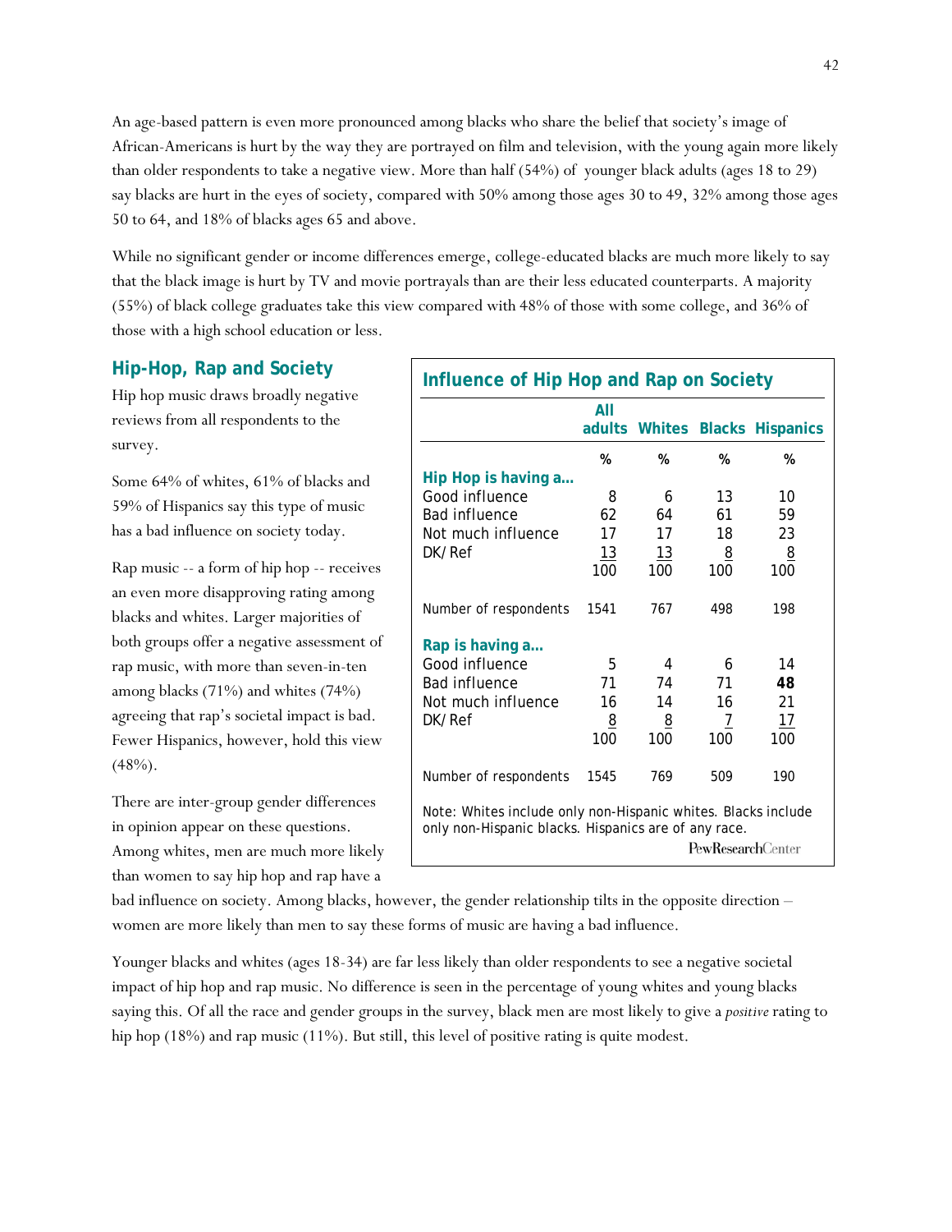An age-based pattern is even more pronounced among blacks who share the belief that society's image of African-Americans is hurt by the way they are portrayed on film and television, with the young again more likely than older respondents to take a negative view. More than half (54%) of younger black adults (ages 18 to 29) say blacks are hurt in the eyes of society, compared with 50% among those ages 30 to 49, 32% among those ages 50 to 64, and 18% of blacks ages 65 and above.

While no significant gender or income differences emerge, college-educated blacks are much more likely to say that the black image is hurt by TV and movie portrayals than are their less educated counterparts. A majority (55%) of black college graduates take this view compared with 48% of those with some college, and 36% of those with a high school education or less.

## Hip-Hop, Rap and Society

Hip hop music draws broadly negative reviews from all respondents to the survey.

Some 64% of whites, 61% of blacks and 59% of Hispanics say this type of music has a bad influence on society today.

Rap music -- a form of hip hop -- receives an even more disapproving rating among blacks and whites. Larger majorities of both groups offer a negative assessment of rap music, with more than seven-in-ten among blacks (71%) and whites (74%) agreeing that rap's societal impact is bad. Fewer Hispanics, however, hold this view (48%).

**Influence of Hip Hop and Rap on Society**

| | All adults | Whites | Blacks | Hispanics |
|---|---|---|---|---|
| | % | % | % | % |
| **Hip Hop is having a…** | | | | |
| Good influence | 8 | 6 | 13 | 10 |
| Bad influence | 62 | 64 | 61 | 59 |
| Not much influence | 17 | 17 | 18 | 23 |
| DK/Ref | 13 | 13 | 8 | 8 |
| | 100 | 100 | 100 | 100 |
| Number of respondents | 1541 | 767 | 498 | 198 |
| **Rap is having a…** | | | | |
| Good influence | 5 | 4 | 6 | 14 |
| Bad influence | 71 | 74 | 71 | **48** |
| Not much influence | 16 | 14 | 16 | 21 |
| DK/Ref | 8 | 8 | 7 | 17 |
| | 100 | 100 | 100 | 100 |
| Number of respondents | 1545 | 769 | 509 | 190 |

Note: Whites include only non-Hispanic whites. Blacks include only non-Hispanic blacks. Hispanics are of any race.

PewResearchCenter

There are inter-group gender differences in opinion appear on these questions. Among whites, men are much more likely than women to say hip hop and rap have a bad influence on society. Among blacks, however, the gender relationship tilts in the opposite direction – women are more likely than men to say these forms of music are having a bad influence.

Younger blacks and whites (ages 18-34) are far less likely than older respondents to see a negative societal impact of hip hop and rap music. No difference is seen in the percentage of young whites and young blacks saying this. Of all the race and gender groups in the survey, black men are most likely to give a *positive* rating to hip hop (18%) and rap music (11%). But still, this level of positive rating is quite modest.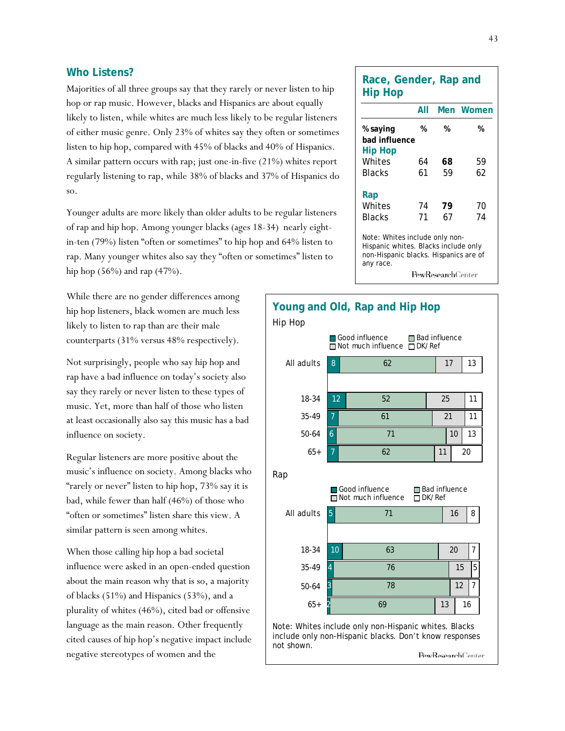## Who Listens?

Majorities of all three groups say that they rarely or never listen to hip hop or rap music. However, blacks and Hispanics are about equally likely to listen, while whites are much less likely to be regular listeners of either music genre. Only 23% of whites say they often or sometimes listen to hip hop, compared with 45% of blacks and 40% of Hispanics. A similar pattern occurs with rap; just one-in-five (21%) whites report regularly listening to rap, while 38% of blacks and 37% of Hispanics do so.

Younger adults are more likely than older adults to be regular listeners of rap and hip hop. Among younger blacks (ages 18-34) nearly eight-in-ten (79%) listen "often or sometimes" to hip hop and 64% listen to rap. Many younger whites also say they "often or sometimes" listen to hip hop (56%) and rap (47%).

While there are no gender differences among hip hop listeners, black women are much less likely to listen to rap than are their male counterparts (31% versus 48% respectively).

Not surprisingly, people who say hip hop and rap have a bad influence on today's society also say they rarely or never listen to these types of music. Yet, more than half of those who listen at least occasionally also say this music has a bad influence on society.

Regular listeners are more positive about the music's influence on society. Among blacks who "rarely or never" listen to hip hop, 73% say it is bad, while fewer than half (46%) of those who "often or sometimes" listen share this view. A similar pattern is seen among whites.

When those calling hip hop a bad societal influence were asked in an open-ended question about the main reason why that is so, a majority of blacks (51%) and Hispanics (53%), and a plurality of whites (46%), cited bad or offensive language as the main reason. Other frequently cited causes of hip hop's negative impact include negative stereotypes of women and the

### Race, Gender, Rap and Hip Hop

| % saying bad influence | All % | Men % | Women % |
|---|---|---|---|
| **Hip Hop** | | | |
| Whites | 64 | **68** | 59 |
| Blacks | 61 | 59 | 62 |
| **Rap** | | | |
| Whites | 74 | **79** | 70 |
| Blacks | 71 | 67 | 74 |

Note: Whites include only non-Hispanic whites. Blacks include only non-Hispanic blacks. Hispanics are of any race.

PewResearchCenter

### Young and Old, Rap and Hip Hop

**Hip Hop**

| | Good influence | Bad influence | Not much influence | DK/Ref |
|---|---|---|---|---|
| All adults | 8 | 62 | 17 | 13 |
| 18-34 | 12 | 52 | 25 | 11 |
| 35-49 | 7 | 61 | 21 | 11 |
| 50-64 | 6 | 71 | 10 | 13 |
| 65+ | 7 | 62 | 11 | 20 |

**Rap**

| | Good influence | Bad influence | Not much influence | DK/Ref |
|---|---|---|---|---|
| All adults | 5 | 71 | 16 | 8 |
| 18-34 | 10 | 63 | 20 | 7 |
| 35-49 | 4 | 76 | 15 | 5 |
| 50-64 | 3 | 78 | 12 | 7 |
| 65+ | 2 | 69 | 13 | 16 |

Note: Whites include only non-Hispanic whites. Blacks include only non-Hispanic blacks. Don't know responses not shown.

PewResearchCenter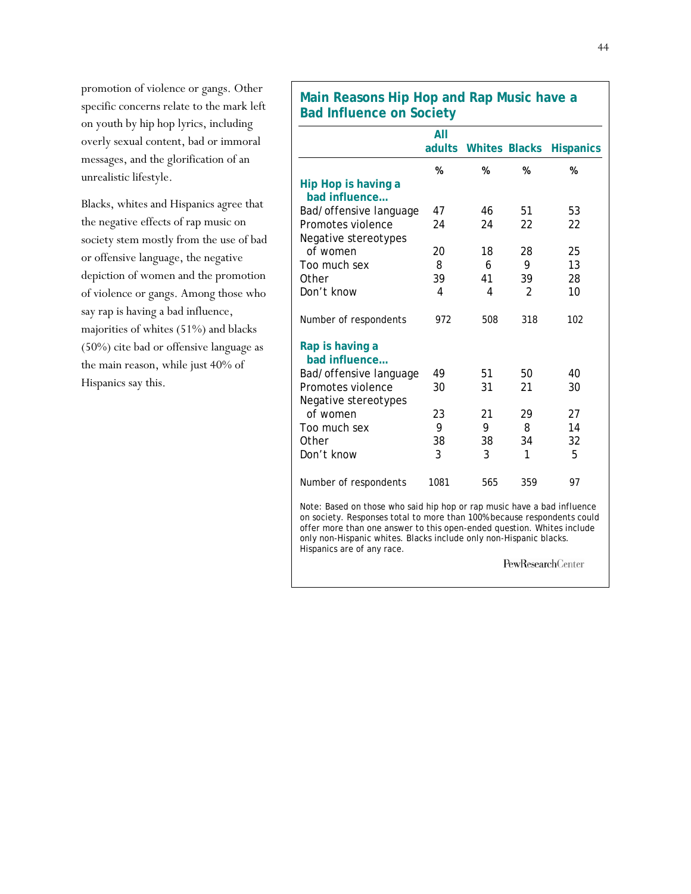promotion of violence or gangs. Other specific concerns relate to the mark left on youth by hip hop lyrics, including overly sexual content, bad or immoral messages, and the glorification of an unrealistic lifestyle.

Blacks, whites and Hispanics agree that the negative effects of rap music on society stem mostly from the use of bad or offensive language, the negative depiction of women and the promotion of violence or gangs. Among those who say rap is having a bad influence, majorities of whites (51%) and blacks (50%) cite bad or offensive language as the main reason, while just 40% of Hispanics say this.

**Main Reasons Hip Hop and Rap Music have a Bad Influence on Society**

| | All adults | Whites | Blacks | Hispanics |
|---|---|---|---|---|
| | % | % | % | % |
| **Hip Hop is having a bad influence…** | | | | |
| Bad/offensive language | 47 | 46 | 51 | 53 |
| Promotes violence | 24 | 24 | 22 | 22 |
| Negative stereotypes of women | 20 | 18 | 28 | 25 |
| Too much sex | 8 | 6 | 9 | 13 |
| Other | 39 | 41 | 39 | 28 |
| Don't know | 4 | 4 | 2 | 10 |
| Number of respondents | 972 | 508 | 318 | 102 |
| **Rap is having a bad influence…** | | | | |
| Bad/offensive language | 49 | 51 | 50 | 40 |
| Promotes violence | 30 | 31 | 21 | 30 |
| Negative stereotypes of women | 23 | 21 | 29 | 27 |
| Too much sex | 9 | 9 | 8 | 14 |
| Other | 38 | 38 | 34 | 32 |
| Don't know | 3 | 3 | 1 | 5 |
| Number of respondents | 1081 | 565 | 359 | 97 |

Note: Based on those who said hip hop or rap music have a bad influence on society. Responses total to more than 100% because respondents could offer more than one answer to this open-ended question. Whites include only non-Hispanic whites. Blacks include only non-Hispanic blacks. Hispanics are of any race.

PewResearchCenter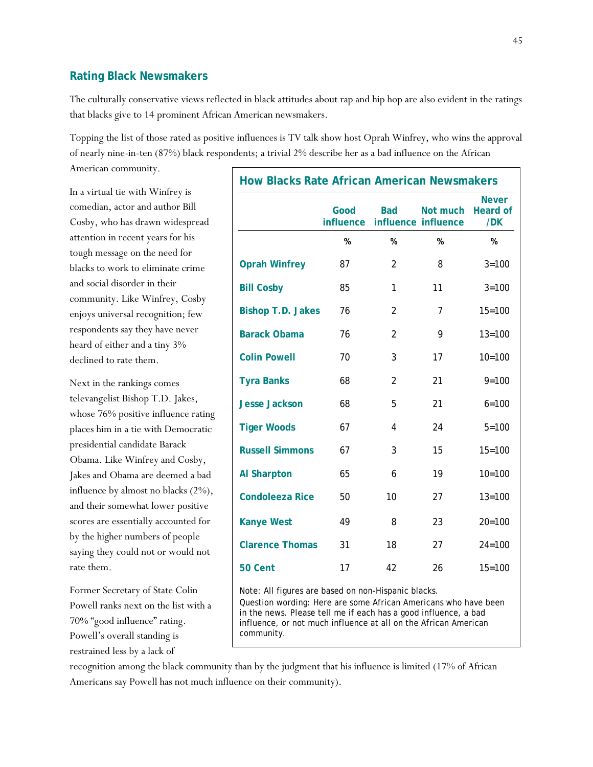## Rating Black Newsmakers

The culturally conservative views reflected in black attitudes about rap and hip hop are also evident in the ratings that blacks give to 14 prominent African American newsmakers.

Topping the list of those rated as positive influences is TV talk show host Oprah Winfrey, who wins the approval of nearly nine-in-ten (87%) black respondents; a trivial 2% describe her as a bad influence on the African American community.

In a virtual tie with Winfrey is comedian, actor and author Bill Cosby, who has drawn widespread attention in recent years for his tough message on the need for blacks to work to eliminate crime and social disorder in their community. Like Winfrey, Cosby enjoys universal recognition; few respondents say they have never heard of either and a tiny 3% declined to rate them.

Next in the rankings comes televangelist Bishop T.D. Jakes, whose 76% positive influence rating places him in a tie with Democratic presidential candidate Barack Obama. Like Winfrey and Cosby, Jakes and Obama are deemed a bad influence by almost no blacks (2%), and their somewhat lower positive scores are essentially accounted for by the higher numbers of people saying they could not or would not rate them.

Former Secretary of State Colin Powell ranks next on the list with a 70% "good influence" rating. Powell's overall standing is restrained less by a lack of recognition among the black community than by the judgment that his influence is limited (17% of African Americans say Powell has not much influence on their community).

**How Blacks Rate African American Newsmakers**

| | Good influence | Bad influence | Not much influence | Never Heard of /DK |
|---|---|---|---|---|
| | % | % | % | % |
| Oprah Winfrey | 87 | 2 | 8 | 3=100 |
| Bill Cosby | 85 | 1 | 11 | 3=100 |
| Bishop T.D. Jakes | 76 | 2 | 7 | 15=100 |
| Barack Obama | 76 | 2 | 9 | 13=100 |
| Colin Powell | 70 | 3 | 17 | 10=100 |
| Tyra Banks | 68 | 2 | 21 | 9=100 |
| Jesse Jackson | 68 | 5 | 21 | 6=100 |
| Tiger Woods | 67 | 4 | 24 | 5=100 |
| Russell Simmons | 67 | 3 | 15 | 15=100 |
| Al Sharpton | 65 | 6 | 19 | 10=100 |
| Condoleeza Rice | 50 | 10 | 27 | 13=100 |
| Kanye West | 49 | 8 | 23 | 20=100 |
| Clarence Thomas | 31 | 18 | 27 | 24=100 |
| 50 Cent | 17 | 42 | 26 | 15=100 |

Note: All figures are based on non-Hispanic blacks.
Question wording: Here are some African Americans who have been in the news. Please tell me if each has a good influence, a bad influence, or not much influence at all on the African American community.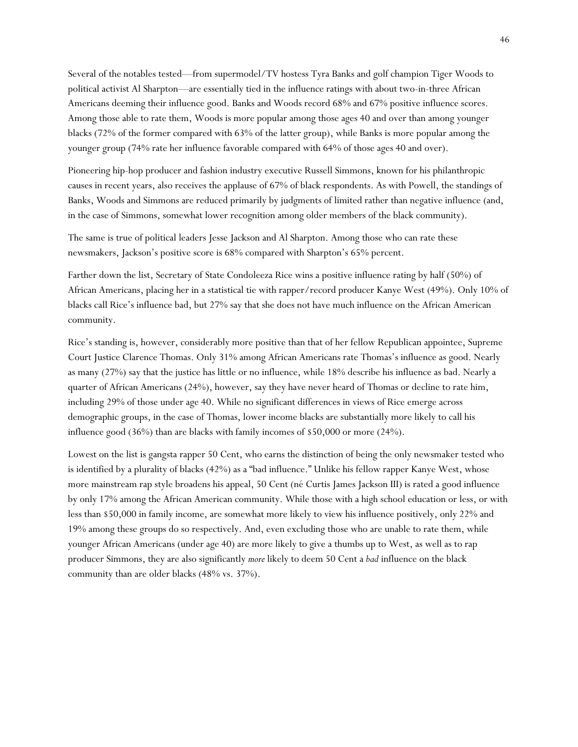Several of the notables tested—from supermodel/TV hostess Tyra Banks and golf champion Tiger Woods to political activist Al Sharpton—are essentially tied in the influence ratings with about two-in-three African Americans deeming their influence good. Banks and Woods record 68% and 67% positive influence scores. Among those able to rate them, Woods is more popular among those ages 40 and over than among younger blacks (72% of the former compared with 63% of the latter group), while Banks is more popular among the younger group (74% rate her influence favorable compared with 64% of those ages 40 and over).

Pioneering hip-hop producer and fashion industry executive Russell Simmons, known for his philanthropic causes in recent years, also receives the applause of 67% of black respondents. As with Powell, the standings of Banks, Woods and Simmons are reduced primarily by judgments of limited rather than negative influence (and, in the case of Simmons, somewhat lower recognition among older members of the black community).

The same is true of political leaders Jesse Jackson and Al Sharpton. Among those who can rate these newsmakers, Jackson's positive score is 68% compared with Sharpton's 65% percent.

Farther down the list, Secretary of State Condoleeza Rice wins a positive influence rating by half (50%) of African Americans, placing her in a statistical tie with rapper/record producer Kanye West (49%). Only 10% of blacks call Rice's influence bad, but 27% say that she does not have much influence on the African American community.

Rice's standing is, however, considerably more positive than that of her fellow Republican appointee, Supreme Court Justice Clarence Thomas. Only 31% among African Americans rate Thomas's influence as good. Nearly as many (27%) say that the justice has little or no influence, while 18% describe his influence as bad. Nearly a quarter of African Americans (24%), however, say they have never heard of Thomas or decline to rate him, including 29% of those under age 40. While no significant differences in views of Rice emerge across demographic groups, in the case of Thomas, lower income blacks are substantially more likely to call his influence good (36%) than are blacks with family incomes of $50,000 or more (24%).

Lowest on the list is gangsta rapper 50 Cent, who earns the distinction of being the only newsmaker tested who is identified by a plurality of blacks (42%) as a "bad influence." Unlike his fellow rapper Kanye West, whose more mainstream rap style broadens his appeal, 50 Cent (né Curtis James Jackson III) is rated a good influence by only 17% among the African American community. While those with a high school education or less, or with less than $50,000 in family income, are somewhat more likely to view his influence positively, only 22% and 19% among these groups do so respectively. And, even excluding those who are unable to rate them, while younger African Americans (under age 40) are more likely to give a thumbs up to West, as well as to rap producer Simmons, they are also significantly *more* likely to deem 50 Cent a *bad* influence on the black community than are older blacks (48% vs. 37%).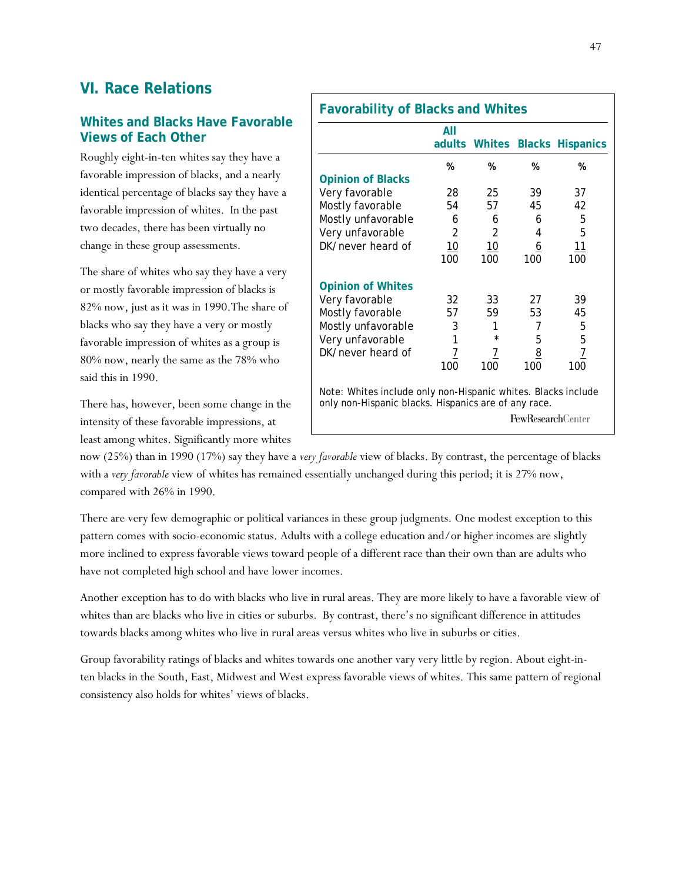# VI. Race Relations

## Whites and Blacks Have Favorable Views of Each Other

Roughly eight-in-ten whites say they have a favorable impression of blacks, and a nearly identical percentage of blacks say they have a favorable impression of whites. In the past two decades, there has been virtually no change in these group assessments.

The share of whites who say they have a very or mostly favorable impression of blacks is 82% now, just as it was in 1990.The share of blacks who say they have a very or mostly favorable impression of whites as a group is 80% now, nearly the same as the 78% who said this in 1990.

There has, however, been some change in the intensity of these favorable impressions, at least among whites. Significantly more whites now (25%) than in 1990 (17%) say they have a *very favorable* view of blacks. By contrast, the percentage of blacks with a *very favorable* view of whites has remained essentially unchanged during this period; it is 27% now, compared with 26% in 1990.

### Favorability of Blacks and Whites

| | All adults | Whites | Blacks | Hispanics |
|---|---|---|---|---|
| | % | % | % | % |
| **Opinion of Blacks** | | | | |
| Very favorable | 28 | 25 | 39 | 37 |
| Mostly favorable | 54 | 57 | 45 | 42 |
| Mostly unfavorable | 6 | 6 | 6 | 5 |
| Very unfavorable | 2 | 2 | 4 | 5 |
| DK/never heard of | 10 | 10 | 6 | 11 |
| | 100 | 100 | 100 | 100 |
| **Opinion of Whites** | | | | |
| Very favorable | 32 | 33 | 27 | 39 |
| Mostly favorable | 57 | 59 | 53 | 45 |
| Mostly unfavorable | 3 | 1 | 7 | 5 |
| Very unfavorable | 1 | * | 5 | 5 |
| DK/never heard of | 7 | 7 | 8 | 7 |
| | 100 | 100 | 100 | 100 |

Note: Whites include only non-Hispanic whites. Blacks include only non-Hispanic blacks. Hispanics are of any race.

PewResearchCenter

There are very few demographic or political variances in these group judgments. One modest exception to this pattern comes with socio-economic status. Adults with a college education and/or higher incomes are slightly more inclined to express favorable views toward people of a different race than their own than are adults who have not completed high school and have lower incomes.

Another exception has to do with blacks who live in rural areas. They are more likely to have a favorable view of whites than are blacks who live in cities or suburbs. By contrast, there's no significant difference in attitudes towards blacks among whites who live in rural areas versus whites who live in suburbs or cities.

Group favorability ratings of blacks and whites towards one another vary very little by region. About eight-in-ten blacks in the South, East, Midwest and West express favorable views of whites. This same pattern of regional consistency also holds for whites' views of blacks.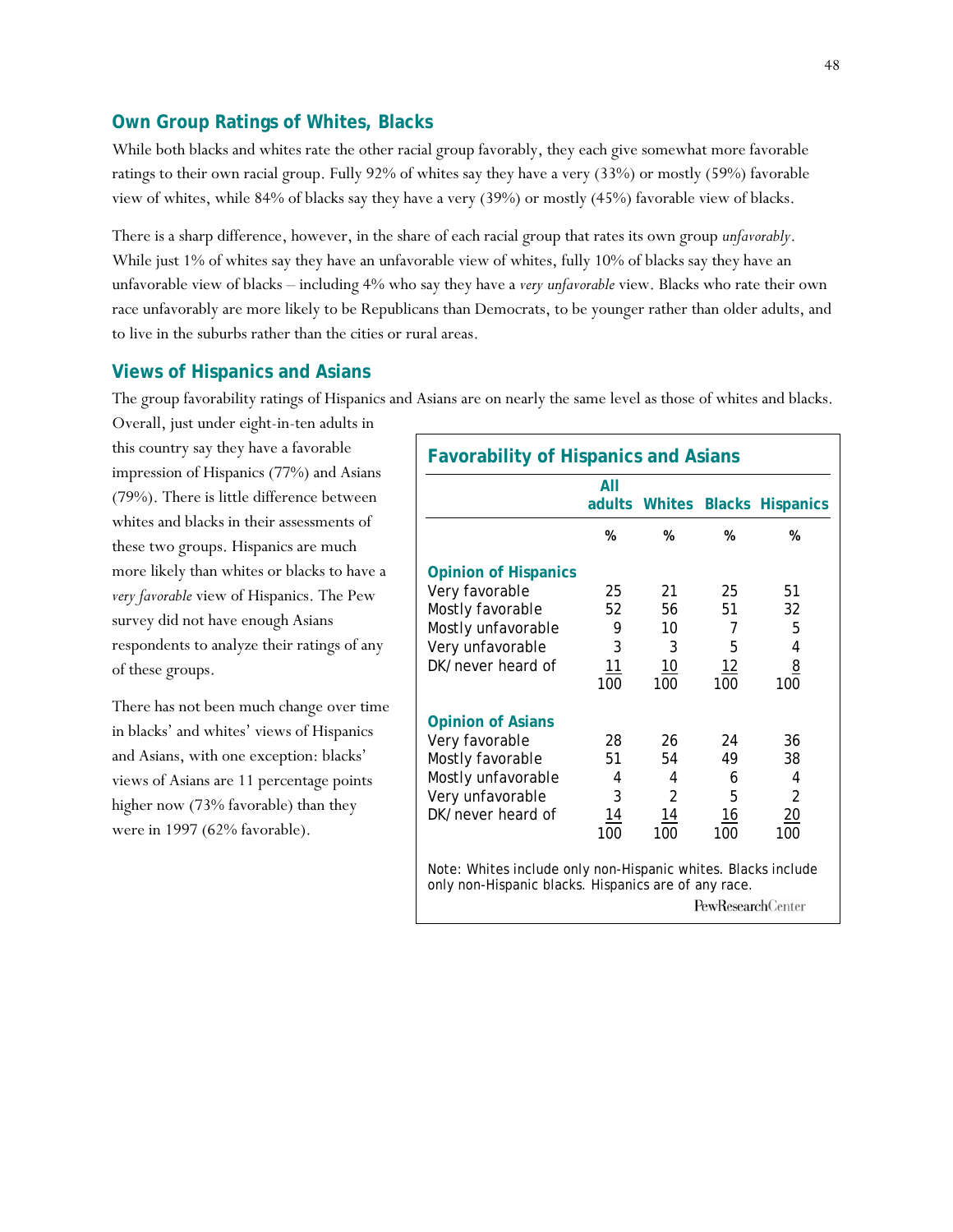## Own Group Ratings of Whites, Blacks

While both blacks and whites rate the other racial group favorably, they each give somewhat more favorable ratings to their own racial group. Fully 92% of whites say they have a very (33%) or mostly (59%) favorable view of whites, while 84% of blacks say they have a very (39%) or mostly (45%) favorable view of blacks.

There is a sharp difference, however, in the share of each racial group that rates its own group *unfavorably*. While just 1% of whites say they have an unfavorable view of whites, fully 10% of blacks say they have an unfavorable view of blacks – including 4% who say they have a *very unfavorable* view. Blacks who rate their own race unfavorably are more likely to be Republicans than Democrats, to be younger rather than older adults, and to live in the suburbs rather than the cities or rural areas.

## Views of Hispanics and Asians

The group favorability ratings of Hispanics and Asians are on nearly the same level as those of whites and blacks. Overall, just under eight-in-ten adults in this country say they have a favorable impression of Hispanics (77%) and Asians (79%). There is little difference between whites and blacks in their assessments of these two groups. Hispanics are much more likely than whites or blacks to have a *very favorable* view of Hispanics. The Pew survey did not have enough Asians respondents to analyze their ratings of any of these groups.

There has not been much change over time in blacks' and whites' views of Hispanics and Asians, with one exception: blacks' views of Asians are 11 percentage points higher now (73% favorable) than they were in 1997 (62% favorable).

**Favorability of Hispanics and Asians**

| | All adults | Whites | Blacks | Hispanics |
|---|---|---|---|---|
| | % | % | % | % |
| **Opinion of Hispanics** | | | | |
| Very favorable | 25 | 21 | 25 | 51 |
| Mostly favorable | 52 | 56 | 51 | 32 |
| Mostly unfavorable | 9 | 10 | 7 | 5 |
| Very unfavorable | 3 | 3 | 5 | 4 |
| DK/never heard of | 11 | 10 | 12 | 8 |
| | 100 | 100 | 100 | 100 |
| **Opinion of Asians** | | | | |
| Very favorable | 28 | 26 | 24 | 36 |
| Mostly favorable | 51 | 54 | 49 | 38 |
| Mostly unfavorable | 4 | 4 | 6 | 4 |
| Very unfavorable | 3 | 2 | 5 | 2 |
| DK/never heard of | 14 | 14 | 16 | 20 |
| | 100 | 100 | 100 | 100 |

Note: Whites include only non-Hispanic whites. Blacks include only non-Hispanic blacks. Hispanics are of any race.

PewResearchCenter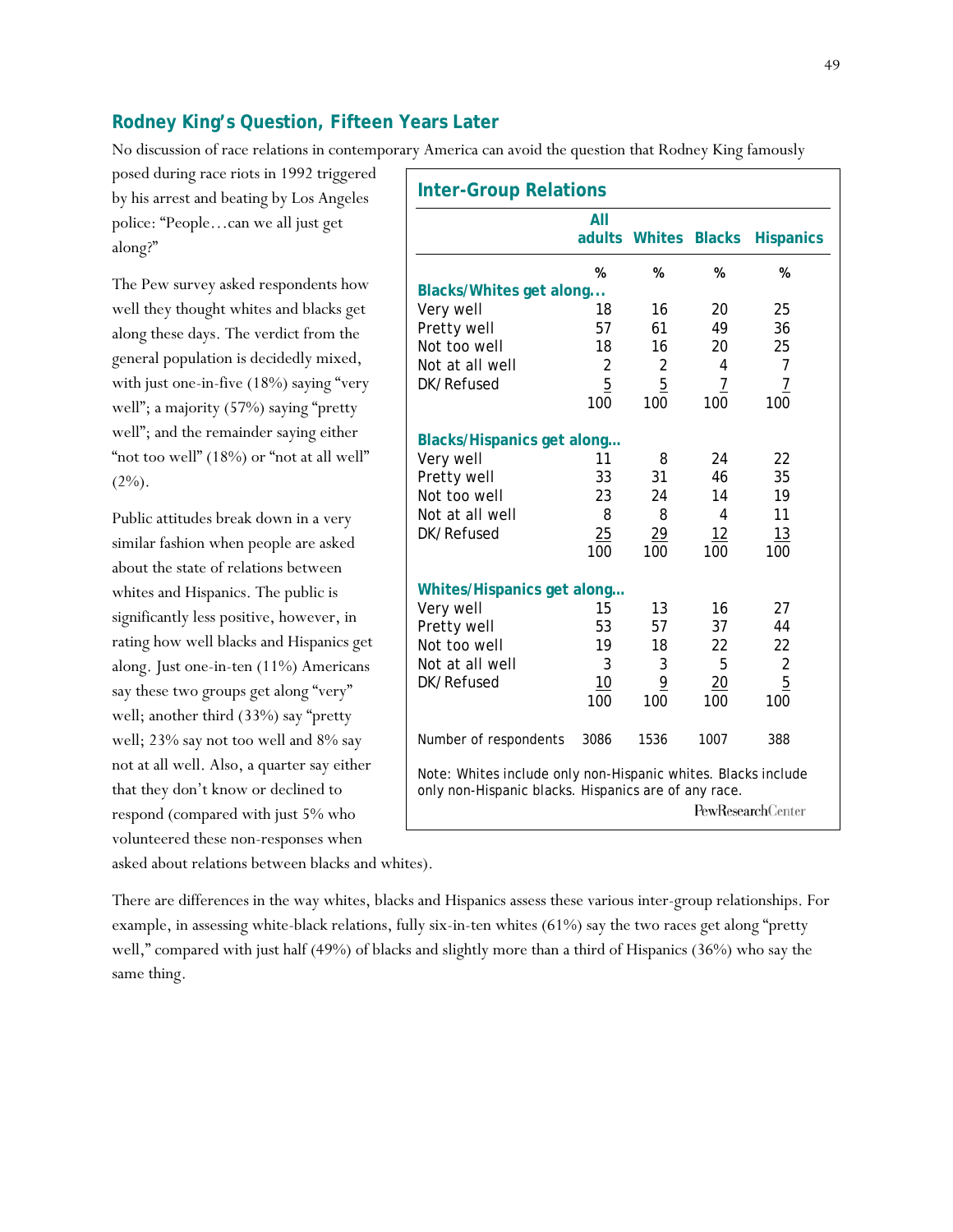## Rodney King's Question, Fifteen Years Later

No discussion of race relations in contemporary America can avoid the question that Rodney King famously posed during race riots in 1992 triggered by his arrest and beating by Los Angeles police: "People…can we all just get along?"

The Pew survey asked respondents how well they thought whites and blacks get along these days. The verdict from the general population is decidedly mixed, with just one-in-five (18%) saying "very well"; a majority (57%) saying "pretty well"; and the remainder saying either "not too well" (18%) or "not at all well" (2%).

Public attitudes break down in a very similar fashion when people are asked about the state of relations between whites and Hispanics. The public is significantly less positive, however, in rating how well blacks and Hispanics get along. Just one-in-ten (11%) Americans say these two groups get along "very" well; another third (33%) say "pretty well; 23% say not too well and 8% say not at all well. Also, a quarter say either that they don't know or declined to respond (compared with just 5% who volunteered these non-responses when asked about relations between blacks and whites).

### Inter-Group Relations

| | All adults | Whites | Blacks | Hispanics |
|---|---|---|---|---|
| | % | % | % | % |
| **Blacks/Whites get along...** | | | | |
| Very well | 18 | 16 | 20 | 25 |
| Pretty well | 57 | 61 | 49 | 36 |
| Not too well | 18 | 16 | 20 | 25 |
| Not at all well | 2 | 2 | 4 | 7 |
| DK/Refused | 5 | 5 | 7 | 7 |
| | 100 | 100 | 100 | 100 |
| **Blacks/Hispanics get along...** | | | | |
| Very well | 11 | 8 | 24 | 22 |
| Pretty well | 33 | 31 | 46 | 35 |
| Not too well | 23 | 24 | 14 | 19 |
| Not at all well | 8 | 8 | 4 | 11 |
| DK/Refused | 25 | 29 | 12 | 13 |
| | 100 | 100 | 100 | 100 |
| **Whites/Hispanics get along...** | | | | |
| Very well | 15 | 13 | 16 | 27 |
| Pretty well | 53 | 57 | 37 | 44 |
| Not too well | 19 | 18 | 22 | 22 |
| Not at all well | 3 | 3 | 5 | 2 |
| DK/Refused | 10 | 9 | 20 | 5 |
| | 100 | 100 | 100 | 100 |
| Number of respondents | 3086 | 1536 | 1007 | 388 |

Note: Whites include only non-Hispanic whites. Blacks include only non-Hispanic blacks. Hispanics are of any race.

PewResearchCenter

There are differences in the way whites, blacks and Hispanics assess these various inter-group relationships. For example, in assessing white-black relations, fully six-in-ten whites (61%) say the two races get along "pretty well," compared with just half (49%) of blacks and slightly more than a third of Hispanics (36%) who say the same thing.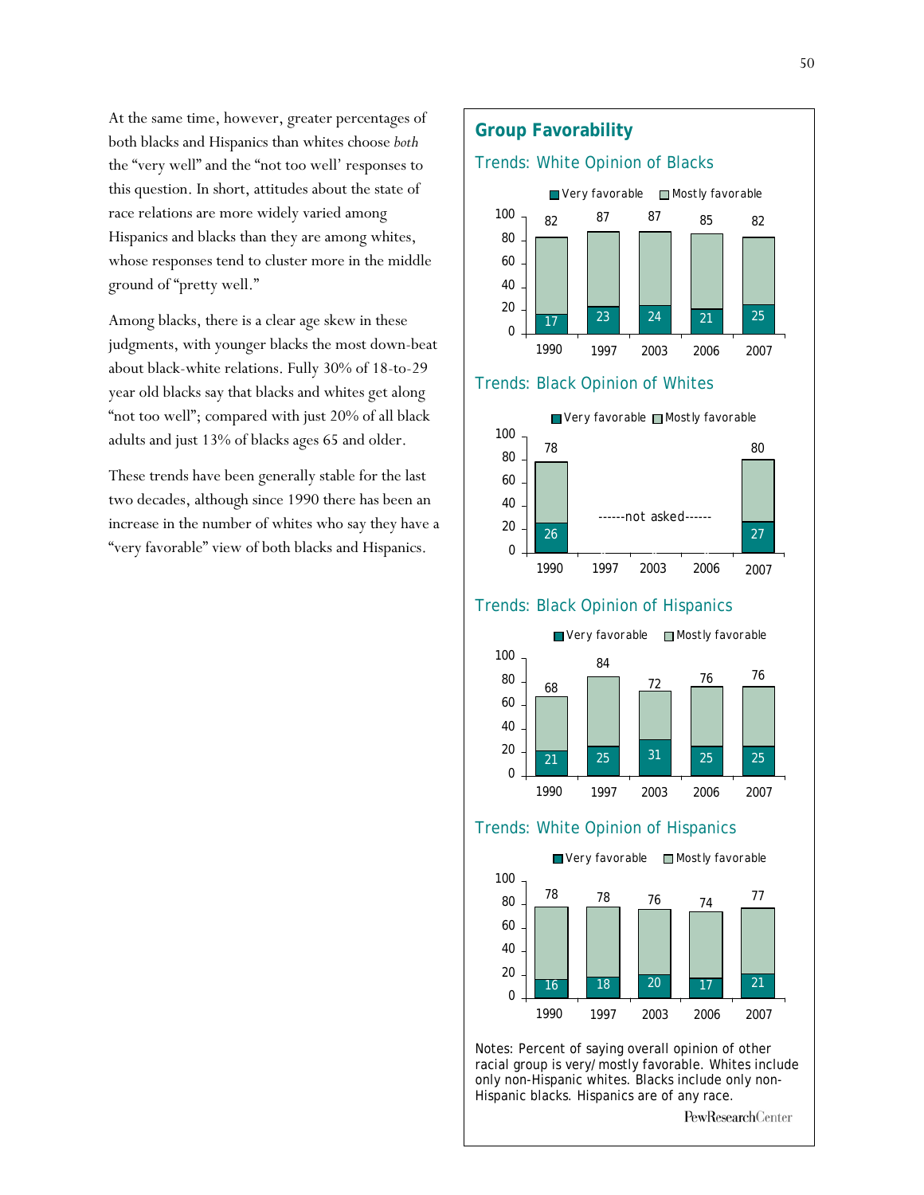At the same time, however, greater percentages of both blacks and Hispanics than whites choose *both* the "very well" and the "not too well' responses to this question. In short, attitudes about the state of race relations are more widely varied among Hispanics and blacks than they are among whites, whose responses tend to cluster more in the middle ground of "pretty well."

Among blacks, there is a clear age skew in these judgments, with younger blacks the most down-beat about black-white relations. Fully 30% of 18-to-29 year old blacks say that blacks and whites get along "not too well"; compared with just 20% of all black adults and just 13% of blacks ages 65 and older.

These trends have been generally stable for the last two decades, although since 1990 there has been an increase in the number of whites who say they have a "very favorable" view of both blacks and Hispanics.

## Group Favorability

### Trends: White Opinion of Blacks

| | 1990 | 1997 | 2003 | 2006 | 2007 |
|---|---|---|---|---|---|
| Very favorable | 17 | 23 | 24 | 21 | 25 |
| Total (Very/Mostly favorable) | 82 | 87 | 87 | 85 | 82 |

### Trends: Black Opinion of Whites

| | 1990 | 1997 | 2003 | 2006 | 2007 |
|---|---|---|---|---|---|
| Very favorable | 26 | not asked | not asked | not asked | 27 |
| Total (Very/Mostly favorable) | 78 | not asked | not asked | not asked | 80 |

### Trends: Black Opinion of Hispanics

| | 1990 | 1997 | 2003 | 2006 | 2007 |
|---|---|---|---|---|---|
| Very favorable | 21 | 25 | 31 | 25 | 25 |
| Total (Very/Mostly favorable) | 68 | 84 | 72 | 76 | 76 |

### Trends: White Opinion of Hispanics

| | 1990 | 1997 | 2003 | 2006 | 2007 |
|---|---|---|---|---|---|
| Very favorable | 16 | 18 | 20 | 17 | 21 |
| Total (Very/Mostly favorable) | 78 | 78 | 76 | 74 | 77 |

Notes: Percent of saying overall opinion of other racial group is very/mostly favorable. Whites include only non-Hispanic whites. Blacks include only non-Hispanic blacks. Hispanics are of any race.

PewResearchCenter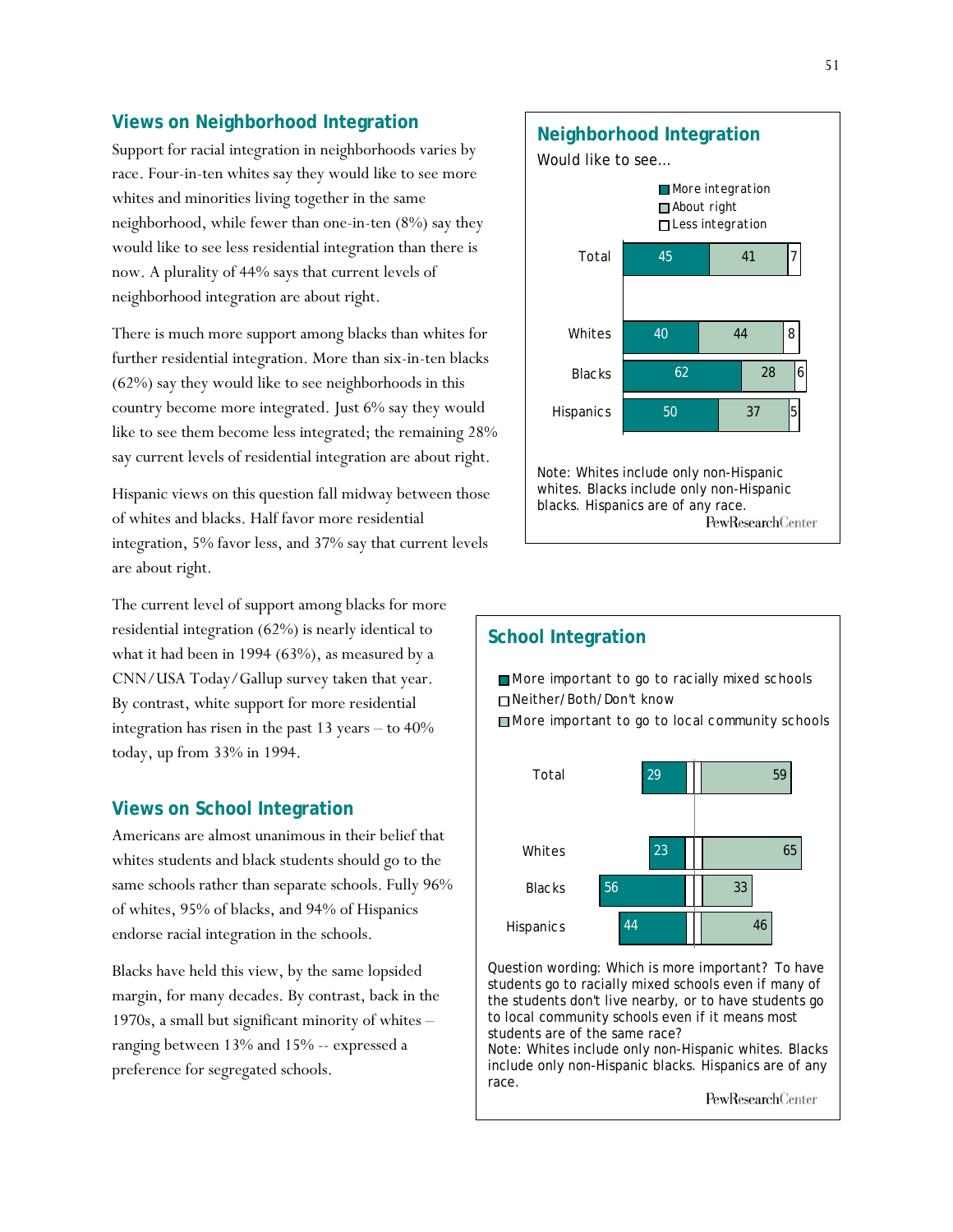## Views on Neighborhood Integration

Support for racial integration in neighborhoods varies by race. Four-in-ten whites say they would like to see more whites and minorities living together in the same neighborhood, while fewer than one-in-ten (8%) say they would like to see less residential integration than there is now. A plurality of 44% says that current levels of neighborhood integration are about right.

There is much more support among blacks than whites for further residential integration. More than six-in-ten blacks (62%) say they would like to see neighborhoods in this country become more integrated. Just 6% say they would like to see them become less integrated; the remaining 28% say current levels of residential integration are about right.

Hispanic views on this question fall midway between those of whites and blacks. Half favor more residential integration, 5% favor less, and 37% say that current levels are about right.

The current level of support among blacks for more residential integration (62%) is nearly identical to what it had been in 1994 (63%), as measured by a CNN/USA Today/Gallup survey taken that year. By contrast, white support for more residential integration has risen in the past 13 years – to 40% today, up from 33% in 1994.

### Neighborhood Integration

Would like to see...

| | More integration | About right | Less integration |
|---|---|---|---|
| Total | 45 | 41 | 7 |
| Whites | 40 | 44 | 8 |
| Blacks | 62 | 28 | 6 |
| Hispanics | 50 | 37 | 5 |

Note: Whites include only non-Hispanic whites. Blacks include only non-Hispanic blacks. Hispanics are of any race.

PewResearchCenter

## Views on School Integration

Americans are almost unanimous in their belief that whites students and black students should go to the same schools rather than separate schools. Fully 96% of whites, 95% of blacks, and 94% of Hispanics endorse racial integration in the schools.

Blacks have held this view, by the same lopsided margin, for many decades. By contrast, back in the 1970s, a small but significant minority of whites – ranging between 13% and 15% -- expressed a preference for segregated schools.

### School Integration

| | More important to go to racially mixed schools | Neither/Both/Don't know | More important to go to local community schools |
|---|---|---|---|
| Total | 29 | | 59 |
| Whites | 23 | | 65 |
| Blacks | 56 | | 33 |
| Hispanics | 44 | | 46 |

Question wording: Which is more important? To have students go to racially mixed schools even if many of the students don't live nearby, or to have students go to local community schools even if it means most students are of the same race?

Note: Whites include only non-Hispanic whites. Blacks include only non-Hispanic blacks. Hispanics are of any race.

PewResearchCenter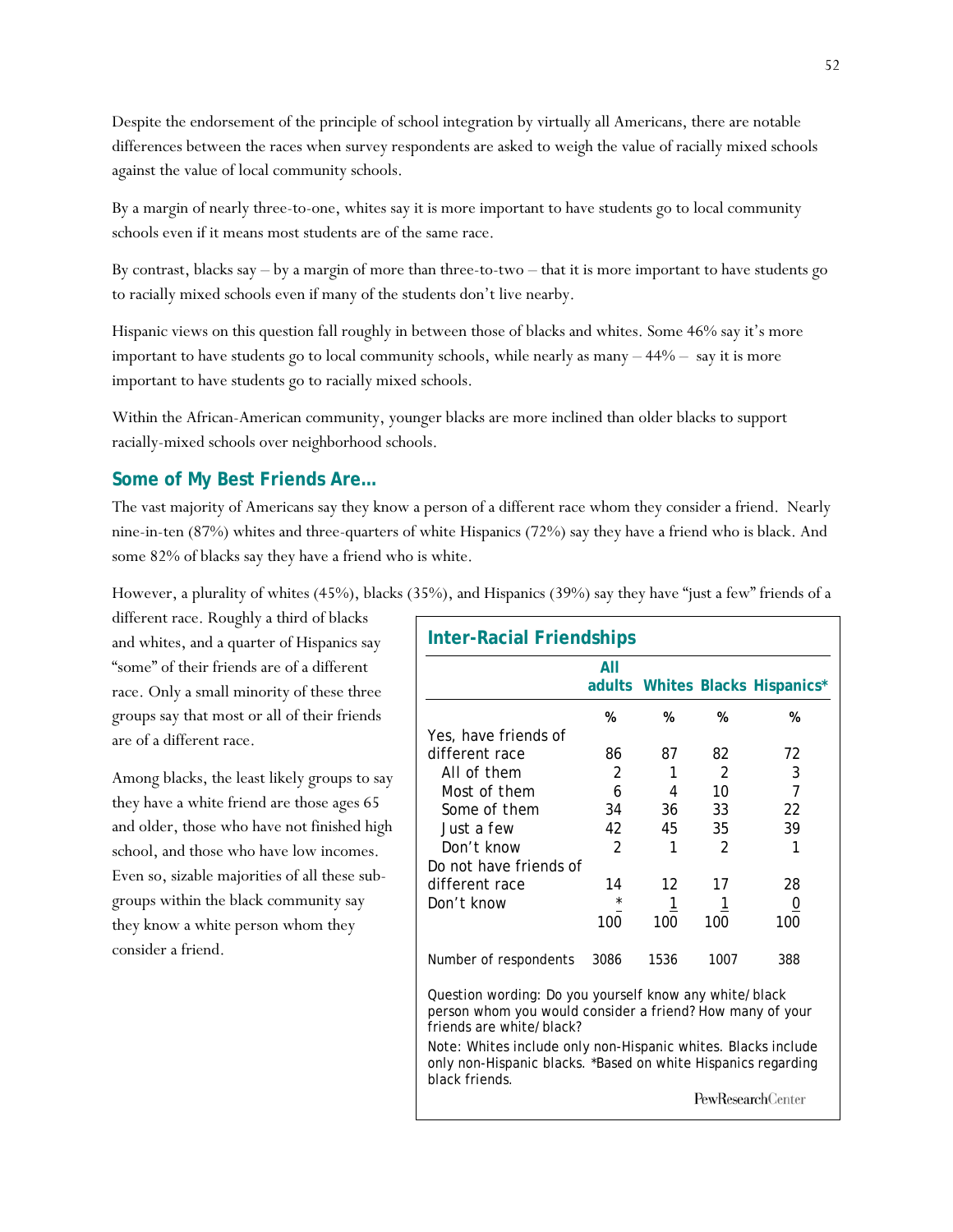Despite the endorsement of the principle of school integration by virtually all Americans, there are notable differences between the races when survey respondents are asked to weigh the value of racially mixed schools against the value of local community schools.

By a margin of nearly three-to-one, whites say it is more important to have students go to local community schools even if it means most students are of the same race.

By contrast, blacks say – by a margin of more than three-to-two – that it is more important to have students go to racially mixed schools even if many of the students don't live nearby.

Hispanic views on this question fall roughly in between those of blacks and whites. Some 46% say it's more important to have students go to local community schools, while nearly as many – 44% – say it is more important to have students go to racially mixed schools.

Within the African-American community, younger blacks are more inclined than older blacks to support racially-mixed schools over neighborhood schools.

## Some of My Best Friends Are…

The vast majority of Americans say they know a person of a different race whom they consider a friend. Nearly nine-in-ten (87%) whites and three-quarters of white Hispanics (72%) say they have a friend who is black. And some 82% of blacks say they have a friend who is white.

However, a plurality of whites (45%), blacks (35%), and Hispanics (39%) say they have "just a few" friends of a different race. Roughly a third of blacks and whites, and a quarter of Hispanics say "some" of their friends are of a different race. Only a small minority of these three groups say that most or all of their friends are of a different race.

Among blacks, the least likely groups to say they have a white friend are those ages 65 and older, those who have not finished high school, and those who have low incomes. Even so, sizable majorities of all these sub-groups within the black community say they know a white person whom they consider a friend.

### Inter-Racial Friendships

| | All adults | Whites | Blacks | Hispanics* |
|---|---|---|---|---|
| | % | % | % | % |
| Yes, have friends of different race | 86 | 87 | 82 | 72 |
| All of them | 2 | 1 | 2 | 3 |
| Most of them | 6 | 4 | 10 | 7 |
| Some of them | 34 | 36 | 33 | 22 |
| Just a few | 42 | 45 | 35 | 39 |
| Don't know | 2 | 1 | 2 | 1 |
| Do not have friends of different race | 14 | 12 | 17 | 28 |
| Don't know | * | 1 | 1 | 0 |
| | 100 | 100 | 100 | 100 |
| Number of respondents | 3086 | 1536 | 1007 | 388 |

Question wording: Do you yourself know any white/black person whom you would consider a friend? How many of your friends are white/black?

Note: Whites include only non-Hispanic whites. Blacks include only non-Hispanic blacks. *Based on white Hispanics regarding black friends.

PewResearchCenter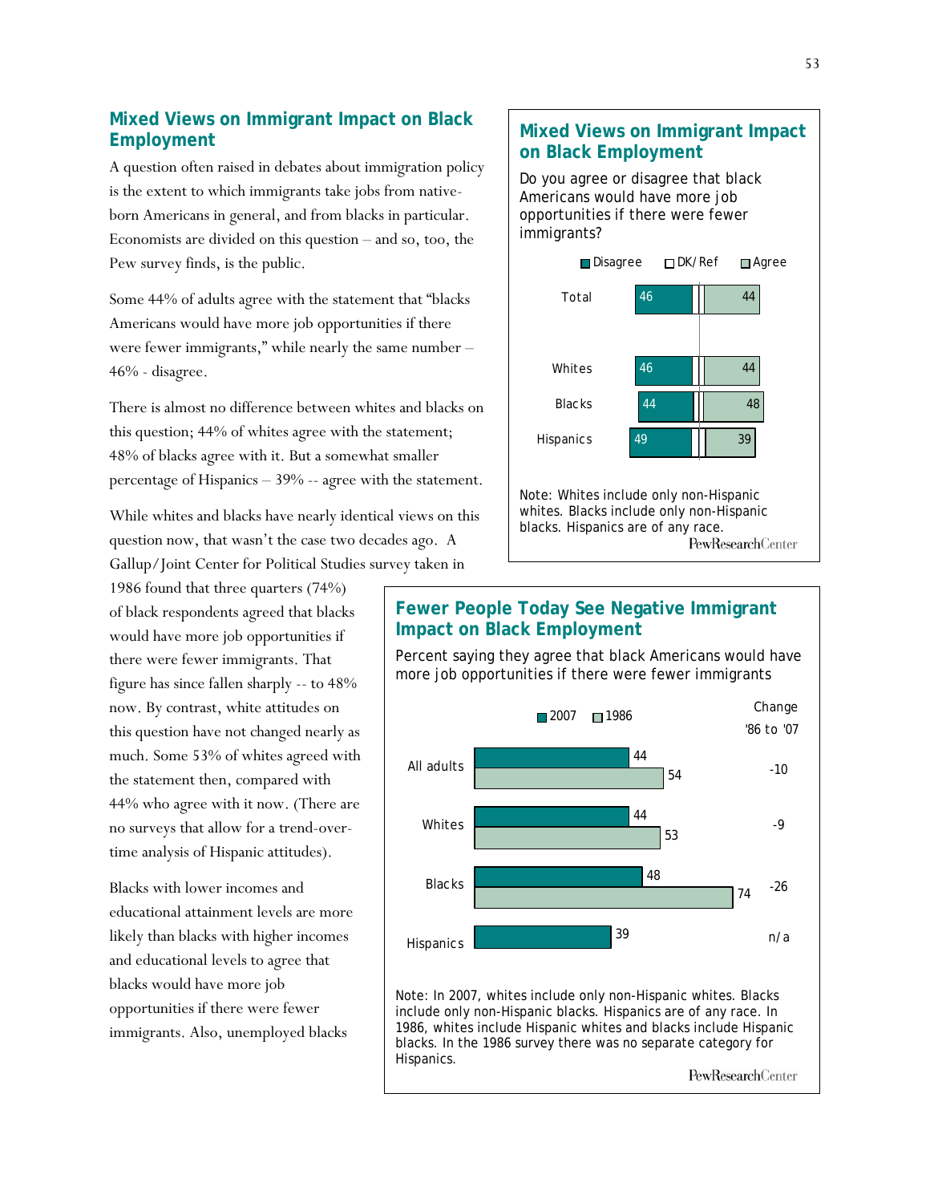## Mixed Views on Immigrant Impact on Black Employment

A question often raised in debates about immigration policy is the extent to which immigrants take jobs from native-born Americans in general, and from blacks in particular. Economists are divided on this question – and so, too, the Pew survey finds, is the public.

Some 44% of adults agree with the statement that "blacks Americans would have more job opportunities if there were fewer immigrants," while nearly the same number – 46% - disagree.

There is almost no difference between whites and blacks on this question; 44% of whites agree with the statement; 48% of blacks agree with it. But a somewhat smaller percentage of Hispanics – 39% -- agree with the statement.

While whites and blacks have nearly identical views on this question now, that wasn't the case two decades ago. A Gallup/Joint Center for Political Studies survey taken in 1986 found that three quarters (74%) of black respondents agreed that blacks would have more job opportunities if there were fewer immigrants. That figure has since fallen sharply -- to 48% now. By contrast, white attitudes on this question have not changed nearly as much. Some 53% of whites agreed with the statement then, compared with 44% who agree with it now. (There are no surveys that allow for a trend-over-time analysis of Hispanic attitudes).

Blacks with lower incomes and educational attainment levels are more likely than blacks with higher incomes and educational levels to agree that blacks would have more job opportunities if there were fewer immigrants. Also, unemployed blacks

### Mixed Views on Immigrant Impact on Black Employment

Do you agree or disagree that black Americans would have more job opportunities if there were fewer immigrants?

| | Disagree | Agree |
|---|---|---|
| Total | 46 | 44 |
| Whites | 46 | 44 |
| Blacks | 44 | 48 |
| Hispanics | 49 | 39 |

Note: Whites include only non-Hispanic whites. Blacks include only non-Hispanic blacks. Hispanics are of any race.

PewResearchCenter

### Fewer People Today See Negative Immigrant Impact on Black Employment

Percent saying they agree that black Americans would have more job opportunities if there were fewer immigrants

| | 2007 | 1986 | Change '86 to '07 |
|---|---|---|---|
| All adults | 44 | 54 | -10 |
| Whites | 44 | 53 | -9 |
| Blacks | 48 | 74 | -26 |
| Hispanics | 39 | | n/a |

Note: In 2007, whites include only non-Hispanic whites. Blacks include only non-Hispanic blacks. Hispanics are of any race. In 1986, whites include Hispanic whites and blacks include Hispanic blacks. In the 1986 survey there was no separate category for Hispanics.

PewResearchCenter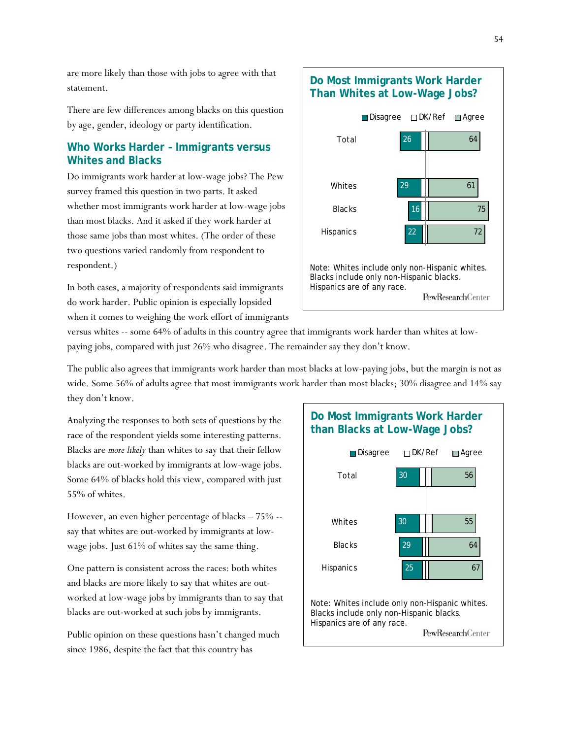are more likely than those with jobs to agree with that statement.

There are few differences among blacks on this question by age, gender, ideology or party identification.

## Who Works Harder – Immigrants versus Whites and Blacks

Do immigrants work harder at low-wage jobs? The Pew survey framed this question in two parts. It asked whether most immigrants work harder at low-wage jobs than most blacks. And it asked if they work harder at those same jobs than most whites. (The order of these two questions varied randomly from respondent to respondent.)

In both cases, a majority of respondents said immigrants do work harder. Public opinion is especially lopsided when it comes to weighing the work effort of immigrants versus whites -- some 64% of adults in this country agree that immigrants work harder than whites at low-paying jobs, compared with just 26% who disagree. The remainder say they don't know.

**Do Most Immigrants Work Harder Than Whites at Low-Wage Jobs?**

| | Disagree | DK/Ref | Agree |
|---|---|---|---|
| Total | 26 | | 64 |
| Whites | 29 | | 61 |
| Blacks | 16 | | 75 |
| Hispanics | 22 | | 72 |

Note: Whites include only non-Hispanic whites. Blacks include only non-Hispanic blacks. Hispanics are of any race.

PewResearchCenter

The public also agrees that immigrants work harder than most blacks at low-paying jobs, but the margin is not as wide. Some 56% of adults agree that most immigrants work harder than most blacks; 30% disagree and 14% say they don't know.

Analyzing the responses to both sets of questions by the race of the respondent yields some interesting patterns. Blacks are *more likely* than whites to say that their fellow blacks are out-worked by immigrants at low-wage jobs. Some 64% of blacks hold this view, compared with just 55% of whites.

However, an even higher percentage of blacks – 75% -- say that whites are out-worked by immigrants at low-wage jobs. Just 61% of whites say the same thing.

One pattern is consistent across the races: both whites and blacks are more likely to say that whites are out-worked at low-wage jobs by immigrants than to say that blacks are out-worked at such jobs by immigrants.

Public opinion on these questions hasn't changed much since 1986, despite the fact that this country has

**Do Most Immigrants Work Harder than Blacks at Low-Wage Jobs?**

| | Disagree | DK/Ref | Agree |
|---|---|---|---|
| Total | 30 | | 56 |
| Whites | 30 | | 55 |
| Blacks | 29 | | 64 |
| Hispanics | 25 | | 67 |

Note: Whites include only non-Hispanic whites. Blacks include only non-Hispanic blacks. Hispanics are of any race.

PewResearchCenter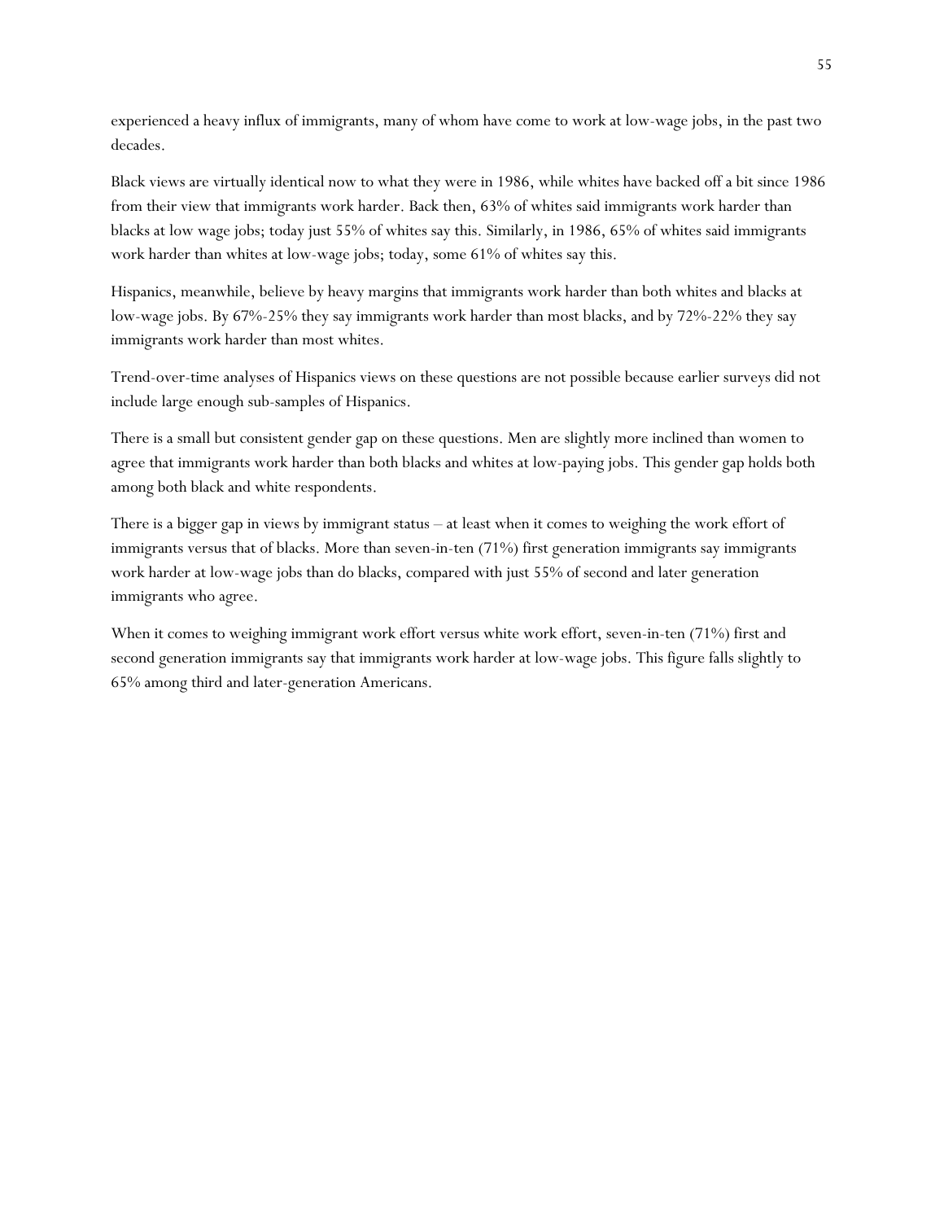experienced a heavy influx of immigrants, many of whom have come to work at low-wage jobs, in the past two decades.

Black views are virtually identical now to what they were in 1986, while whites have backed off a bit since 1986 from their view that immigrants work harder. Back then, 63% of whites said immigrants work harder than blacks at low wage jobs; today just 55% of whites say this. Similarly, in 1986, 65% of whites said immigrants work harder than whites at low-wage jobs; today, some 61% of whites say this.

Hispanics, meanwhile, believe by heavy margins that immigrants work harder than both whites and blacks at low-wage jobs. By 67%-25% they say immigrants work harder than most blacks, and by 72%-22% they say immigrants work harder than most whites.

Trend-over-time analyses of Hispanics views on these questions are not possible because earlier surveys did not include large enough sub-samples of Hispanics.

There is a small but consistent gender gap on these questions. Men are slightly more inclined than women to agree that immigrants work harder than both blacks and whites at low-paying jobs. This gender gap holds both among both black and white respondents.

There is a bigger gap in views by immigrant status – at least when it comes to weighing the work effort of immigrants versus that of blacks. More than seven-in-ten (71%) first generation immigrants say immigrants work harder at low-wage jobs than do blacks, compared with just 55% of second and later generation immigrants who agree.

When it comes to weighing immigrant work effort versus white work effort, seven-in-ten (71%) first and second generation immigrants say that immigrants work harder at low-wage jobs. This figure falls slightly to 65% among third and later-generation Americans.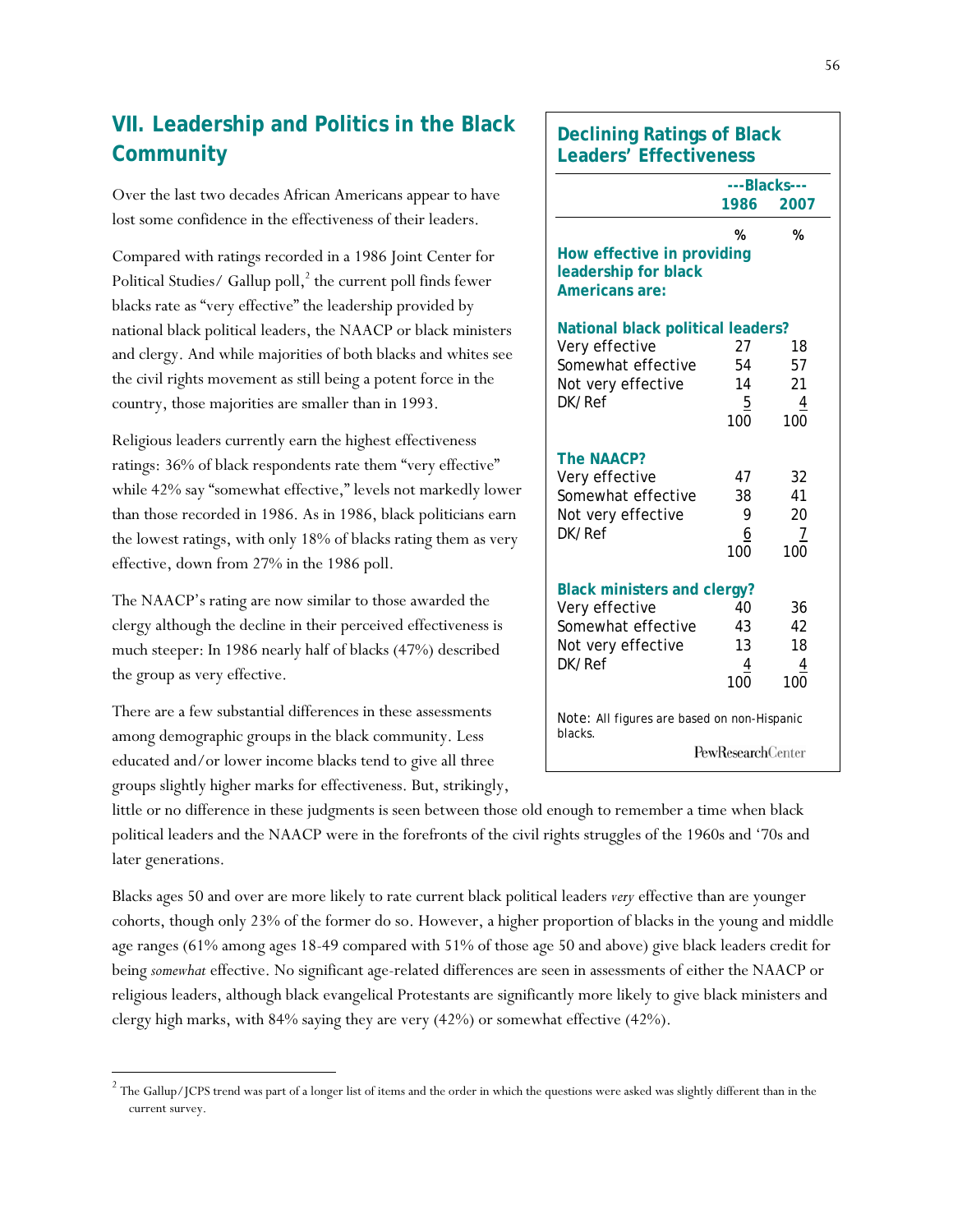## VII. Leadership and Politics in the Black Community

Over the last two decades African Americans appear to have lost some confidence in the effectiveness of their leaders.

Compared with ratings recorded in a 1986 Joint Center for Political Studies/ Gallup poll,[2] the current poll finds fewer blacks rate as "very effective" the leadership provided by national black political leaders, the NAACP or black ministers and clergy. And while majorities of both blacks and whites see the civil rights movement as still being a potent force in the country, those majorities are smaller than in 1993.

Religious leaders currently earn the highest effectiveness ratings: 36% of black respondents rate them "very effective" while 42% say "somewhat effective," levels not markedly lower than those recorded in 1986. As in 1986, black politicians earn the lowest ratings, with only 18% of blacks rating them as very effective, down from 27% in the 1986 poll.

The NAACP's rating are now similar to those awarded the clergy although the decline in their perceived effectiveness is much steeper: In 1986 nearly half of blacks (47%) described the group as very effective.

**Declining Ratings of Black Leaders' Effectiveness**

| | ---Blacks--- | |
|---|---|---|
| | 1986 | 2007 |
| | % | % |
| **How effective in providing leadership for black Americans are:** | | |
| **National black political leaders?** | | |
| Very effective | 27 | 18 |
| Somewhat effective | 54 | 57 |
| Not very effective | 14 | 21 |
| DK/Ref | 5 | 4 |
| | 100 | 100 |
| **The NAACP?** | | |
| Very effective | 47 | 32 |
| Somewhat effective | 38 | 41 |
| Not very effective | 9 | 20 |
| DK/Ref | 6 | 7 |
| | 100 | 100 |
| **Black ministers and clergy?** | | |
| Very effective | 40 | 36 |
| Somewhat effective | 43 | 42 |
| Not very effective | 13 | 18 |
| DK/Ref | 4 | 4 |
| | 100 | 100 |

Note: All figures are based on non-Hispanic blacks.

PewResearchCenter

There are a few substantial differences in these assessments among demographic groups in the black community. Less educated and/or lower income blacks tend to give all three groups slightly higher marks for effectiveness. But, strikingly, little or no difference in these judgments is seen between those old enough to remember a time when black political leaders and the NAACP were in the forefronts of the civil rights struggles of the 1960s and '70s and later generations.

Blacks ages 50 and over are more likely to rate current black political leaders *very* effective than are younger cohorts, though only 23% of the former do so. However, a higher proportion of blacks in the young and middle age ranges (61% among ages 18-49 compared with 51% of those age 50 and above) give black leaders credit for being *somewhat* effective. No significant age-related differences are seen in assessments of either the NAACP or religious leaders, although black evangelical Protestants are significantly more likely to give black ministers and clergy high marks, with 84% saying they are very (42%) or somewhat effective (42%).

[2] The Gallup/JCPS trend was part of a longer list of items and the order in which the questions were asked was slightly different than in the current survey.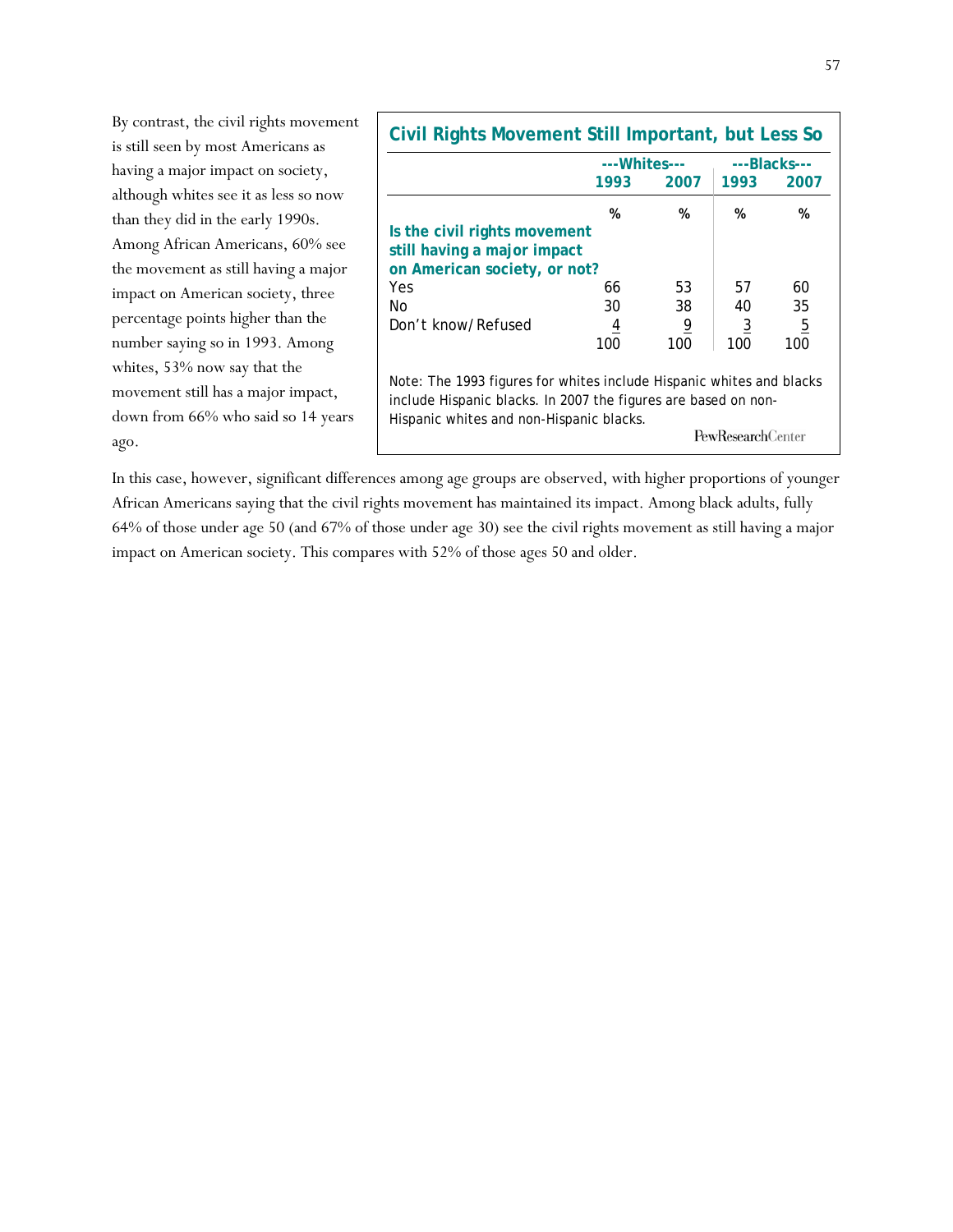By contrast, the civil rights movement is still seen by most Americans as having a major impact on society, although whites see it as less so now than they did in the early 1990s. Among African Americans, 60% see the movement as still having a major impact on American society, three percentage points higher than the number saying so in 1993. Among whites, 53% now say that the movement still has a major impact, down from 66% who said so 14 years ago.

**Civil Rights Movement Still Important, but Less So**

| | ---Whites--- | | ---Blacks--- | |
|---|---|---|---|---|
| | **1993** | **2007** | **1993** | **2007** |
| | % | % | % | % |
| **Is the civil rights movement still having a major impact on American society, or not?** | | | | |
| Yes | 66 | 53 | 57 | 60 |
| No | 30 | 38 | 40 | 35 |
| Don't know/Refused | 4 | 9 | 3 | 5 |
| | 100 | 100 | 100 | 100 |

Note: The 1993 figures for whites include Hispanic whites and blacks include Hispanic blacks. In 2007 the figures are based on non-Hispanic whites and non-Hispanic blacks.

PewResearchCenter

In this case, however, significant differences among age groups are observed, with higher proportions of younger African Americans saying that the civil rights movement has maintained its impact. Among black adults, fully 64% of those under age 50 (and 67% of those under age 30) see the civil rights movement as still having a major impact on American society. This compares with 52% of those ages 50 and older.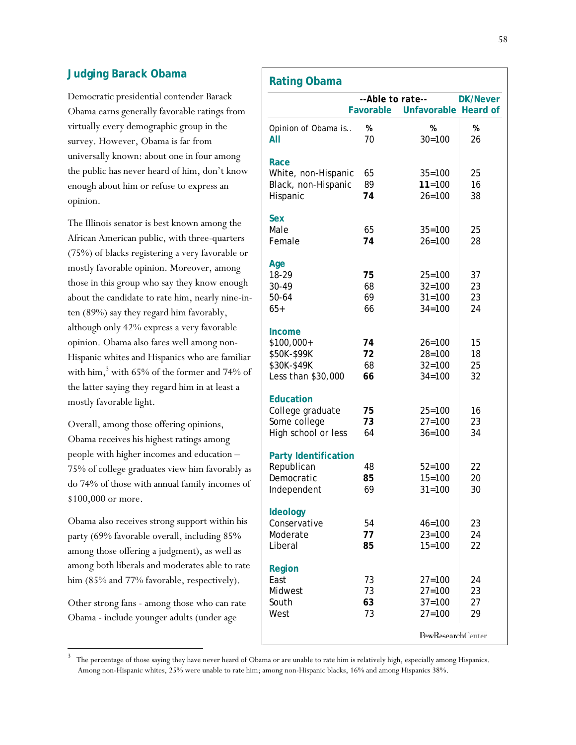## Judging Barack Obama

Democratic presidential contender Barack Obama earns generally favorable ratings from virtually every demographic group in the survey. However, Obama is far from universally known: about one in four among the public has never heard of him, don't know enough about him or refuse to express an opinion.

The Illinois senator is best known among the African American public, with three-quarters (75%) of blacks registering a very favorable or mostly favorable opinion. Moreover, among those in this group who say they know enough about the candidate to rate him, nearly nine-in-ten (89%) say they regard him favorably, although only 42% express a very favorable opinion. Obama also fares well among non-Hispanic whites and Hispanics who are familiar with him,[3] with 65% of the former and 74% of the latter saying they regard him in at least a mostly favorable light.

Overall, among those offering opinions, Obama receives his highest ratings among people with higher incomes and education – 75% of college graduates view him favorably as do 74% of those with annual family incomes of $100,000 or more.

Obama also receives strong support within his party (69% favorable overall, including 85% among those offering a judgment), as well as among both liberals and moderates able to rate him (85% and 77% favorable, respectively).

Other strong fans - among those who can rate Obama - include younger adults (under age

### Rating Obama

| | --Able to rate-- | | DK/Never |
|---|---|---|---|
| | Favorable | Unfavorable | Heard of |
| Opinion of Obama is.. | % | % | % |
| **All** | 70 | 30=100 | 26 |
| **Race** | | | |
| White, non-Hispanic | 65 | 35=100 | 25 |
| Black, non-Hispanic | 89 | **11**=100 | 16 |
| Hispanic | **74** | 26=100 | 38 |
| **Sex** | | | |
| Male | 65 | 35=100 | 25 |
| Female | **74** | 26=100 | 28 |
| **Age** | | | |
| 18-29 | **75** | 25=100 | 37 |
| 30-49 | 68 | 32=100 | 23 |
| 50-64 | 69 | 31=100 | 23 |
| 65+ | 66 | 34=100 | 24 |
| **Income** | | | |
| $100,000+ | **74** | 26=100 | 15 |
| $50K-$99K | **72** | 28=100 | 18 |
| $30K-$49K | 68 | 32=100 | 25 |
| Less than $30,000 | **66** | 34=100 | 32 |
| **Education** | | | |
| College graduate | **75** | 25=100 | 16 |
| Some college | **73** | 27=100 | 23 |
| High school or less | 64 | 36=100 | 34 |
| **Party Identification** | | | |
| Republican | 48 | 52=100 | 22 |
| Democratic | **85** | 15=100 | 20 |
| Independent | 69 | 31=100 | 30 |
| **Ideology** | | | |
| Conservative | 54 | 46=100 | 23 |
| Moderate | **77** | 23=100 | 24 |
| Liberal | **85** | 15=100 | 22 |
| **Region** | | | |
| East | 73 | 27=100 | 24 |
| Midwest | 73 | 27=100 | 23 |
| South | **63** | 37=100 | 27 |
| West | 73 | 27=100 | 29 |

PewResearchCenter

[3] The percentage of those saying they have never heard of Obama or are unable to rate him is relatively high, especially among Hispanics. Among non-Hispanic whites, 25% were unable to rate him; among non-Hispanic blacks, 16% and among Hispanics 38%.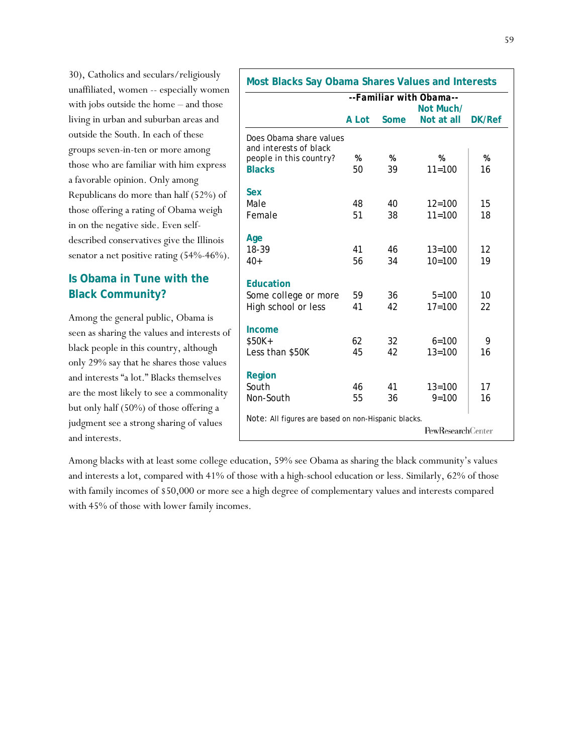30), Catholics and seculars/religiously unaffiliated, women -- especially women with jobs outside the home – and those living in urban and suburban areas and outside the South. In each of these groups seven-in-ten or more among those who are familiar with him express a favorable opinion. Only among Republicans do more than half (52%) of those offering a rating of Obama weigh in on the negative side. Even self-described conservatives give the Illinois senator a net positive rating (54%-46%).

## Is Obama in Tune with the Black Community?

Among the general public, Obama is seen as sharing the values and interests of black people in this country, although only 29% say that he shares those values and interests "a lot." Blacks themselves are the most likely to see a commonality but only half (50%) of those offering a judgment see a strong sharing of values and interests.

**Most Blacks Say Obama Shares Values and Interests**

| | --Familiar with Obama-- | | | |
|---|---|---|---|---|
| | A Lot | Some | Not Much/ Not at all | DK/Ref |
| Does Obama share values and interests of black people in this country? | % | % | % | % |
| **Blacks** | 50 | 39 | 11=100 | 16 |
| **Sex** | | | | |
| Male | 48 | 40 | 12=100 | 15 |
| Female | 51 | 38 | 11=100 | 18 |
| **Age** | | | | |
| 18-39 | 41 | 46 | 13=100 | 12 |
| 40+ | 56 | 34 | 10=100 | 19 |
| **Education** | | | | |
| Some college or more | 59 | 36 | 5=100 | 10 |
| High school or less | 41 | 42 | 17=100 | 22 |
| **Income** | | | | |
| $50K+ | 62 | 32 | 6=100 | 9 |
| Less than $50K | 45 | 42 | 13=100 | 16 |
| **Region** | | | | |
| South | 46 | 41 | 13=100 | 17 |
| Non-South | 55 | 36 | 9=100 | 16 |

Note: All figures are based on non-Hispanic blacks.

PewResearchCenter

Among blacks with at least some college education, 59% see Obama as sharing the black community's values and interests a lot, compared with 41% of those with a high-school education or less. Similarly, 62% of those with family incomes of $50,000 or more see a high degree of complementary values and interests compared with 45% of those with lower family incomes.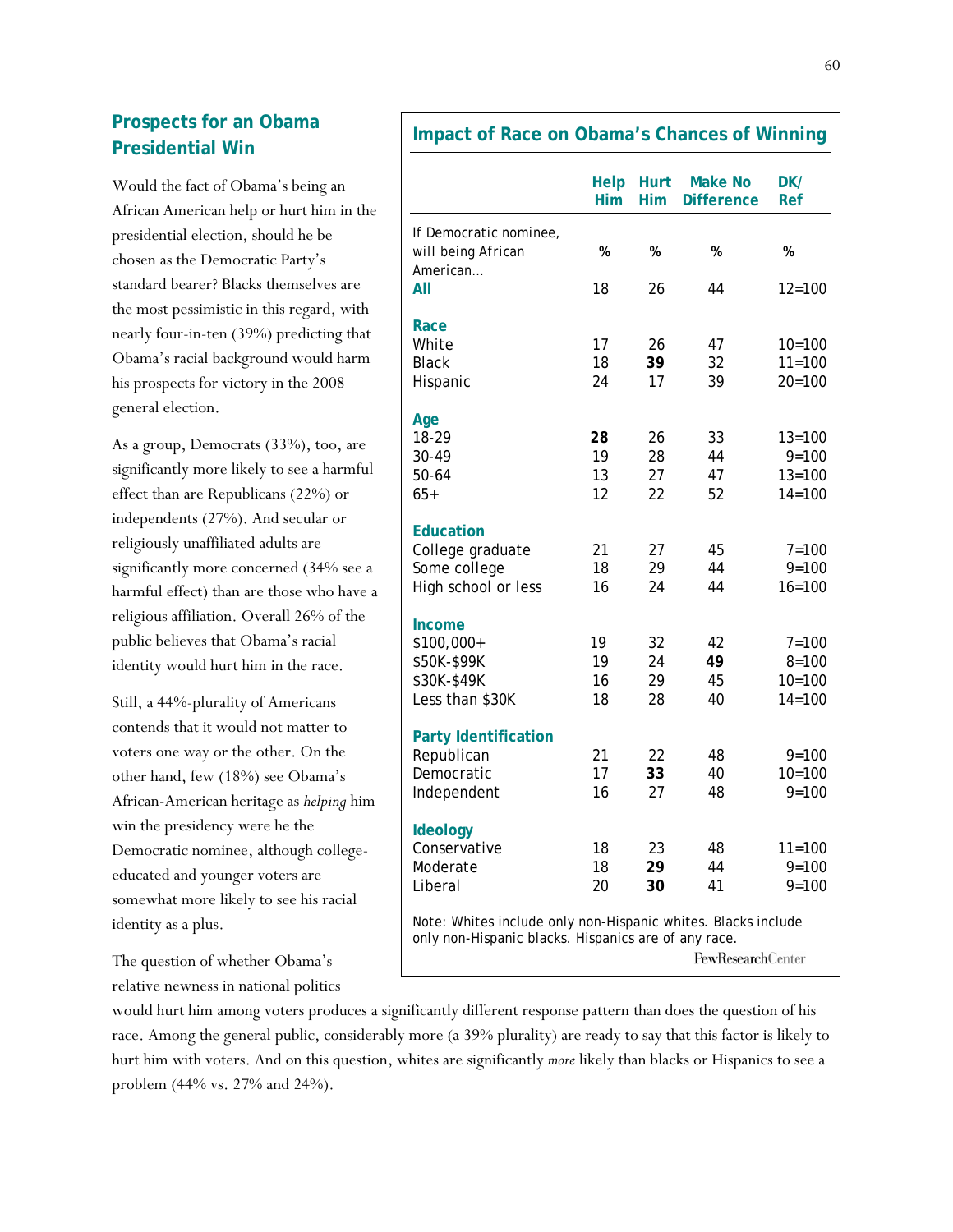## Prospects for an Obama Presidential Win

Would the fact of Obama's being an African American help or hurt him in the presidential election, should he be chosen as the Democratic Party's standard bearer? Blacks themselves are the most pessimistic in this regard, with nearly four-in-ten (39%) predicting that Obama's racial background would harm his prospects for victory in the 2008 general election.

As a group, Democrats (33%), too, are significantly more likely to see a harmful effect than are Republicans (22%) or independents (27%). And secular or religiously unaffiliated adults are significantly more concerned (34% see a harmful effect) than are those who have a religious affiliation. Overall 26% of the public believes that Obama's racial identity would hurt him in the race.

Still, a 44%-plurality of Americans contends that it would not matter to voters one way or the other. On the other hand, few (18%) see Obama's African-American heritage as *helping* him win the presidency were he the Democratic nominee, although college-educated and younger voters are somewhat more likely to see his racial identity as a plus.

### Impact of Race on Obama's Chances of Winning

| If Democratic nominee, will being African American... | Help Him | Hurt Him | Make No Difference | DK/ Ref |
|---|---|---|---|---|
| | % | % | % | % |
| **All** | 18 | 26 | 44 | 12=100 |
| **Race** | | | | |
| White | 17 | 26 | 47 | 10=100 |
| Black | 18 | **39** | 32 | 11=100 |
| Hispanic | 24 | 17 | 39 | 20=100 |
| **Age** | | | | |
| 18-29 | **28** | 26 | 33 | 13=100 |
| 30-49 | 19 | 28 | 44 | 9=100 |
| 50-64 | 13 | 27 | 47 | 13=100 |
| 65+ | 12 | 22 | 52 | 14=100 |
| **Education** | | | | |
| College graduate | 21 | 27 | 45 | 7=100 |
| Some college | 18 | 29 | 44 | 9=100 |
| High school or less | 16 | 24 | 44 | 16=100 |
| **Income** | | | | |
| $100,000+ | 19 | 32 | 42 | 7=100 |
| $50K-$99K | 19 | 24 | **49** | 8=100 |
| $30K-$49K | 16 | 29 | 45 | 10=100 |
| Less than $30K | 18 | 28 | 40 | 14=100 |
| **Party Identification** | | | | |
| Republican | 21 | 22 | 48 | 9=100 |
| Democratic | 17 | **33** | 40 | 10=100 |
| Independent | 16 | 27 | 48 | 9=100 |
| **Ideology** | | | | |
| Conservative | 18 | 23 | 48 | 11=100 |
| Moderate | 18 | **29** | 44 | 9=100 |
| Liberal | 20 | **30** | 41 | 9=100 |

Note: Whites include only non-Hispanic whites. Blacks include only non-Hispanic blacks. Hispanics are of any race.

PewResearchCenter

The question of whether Obama's relative newness in national politics would hurt him among voters produces a significantly different response pattern than does the question of his race. Among the general public, considerably more (a 39% plurality) are ready to say that this factor is likely to hurt him with voters. And on this question, whites are significantly *more* likely than blacks or Hispanics to see a problem (44% vs. 27% and 24%).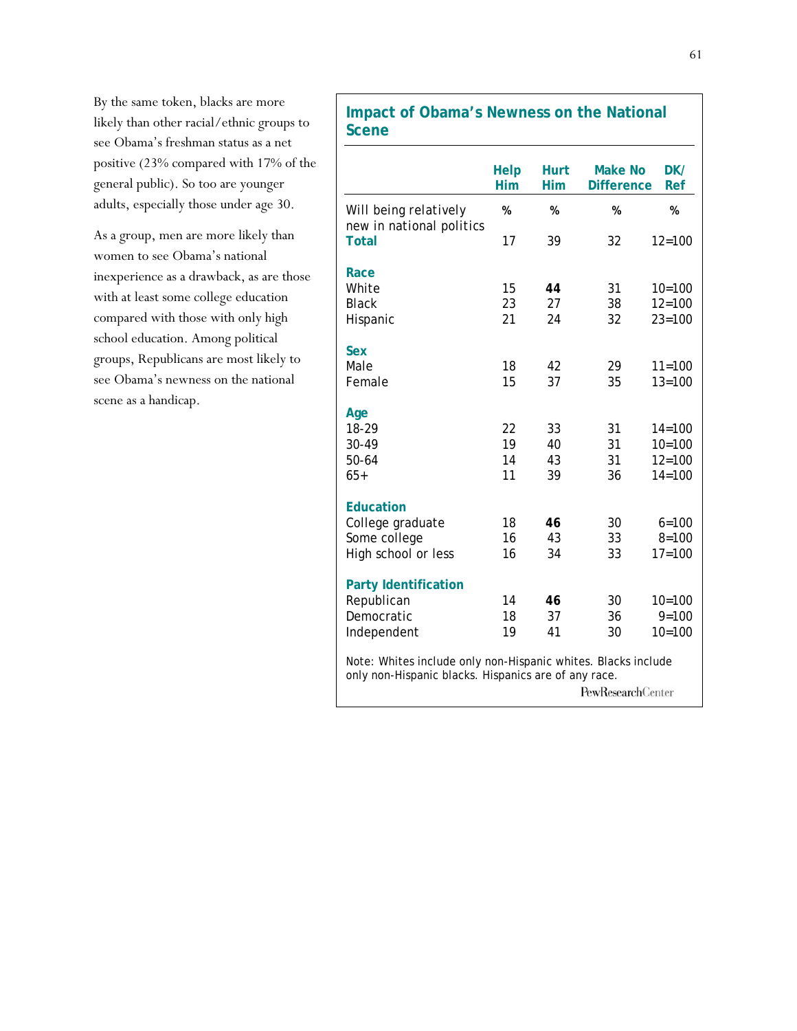By the same token, blacks are more likely than other racial/ethnic groups to see Obama's freshman status as a net positive (23% compared with 17% of the general public). So too are younger adults, especially those under age 30.

As a group, men are more likely than women to see Obama's national inexperience as a drawback, as are those with at least some college education compared with those with only high school education. Among political groups, Republicans are most likely to see Obama's newness on the national scene as a handicap.

### Impact of Obama's Newness on the National Scene

| | Help Him | Hurt Him | Make No Difference | DK/ Ref |
|---|---|---|---|---|
| Will being relatively new in national politics | % | % | % | % |
| **Total** | 17 | 39 | 32 | 12=100 |
| **Race** | | | | |
| White | 15 | **44** | 31 | 10=100 |
| Black | 23 | 27 | 38 | 12=100 |
| Hispanic | 21 | 24 | 32 | 23=100 |
| **Sex** | | | | |
| Male | 18 | 42 | 29 | 11=100 |
| Female | 15 | 37 | 35 | 13=100 |
| **Age** | | | | |
| 18-29 | 22 | 33 | 31 | 14=100 |
| 30-49 | 19 | 40 | 31 | 10=100 |
| 50-64 | 14 | 43 | 31 | 12=100 |
| 65+ | 11 | 39 | 36 | 14=100 |
| **Education** | | | | |
| College graduate | 18 | **46** | 30 | 6=100 |
| Some college | 16 | 43 | 33 | 8=100 |
| High school or less | 16 | 34 | 33 | 17=100 |
| **Party Identification** | | | | |
| Republican | 14 | **46** | 30 | 10=100 |
| Democratic | 18 | 37 | 36 | 9=100 |
| Independent | 19 | 41 | 30 | 10=100 |

Note: Whites include only non-Hispanic whites. Blacks include only non-Hispanic blacks. Hispanics are of any race.

PewResearchCenter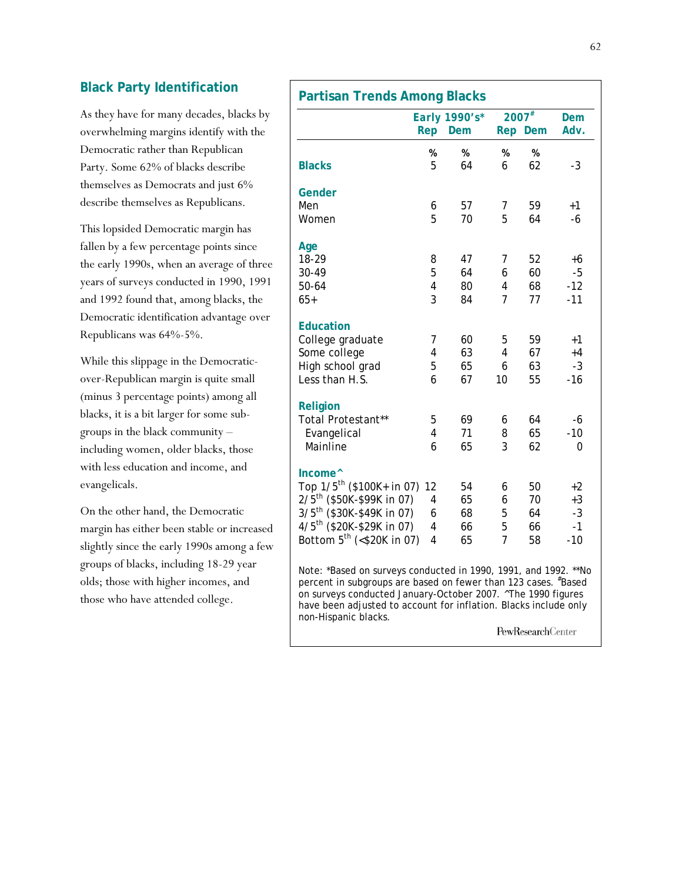## Black Party Identification

As they have for many decades, blacks by overwhelming margins identify with the Democratic rather than Republican Party. Some 62% of blacks describe themselves as Democrats and just 6% describe themselves as Republicans.

This lopsided Democratic margin has fallen by a few percentage points since the early 1990s, when an average of three years of surveys conducted in 1990, 1991 and 1992 found that, among blacks, the Democratic identification advantage over Republicans was 64%-5%.

While this slippage in the Democratic-over-Republican margin is quite small (minus 3 percentage points) among all blacks, it is a bit larger for some sub-groups in the black community – including women, older blacks, those with less education and income, and evangelicals.

On the other hand, the Democratic margin has either been stable or increased slightly since the early 1990s among a few groups of blacks, including 18-29 year olds; those with higher incomes, and those who have attended college.

### Partisan Trends Among Blacks

| | Early 1990's* | | 2007# | | Dem |
|---|---|---|---|---|---|
| | Rep | Dem | Rep | Dem | Adv. |
| | % | % | % | % | |
| **Blacks** | 5 | 64 | 6 | 62 | -3 |
| **Gender** | | | | | |
| Men | 6 | 57 | 7 | 59 | +1 |
| Women | 5 | 70 | 5 | 64 | -6 |
| **Age** | | | | | |
| 18-29 | 8 | 47 | 7 | 52 | +6 |
| 30-49 | 5 | 64 | 6 | 60 | -5 |
| 50-64 | 4 | 80 | 4 | 68 | -12 |
| 65+ | 3 | 84 | 7 | 77 | -11 |
| **Education** | | | | | |
| College graduate | 7 | 60 | 5 | 59 | +1 |
| Some college | 4 | 63 | 4 | 67 | +4 |
| High school grad | 5 | 65 | 6 | 63 | -3 |
| Less than H.S. | 6 | 67 | 10 | 55 | -16 |
| **Religion** | | | | | |
| Total Protestant** | 5 | 69 | 6 | 64 | -6 |
| Evangelical | 4 | 71 | 8 | 65 | -10 |
| Mainline | 6 | 65 | 3 | 62 | 0 |
| **Income^** | | | | | |
| Top 1/5th ($100K+ in 07) | 12 | 54 | 6 | 50 | +2 |
| 2/5th ($50K-$99K in 07) | 4 | 65 | 6 | 70 | +3 |
| 3/5th ($30K-$49K in 07) | 6 | 68 | 5 | 64 | -3 |
| 4/5th ($20K-$29K in 07) | 4 | 66 | 5 | 66 | -1 |
| Bottom 5th (<$20K in 07) | 4 | 65 | 7 | 58 | -10 |

Note: *Based on surveys conducted in 1990, 1991, and 1992. **No percent in subgroups are based on fewer than 123 cases. #Based on surveys conducted January-October 2007. ^The 1990 figures have been adjusted to account for inflation. Blacks include only non-Hispanic blacks.

PewResearchCenter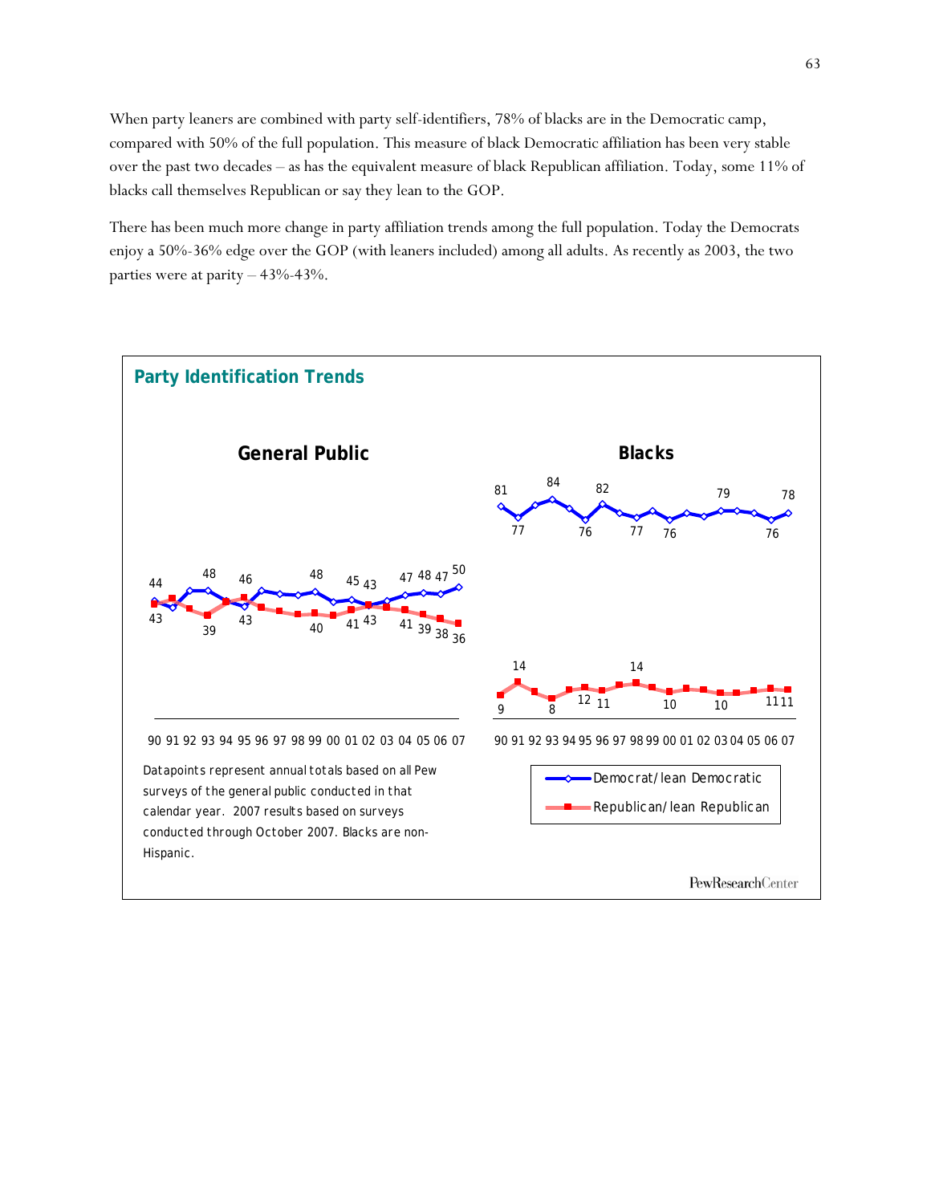When party leaners are combined with party self-identifiers, 78% of blacks are in the Democratic camp, compared with 50% of the full population. This measure of black Democratic affiliation has been very stable over the past two decades – as has the equivalent measure of black Republican affiliation. Today, some 11% of blacks call themselves Republican or say they lean to the GOP.

There has been much more change in party affiliation trends among the full population. Today the Democrats enjoy a 50%-36% edge over the GOP (with leaners included) among all adults. As recently as 2003, the two parties were at parity – 43%-43%.

## Party Identification Trends

**General Public**

**Blacks**

Democrat/lean Democratic

Republican/lean Republican

Datapoints represent annual totals based on all Pew surveys of the general public conducted in that calendar year. 2007 results based on surveys conducted through October 2007. Blacks are non-Hispanic.

PewResearchCenter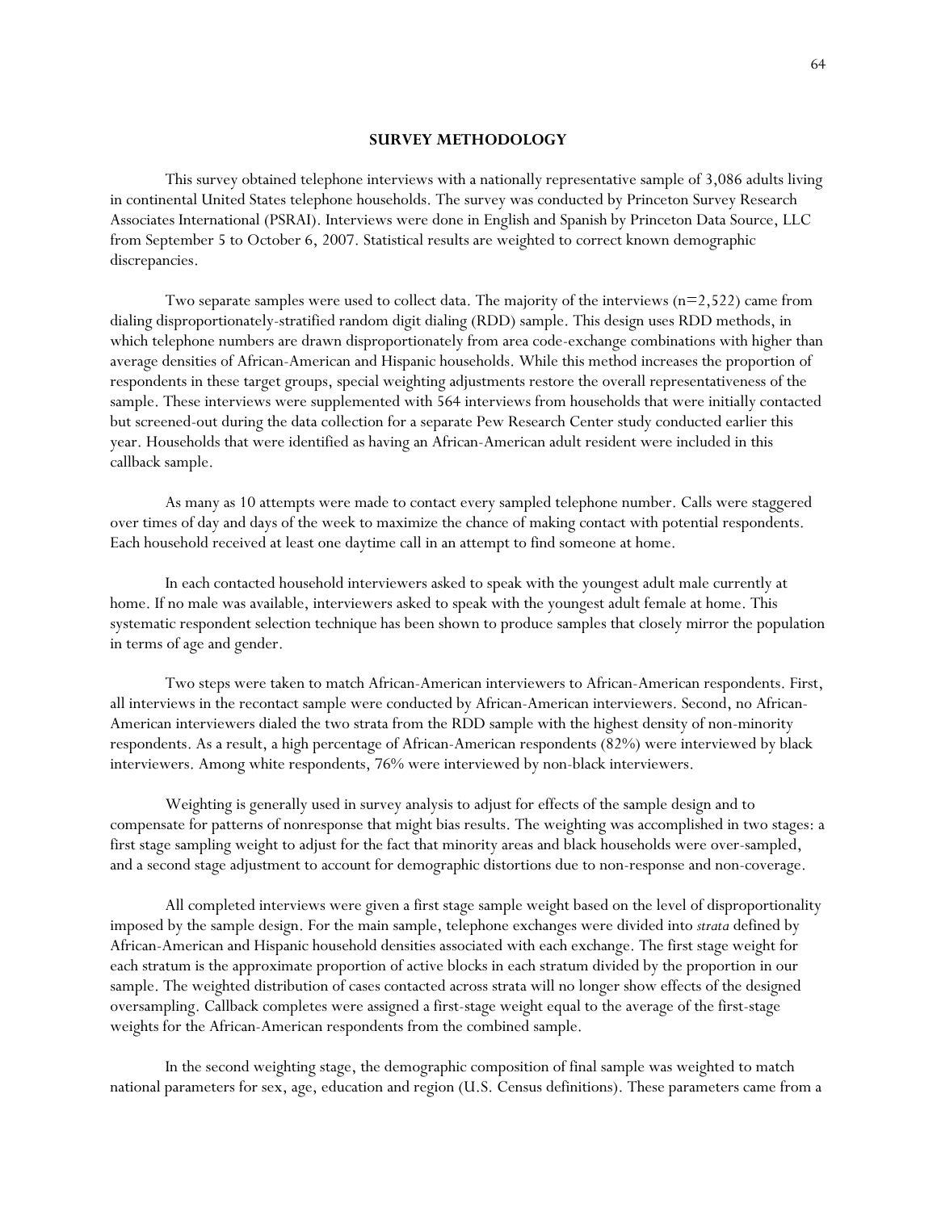## SURVEY METHODOLOGY

This survey obtained telephone interviews with a nationally representative sample of 3,086 adults living in continental United States telephone households. The survey was conducted by Princeton Survey Research Associates International (PSRAI). Interviews were done in English and Spanish by Princeton Data Source, LLC from September 5 to October 6, 2007. Statistical results are weighted to correct known demographic discrepancies.

Two separate samples were used to collect data. The majority of the interviews (n=2,522) came from dialing disproportionately-stratified random digit dialing (RDD) sample. This design uses RDD methods, in which telephone numbers are drawn disproportionately from area code-exchange combinations with higher than average densities of African-American and Hispanic households. While this method increases the proportion of respondents in these target groups, special weighting adjustments restore the overall representativeness of the sample. These interviews were supplemented with 564 interviews from households that were initially contacted but screened-out during the data collection for a separate Pew Research Center study conducted earlier this year. Households that were identified as having an African-American adult resident were included in this callback sample.

As many as 10 attempts were made to contact every sampled telephone number. Calls were staggered over times of day and days of the week to maximize the chance of making contact with potential respondents. Each household received at least one daytime call in an attempt to find someone at home.

In each contacted household interviewers asked to speak with the youngest adult male currently at home. If no male was available, interviewers asked to speak with the youngest adult female at home. This systematic respondent selection technique has been shown to produce samples that closely mirror the population in terms of age and gender.

Two steps were taken to match African-American interviewers to African-American respondents. First, all interviews in the recontact sample were conducted by African-American interviewers. Second, no African-American interviewers dialed the two strata from the RDD sample with the highest density of non-minority respondents. As a result, a high percentage of African-American respondents (82%) were interviewed by black interviewers. Among white respondents, 76% were interviewed by non-black interviewers.

Weighting is generally used in survey analysis to adjust for effects of the sample design and to compensate for patterns of nonresponse that might bias results. The weighting was accomplished in two stages: a first stage sampling weight to adjust for the fact that minority areas and black households were over-sampled, and a second stage adjustment to account for demographic distortions due to non-response and non-coverage.

All completed interviews were given a first stage sample weight based on the level of disproportionality imposed by the sample design. For the main sample, telephone exchanges were divided into *strata* defined by African-American and Hispanic household densities associated with each exchange. The first stage weight for each stratum is the approximate proportion of active blocks in each stratum divided by the proportion in our sample. The weighted distribution of cases contacted across strata will no longer show effects of the designed oversampling. Callback completes were assigned a first-stage weight equal to the average of the first-stage weights for the African-American respondents from the combined sample.

In the second weighting stage, the demographic composition of final sample was weighted to match national parameters for sex, age, education and region (U.S. Census definitions). These parameters came from a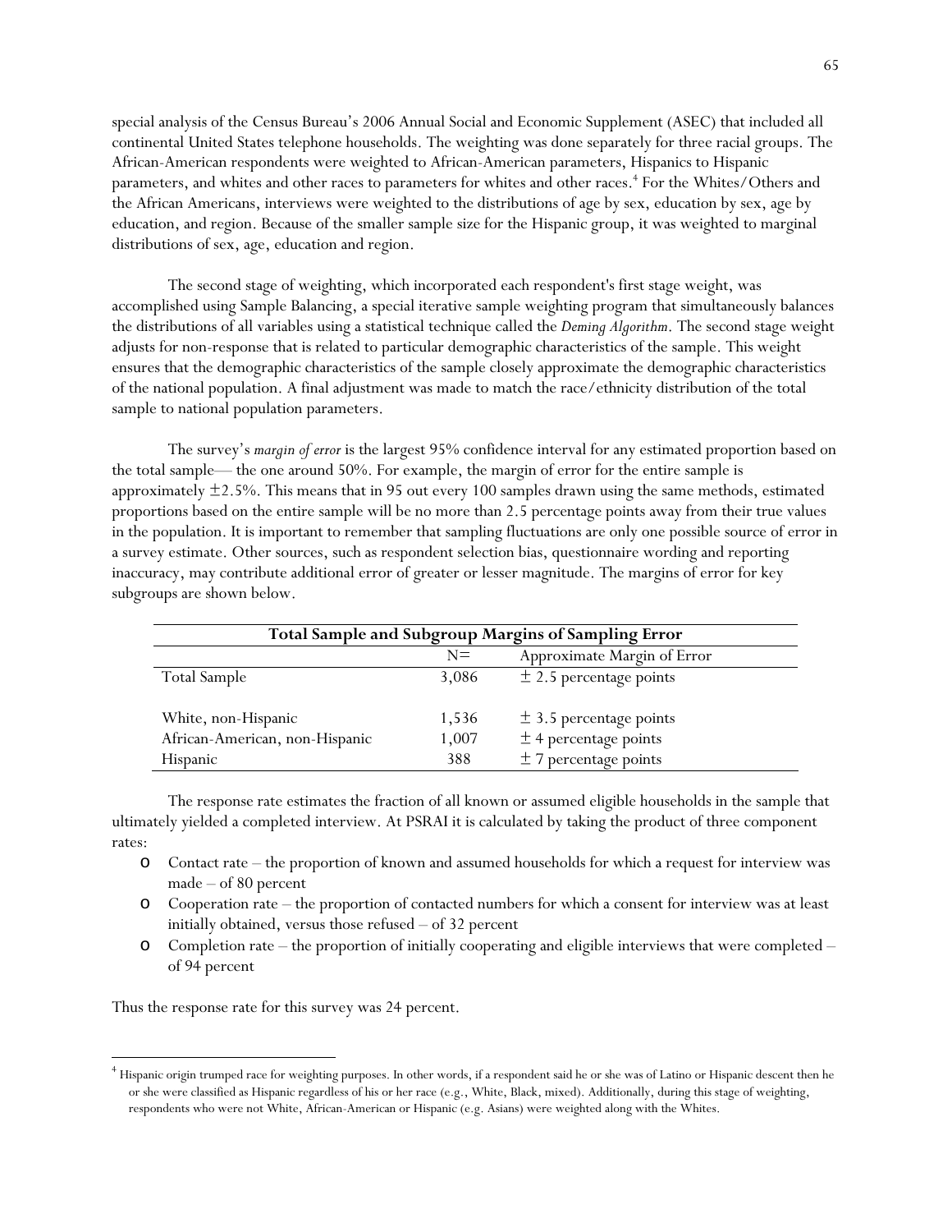special analysis of the Census Bureau's 2006 Annual Social and Economic Supplement (ASEC) that included all continental United States telephone households. The weighting was done separately for three racial groups. The African-American respondents were weighted to African-American parameters, Hispanics to Hispanic parameters, and whites and other races to parameters for whites and other races.[4] For the Whites/Others and the African Americans, interviews were weighted to the distributions of age by sex, education by sex, age by education, and region. Because of the smaller sample size for the Hispanic group, it was weighted to marginal distributions of sex, age, education and region.

The second stage of weighting, which incorporated each respondent's first stage weight, was accomplished using Sample Balancing, a special iterative sample weighting program that simultaneously balances the distributions of all variables using a statistical technique called the *Deming Algorithm*. The second stage weight adjusts for non-response that is related to particular demographic characteristics of the sample. This weight ensures that the demographic characteristics of the sample closely approximate the demographic characteristics of the national population. A final adjustment was made to match the race/ethnicity distribution of the total sample to national population parameters.

The survey's *margin of error* is the largest 95% confidence interval for any estimated proportion based on the total sample— the one around 50%. For example, the margin of error for the entire sample is approximately ±2.5%. This means that in 95 out every 100 samples drawn using the same methods, estimated proportions based on the entire sample will be no more than 2.5 percentage points away from their true values in the population. It is important to remember that sampling fluctuations are only one possible source of error in a survey estimate. Other sources, such as respondent selection bias, questionnaire wording and reporting inaccuracy, may contribute additional error of greater or lesser magnitude. The margins of error for key subgroups are shown below.

**Total Sample and Subgroup Margins of Sampling Error**

| | N= | Approximate Margin of Error |
|---|---|---|
| Total Sample | 3,086 | ± 2.5 percentage points |
| | | |
| White, non-Hispanic | 1,536 | ± 3.5 percentage points |
| African-American, non-Hispanic | 1,007 | ± 4 percentage points |
| Hispanic | 388 | ± 7 percentage points |

The response rate estimates the fraction of all known or assumed eligible households in the sample that ultimately yielded a completed interview. At PSRAI it is calculated by taking the product of three component rates:

- Contact rate – the proportion of known and assumed households for which a request for interview was made – of 80 percent
- Cooperation rate – the proportion of contacted numbers for which a consent for interview was at least initially obtained, versus those refused – of 32 percent
- Completion rate – the proportion of initially cooperating and eligible interviews that were completed – of 94 percent

Thus the response rate for this survey was 24 percent.

---

[4] Hispanic origin trumped race for weighting purposes. In other words, if a respondent said he or she was of Latino or Hispanic descent then he or she were classified as Hispanic regardless of his or her race (e.g., White, Black, mixed). Additionally, during this stage of weighting, respondents who were not White, African-American or Hispanic (e.g. Asians) were weighted along with the Whites.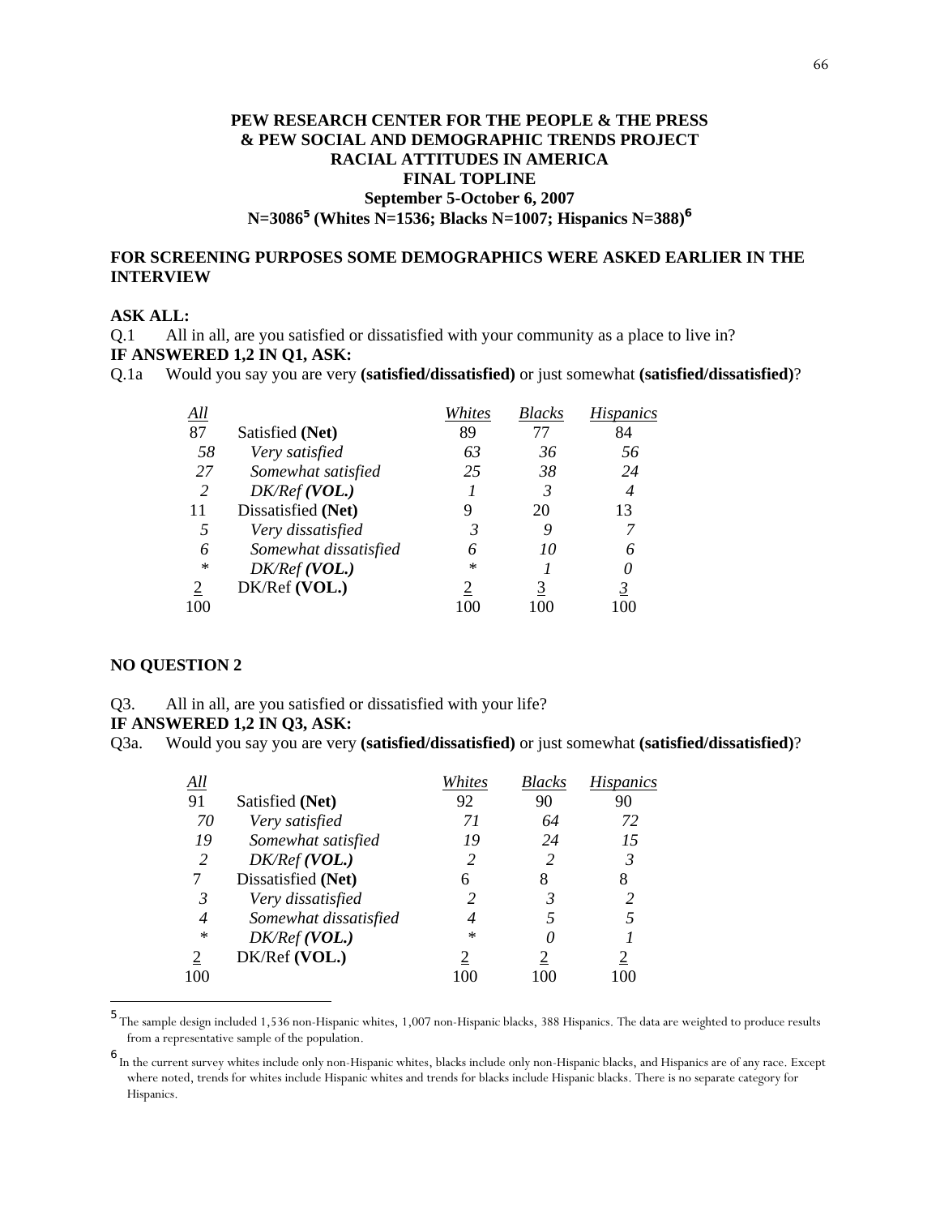**PEW RESEARCH CENTER FOR THE PEOPLE & THE PRESS**
**& PEW SOCIAL AND DEMOGRAPHIC TRENDS PROJECT**
**RACIAL ATTITUDES IN AMERICA**
**FINAL TOPLINE**
**September 5-October 6, 2007**
**N=3086[5] (Whites N=1536; Blacks N=1007; Hispanics N=388)[6]**

**FOR SCREENING PURPOSES SOME DEMOGRAPHICS WERE ASKED EARLIER IN THE INTERVIEW**

**ASK ALL:**

Q.1 All in all, are you satisfied or dissatisfied with your community as a place to live in?

**IF ANSWERED 1,2 IN Q1, ASK:**

Q.1a Would you say you are very **(satisfied/dissatisfied)** or just somewhat **(satisfied/dissatisfied)**?

| All | | Whites | Blacks | Hispanics |
|---|---|---|---|---|
| 87 | Satisfied **(Net)** | 89 | 77 | 84 |
| *58* | *Very satisfied* | *63* | *36* | *56* |
| *27* | *Somewhat satisfied* | *25* | *38* | *24* |
| *2* | *DK/Ref **(VOL.)*** | *1* | *3* | *4* |
| 11 | Dissatisfied **(Net)** | 9 | 20 | 13 |
| *5* | *Very dissatisfied* | *3* | *9* | *7* |
| *6* | *Somewhat dissatisfied* | *6* | *10* | *6* |
| * | *DK/Ref **(VOL.)*** | * | *1* | *0* |
| 2 | DK/Ref **(VOL.)** | 2 | 3 | 3 |
| 100 | | 100 | 100 | 100 |

**NO QUESTION 2**

Q3. All in all, are you satisfied or dissatisfied with your life?

**IF ANSWERED 1,2 IN Q3, ASK:**

Q3a. Would you say you are very **(satisfied/dissatisfied)** or just somewhat **(satisfied/dissatisfied)**?

| All | | Whites | Blacks | Hispanics |
|---|---|---|---|---|
| 91 | Satisfied **(Net)** | 92 | 90 | 90 |
| *70* | *Very satisfied* | *71* | *64* | *72* |
| *19* | *Somewhat satisfied* | *19* | *24* | *15* |
| *2* | *DK/Ref **(VOL.)*** | *2* | *2* | *3* |
| 7 | Dissatisfied **(Net)** | 6 | 8 | 8 |
| *3* | *Very dissatisfied* | *2* | *3* | *2* |
| *4* | *Somewhat dissatisfied* | *4* | *5* | *5* |
| * | *DK/Ref **(VOL.)*** | * | *0* | *1* |
| 2 | DK/Ref **(VOL.)** | 2 | 2 | 2 |
| 100 | | 100 | 100 | 100 |

[5] The sample design included 1,536 non-Hispanic whites, 1,007 non-Hispanic blacks, 388 Hispanics. The data are weighted to produce results from a representative sample of the population.

[6] In the current survey whites include only non-Hispanic whites, blacks include only non-Hispanic blacks, and Hispanics are of any race. Except where noted, trends for whites include Hispanic whites and trends for blacks include Hispanic blacks. There is no separate category for Hispanics.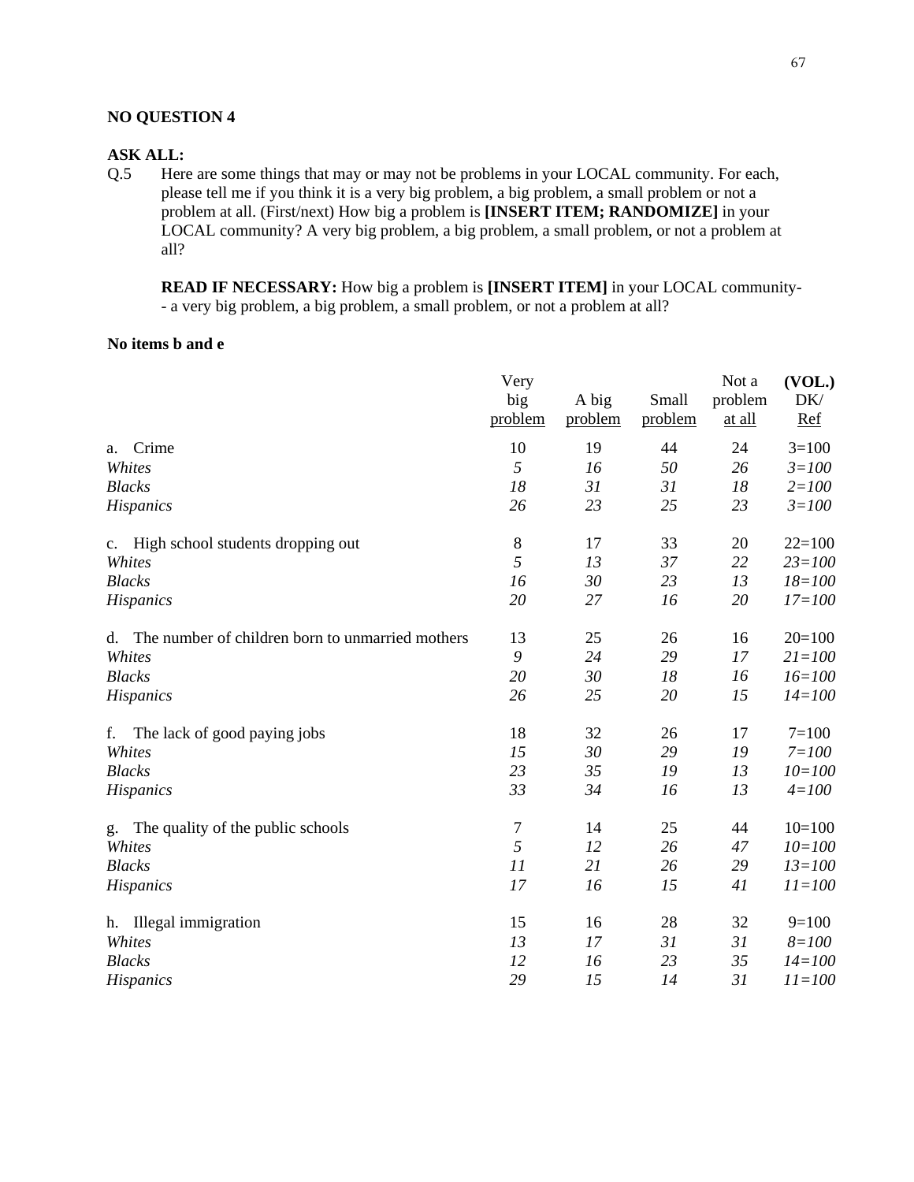**NO QUESTION 4**

**ASK ALL:**

Q.5 Here are some things that may or may not be problems in your LOCAL community. For each, please tell me if you think it is a very big problem, a big problem, a small problem or not a problem at all. (First/next) How big a problem is **[INSERT ITEM; RANDOMIZE]** in your LOCAL community? A very big problem, a big problem, a small problem, or not a problem at all?

**READ IF NECESSARY:** How big a problem is **[INSERT ITEM]** in your LOCAL community-- a very big problem, a big problem, a small problem, or not a problem at all?

**No items b and e**

| | Very big problem | A big problem | Small problem | Not a problem at all | **(VOL.)** DK/ Ref |
|---|---|---|---|---|---|
| a. Crime | 10 | 19 | 44 | 24 | 3=100 |
| *Whites* | *5* | *16* | *50* | *26* | *3=100* |
| *Blacks* | *18* | *31* | *31* | *18* | *2=100* |
| *Hispanics* | *26* | *23* | *25* | *23* | *3=100* |
| c. High school students dropping out | 8 | 17 | 33 | 20 | 22=100 |
| *Whites* | *5* | *13* | *37* | *22* | *23=100* |
| *Blacks* | *16* | *30* | *23* | *13* | *18=100* |
| *Hispanics* | *20* | *27* | *16* | *20* | *17=100* |
| d. The number of children born to unmarried mothers | 13 | 25 | 26 | 16 | 20=100 |
| *Whites* | *9* | *24* | *29* | *17* | *21=100* |
| *Blacks* | *20* | *30* | *18* | *16* | *16=100* |
| *Hispanics* | *26* | *25* | *20* | *15* | *14=100* |
| f. The lack of good paying jobs | 18 | 32 | 26 | 17 | 7=100 |
| *Whites* | *15* | *30* | *29* | *19* | *7=100* |
| *Blacks* | *23* | *35* | *19* | *13* | *10=100* |
| *Hispanics* | *33* | *34* | *16* | *13* | *4=100* |
| g. The quality of the public schools | 7 | 14 | 25 | 44 | 10=100 |
| *Whites* | *5* | *12* | *26* | *47* | *10=100* |
| *Blacks* | *11* | *21* | *26* | *29* | *13=100* |
| *Hispanics* | *17* | *16* | *15* | *41* | *11=100* |
| h. Illegal immigration | 15 | 16 | 28 | 32 | 9=100 |
| *Whites* | *13* | *17* | *31* | *31* | *8=100* |
| *Blacks* | *12* | *16* | *23* | *35* | *14=100* |
| *Hispanics* | *29* | *15* | *14* | *31* | *11=100* |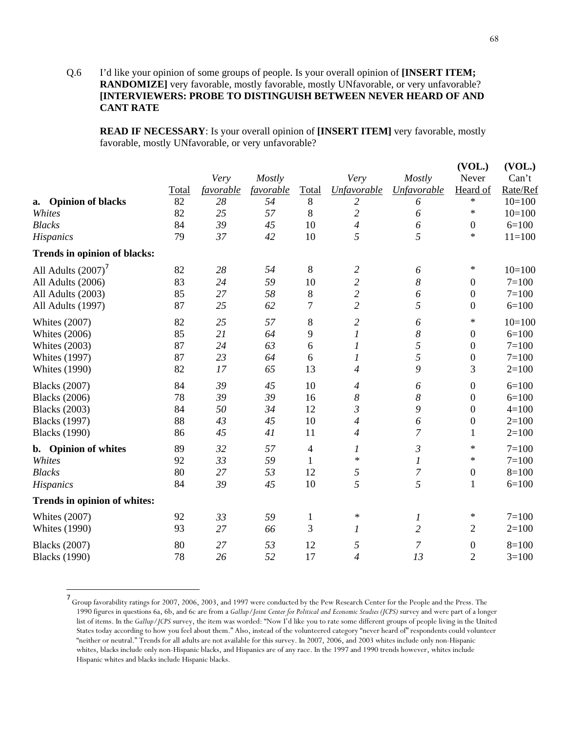Q.6 I'd like your opinion of some groups of people. Is your overall opinion of **[INSERT ITEM; RANDOMIZE]** very favorable, mostly favorable, mostly UNfavorable, or very unfavorable? **[INTERVIEWERS: PROBE TO DISTINGUISH BETWEEN NEVER HEARD OF AND CANT RATE**

**READ IF NECESSARY**: Is your overall opinion of **[INSERT ITEM]** very favorable, mostly favorable, mostly UNfavorable, or very unfavorable?

| | Total | *Very favorable* | *Mostly favorable* | Total | *Very Unfavorable* | *Mostly Unfavorable* | (VOL.) Never Heard of | (VOL.) Can't Rate/Ref |
|---|---|---|---|---|---|---|---|---|
| **a. Opinion of blacks** | 82 | *28* | *54* | 8 | *2* | *6* | * | 10=100 |
| *Whites* | 82 | *25* | *57* | 8 | *2* | *6* | * | 10=100 |
| *Blacks* | 84 | *39* | *45* | 10 | *4* | *6* | 0 | 6=100 |
| *Hispanics* | 79 | *37* | *42* | 10 | *5* | *5* | * | 11=100 |
| **Trends in opinion of blacks:** | | | | | | | | |
| All Adults (2007)[7] | 82 | *28* | *54* | 8 | *2* | *6* | * | 10=100 |
| All Adults (2006) | 83 | *24* | *59* | 10 | *2* | *8* | 0 | 7=100 |
| All Adults (2003) | 85 | *27* | *58* | 8 | *2* | *6* | 0 | 7=100 |
| All Adults (1997) | 87 | *25* | *62* | 7 | *2* | *5* | 0 | 6=100 |
| Whites (2007) | 82 | *25* | *57* | 8 | *2* | *6* | * | 10=100 |
| Whites (2006) | 85 | *21* | *64* | 9 | *1* | *8* | 0 | 6=100 |
| Whites (2003) | 87 | *24* | *63* | 6 | *1* | *5* | 0 | 7=100 |
| Whites (1997) | 87 | *23* | *64* | 6 | *1* | *5* | 0 | 7=100 |
| Whites (1990) | 82 | *17* | *65* | 13 | *4* | *9* | 3 | 2=100 |
| Blacks (2007) | 84 | *39* | *45* | 10 | *4* | *6* | 0 | 6=100 |
| Blacks (2006) | 78 | *39* | *39* | 16 | *8* | *8* | 0 | 6=100 |
| Blacks (2003) | 84 | *50* | *34* | 12 | *3* | *9* | 0 | 4=100 |
| Blacks (1997) | 88 | *43* | *45* | 10 | *4* | *6* | 0 | 2=100 |
| Blacks (1990) | 86 | *45* | *41* | 11 | *4* | *7* | 1 | 2=100 |
| **b. Opinion of whites** | 89 | *32* | *57* | 4 | *1* | *3* | * | 7=100 |
| *Whites* | 92 | *33* | *59* | 1 | * | *1* | * | 7=100 |
| *Blacks* | 80 | *27* | *53* | 12 | *5* | *7* | 0 | 8=100 |
| *Hispanics* | 84 | *39* | *45* | 10 | *5* | *5* | 1 | 6=100 |
| **Trends in opinion of whites:** | | | | | | | | |
| Whites (2007) | 92 | *33* | *59* | 1 | * | *1* | * | 7=100 |
| Whites (1990) | 93 | *27* | *66* | 3 | *1* | *2* | 2 | 2=100 |
| Blacks (2007) | 80 | *27* | *53* | 12 | *5* | *7* | 0 | 8=100 |
| Blacks (1990) | 78 | *26* | *52* | 17 | *4* | *13* | 2 | 3=100 |

[7] Group favorability ratings for 2007, 2006, 2003, and 1997 were conducted by the Pew Research Center for the People and the Press. The 1990 figures in questions 6a, 6b, and 6c are from a *Gallup/Joint Center for Political and Economic Studies (JCPS)* survey and were part of a longer list of items. In the *Gallup/JCPS* survey, the item was worded: "Now I'd like you to rate some different groups of people living in the United States today according to how you feel about them." Also, instead of the volunteered category "never heard of" respondents could volunteer "neither or neutral." Trends for all adults are not available for this survey. In 2007, 2006, and 2003 whites include only non-Hispanic whites, blacks include only non-Hispanic blacks, and Hispanics are of any race. In the 1997 and 1990 trends however, whites include Hispanic whites and blacks include Hispanic blacks.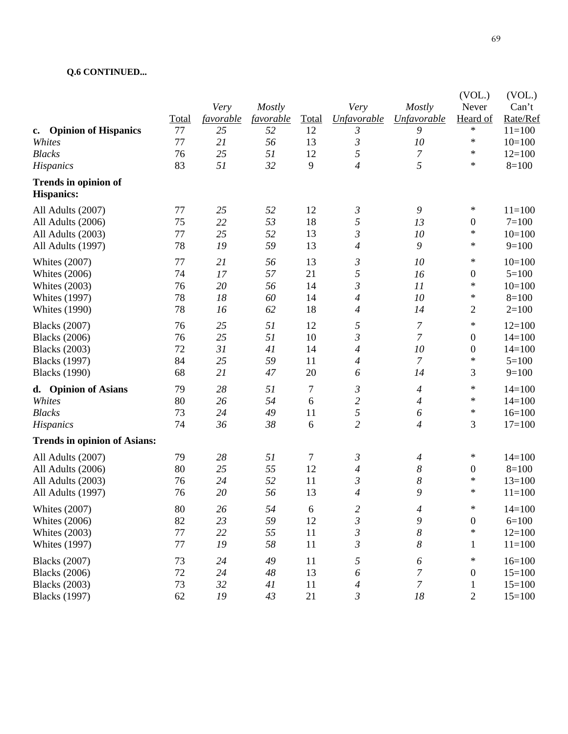**Q.6 CONTINUED...**

| | Total | *Very favorable* | *Mostly favorable* | Total | *Very Unfavorable* | *Mostly Unfavorable* | (VOL.) Never Heard of | (VOL.) Can't Rate/Ref |
|---|---|---|---|---|---|---|---|---|
| **c. Opinion of Hispanics** | 77 | *25* | *52* | 12 | *3* | *9* | * | 11=100 |
| *Whites* | 77 | *21* | *56* | 13 | *3* | *10* | * | 10=100 |
| *Blacks* | 76 | *25* | *51* | 12 | *5* | *7* | * | 12=100 |
| *Hispanics* | 83 | *51* | *32* | 9 | *4* | *5* | * | 8=100 |
| **Trends in opinion of Hispanics:** | | | | | | | | |
| All Adults (2007) | 77 | *25* | *52* | 12 | *3* | *9* | * | 11=100 |
| All Adults (2006) | 75 | *22* | *53* | 18 | *5* | *13* | 0 | 7=100 |
| All Adults (2003) | 77 | *25* | *52* | 13 | *3* | *10* | * | 10=100 |
| All Adults (1997) | 78 | *19* | *59* | 13 | *4* | *9* | * | 9=100 |
| Whites (2007) | 77 | *21* | *56* | 13 | *3* | *10* | * | 10=100 |
| Whites (2006) | 74 | *17* | *57* | 21 | *5* | *16* | 0 | 5=100 |
| Whites (2003) | 76 | *20* | *56* | 14 | *3* | *11* | * | 10=100 |
| Whites (1997) | 78 | *18* | *60* | 14 | *4* | *10* | * | 8=100 |
| Whites (1990) | 78 | *16* | *62* | 18 | *4* | *14* | 2 | 2=100 |
| Blacks (2007) | 76 | *25* | *51* | 12 | *5* | *7* | * | 12=100 |
| Blacks (2006) | 76 | *25* | *51* | 10 | *3* | *7* | 0 | 14=100 |
| Blacks (2003) | 72 | *31* | *41* | 14 | *4* | *10* | 0 | 14=100 |
| Blacks (1997) | 84 | *25* | *59* | 11 | *4* | *7* | * | 5=100 |
| Blacks (1990) | 68 | *21* | *47* | 20 | *6* | *14* | 3 | 9=100 |
| **d. Opinion of Asians** | 79 | *28* | *51* | 7 | *3* | *4* | * | 14=100 |
| *Whites* | 80 | *26* | *54* | 6 | *2* | *4* | * | 14=100 |
| *Blacks* | 73 | *24* | *49* | 11 | *5* | *6* | * | 16=100 |
| *Hispanics* | 74 | *36* | *38* | 6 | *2* | *4* | 3 | 17=100 |
| **Trends in opinion of Asians:** | | | | | | | | |
| All Adults (2007) | 79 | *28* | *51* | 7 | *3* | *4* | * | 14=100 |
| All Adults (2006) | 80 | *25* | *55* | 12 | *4* | *8* | 0 | 8=100 |
| All Adults (2003) | 76 | *24* | *52* | 11 | *3* | *8* | * | 13=100 |
| All Adults (1997) | 76 | *20* | *56* | 13 | *4* | *9* | * | 11=100 |
| Whites (2007) | 80 | *26* | *54* | 6 | *2* | *4* | * | 14=100 |
| Whites (2006) | 82 | *23* | *59* | 12 | *3* | *9* | 0 | 6=100 |
| Whites (2003) | 77 | *22* | *55* | 11 | *3* | *8* | * | 12=100 |
| Whites (1997) | 77 | *19* | *58* | 11 | *3* | *8* | 1 | 11=100 |
| Blacks (2007) | 73 | *24* | *49* | 11 | *5* | *6* | * | 16=100 |
| Blacks (2006) | 72 | *24* | *48* | 13 | *6* | *7* | 0 | 15=100 |
| Blacks (2003) | 73 | *32* | *41* | 11 | *4* | *7* | 1 | 15=100 |
| Blacks (1997) | 62 | *19* | *43* | 21 | *3* | *18* | 2 | 15=100 |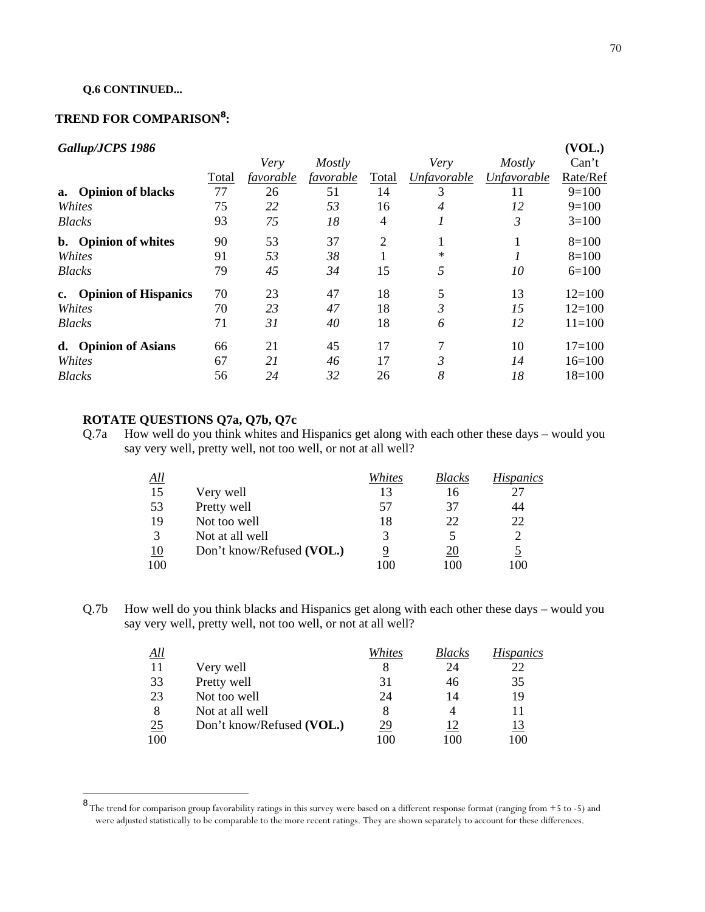**Q.6 CONTINUED...**

## TREND FOR COMPARISON[8]:

| *Gallup/JCPS 1986* | Total | *Very favorable* | *Mostly favorable* | Total | *Very Unfavorable* | *Mostly Unfavorable* | (VOL.) Can't Rate/Ref |
|---|---|---|---|---|---|---|---|
| **a. Opinion of blacks** | 77 | 26 | 51 | 14 | 3 | 11 | 9=100 |
| *Whites* | 75 | *22* | *53* | 16 | *4* | *12* | 9=100 |
| *Blacks* | 93 | *75* | *18* | 4 | *1* | *3* | 3=100 |
| **b. Opinion of whites** | 90 | 53 | 37 | 2 | 1 | 1 | 8=100 |
| *Whites* | 91 | *53* | *38* | 1 | * | *1* | 8=100 |
| *Blacks* | 79 | *45* | *34* | 15 | *5* | *10* | 6=100 |
| **c. Opinion of Hispanics** | 70 | 23 | 47 | 18 | 5 | 13 | 12=100 |
| *Whites* | 70 | *23* | *47* | 18 | *3* | *15* | 12=100 |
| *Blacks* | 71 | *31* | *40* | 18 | *6* | *12* | 11=100 |
| **d. Opinion of Asians** | 66 | 21 | 45 | 17 | 7 | 10 | 17=100 |
| *Whites* | 67 | *21* | *46* | 17 | *3* | *14* | 16=100 |
| *Blacks* | 56 | *24* | *32* | 26 | *8* | *18* | 18=100 |

**ROTATE QUESTIONS Q7a, Q7b, Q7c**

Q.7a How well do you think whites and Hispanics get along with each other these days – would you say very well, pretty well, not too well, or not at all well?

| *All* | | *Whites* | *Blacks* | *Hispanics* |
|---|---|---|---|---|
| 15 | Very well | 13 | 16 | 27 |
| 53 | Pretty well | 57 | 37 | 44 |
| 19 | Not too well | 18 | 22 | 22 |
| 3 | Not at all well | 3 | 5 | 2 |
| 10 | Don't know/Refused **(VOL.)** | 9 | 20 | 5 |
| 100 | | 100 | 100 | 100 |

Q.7b How well do you think blacks and Hispanics get along with each other these days – would you say very well, pretty well, not too well, or not at all well?

| *All* | | *Whites* | *Blacks* | *Hispanics* |
|---|---|---|---|---|
| 11 | Very well | 8 | 24 | 22 |
| 33 | Pretty well | 31 | 46 | 35 |
| 23 | Not too well | 24 | 14 | 19 |
| 8 | Not at all well | 8 | 4 | 11 |
| 25 | Don't know/Refused **(VOL.)** | 29 | 12 | 13 |
| 100 | | 100 | 100 | 100 |

[8] The trend for comparison group favorability ratings in this survey were based on a different response format (ranging from +5 to -5) and were adjusted statistically to be comparable to the more recent ratings. They are shown separately to account for these differences.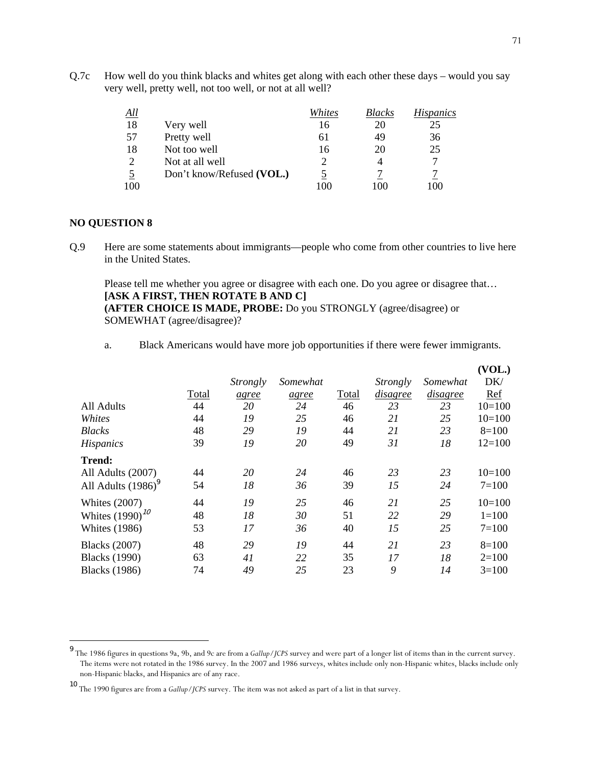Q.7c How well do you think blacks and whites get along with each other these days – would you say very well, pretty well, not too well, or not at all well?

| *All* | | *Whites* | *Blacks* | *Hispanics* |
|---|---|---|---|---|
| 18 | Very well | 16 | 20 | 25 |
| 57 | Pretty well | 61 | 49 | 36 |
| 18 | Not too well | 16 | 20 | 25 |
| 2 | Not at all well | 2 | 4 | 7 |
| 5 | Don't know/Refused **(VOL.)** | 5 | 7 | 7 |
| 100 | | 100 | 100 | 100 |

**NO QUESTION 8**

Q.9 Here are some statements about immigrants—people who come from other countries to live here in the United States.

Please tell me whether you agree or disagree with each one. Do you agree or disagree that…
**[ASK A FIRST, THEN ROTATE B AND C]**
**(AFTER CHOICE IS MADE, PROBE:** Do you STRONGLY (agree/disagree) or SOMEWHAT (agree/disagree)?

a. Black Americans would have more job opportunities if there were fewer immigrants.

| | Total | *Strongly agree* | *Somewhat agree* | Total | *Strongly disagree* | *Somewhat disagree* | **(VOL.)** DK/ Ref |
|---|---|---|---|---|---|---|---|
| All Adults | 44 | *20* | *24* | 46 | *23* | *23* | 10=100 |
| *Whites* | 44 | *19* | *25* | 46 | *21* | *25* | 10=100 |
| *Blacks* | 48 | *29* | *19* | 44 | *21* | *23* | 8=100 |
| *Hispanics* | 39 | *19* | *20* | 49 | *31* | *18* | 12=100 |
| **Trend:** | | | | | | | |
| All Adults (2007) | 44 | *20* | *24* | 46 | *23* | *23* | 10=100 |
| All Adults (1986)[9] | 54 | *18* | *36* | 39 | *15* | *24* | 7=100 |
| Whites (2007) | 44 | *19* | *25* | 46 | *21* | *25* | 10=100 |
| Whites (1990)[10] | 48 | *18* | *30* | 51 | *22* | *29* | 1=100 |
| Whites (1986) | 53 | *17* | *36* | 40 | *15* | *25* | 7=100 |
| Blacks (2007) | 48 | *29* | *19* | 44 | *21* | *23* | 8=100 |
| Blacks (1990) | 63 | *41* | *22* | 35 | *17* | *18* | 2=100 |
| Blacks (1986) | 74 | *49* | *25* | 23 | *9* | *14* | 3=100 |

[9] The 1986 figures in questions 9a, 9b, and 9c are from a *Gallup/JCPS* survey and were part of a longer list of items than in the current survey. The items were not rotated in the 1986 survey. In the 2007 and 1986 surveys, whites include only non-Hispanic whites, blacks include only non-Hispanic blacks, and Hispanics are of any race.

[10] The 1990 figures are from a *Gallup/JCPS* survey. The item was not asked as part of a list in that survey.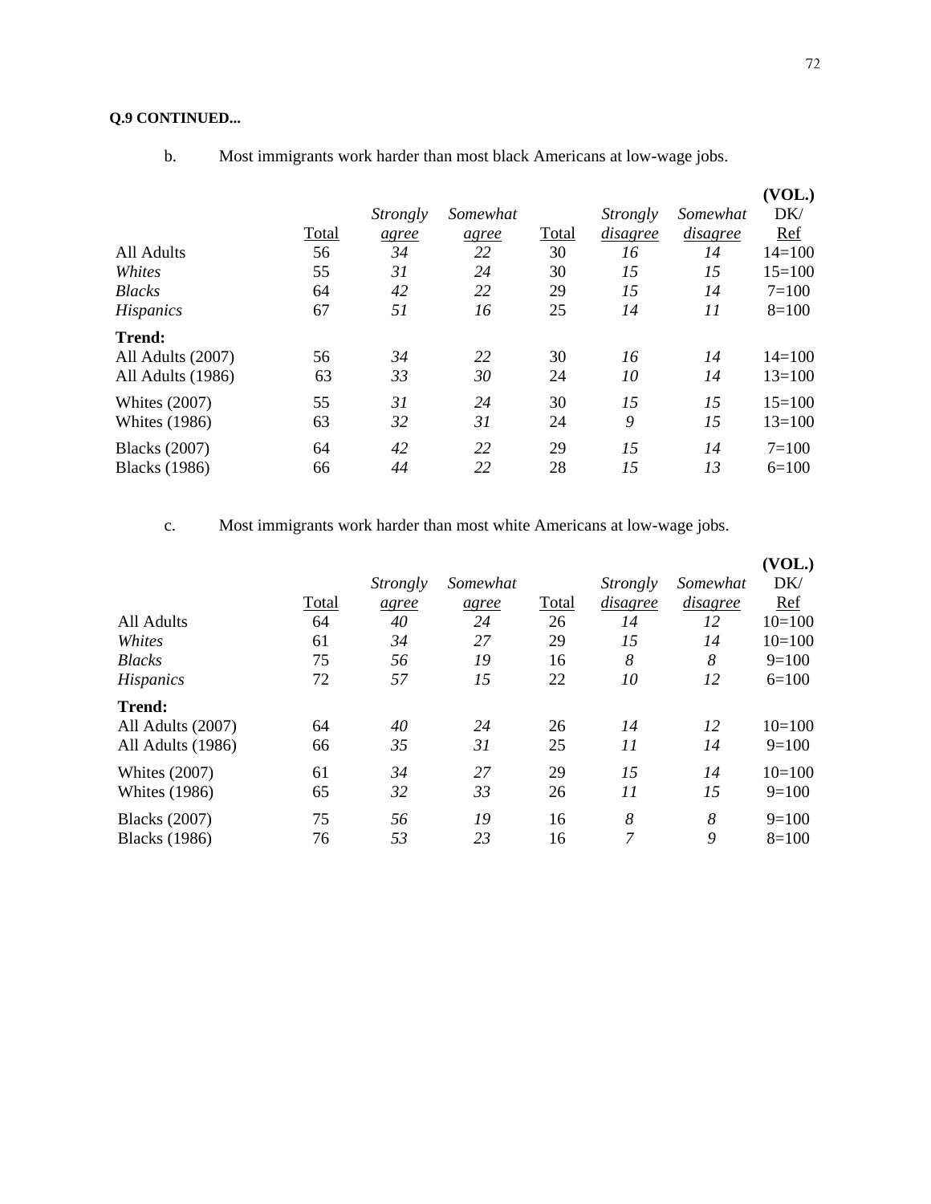**Q.9 CONTINUED...**

b. Most immigrants work harder than most black Americans at low-wage jobs.

| | Total | *Strongly agree* | *Somewhat agree* | Total | *Strongly disagree* | *Somewhat disagree* | **(VOL.)** DK/ Ref |
|---|---|---|---|---|---|---|---|
| All Adults | 56 | *34* | *22* | 30 | *16* | *14* | 14=100 |
| *Whites* | 55 | *31* | *24* | 30 | *15* | *15* | 15=100 |
| *Blacks* | 64 | *42* | *22* | 29 | *15* | *14* | 7=100 |
| *Hispanics* | 67 | *51* | *16* | 25 | *14* | *11* | 8=100 |
| **Trend:** | | | | | | | |
| All Adults (2007) | 56 | *34* | *22* | 30 | *16* | *14* | 14=100 |
| All Adults (1986) | 63 | *33* | *30* | 24 | *10* | *14* | 13=100 |
| Whites (2007) | 55 | *31* | *24* | 30 | *15* | *15* | 15=100 |
| Whites (1986) | 63 | *32* | *31* | 24 | *9* | *15* | 13=100 |
| Blacks (2007) | 64 | *42* | *22* | 29 | *15* | *14* | 7=100 |
| Blacks (1986) | 66 | *44* | *22* | 28 | *15* | *13* | 6=100 |

c. Most immigrants work harder than most white Americans at low-wage jobs.

| | Total | *Strongly agree* | *Somewhat agree* | Total | *Strongly disagree* | *Somewhat disagree* | **(VOL.)** DK/ Ref |
|---|---|---|---|---|---|---|---|
| All Adults | 64 | *40* | *24* | 26 | *14* | *12* | 10=100 |
| *Whites* | 61 | *34* | *27* | 29 | *15* | *14* | 10=100 |
| *Blacks* | 75 | *56* | *19* | 16 | *8* | *8* | 9=100 |
| *Hispanics* | 72 | *57* | *15* | 22 | *10* | *12* | 6=100 |
| **Trend:** | | | | | | | |
| All Adults (2007) | 64 | *40* | *24* | 26 | *14* | *12* | 10=100 |
| All Adults (1986) | 66 | *35* | *31* | 25 | *11* | *14* | 9=100 |
| Whites (2007) | 61 | *34* | *27* | 29 | *15* | *14* | 10=100 |
| Whites (1986) | 65 | *32* | *33* | 26 | *11* | *15* | 9=100 |
| Blacks (2007) | 75 | *56* | *19* | 16 | *8* | *8* | 9=100 |
| Blacks (1986) | 76 | *53* | *23* | 16 | *7* | *9* | 8=100 |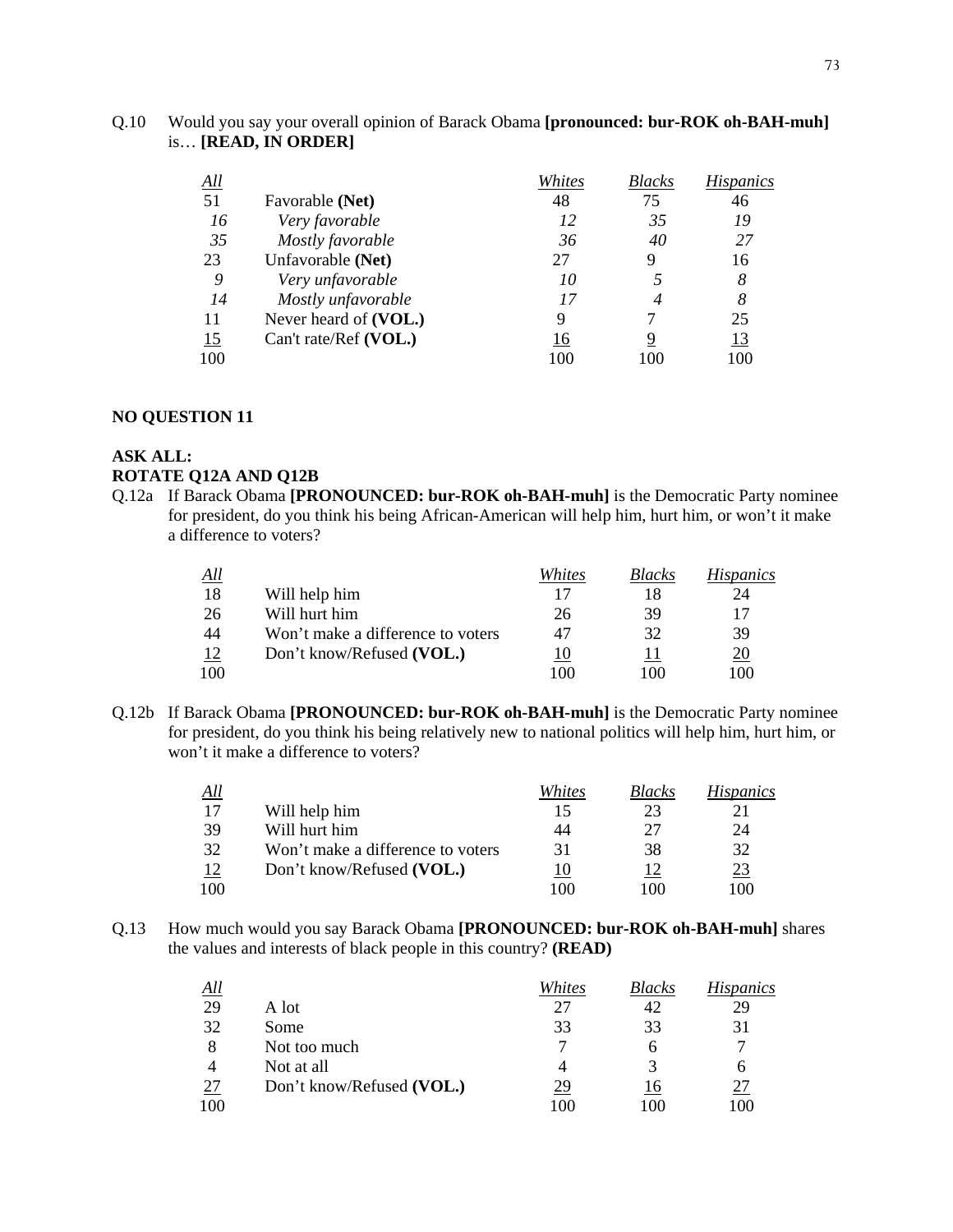Q.10 Would you say your overall opinion of Barack Obama **[pronounced: bur-ROK oh-BAH-muh]** is… **[READ, IN ORDER]**

| *All* | | *Whites* | *Blacks* | *Hispanics* |
|---|---|---|---|---|
| 51 | Favorable **(Net)** | 48 | 75 | 46 |
| *16* | *Very favorable* | *12* | *35* | *19* |
| *35* | *Mostly favorable* | *36* | *40* | *27* |
| 23 | Unfavorable **(Net)** | 27 | 9 | 16 |
| *9* | *Very unfavorable* | *10* | *5* | *8* |
| *14* | *Mostly unfavorable* | *17* | *4* | *8* |
| 11 | Never heard of **(VOL.)** | 9 | 7 | 25 |
| 15 | Can't rate/Ref **(VOL.)** | 16 | 9 | 13 |
| 100 | | 100 | 100 | 100 |

**NO QUESTION 11**

**ASK ALL:**
**ROTATE Q12A AND Q12B**

Q.12a If Barack Obama **[PRONOUNCED: bur-ROK oh-BAH-muh]** is the Democratic Party nominee for president, do you think his being African-American will help him, hurt him, or won't it make a difference to voters?

| *All* | | *Whites* | *Blacks* | *Hispanics* |
|---|---|---|---|---|
| 18 | Will help him | 17 | 18 | 24 |
| 26 | Will hurt him | 26 | 39 | 17 |
| 44 | Won't make a difference to voters | 47 | 32 | 39 |
| 12 | Don't know/Refused **(VOL.)** | 10 | 11 | 20 |
| 100 | | 100 | 100 | 100 |

Q.12b If Barack Obama **[PRONOUNCED: bur-ROK oh-BAH-muh]** is the Democratic Party nominee for president, do you think his being relatively new to national politics will help him, hurt him, or won't it make a difference to voters?

| *All* | | *Whites* | *Blacks* | *Hispanics* |
|---|---|---|---|---|
| 17 | Will help him | 15 | 23 | 21 |
| 39 | Will hurt him | 44 | 27 | 24 |
| 32 | Won't make a difference to voters | 31 | 38 | 32 |
| 12 | Don't know/Refused **(VOL.)** | 10 | 12 | 23 |
| 100 | | 100 | 100 | 100 |

Q.13 How much would you say Barack Obama **[PRONOUNCED: bur-ROK oh-BAH-muh]** shares the values and interests of black people in this country? **(READ)**

| *All* | | *Whites* | *Blacks* | *Hispanics* |
|---|---|---|---|---|
| 29 | A lot | 27 | 42 | 29 |
| 32 | Some | 33 | 33 | 31 |
| 8 | Not too much | 7 | 6 | 7 |
| 4 | Not at all | 4 | 3 | 6 |
| 27 | Don't know/Refused **(VOL.)** | 29 | 16 | 27 |
| 100 | | 100 | 100 | 100 |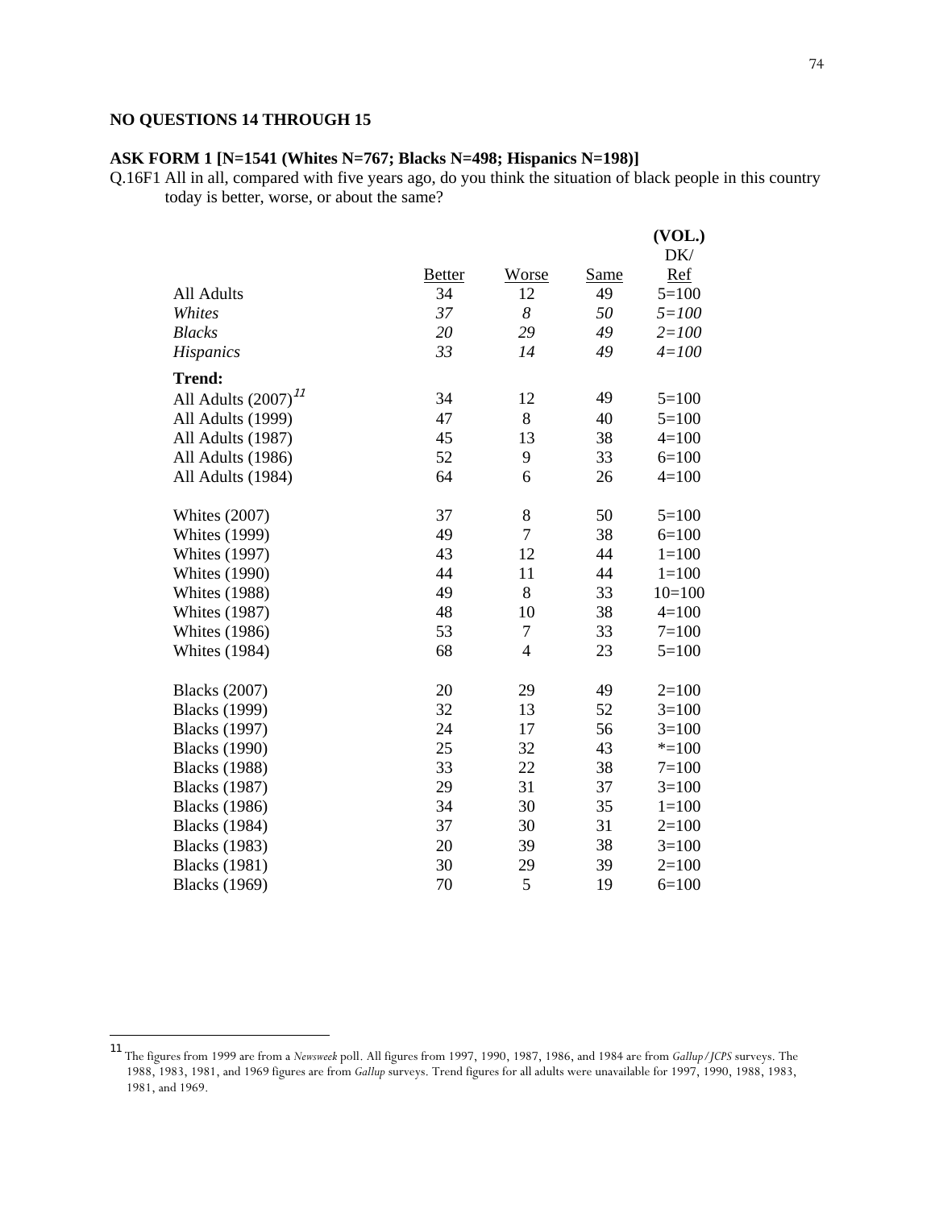**NO QUESTIONS 14 THROUGH 15**

**ASK FORM 1 [N=1541 (Whites N=767; Blacks N=498; Hispanics N=198)]**

Q.16F1 All in all, compared with five years ago, do you think the situation of black people in this country today is better, worse, or about the same?

| | Better | Worse | Same | (VOL.) DK/ Ref |
|---|---|---|---|---|
| All Adults | 34 | 12 | 49 | 5=100 |
| *Whites* | *37* | *8* | *50* | *5=100* |
| *Blacks* | *20* | *29* | *49* | *2=100* |
| *Hispanics* | *33* | *14* | *49* | *4=100* |
| **Trend:** | | | | |
| All Adults (2007)[11] | 34 | 12 | 49 | 5=100 |
| All Adults (1999) | 47 | 8 | 40 | 5=100 |
| All Adults (1987) | 45 | 13 | 38 | 4=100 |
| All Adults (1986) | 52 | 9 | 33 | 6=100 |
| All Adults (1984) | 64 | 6 | 26 | 4=100 |
| | | | | |
| Whites (2007) | 37 | 8 | 50 | 5=100 |
| Whites (1999) | 49 | 7 | 38 | 6=100 |
| Whites (1997) | 43 | 12 | 44 | 1=100 |
| Whites (1990) | 44 | 11 | 44 | 1=100 |
| Whites (1988) | 49 | 8 | 33 | 10=100 |
| Whites (1987) | 48 | 10 | 38 | 4=100 |
| Whites (1986) | 53 | 7 | 33 | 7=100 |
| Whites (1984) | 68 | 4 | 23 | 5=100 |
| | | | | |
| Blacks (2007) | 20 | 29 | 49 | 2=100 |
| Blacks (1999) | 32 | 13 | 52 | 3=100 |
| Blacks (1997) | 24 | 17 | 56 | 3=100 |
| Blacks (1990) | 25 | 32 | 43 | *=100 |
| Blacks (1988) | 33 | 22 | 38 | 7=100 |
| Blacks (1987) | 29 | 31 | 37 | 3=100 |
| Blacks (1986) | 34 | 30 | 35 | 1=100 |
| Blacks (1984) | 37 | 30 | 31 | 2=100 |
| Blacks (1983) | 20 | 39 | 38 | 3=100 |
| Blacks (1981) | 30 | 29 | 39 | 2=100 |
| Blacks (1969) | 70 | 5 | 19 | 6=100 |

[11] The figures from 1999 are from a *Newsweek* poll. All figures from 1997, 1990, 1987, 1986, and 1984 are from *Gallup/JCPS* surveys. The 1988, 1983, 1981, and 1969 figures are from *Gallup* surveys. Trend figures for all adults were unavailable for 1997, 1990, 1988, 1983, 1981, and 1969.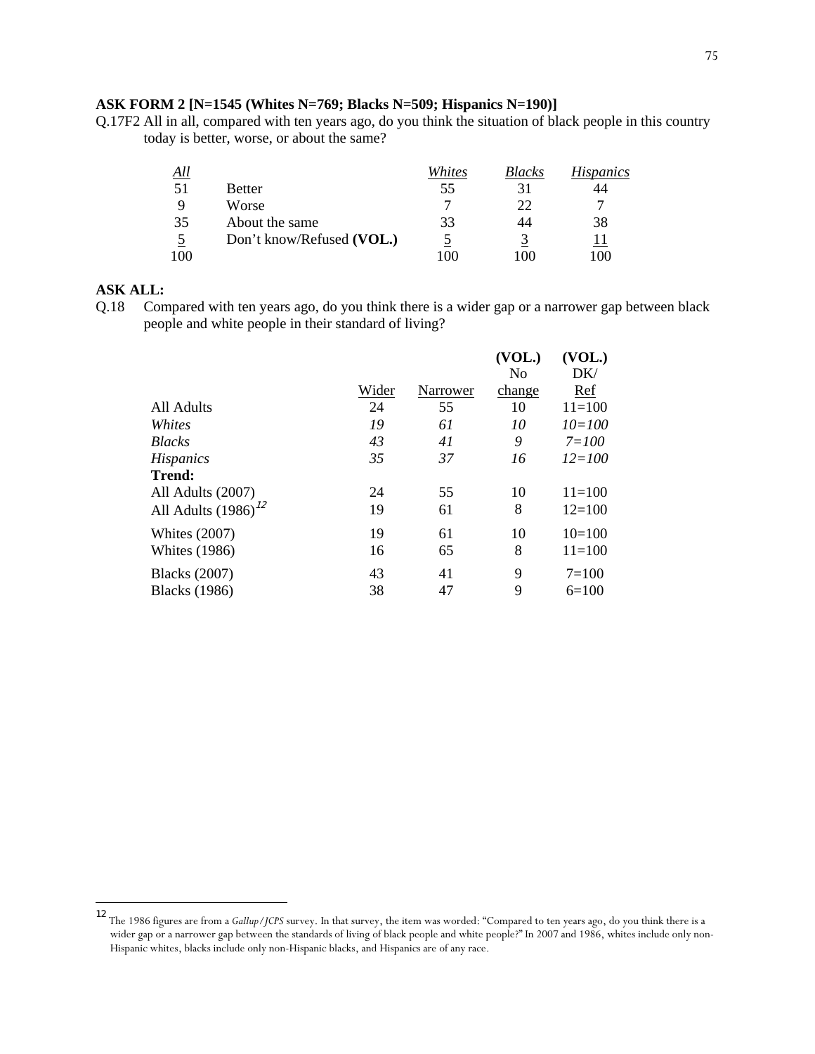**ASK FORM 2 [N=1545 (Whites N=769; Blacks N=509; Hispanics N=190)]**

Q.17F2 All in all, compared with ten years ago, do you think the situation of black people in this country today is better, worse, or about the same?

| *All* | | *Whites* | *Blacks* | *Hispanics* |
|---|---|---|---|---|
| 51 | Better | 55 | 31 | 44 |
| 9 | Worse | 7 | 22 | 7 |
| 35 | About the same | 33 | 44 | 38 |
| 5 | Don't know/Refused **(VOL.)** | 5 | 3 | 11 |
| 100 | | 100 | 100 | 100 |

**ASK ALL:**

Q.18 Compared with ten years ago, do you think there is a wider gap or a narrower gap between black people and white people in their standard of living?

| | Wider | Narrower | **(VOL.)** No change | **(VOL.)** DK/ Ref |
|---|---|---|---|---|
| All Adults | 24 | 55 | 10 | 11=100 |
| *Whites* | *19* | *61* | *10* | *10=100* |
| *Blacks* | *43* | *41* | *9* | *7=100* |
| *Hispanics* | *35* | *37* | *16* | *12=100* |
| **Trend:** | | | | |
| All Adults (2007) | 24 | 55 | 10 | 11=100 |
| All Adults (1986)[12] | 19 | 61 | 8 | 12=100 |
| Whites (2007) | 19 | 61 | 10 | 10=100 |
| Whites (1986) | 16 | 65 | 8 | 11=100 |
| Blacks (2007) | 43 | 41 | 9 | 7=100 |
| Blacks (1986) | 38 | 47 | 9 | 6=100 |

[12] The 1986 figures are from a *Gallup/JCPS* survey. In that survey, the item was worded: "Compared to ten years ago, do you think there is a wider gap or a narrower gap between the standards of living of black people and white people?" In 2007 and 1986, whites include only non-Hispanic whites, blacks include only non-Hispanic blacks, and Hispanics are of any race.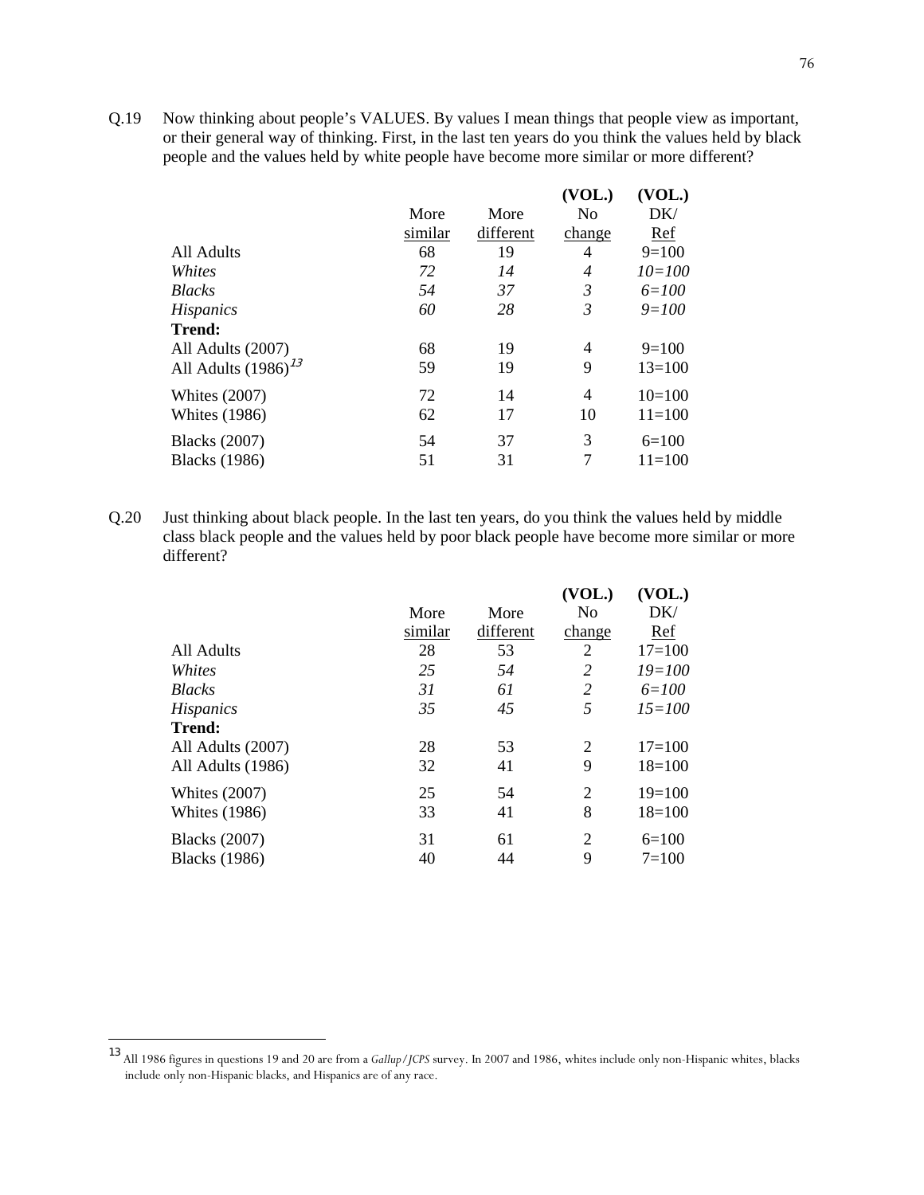Q.19 Now thinking about people's VALUES. By values I mean things that people view as important, or their general way of thinking. First, in the last ten years do you think the values held by black people and the values held by white people have become more similar or more different?

| | More similar | More different | (VOL.) No change | (VOL.) DK/ Ref |
|---|---|---|---|---|
| All Adults | 68 | 19 | 4 | 9=100 |
| *Whites* | *72* | *14* | *4* | *10=100* |
| *Blacks* | *54* | *37* | *3* | *6=100* |
| *Hispanics* | *60* | *28* | *3* | *9=100* |
| **Trend:** | | | | |
| All Adults (2007) | 68 | 19 | 4 | 9=100 |
| All Adults (1986)[13] | 59 | 19 | 9 | 13=100 |
| Whites (2007) | 72 | 14 | 4 | 10=100 |
| Whites (1986) | 62 | 17 | 10 | 11=100 |
| Blacks (2007) | 54 | 37 | 3 | 6=100 |
| Blacks (1986) | 51 | 31 | 7 | 11=100 |

Q.20 Just thinking about black people. In the last ten years, do you think the values held by middle class black people and the values held by poor black people have become more similar or more different?

| | More similar | More different | (VOL.) No change | (VOL.) DK/ Ref |
|---|---|---|---|---|
| All Adults | 28 | 53 | 2 | 17=100 |
| *Whites* | *25* | *54* | *2* | *19=100* |
| *Blacks* | *31* | *61* | *2* | *6=100* |
| *Hispanics* | *35* | *45* | *5* | *15=100* |
| **Trend:** | | | | |
| All Adults (2007) | 28 | 53 | 2 | 17=100 |
| All Adults (1986) | 32 | 41 | 9 | 18=100 |
| Whites (2007) | 25 | 54 | 2 | 19=100 |
| Whites (1986) | 33 | 41 | 8 | 18=100 |
| Blacks (2007) | 31 | 61 | 2 | 6=100 |
| Blacks (1986) | 40 | 44 | 9 | 7=100 |

[13] All 1986 figures in questions 19 and 20 are from a *Gallup/JCPS* survey. In 2007 and 1986, whites include only non-Hispanic whites, blacks include only non-Hispanic blacks, and Hispanics are of any race.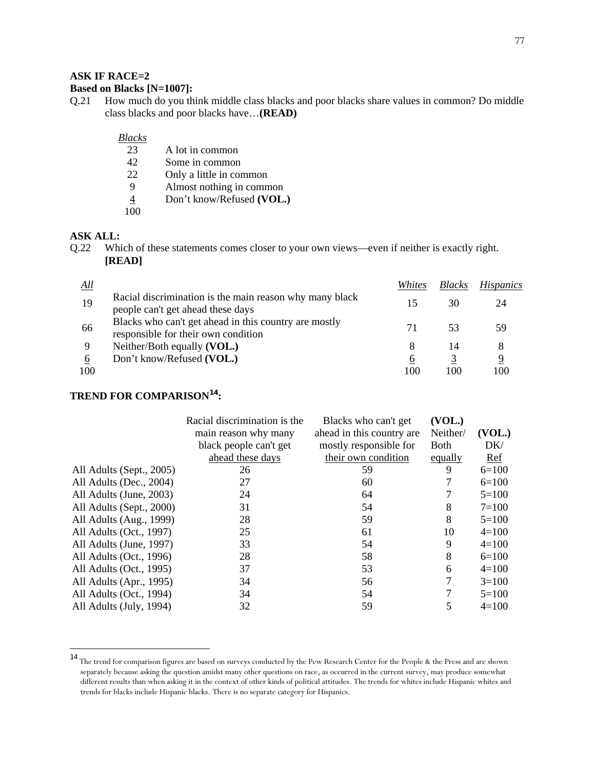**ASK IF RACE=2**
**Based on Blacks [N=1007]:**

Q.21 How much do you think middle class blacks and poor blacks share values in common? Do middle class blacks and poor blacks have…**(READ)**

| *Blacks* | |
|---|---|
| 23 | A lot in common |
| 42 | Some in common |
| 22 | Only a little in common |
| 9 | Almost nothing in common |
| 4 | Don't know/Refused **(VOL.)** |
| 100 | |

**ASK ALL:**

Q.22 Which of these statements comes closer to your own views—even if neither is exactly right. **[READ]**

| *All* | | *Whites* | *Blacks* | *Hispanics* |
|---|---|---|---|---|
| 19 | Racial discrimination is the main reason why many black people can't get ahead these days | 15 | 30 | 24 |
| 66 | Blacks who can't get ahead in this country are mostly responsible for their own condition | 71 | 53 | 59 |
| 9 | Neither/Both equally **(VOL.)** | 8 | 14 | 8 |
| 6 | Don't know/Refused **(VOL.)** | 6 | 3 | 9 |
| 100 | | 100 | 100 | 100 |

**TREND FOR COMPARISON[14]:**

| | Racial discrimination is the main reason why many black people can't get ahead these days | Blacks who can't get ahead in this country are mostly responsible for their own condition | **(VOL.)** Neither/ Both equally | **(VOL.)** DK/ Ref |
|---|---|---|---|---|
| All Adults (Sept., 2005) | 26 | 59 | 9 | 6=100 |
| All Adults (Dec., 2004) | 27 | 60 | 7 | 6=100 |
| All Adults (June, 2003) | 24 | 64 | 7 | 5=100 |
| All Adults (Sept., 2000) | 31 | 54 | 8 | 7=100 |
| All Adults (Aug., 1999) | 28 | 59 | 8 | 5=100 |
| All Adults (Oct., 1997) | 25 | 61 | 10 | 4=100 |
| All Adults (June, 1997) | 33 | 54 | 9 | 4=100 |
| All Adults (Oct., 1996) | 28 | 58 | 8 | 6=100 |
| All Adults (Oct., 1995) | 37 | 53 | 6 | 4=100 |
| All Adults (Apr., 1995) | 34 | 56 | 7 | 3=100 |
| All Adults (Oct., 1994) | 34 | 54 | 7 | 5=100 |
| All Adults (July, 1994) | 32 | 59 | 5 | 4=100 |

[14] The trend for comparison figures are based on surveys conducted by the Pew Research Center for the People & the Press and are shown separately because asking the question amidst many other questions on race, as occurred in the current survey, may produce somewhat different results than when asking it in the context of other kinds of political attitudes. The trends for whites include Hispanic whites and trends for blacks include Hispanic blacks. There is no separate category for Hispanics.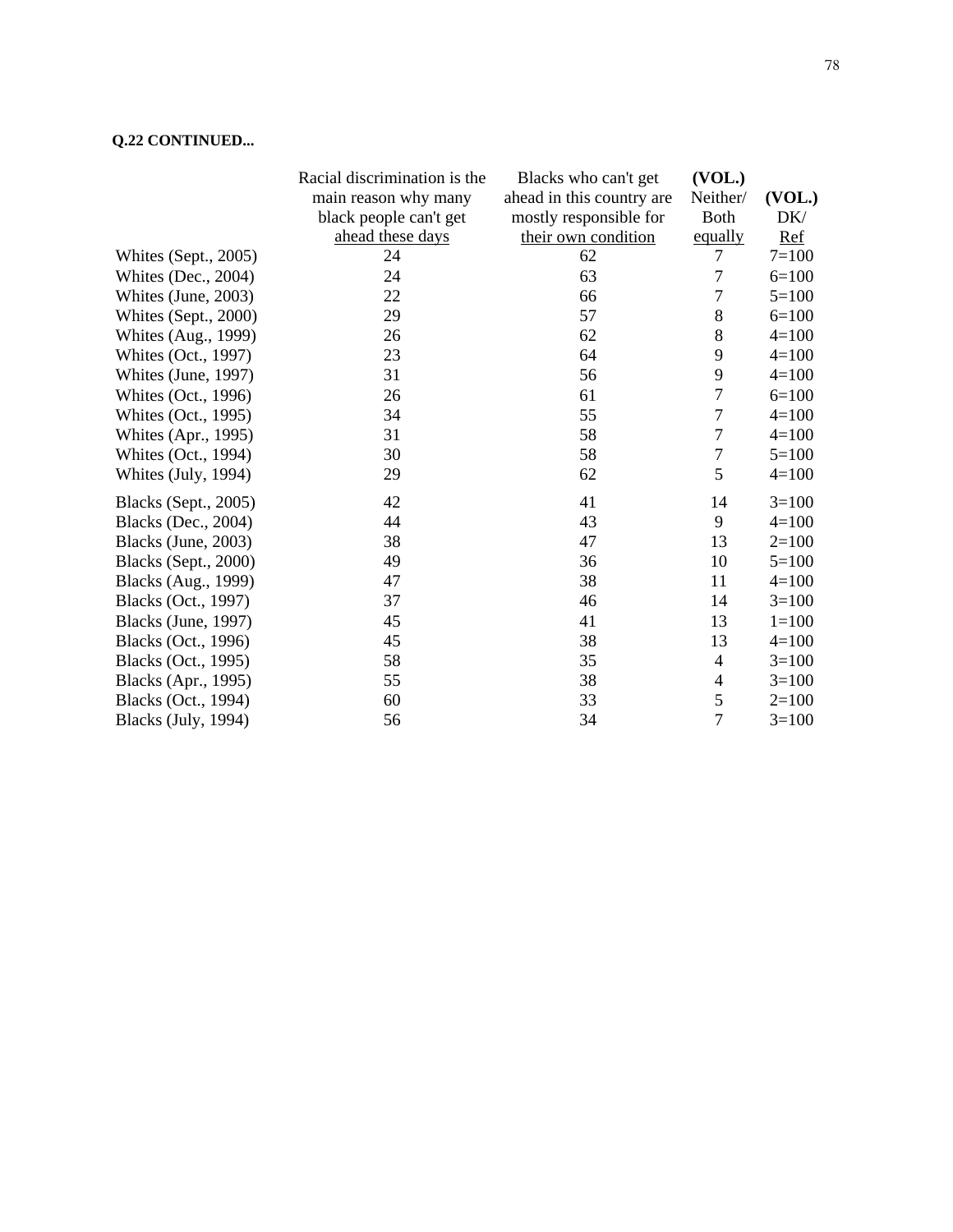**Q.22 CONTINUED...**

| | Racial discrimination is the main reason why many black people can't get ahead these days | Blacks who can't get ahead in this country are mostly responsible for their own condition | **(VOL.)** Neither/ Both equally | **(VOL.)** DK/ Ref |
|---|---|---|---|---|
| Whites (Sept., 2005) | 24 | 62 | 7 | 7=100 |
| Whites (Dec., 2004) | 24 | 63 | 7 | 6=100 |
| Whites (June, 2003) | 22 | 66 | 7 | 5=100 |
| Whites (Sept., 2000) | 29 | 57 | 8 | 6=100 |
| Whites (Aug., 1999) | 26 | 62 | 8 | 4=100 |
| Whites (Oct., 1997) | 23 | 64 | 9 | 4=100 |
| Whites (June, 1997) | 31 | 56 | 9 | 4=100 |
| Whites (Oct., 1996) | 26 | 61 | 7 | 6=100 |
| Whites (Oct., 1995) | 34 | 55 | 7 | 4=100 |
| Whites (Apr., 1995) | 31 | 58 | 7 | 4=100 |
| Whites (Oct., 1994) | 30 | 58 | 7 | 5=100 |
| Whites (July, 1994) | 29 | 62 | 5 | 4=100 |
| Blacks (Sept., 2005) | 42 | 41 | 14 | 3=100 |
| Blacks (Dec., 2004) | 44 | 43 | 9 | 4=100 |
| Blacks (June, 2003) | 38 | 47 | 13 | 2=100 |
| Blacks (Sept., 2000) | 49 | 36 | 10 | 5=100 |
| Blacks (Aug., 1999) | 47 | 38 | 11 | 4=100 |
| Blacks (Oct., 1997) | 37 | 46 | 14 | 3=100 |
| Blacks (June, 1997) | 45 | 41 | 13 | 1=100 |
| Blacks (Oct., 1996) | 45 | 38 | 13 | 4=100 |
| Blacks (Oct., 1995) | 58 | 35 | 4 | 3=100 |
| Blacks (Apr., 1995) | 55 | 38 | 4 | 3=100 |
| Blacks (Oct., 1994) | 60 | 33 | 5 | 2=100 |
| Blacks (July, 1994) | 56 | 34 | 7 | 3=100 |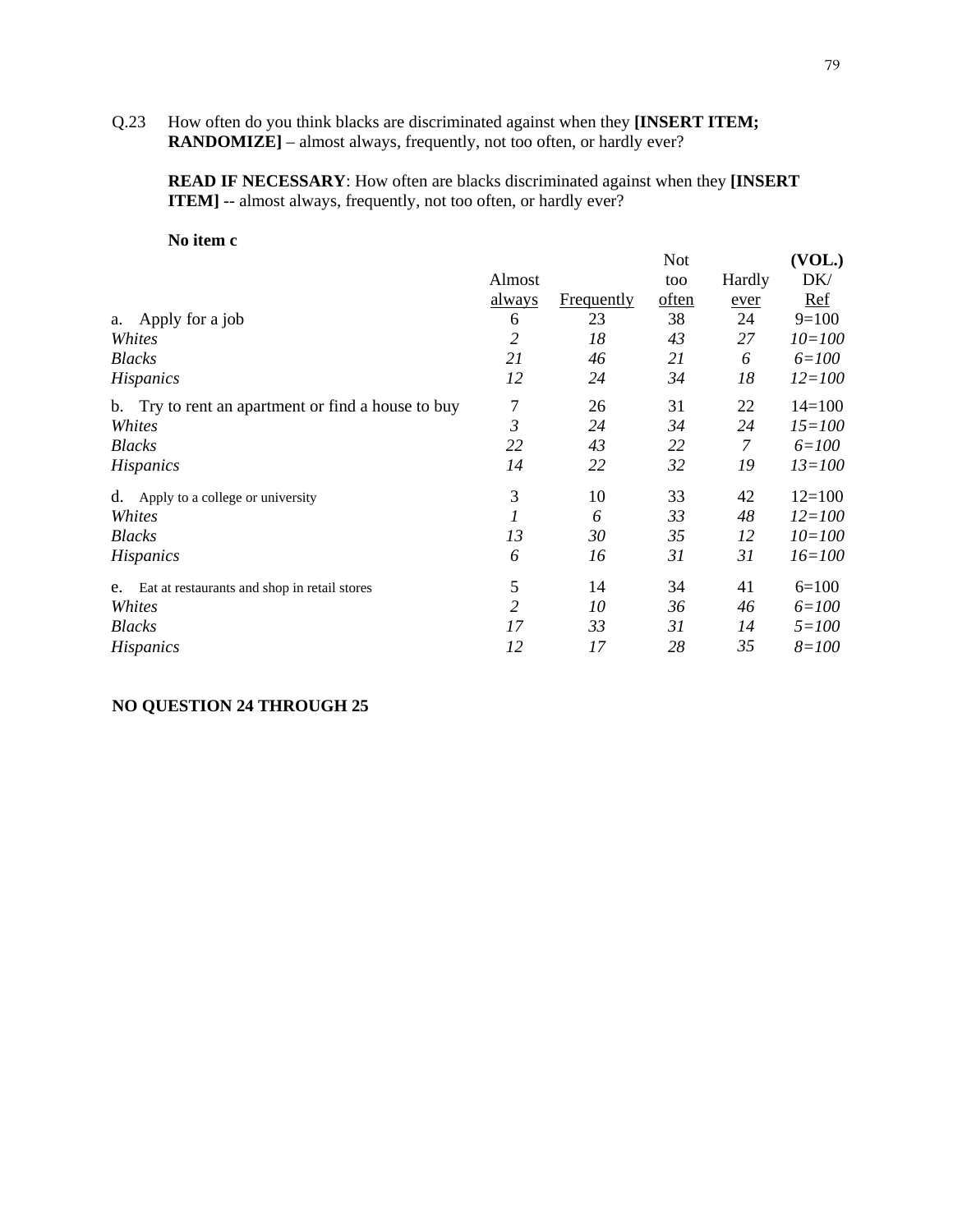Q.23 How often do you think blacks are discriminated against when they **[INSERT ITEM; RANDOMIZE]** – almost always, frequently, not too often, or hardly ever?

**READ IF NECESSARY**: How often are blacks discriminated against when they **[INSERT ITEM]** -- almost always, frequently, not too often, or hardly ever?

**No item c**

| | Almost always | Frequently | Not too often | Hardly ever | (VOL.) DK/ Ref |
|---|---|---|---|---|---|
| a. Apply for a job | 6 | 23 | 38 | 24 | 9=100 |
| *Whites* | *2* | *18* | *43* | *27* | *10=100* |
| *Blacks* | *21* | *46* | *21* | *6* | *6=100* |
| *Hispanics* | *12* | *24* | *34* | *18* | *12=100* |
| b. Try to rent an apartment or find a house to buy | 7 | 26 | 31 | 22 | 14=100 |
| *Whites* | *3* | *24* | *34* | *24* | *15=100* |
| *Blacks* | *22* | *43* | *22* | *7* | *6=100* |
| *Hispanics* | *14* | *22* | *32* | *19* | *13=100* |
| d. Apply to a college or university | 3 | 10 | 33 | 42 | 12=100 |
| *Whites* | *1* | *6* | *33* | *48* | *12=100* |
| *Blacks* | *13* | *30* | *35* | *12* | *10=100* |
| *Hispanics* | *6* | *16* | *31* | *31* | *16=100* |
| e. Eat at restaurants and shop in retail stores | 5 | 14 | 34 | 41 | 6=100 |
| *Whites* | *2* | *10* | *36* | *46* | *6=100* |
| *Blacks* | *17* | *33* | *31* | *14* | *5=100* |
| *Hispanics* | *12* | *17* | *28* | *35* | *8=100* |

**NO QUESTION 24 THROUGH 25**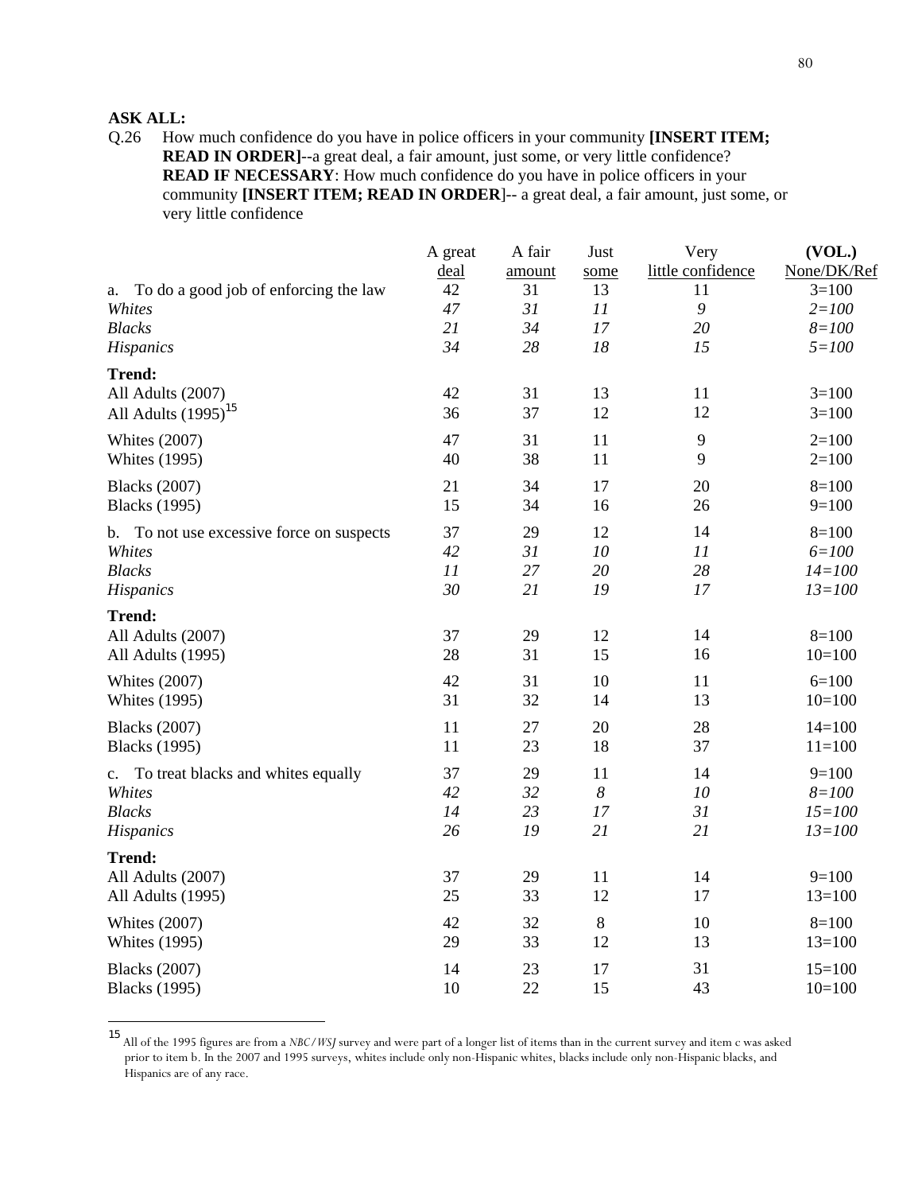**ASK ALL:**

Q.26 How much confidence do you have in police officers in your community **[INSERT ITEM; READ IN ORDER]**--a great deal, a fair amount, just some, or very little confidence? **READ IF NECESSARY**: How much confidence do you have in police officers in your community **[INSERT ITEM; READ IN ORDER]**-- a great deal, a fair amount, just some, or very little confidence

| | A great deal | A fair amount | Just some | Very little confidence | **(VOL.)** None/DK/Ref |
|---|---|---|---|---|---|
| a. To do a good job of enforcing the law | 42 | 31 | 13 | 11 | 3=100 |
| *Whites* | *47* | *31* | *11* | *9* | *2=100* |
| *Blacks* | *21* | *34* | *17* | *20* | *8=100* |
| *Hispanics* | *34* | *28* | *18* | *15* | *5=100* |
| **Trend:** | | | | | |
| All Adults (2007) | 42 | 31 | 13 | 11 | 3=100 |
| All Adults (1995)[15] | 36 | 37 | 12 | 12 | 3=100 |
| Whites (2007) | 47 | 31 | 11 | 9 | 2=100 |
| Whites (1995) | 40 | 38 | 11 | 9 | 2=100 |
| Blacks (2007) | 21 | 34 | 17 | 20 | 8=100 |
| Blacks (1995) | 15 | 34 | 16 | 26 | 9=100 |
| b. To not use excessive force on suspects | 37 | 29 | 12 | 14 | 8=100 |
| *Whites* | *42* | *31* | *10* | *11* | *6=100* |
| *Blacks* | *11* | *27* | *20* | *28* | *14=100* |
| *Hispanics* | *30* | *21* | *19* | *17* | *13=100* |
| **Trend:** | | | | | |
| All Adults (2007) | 37 | 29 | 12 | 14 | 8=100 |
| All Adults (1995) | 28 | 31 | 15 | 16 | 10=100 |
| Whites (2007) | 42 | 31 | 10 | 11 | 6=100 |
| Whites (1995) | 31 | 32 | 14 | 13 | 10=100 |
| Blacks (2007) | 11 | 27 | 20 | 28 | 14=100 |
| Blacks (1995) | 11 | 23 | 18 | 37 | 11=100 |
| c. To treat blacks and whites equally | 37 | 29 | 11 | 14 | 9=100 |
| *Whites* | *42* | *32* | *8* | *10* | *8=100* |
| *Blacks* | *14* | *23* | *17* | *31* | *15=100* |
| *Hispanics* | *26* | *19* | *21* | *21* | *13=100* |
| **Trend:** | | | | | |
| All Adults (2007) | 37 | 29 | 11 | 14 | 9=100 |
| All Adults (1995) | 25 | 33 | 12 | 17 | 13=100 |
| Whites (2007) | 42 | 32 | 8 | 10 | 8=100 |
| Whites (1995) | 29 | 33 | 12 | 13 | 13=100 |
| Blacks (2007) | 14 | 23 | 17 | 31 | 15=100 |
| Blacks (1995) | 10 | 22 | 15 | 43 | 10=100 |

[15] All of the 1995 figures are from a *NBC/WSJ* survey and were part of a longer list of items than in the current survey and item c was asked prior to item b. In the 2007 and 1995 surveys, whites include only non-Hispanic whites, blacks include only non-Hispanic blacks, and Hispanics are of any race.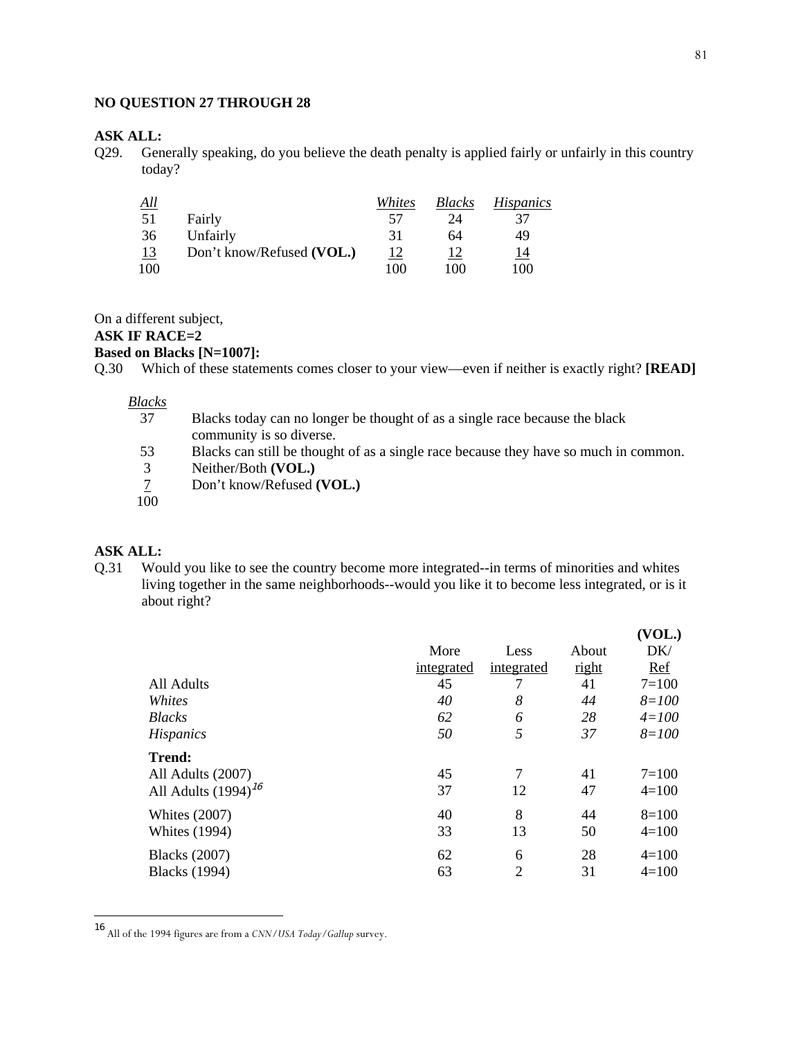**NO QUESTION 27 THROUGH 28**

**ASK ALL:**

Q29. Generally speaking, do you believe the death penalty is applied fairly or unfairly in this country today?

| *All* | | *Whites* | *Blacks* | *Hispanics* |
|---|---|---|---|---|
| 51 | Fairly | 57 | 24 | 37 |
| 36 | Unfairly | 31 | 64 | 49 |
| 13 | Don't know/Refused **(VOL.)** | 12 | 12 | 14 |
| 100 | | 100 | 100 | 100 |

On a different subject,

**ASK IF RACE=2**

**Based on Blacks [N=1007]:**

Q.30 Which of these statements comes closer to your view—even if neither is exactly right? **[READ]**

| *Blacks* | |
|---|---|
| 37 | Blacks today can no longer be thought of as a single race because the black community is so diverse. |
| 53 | Blacks can still be thought of as a single race because they have so much in common. |
| 3 | Neither/Both **(VOL.)** |
| 7 | Don't know/Refused **(VOL.)** |
| 100 | |

**ASK ALL:**

Q.31 Would you like to see the country become more integrated--in terms of minorities and whites living together in the same neighborhoods--would you like it to become less integrated, or is it about right?

| | More integrated | Less integrated | About right | (VOL.) DK/ Ref |
|---|---|---|---|---|
| All Adults | 45 | 7 | 41 | 7=100 |
| *Whites* | *40* | *8* | *44* | *8=100* |
| *Blacks* | *62* | *6* | *28* | *4=100* |
| *Hispanics* | *50* | *5* | *37* | *8=100* |
| **Trend:** | | | | |
| All Adults (2007) | 45 | 7 | 41 | 7=100 |
| All Adults (1994)[16] | 37 | 12 | 47 | 4=100 |
| Whites (2007) | 40 | 8 | 44 | 8=100 |
| Whites (1994) | 33 | 13 | 50 | 4=100 |
| Blacks (2007) | 62 | 6 | 28 | 4=100 |
| Blacks (1994) | 63 | 2 | 31 | 4=100 |

[16] All of the 1994 figures are from a *CNN/USA Today/Gallup* survey.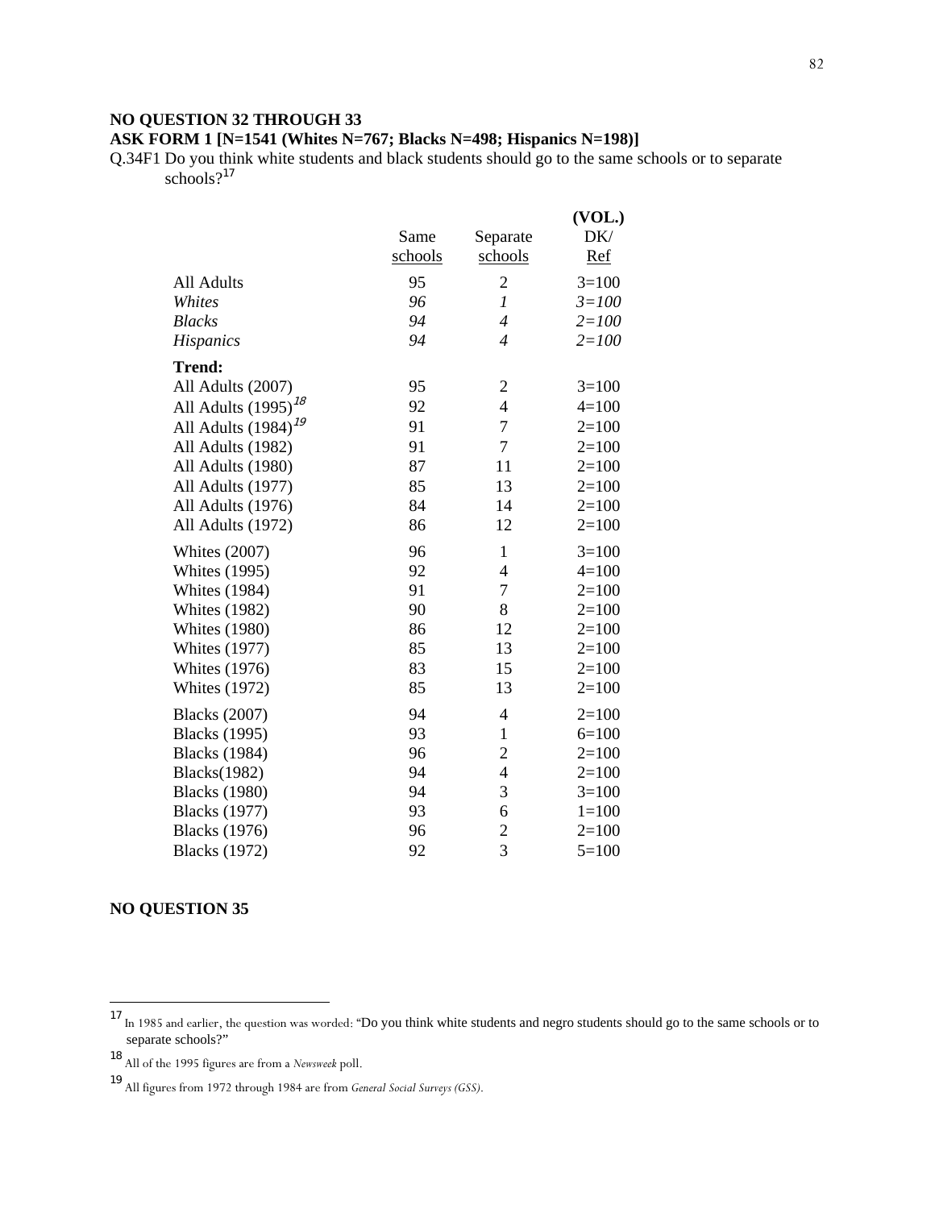**NO QUESTION 32 THROUGH 33**

**ASK FORM 1 [N=1541 (Whites N=767; Blacks N=498; Hispanics N=198)]**

Q.34F1 Do you think white students and black students should go to the same schools or to separate schools?[17]

| | Same schools | Separate schools | (VOL.) DK/ Ref |
|---|---|---|---|
| All Adults | 95 | 2 | 3=100 |
| *Whites* | *96* | *1* | *3=100* |
| *Blacks* | *94* | *4* | *2=100* |
| *Hispanics* | *94* | *4* | *2=100* |
| **Trend:** | | | |
| All Adults (2007) | 95 | 2 | 3=100 |
| All Adults (1995)[18] | 92 | 4 | 4=100 |
| All Adults (1984)[19] | 91 | 7 | 2=100 |
| All Adults (1982) | 91 | 7 | 2=100 |
| All Adults (1980) | 87 | 11 | 2=100 |
| All Adults (1977) | 85 | 13 | 2=100 |
| All Adults (1976) | 84 | 14 | 2=100 |
| All Adults (1972) | 86 | 12 | 2=100 |
| Whites (2007) | 96 | 1 | 3=100 |
| Whites (1995) | 92 | 4 | 4=100 |
| Whites (1984) | 91 | 7 | 2=100 |
| Whites (1982) | 90 | 8 | 2=100 |
| Whites (1980) | 86 | 12 | 2=100 |
| Whites (1977) | 85 | 13 | 2=100 |
| Whites (1976) | 83 | 15 | 2=100 |
| Whites (1972) | 85 | 13 | 2=100 |
| Blacks (2007) | 94 | 4 | 2=100 |
| Blacks (1995) | 93 | 1 | 6=100 |
| Blacks (1984) | 96 | 2 | 2=100 |
| Blacks(1982) | 94 | 4 | 2=100 |
| Blacks (1980) | 94 | 3 | 3=100 |
| Blacks (1977) | 93 | 6 | 1=100 |
| Blacks (1976) | 96 | 2 | 2=100 |
| Blacks (1972) | 92 | 3 | 5=100 |

**NO QUESTION 35**

---

[17] In 1985 and earlier, the question was worded: "Do you think white students and negro students should go to the same schools or to separate schools?"

[18] All of the 1995 figures are from a *Newsweek* poll.

[19] All figures from 1972 through 1984 are from *General Social Surveys (GSS)*.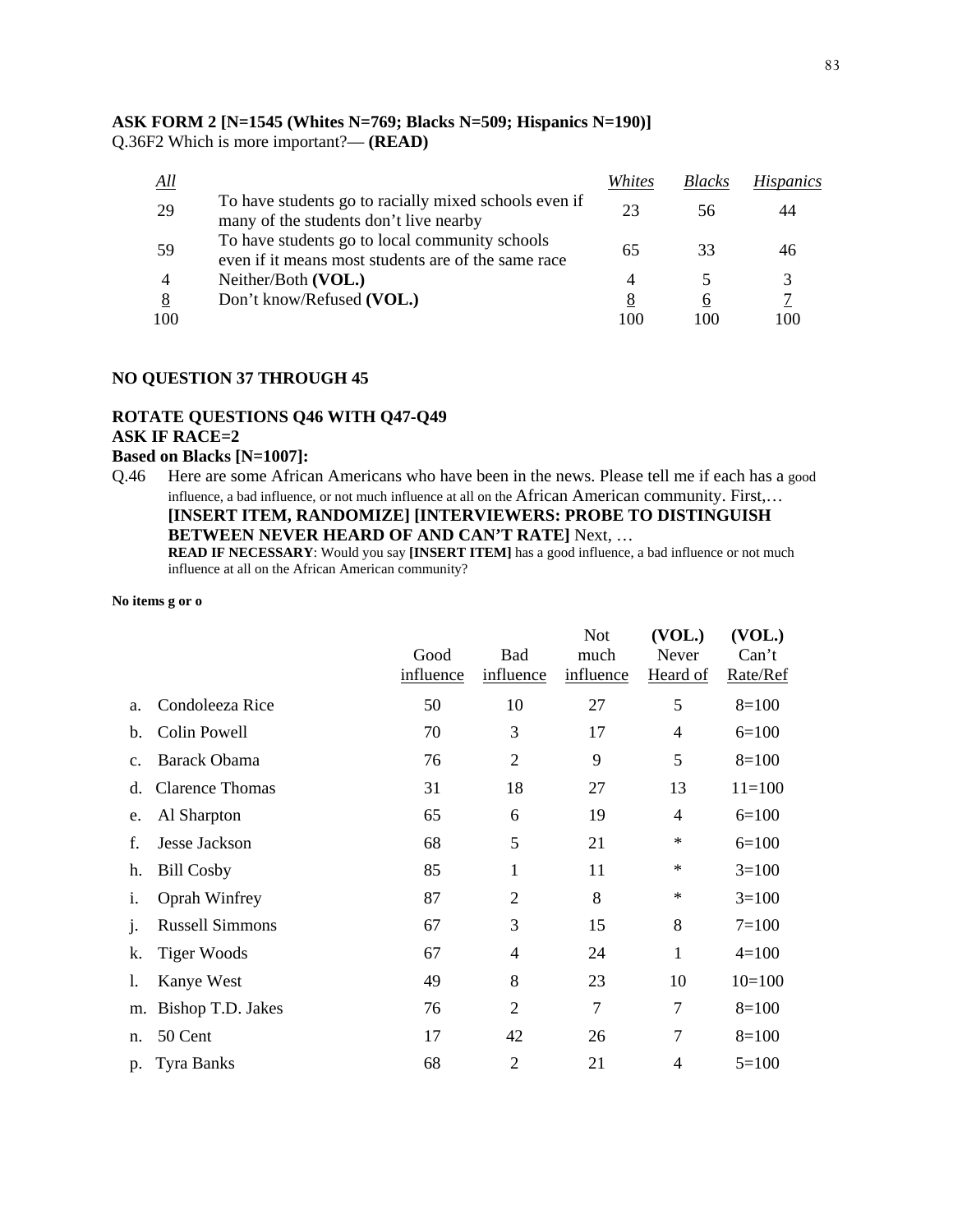**ASK FORM 2 [N=1545 (Whites N=769; Blacks N=509; Hispanics N=190)]**
Q.36F2 Which is more important?— **(READ)**

| *All* | | *Whites* | *Blacks* | *Hispanics* |
|---|---|---|---|---|
| 29 | To have students go to racially mixed schools even if many of the students don't live nearby | 23 | 56 | 44 |
| 59 | To have students go to local community schools even if it means most students are of the same race | 65 | 33 | 46 |
| 4 | Neither/Both **(VOL.)** | 4 | 5 | 3 |
| 8 | Don't know/Refused **(VOL.)** | 8 | 6 | 7 |
| 100 | | 100 | 100 | 100 |

**NO QUESTION 37 THROUGH 45**

**ROTATE QUESTIONS Q46 WITH Q47-Q49**
**ASK IF RACE=2**
**Based on Blacks [N=1007]:**

Q.46 Here are some African Americans who have been in the news. Please tell me if each has a good influence, a bad influence, or not much influence at all on the African American community. First,… **[INSERT ITEM, RANDOMIZE] [INTERVIEWERS: PROBE TO DISTINGUISH BETWEEN NEVER HEARD OF AND CAN'T RATE]** Next, …
**READ IF NECESSARY**: Would you say **[INSERT ITEM]** has a good influence, a bad influence or not much influence at all on the African American community?

**No items g or o**

| | Good influence | Bad influence | Not much influence | **(VOL.)** Never Heard of | **(VOL.)** Can't Rate/Ref |
|---|---|---|---|---|---|
| a. Condoleeza Rice | 50 | 10 | 27 | 5 | 8=100 |
| b. Colin Powell | 70 | 3 | 17 | 4 | 6=100 |
| c. Barack Obama | 76 | 2 | 9 | 5 | 8=100 |
| d. Clarence Thomas | 31 | 18 | 27 | 13 | 11=100 |
| e. Al Sharpton | 65 | 6 | 19 | 4 | 6=100 |
| f. Jesse Jackson | 68 | 5 | 21 | * | 6=100 |
| h. Bill Cosby | 85 | 1 | 11 | * | 3=100 |
| i. Oprah Winfrey | 87 | 2 | 8 | * | 3=100 |
| j. Russell Simmons | 67 | 3 | 15 | 8 | 7=100 |
| k. Tiger Woods | 67 | 4 | 24 | 1 | 4=100 |
| l. Kanye West | 49 | 8 | 23 | 10 | 10=100 |
| m. Bishop T.D. Jakes | 76 | 2 | 7 | 7 | 8=100 |
| n. 50 Cent | 17 | 42 | 26 | 7 | 8=100 |
| p. Tyra Banks | 68 | 2 | 21 | 4 | 5=100 |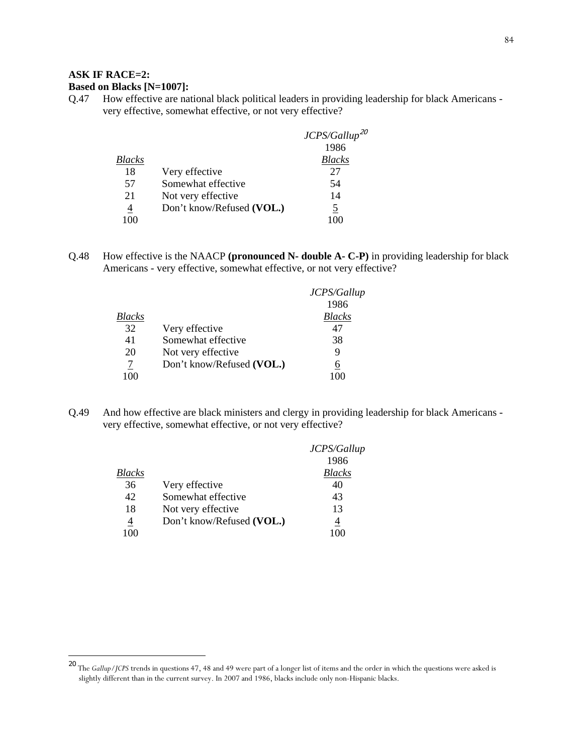**ASK IF RACE=2:**
**Based on Blacks [N=1007]:**

Q.47 How effective are national black political leaders in providing leadership for black Americans - very effective, somewhat effective, or not very effective?

| | | *JCPS/Gallup*[20] |
|---|---|---|
| | | 1986 |
| *Blacks* | | *Blacks* |
| 18 | Very effective | 27 |
| 57 | Somewhat effective | 54 |
| 21 | Not very effective | 14 |
| 4 | Don't know/Refused **(VOL.)** | 5 |
| 100 | | 100 |

Q.48 How effective is the NAACP **(pronounced N- double A- C-P)** in providing leadership for black Americans - very effective, somewhat effective, or not very effective?

| | | *JCPS/Gallup* |
|---|---|---|
| | | 1986 |
| *Blacks* | | *Blacks* |
| 32 | Very effective | 47 |
| 41 | Somewhat effective | 38 |
| 20 | Not very effective | 9 |
| 7 | Don't know/Refused **(VOL.)** | 6 |
| 100 | | 100 |

Q.49 And how effective are black ministers and clergy in providing leadership for black Americans - very effective, somewhat effective, or not very effective?

| | | *JCPS/Gallup* |
|---|---|---|
| | | 1986 |
| *Blacks* | | *Blacks* |
| 36 | Very effective | 40 |
| 42 | Somewhat effective | 43 |
| 18 | Not very effective | 13 |
| 4 | Don't know/Refused **(VOL.)** | 4 |
| 100 | | 100 |

---

[20] The *Gallup/JCPS* trends in questions 47, 48 and 49 were part of a longer list of items and the order in which the questions were asked is slightly different than in the current survey. In 2007 and 1986, blacks include only non-Hispanic blacks.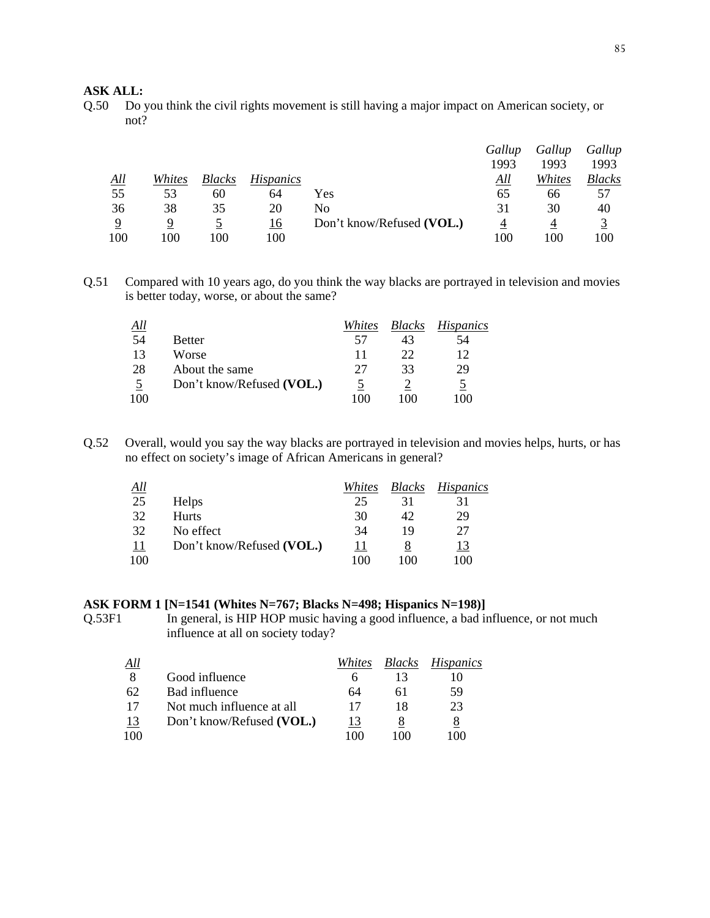**ASK ALL:**

Q.50 Do you think the civil rights movement is still having a major impact on American society, or not?

| *All* | *Whites* | *Blacks* | *Hispanics* | | *Gallup 1993 All* | *Gallup 1993 Whites* | *Gallup 1993 Blacks* |
|---|---|---|---|---|---|---|---|
| 55 | 53 | 60 | 64 | Yes | 65 | 66 | 57 |
| 36 | 38 | 35 | 20 | No | 31 | 30 | 40 |
| 9 | 9 | 5 | 16 | Don't know/Refused **(VOL.)** | 4 | 4 | 3 |
| 100 | 100 | 100 | 100 | | 100 | 100 | 100 |

Q.51 Compared with 10 years ago, do you think the way blacks are portrayed in television and movies is better today, worse, or about the same?

| *All* | | *Whites* | *Blacks* | *Hispanics* |
|---|---|---|---|---|
| 54 | Better | 57 | 43 | 54 |
| 13 | Worse | 11 | 22 | 12 |
| 28 | About the same | 27 | 33 | 29 |
| 5 | Don't know/Refused **(VOL.)** | 5 | 2 | 5 |
| 100 | | 100 | 100 | 100 |

Q.52 Overall, would you say the way blacks are portrayed in television and movies helps, hurts, or has no effect on society's image of African Americans in general?

| *All* | | *Whites* | *Blacks* | *Hispanics* |
|---|---|---|---|---|
| 25 | Helps | 25 | 31 | 31 |
| 32 | Hurts | 30 | 42 | 29 |
| 32 | No effect | 34 | 19 | 27 |
| 11 | Don't know/Refused **(VOL.)** | 11 | 8 | 13 |
| 100 | | 100 | 100 | 100 |

**ASK FORM 1 [N=1541 (Whites N=767; Blacks N=498; Hispanics N=198)]**

Q.53F1 In general, is HIP HOP music having a good influence, a bad influence, or not much influence at all on society today?

| *All* | | *Whites* | *Blacks* | *Hispanics* |
|---|---|---|---|---|
| 8 | Good influence | 6 | 13 | 10 |
| 62 | Bad influence | 64 | 61 | 59 |
| 17 | Not much influence at all | 17 | 18 | 23 |
| 13 | Don't know/Refused **(VOL.)** | 13 | 8 | 8 |
| 100 | | 100 | 100 | 100 |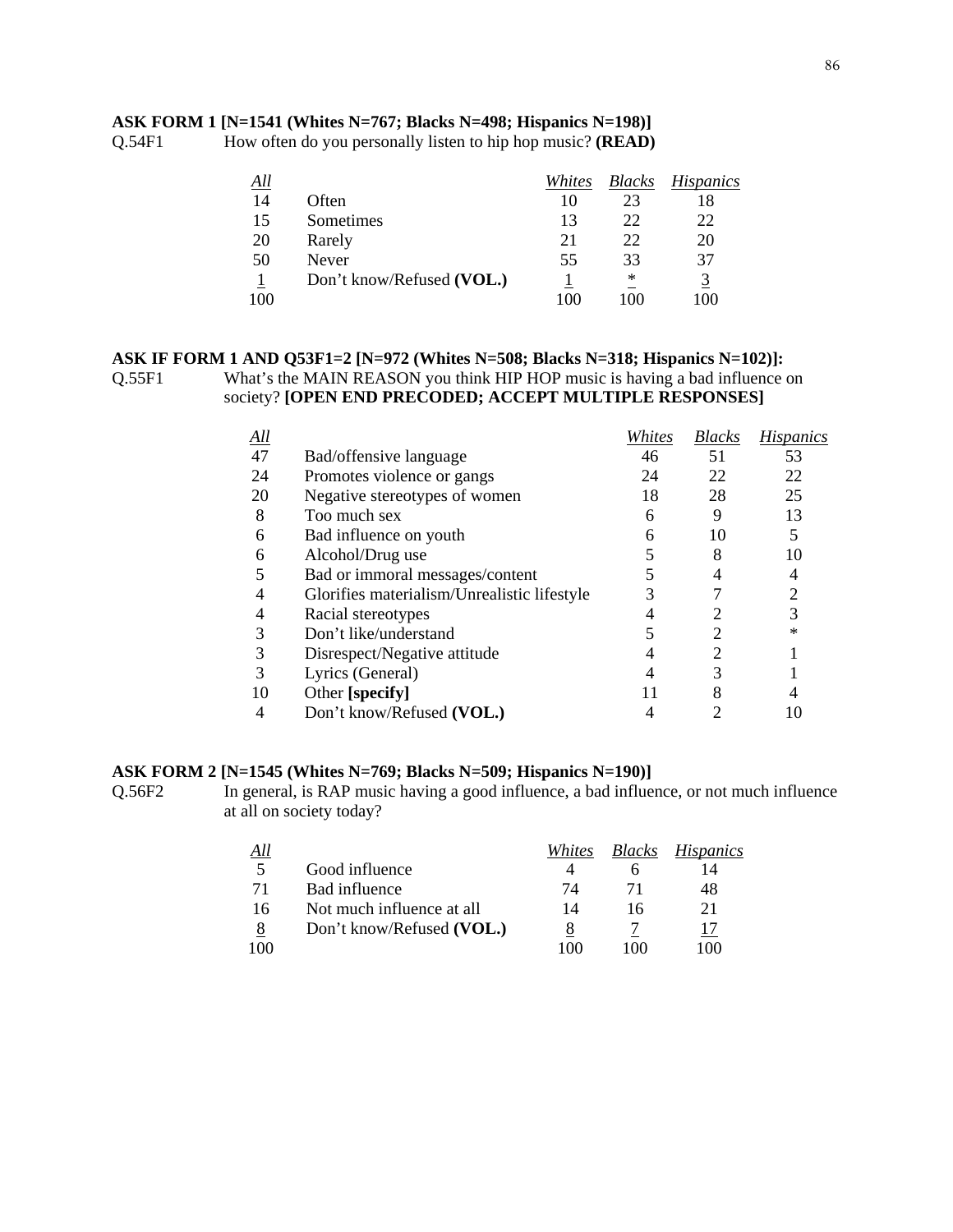**ASK FORM 1 [N=1541 (Whites N=767; Blacks N=498; Hispanics N=198)]**

Q.54F1 How often do you personally listen to hip hop music? **(READ)**

| *All* | | *Whites* | *Blacks* | *Hispanics* |
|---|---|---|---|---|
| 14 | Often | 10 | 23 | 18 |
| 15 | Sometimes | 13 | 22 | 22 |
| 20 | Rarely | 21 | 22 | 20 |
| 50 | Never | 55 | 33 | 37 |
| 1 | Don't know/Refused **(VOL.)** | 1 | * | 3 |
| 100 | | 100 | 100 | 100 |

**ASK IF FORM 1 AND Q53F1=2 [N=972 (Whites N=508; Blacks N=318; Hispanics N=102)]:**

Q.55F1 What's the MAIN REASON you think HIP HOP music is having a bad influence on society? **[OPEN END PRECODED; ACCEPT MULTIPLE RESPONSES]**

| *All* | | *Whites* | *Blacks* | *Hispanics* |
|---|---|---|---|---|
| 47 | Bad/offensive language | 46 | 51 | 53 |
| 24 | Promotes violence or gangs | 24 | 22 | 22 |
| 20 | Negative stereotypes of women | 18 | 28 | 25 |
| 8 | Too much sex | 6 | 9 | 13 |
| 6 | Bad influence on youth | 6 | 10 | 5 |
| 6 | Alcohol/Drug use | 5 | 8 | 10 |
| 5 | Bad or immoral messages/content | 5 | 4 | 4 |
| 4 | Glorifies materialism/Unrealistic lifestyle | 3 | 7 | 2 |
| 4 | Racial stereotypes | 4 | 2 | 3 |
| 3 | Don't like/understand | 5 | 2 | * |
| 3 | Disrespect/Negative attitude | 4 | 2 | 1 |
| 3 | Lyrics (General) | 4 | 3 | 1 |
| 10 | Other **[specify]** | 11 | 8 | 4 |
| 4 | Don't know/Refused **(VOL.)** | 4 | 2 | 10 |

**ASK FORM 2 [N=1545 (Whites N=769; Blacks N=509; Hispanics N=190)]**

Q.56F2 In general, is RAP music having a good influence, a bad influence, or not much influence at all on society today?

| *All* | | *Whites* | *Blacks* | *Hispanics* |
|---|---|---|---|---|
| 5 | Good influence | 4 | 6 | 14 |
| 71 | Bad influence | 74 | 71 | 48 |
| 16 | Not much influence at all | 14 | 16 | 21 |
| 8 | Don't know/Refused **(VOL.)** | 8 | 7 | 17 |
| 100 | | 100 | 100 | 100 |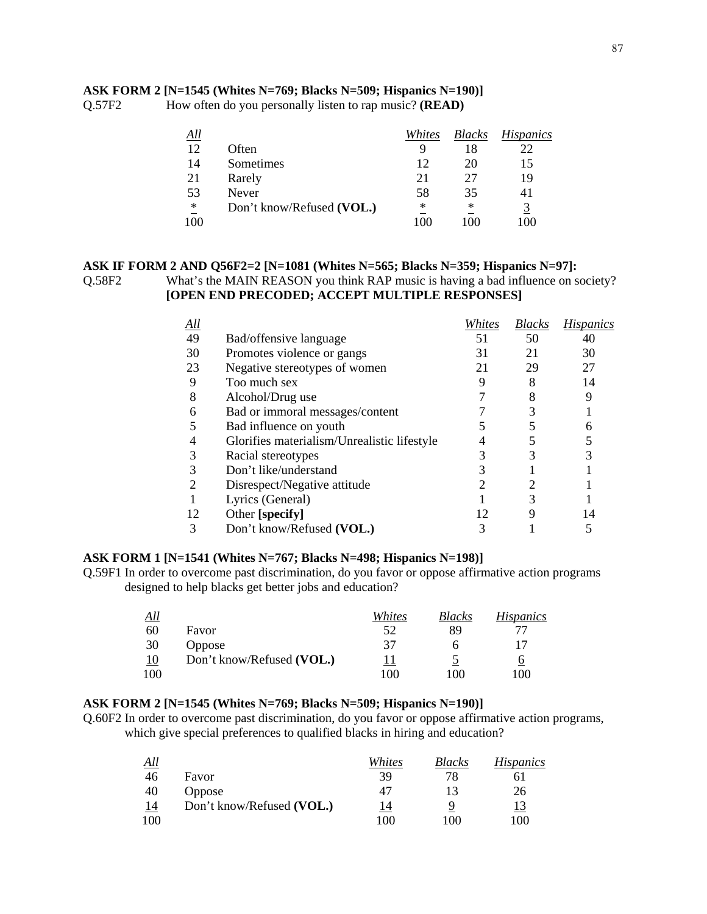**ASK FORM 2 [N=1545 (Whites N=769; Blacks N=509; Hispanics N=190)]**

Q.57F2 How often do you personally listen to rap music? **(READ)**

| All | | Whites | Blacks | Hispanics |
|---|---|---|---|---|
| 12 | Often | 9 | 18 | 22 |
| 14 | Sometimes | 12 | 20 | 15 |
| 21 | Rarely | 21 | 27 | 19 |
| 53 | Never | 58 | 35 | 41 |
| * | Don't know/Refused **(VOL.)** | * | * | 3 |
| 100 | | 100 | 100 | 100 |

**ASK IF FORM 2 AND Q56F2=2 [N=1081 (Whites N=565; Blacks N=359; Hispanics N=97]:**

Q.58F2 What's the MAIN REASON you think RAP music is having a bad influence on society? **[OPEN END PRECODED; ACCEPT MULTIPLE RESPONSES]**

| All | | Whites | Blacks | Hispanics |
|---|---|---|---|---|
| 49 | Bad/offensive language | 51 | 50 | 40 |
| 30 | Promotes violence or gangs | 31 | 21 | 30 |
| 23 | Negative stereotypes of women | 21 | 29 | 27 |
| 9 | Too much sex | 9 | 8 | 14 |
| 8 | Alcohol/Drug use | 7 | 8 | 9 |
| 6 | Bad or immoral messages/content | 7 | 3 | 1 |
| 5 | Bad influence on youth | 5 | 5 | 6 |
| 4 | Glorifies materialism/Unrealistic lifestyle | 4 | 5 | 5 |
| 3 | Racial stereotypes | 3 | 3 | 3 |
| 3 | Don't like/understand | 3 | 1 | 1 |
| 2 | Disrespect/Negative attitude | 2 | 2 | 1 |
| 1 | Lyrics (General) | 1 | 3 | 1 |
| 12 | Other **[specify]** | 12 | 9 | 14 |
| 3 | Don't know/Refused **(VOL.)** | 3 | 1 | 5 |

**ASK FORM 1 [N=1541 (Whites N=767; Blacks N=498; Hispanics N=198)]**

Q.59F1 In order to overcome past discrimination, do you favor or oppose affirmative action programs designed to help blacks get better jobs and education?

| All | | Whites | Blacks | Hispanics |
|---|---|---|---|---|
| 60 | Favor | 52 | 89 | 77 |
| 30 | Oppose | 37 | 6 | 17 |
| 10 | Don't know/Refused **(VOL.)** | 11 | 5 | 6 |
| 100 | | 100 | 100 | 100 |

**ASK FORM 2 [N=1545 (Whites N=769; Blacks N=509; Hispanics N=190)]**

Q.60F2 In order to overcome past discrimination, do you favor or oppose affirmative action programs, which give special preferences to qualified blacks in hiring and education?

| All | | Whites | Blacks | Hispanics |
|---|---|---|---|---|
| 46 | Favor | 39 | 78 | 61 |
| 40 | Oppose | 47 | 13 | 26 |
| 14 | Don't know/Refused **(VOL.)** | 14 | 9 | 13 |
| 100 | | 100 | 100 | 100 |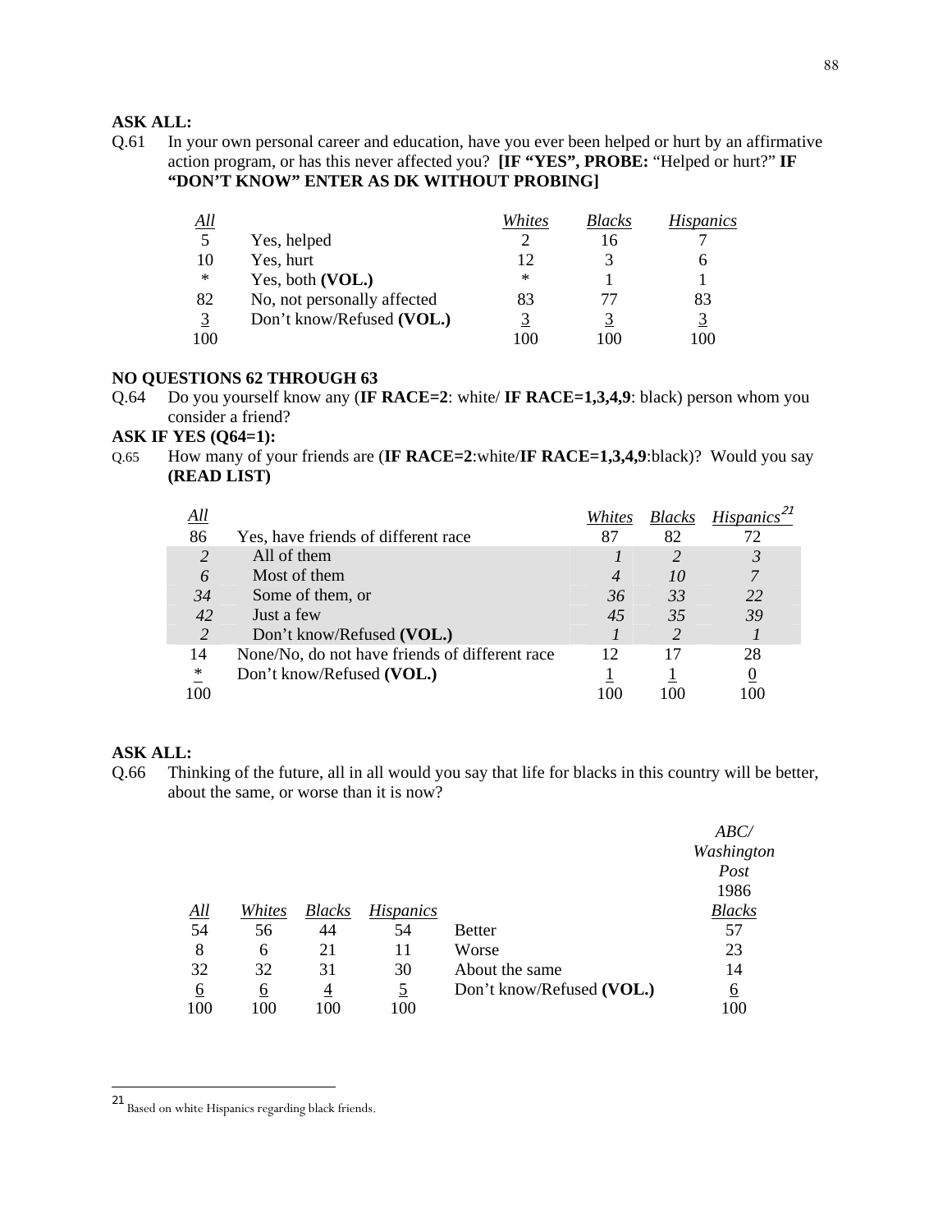**ASK ALL:**

Q.61 In your own personal career and education, have you ever been helped or hurt by an affirmative action program, or has this never affected you? **[IF "YES", PROBE:** "Helped or hurt?" **IF "DON'T KNOW" ENTER AS DK WITHOUT PROBING]**

| *All* | | *Whites* | *Blacks* | *Hispanics* |
|---|---|---|---|---|
| 5 | Yes, helped | 2 | 16 | 7 |
| 10 | Yes, hurt | 12 | 3 | 6 |
| * | Yes, both **(VOL.)** | * | 1 | 1 |
| 82 | No, not personally affected | 83 | 77 | 83 |
| 3 | Don't know/Refused **(VOL.)** | 3 | 3 | 3 |
| 100 | | 100 | 100 | 100 |

**NO QUESTIONS 62 THROUGH 63**

Q.64 Do you yourself know any (**IF RACE=2**: white/ **IF RACE=1,3,4,9**: black) person whom you consider a friend?

**ASK IF YES (Q64=1):**

Q.65 How many of your friends are (**IF RACE=2**:white/**IF RACE=1,3,4,9**:black)? Would you say **(READ LIST)**

| *All* | | *Whites* | *Blacks* | *Hispanics*[21] |
|---|---|---|---|---|
| 86 | Yes, have friends of different race | 87 | 82 | 72 |
| *2* | All of them | *1* | *2* | *3* |
| *6* | Most of them | *4* | *10* | *7* |
| *34* | Some of them, or | *36* | *33* | *22* |
| *42* | Just a few | *45* | *35* | *39* |
| *2* | Don't know/Refused **(VOL.)** | *1* | *2* | *1* |
| 14 | None/No, do not have friends of different race | 12 | 17 | 28 |
| * | Don't know/Refused **(VOL.)** | 1 | 1 | 0 |
| 100 | | 100 | 100 | 100 |

**ASK ALL:**

Q.66 Thinking of the future, all in all would you say that life for blacks in this country will be better, about the same, or worse than it is now?

| *All* | *Whites* | *Blacks* | *Hispanics* | | *ABC/ Washington Post 1986 Blacks* |
|---|---|---|---|---|---|
| 54 | 56 | 44 | 54 | Better | 57 |
| 8 | 6 | 21 | 11 | Worse | 23 |
| 32 | 32 | 31 | 30 | About the same | 14 |
| 6 | 6 | 4 | 5 | Don't know/Refused **(VOL.)** | 6 |
| 100 | 100 | 100 | 100 | | 100 |

[21] Based on white Hispanics regarding black friends.